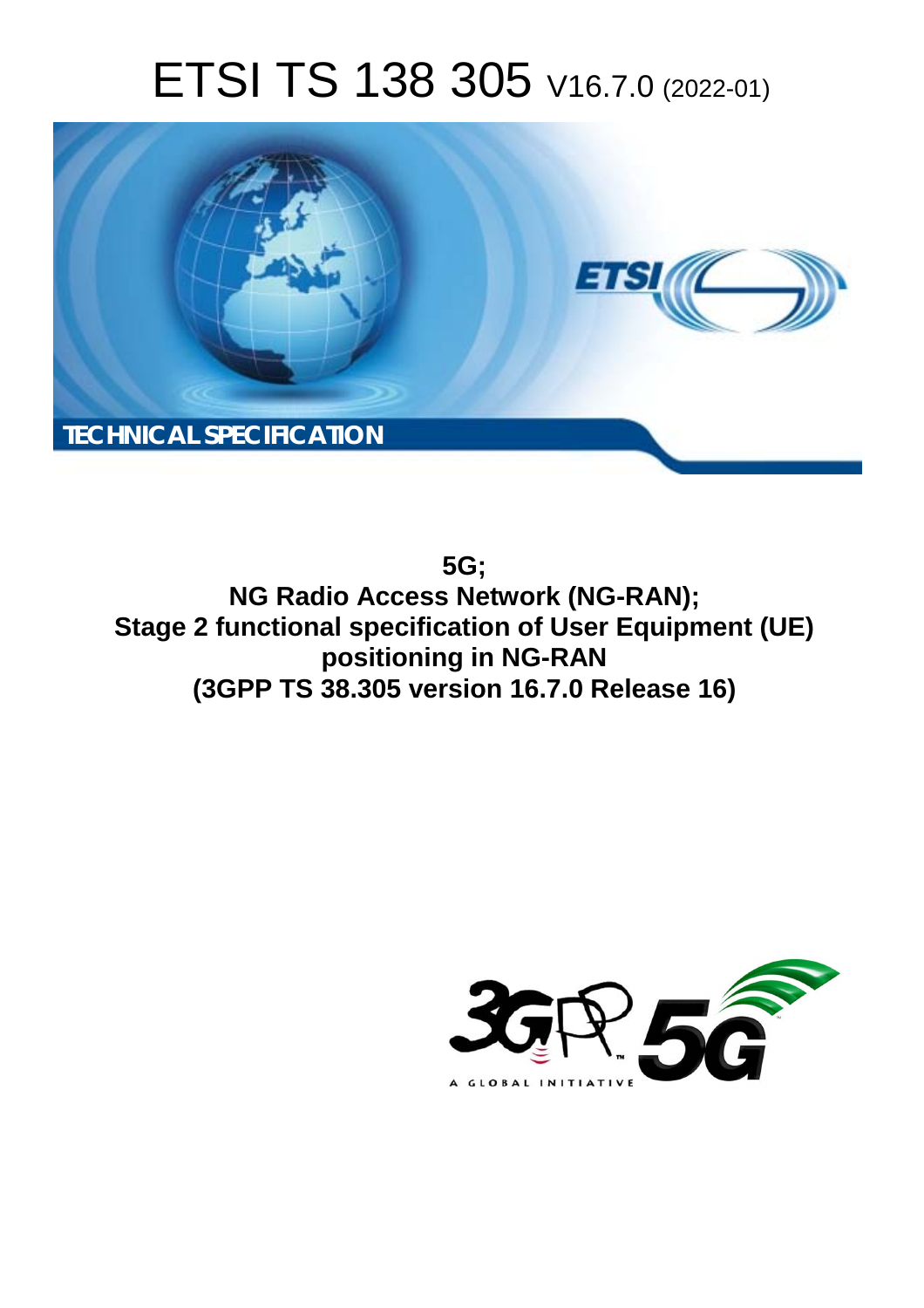# ETSI TS 138 305 V16.7.0 (2022-01)

TECHNICAL SPECIFICATION

**5G;**
**NG Radio Access Network (NG-RAN);**
**Stage 2 functional specification of User Equipment (UE) positioning in NG-RAN**
**(3GPP TS 38.305 version 16.7.0 Release 16)**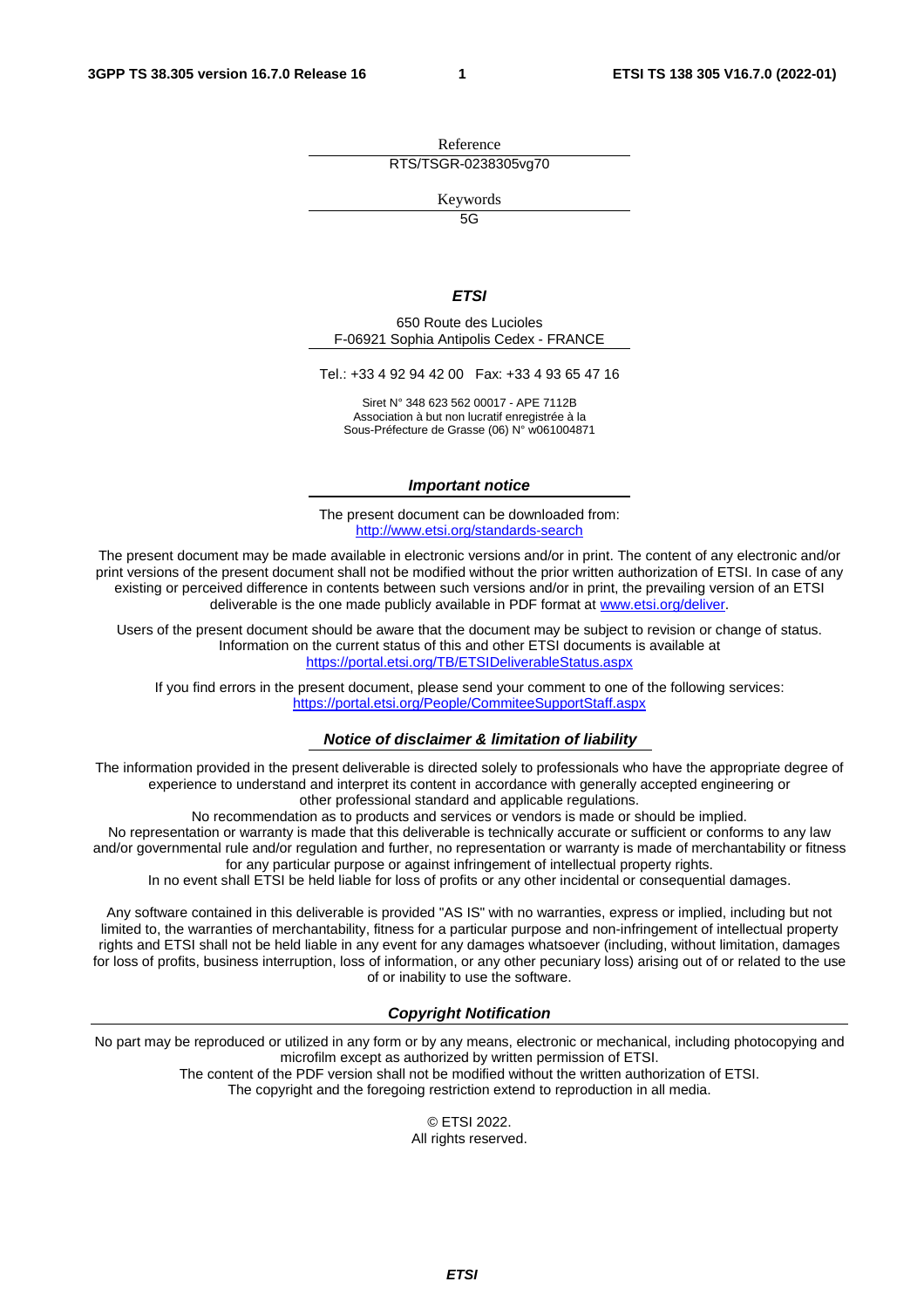Reference

RTS/TSGR-0238305vg70

Keywords

5G

***ETSI***

650 Route des Lucioles
F-06921 Sophia Antipolis Cedex - FRANCE

Tel.: +33 4 92 94 42 00   Fax: +33 4 93 65 47 16

Siret N° 348 623 562 00017 - APE 7112B
Association à but non lucratif enregistrée à la
Sous-Préfecture de Grasse (06) N° w061004871

***Important notice***

The present document can be downloaded from:
http://www.etsi.org/standards-search

The present document may be made available in electronic versions and/or in print. The content of any electronic and/or print versions of the present document shall not be modified without the prior written authorization of ETSI. In case of any existing or perceived difference in contents between such versions and/or in print, the prevailing version of an ETSI deliverable is the one made publicly available in PDF format at www.etsi.org/deliver.

Users of the present document should be aware that the document may be subject to revision or change of status. Information on the current status of this and other ETSI documents is available at
https://portal.etsi.org/TB/ETSIDeliverableStatus.aspx

If you find errors in the present document, please send your comment to one of the following services:
https://portal.etsi.org/People/CommiteeSupportStaff.aspx

***Notice of disclaimer & limitation of liability***

The information provided in the present deliverable is directed solely to professionals who have the appropriate degree of experience to understand and interpret its content in accordance with generally accepted engineering or other professional standard and applicable regulations.
No recommendation as to products and services or vendors is made or should be implied.
No representation or warranty is made that this deliverable is technically accurate or sufficient or conforms to any law and/or governmental rule and/or regulation and further, no representation or warranty is made of merchantability or fitness for any particular purpose or against infringement of intellectual property rights.
In no event shall ETSI be held liable for loss of profits or any other incidental or consequential damages.

Any software contained in this deliverable is provided "AS IS" with no warranties, express or implied, including but not limited to, the warranties of merchantability, fitness for a particular purpose and non-infringement of intellectual property rights and ETSI shall not be held liable in any event for any damages whatsoever (including, without limitation, damages for loss of profits, business interruption, loss of information, or any other pecuniary loss) arising out of or related to the use of or inability to use the software.

***Copyright Notification***

No part may be reproduced or utilized in any form or by any means, electronic or mechanical, including photocopying and microfilm except as authorized by written permission of ETSI.
The content of the PDF version shall not be modified without the written authorization of ETSI.
The copyright and the foregoing restriction extend to reproduction in all media.

© ETSI 2022.
All rights reserved.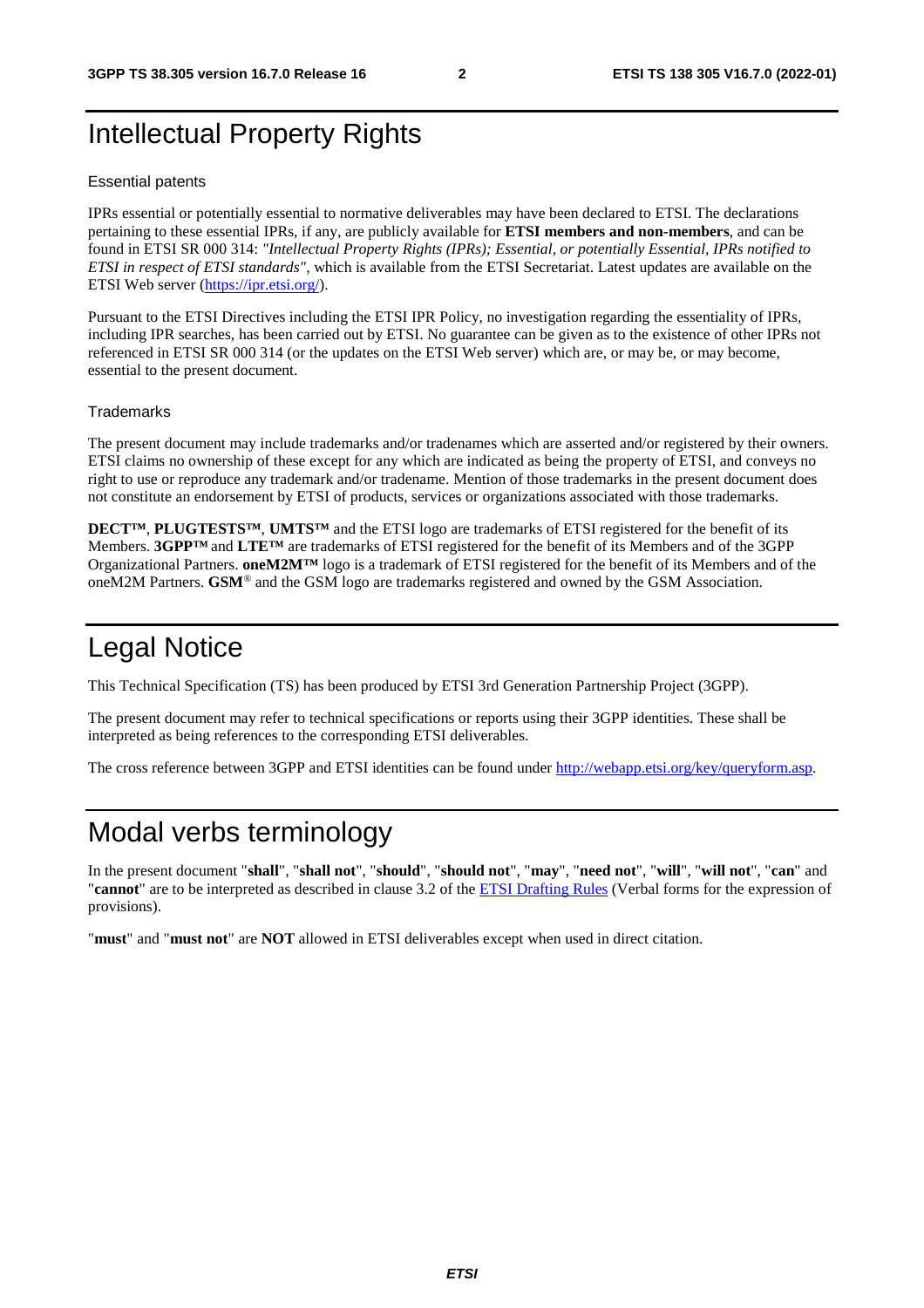# Intellectual Property Rights

## Essential patents

IPRs essential or potentially essential to normative deliverables may have been declared to ETSI. The declarations pertaining to these essential IPRs, if any, are publicly available for **ETSI members and non-members**, and can be found in ETSI SR 000 314: *"Intellectual Property Rights (IPRs); Essential, or potentially Essential, IPRs notified to ETSI in respect of ETSI standards"*, which is available from the ETSI Secretariat. Latest updates are available on the ETSI Web server (https://ipr.etsi.org/).

Pursuant to the ETSI Directives including the ETSI IPR Policy, no investigation regarding the essentiality of IPRs, including IPR searches, has been carried out by ETSI. No guarantee can be given as to the existence of other IPRs not referenced in ETSI SR 000 314 (or the updates on the ETSI Web server) which are, or may be, or may become, essential to the present document.

## Trademarks

The present document may include trademarks and/or tradenames which are asserted and/or registered by their owners. ETSI claims no ownership of these except for any which are indicated as being the property of ETSI, and conveys no right to use or reproduce any trademark and/or tradename. Mention of those trademarks in the present document does not constitute an endorsement by ETSI of products, services or organizations associated with those trademarks.

**DECT™**, **PLUGTESTS™**, **UMTS™** and the ETSI logo are trademarks of ETSI registered for the benefit of its Members. **3GPP™** and **LTE™** are trademarks of ETSI registered for the benefit of its Members and of the 3GPP Organizational Partners. **oneM2M™** logo is a trademark of ETSI registered for the benefit of its Members and of the oneM2M Partners. **GSM**® and the GSM logo are trademarks registered and owned by the GSM Association.

# Legal Notice

This Technical Specification (TS) has been produced by ETSI 3rd Generation Partnership Project (3GPP).

The present document may refer to technical specifications or reports using their 3GPP identities. These shall be interpreted as being references to the corresponding ETSI deliverables.

The cross reference between 3GPP and ETSI identities can be found under http://webapp.etsi.org/key/queryform.asp.

# Modal verbs terminology

In the present document "**shall**", "**shall not**", "**should**", "**should not**", "**may**", "**need not**", "**will**", "**will not**", "**can**" and "**cannot**" are to be interpreted as described in clause 3.2 of the ETSI Drafting Rules (Verbal forms for the expression of provisions).

"**must**" and "**must not**" are **NOT** allowed in ETSI deliverables except when used in direct citation.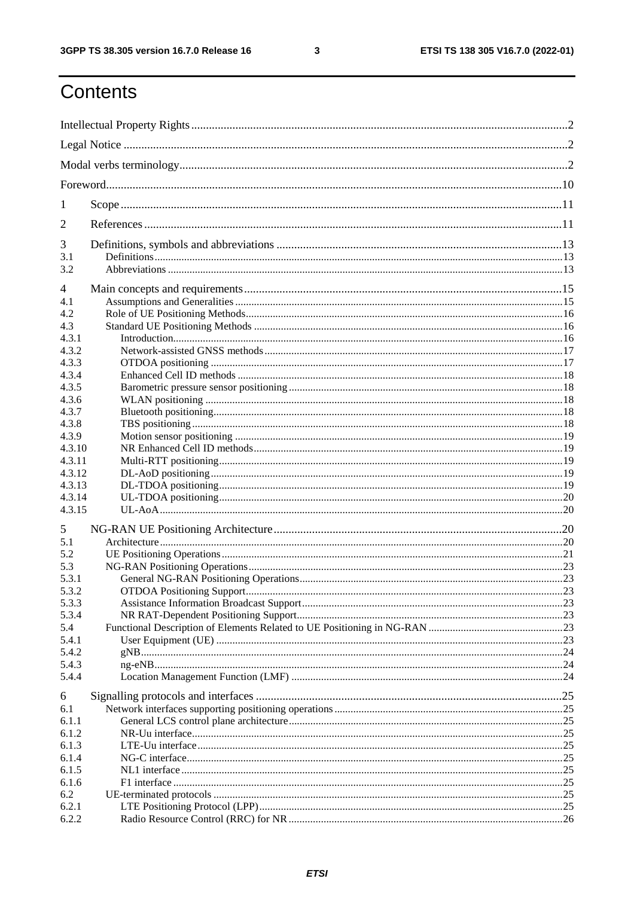# Contents

Intellectual Property Rights ..... 2

Legal Notice ..... 2

Modal verbs terminology ..... 2

Foreword ..... 10

1 Scope ..... 11

2 References ..... 11

3 Definitions, symbols and abbreviations ..... 13
- 3.1 Definitions ..... 13
- 3.2 Abbreviations ..... 13

4 Main concepts and requirements ..... 15
- 4.1 Assumptions and Generalities ..... 15
- 4.2 Role of UE Positioning Methods ..... 16
- 4.3 Standard UE Positioning Methods ..... 16
  - 4.3.1 Introduction ..... 16
  - 4.3.2 Network-assisted GNSS methods ..... 17
  - 4.3.3 OTDOA positioning ..... 17
  - 4.3.4 Enhanced Cell ID methods ..... 18
  - 4.3.5 Barometric pressure sensor positioning ..... 18
  - 4.3.6 WLAN positioning ..... 18
  - 4.3.7 Bluetooth positioning ..... 18
  - 4.3.8 TBS positioning ..... 18
  - 4.3.9 Motion sensor positioning ..... 19
  - 4.3.10 NR Enhanced Cell ID methods ..... 19
  - 4.3.11 Multi-RTT positioning ..... 19
  - 4.3.12 DL-AoD positioning ..... 19
  - 4.3.13 DL-TDOA positioning ..... 19
  - 4.3.14 UL-TDOA positioning ..... 20
  - 4.3.15 UL-AoA ..... 20

5 NG-RAN UE Positioning Architecture ..... 20
- 5.1 Architecture ..... 20
- 5.2 UE Positioning Operations ..... 21
- 5.3 NG-RAN Positioning Operations ..... 23
  - 5.3.1 General NG-RAN Positioning Operations ..... 23
  - 5.3.2 OTDOA Positioning Support ..... 23
  - 5.3.3 Assistance Information Broadcast Support ..... 23
  - 5.3.4 NR RAT-Dependent Positioning Support ..... 23
- 5.4 Functional Description of Elements Related to UE Positioning in NG-RAN ..... 23
  - 5.4.1 User Equipment (UE) ..... 23
  - 5.4.2 gNB ..... 24
  - 5.4.3 ng-eNB ..... 24
  - 5.4.4 Location Management Function (LMF) ..... 24

6 Signalling protocols and interfaces ..... 25
- 6.1 Network interfaces supporting positioning operations ..... 25
  - 6.1.1 General LCS control plane architecture ..... 25
  - 6.1.2 NR-Uu interface ..... 25
  - 6.1.3 LTE-Uu interface ..... 25
  - 6.1.4 NG-C interface ..... 25
  - 6.1.5 NL1 interface ..... 25
  - 6.1.6 F1 interface ..... 25
- 6.2 UE-terminated protocols ..... 25
  - 6.2.1 LTE Positioning Protocol (LPP) ..... 25
  - 6.2.2 Radio Resource Control (RRC) for NR ..... 26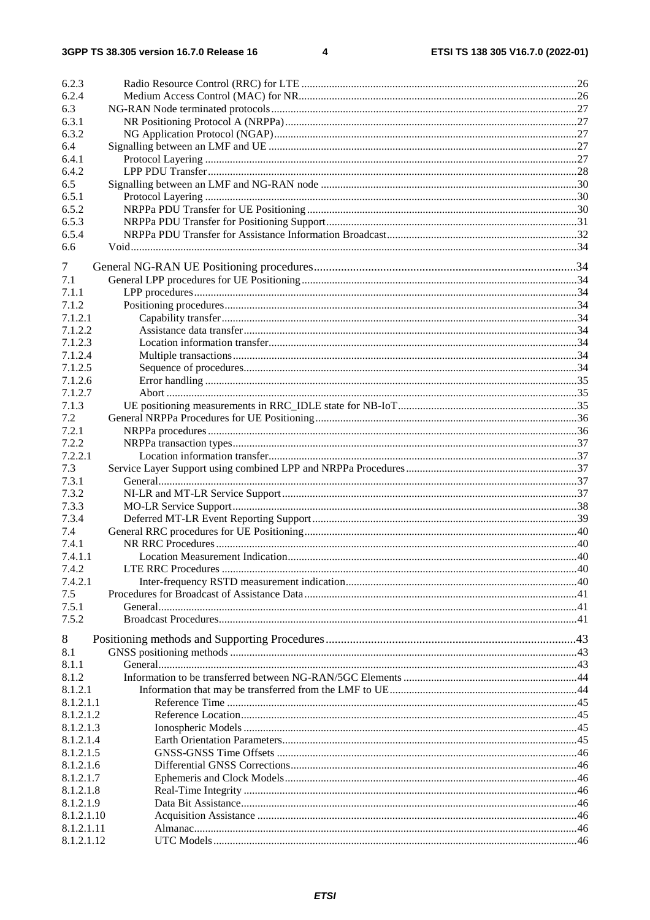6.2.3 Radio Resource Control (RRC) for LTE ...26
6.2.4 Medium Access Control (MAC) for NR...26
6.3 NG-RAN Node terminated protocols...27
6.3.1 NR Positioning Protocol A (NRPPa)...27
6.3.2 NG Application Protocol (NGAP)...27
6.4 Signalling between an LMF and UE ...27
6.4.1 Protocol Layering ...27
6.4.2 LPP PDU Transfer...28
6.5 Signalling between an LMF and NG-RAN node ...30
6.5.1 Protocol Layering ...30
6.5.2 NRPPa PDU Transfer for UE Positioning ...30
6.5.3 NRPPa PDU Transfer for Positioning Support...31
6.5.4 NRPPa PDU Transfer for Assistance Information Broadcast...32
6.6 Void...34

7 General NG-RAN UE Positioning procedures...34
7.1 General LPP procedures for UE Positioning...34
7.1.1 LPP procedures...34
7.1.2 Positioning procedures...34
7.1.2.1 Capability transfer...34
7.1.2.2 Assistance data transfer...34
7.1.2.3 Location information transfer...34
7.1.2.4 Multiple transactions...34
7.1.2.5 Sequence of procedures...34
7.1.2.6 Error handling ...35
7.1.2.7 Abort ...35
7.1.3 UE positioning measurements in RRC_IDLE state for NB-IoT...35
7.2 General NRPPa Procedures for UE Positioning...36
7.2.1 NRPPa procedures...36
7.2.2 NRPPa transaction types...37
7.2.2.1 Location information transfer...37
7.3 Service Layer Support using combined LPP and NRPPa Procedures...37
7.3.1 General...37
7.3.2 NI-LR and MT-LR Service Support...37
7.3.3 MO-LR Service Support...38
7.3.4 Deferred MT-LR Event Reporting Support...39
7.4 General RRC procedures for UE Positioning...40
7.4.1 NR RRC Procedures...40
7.4.1.1 Location Measurement Indication...40
7.4.2 LTE RRC Procedures ...40
7.4.2.1 Inter-frequency RSTD measurement indication...40
7.5 Procedures for Broadcast of Assistance Data...41
7.5.1 General...41
7.5.2 Broadcast Procedures...41

8 Positioning methods and Supporting Procedures...43
8.1 GNSS positioning methods ...43
8.1.1 General...43
8.1.2 Information to be transferred between NG-RAN/5GC Elements ...44
8.1.2.1 Information that may be transferred from the LMF to UE...44
8.1.2.1.1 Reference Time ...45
8.1.2.1.2 Reference Location...45
8.1.2.1.3 Ionospheric Models ...45
8.1.2.1.4 Earth Orientation Parameters...45
8.1.2.1.5 GNSS-GNSS Time Offsets ...46
8.1.2.1.6 Differential GNSS Corrections...46
8.1.2.1.7 Ephemeris and Clock Models...46
8.1.2.1.8 Real-Time Integrity ...46
8.1.2.1.9 Data Bit Assistance...46
8.1.2.1.10 Acquisition Assistance ...46
8.1.2.1.11 Almanac...46
8.1.2.1.12 UTC Models...46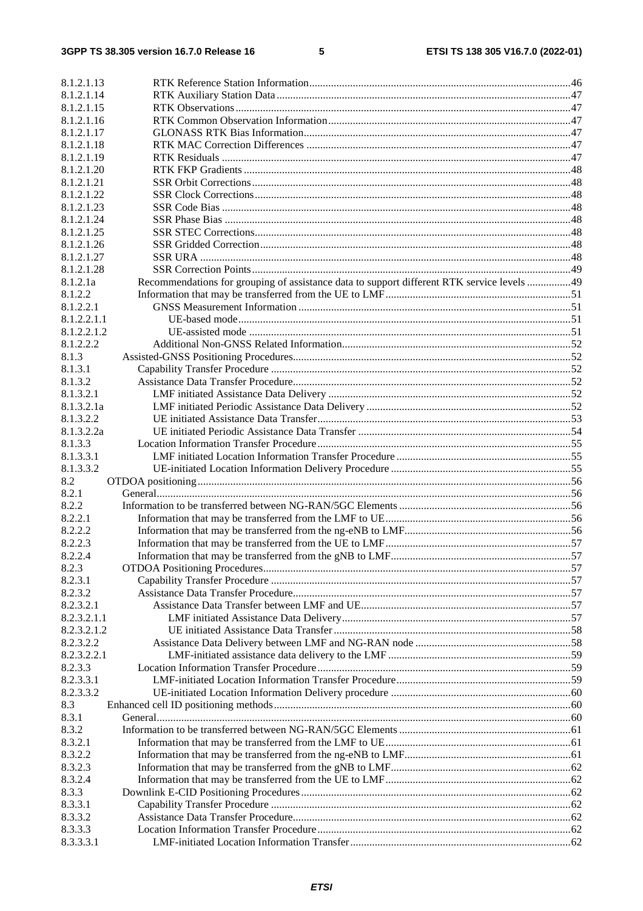| | | |
|---|---|---|
| 8.1.2.1.13 | RTK Reference Station Information | 46 |
| 8.1.2.1.14 | RTK Auxiliary Station Data | 47 |
| 8.1.2.1.15 | RTK Observations | 47 |
| 8.1.2.1.16 | RTK Common Observation Information | 47 |
| 8.1.2.1.17 | GLONASS RTK Bias Information | 47 |
| 8.1.2.1.18 | RTK MAC Correction Differences | 47 |
| 8.1.2.1.19 | RTK Residuals | 47 |
| 8.1.2.1.20 | RTK FKP Gradients | 48 |
| 8.1.2.1.21 | SSR Orbit Corrections | 48 |
| 8.1.2.1.22 | SSR Clock Corrections | 48 |
| 8.1.2.1.23 | SSR Code Bias | 48 |
| 8.1.2.1.24 | SSR Phase Bias | 48 |
| 8.1.2.1.25 | SSR STEC Corrections | 48 |
| 8.1.2.1.26 | SSR Gridded Correction | 48 |
| 8.1.2.1.27 | SSR URA | 48 |
| 8.1.2.1.28 | SSR Correction Points | 49 |
| 8.1.2.1a | Recommendations for grouping of assistance data to support different RTK service levels | 49 |
| 8.1.2.2 | Information that may be transferred from the UE to LMF | 51 |
| 8.1.2.2.1 | GNSS Measurement Information | 51 |
| 8.1.2.2.1.1 | UE-based mode | 51 |
| 8.1.2.2.1.2 | UE-assisted mode | 51 |
| 8.1.2.2.2 | Additional Non-GNSS Related Information | 52 |
| 8.1.3 | Assisted-GNSS Positioning Procedures | 52 |
| 8.1.3.1 | Capability Transfer Procedure | 52 |
| 8.1.3.2 | Assistance Data Transfer Procedure | 52 |
| 8.1.3.2.1 | LMF initiated Assistance Data Delivery | 52 |
| 8.1.3.2.1a | LMF initiated Periodic Assistance Data Delivery | 52 |
| 8.1.3.2.2 | UE initiated Assistance Data Transfer | 53 |
| 8.1.3.2.2a | UE initiated Periodic Assistance Data Transfer | 54 |
| 8.1.3.3 | Location Information Transfer Procedure | 55 |
| 8.1.3.3.1 | LMF initiated Location Information Transfer Procedure | 55 |
| 8.1.3.3.2 | UE-initiated Location Information Delivery Procedure | 55 |
| 8.2 | OTDOA positioning | 56 |
| 8.2.1 | General | 56 |
| 8.2.2 | Information to be transferred between NG-RAN/5GC Elements | 56 |
| 8.2.2.1 | Information that may be transferred from the LMF to UE | 56 |
| 8.2.2.2 | Information that may be transferred from the ng-eNB to LMF | 56 |
| 8.2.2.3 | Information that may be transferred from the UE to LMF | 57 |
| 8.2.2.4 | Information that may be transferred from the gNB to LMF | 57 |
| 8.2.3 | OTDOA Positioning Procedures | 57 |
| 8.2.3.1 | Capability Transfer Procedure | 57 |
| 8.2.3.2 | Assistance Data Transfer Procedure | 57 |
| 8.2.3.2.1 | Assistance Data Transfer between LMF and UE | 57 |
| 8.2.3.2.1.1 | LMF initiated Assistance Data Delivery | 57 |
| 8.2.3.2.1.2 | UE initiated Assistance Data Transfer | 58 |
| 8.2.3.2.2 | Assistance Data Delivery between LMF and NG-RAN node | 58 |
| 8.2.3.2.2.1 | LMF-initiated assistance data delivery to the LMF | 59 |
| 8.2.3.3 | Location Information Transfer Procedure | 59 |
| 8.2.3.3.1 | LMF-initiated Location Information Transfer Procedure | 59 |
| 8.2.3.3.2 | UE-initiated Location Information Delivery procedure | 60 |
| 8.3 | Enhanced cell ID positioning methods | 60 |
| 8.3.1 | General | 60 |
| 8.3.2 | Information to be transferred between NG-RAN/5GC Elements | 61 |
| 8.3.2.1 | Information that may be transferred from the LMF to UE | 61 |
| 8.3.2.2 | Information that may be transferred from the ng-eNB to LMF | 61 |
| 8.3.2.3 | Information that may be transferred from the gNB to LMF | 62 |
| 8.3.2.4 | Information that may be transferred from the UE to LMF | 62 |
| 8.3.3 | Downlink E-CID Positioning Procedures | 62 |
| 8.3.3.1 | Capability Transfer Procedure | 62 |
| 8.3.3.2 | Assistance Data Transfer Procedure | 62 |
| 8.3.3.3 | Location Information Transfer Procedure | 62 |
| 8.3.3.3.1 | LMF-initiated Location Information Transfer | 62 |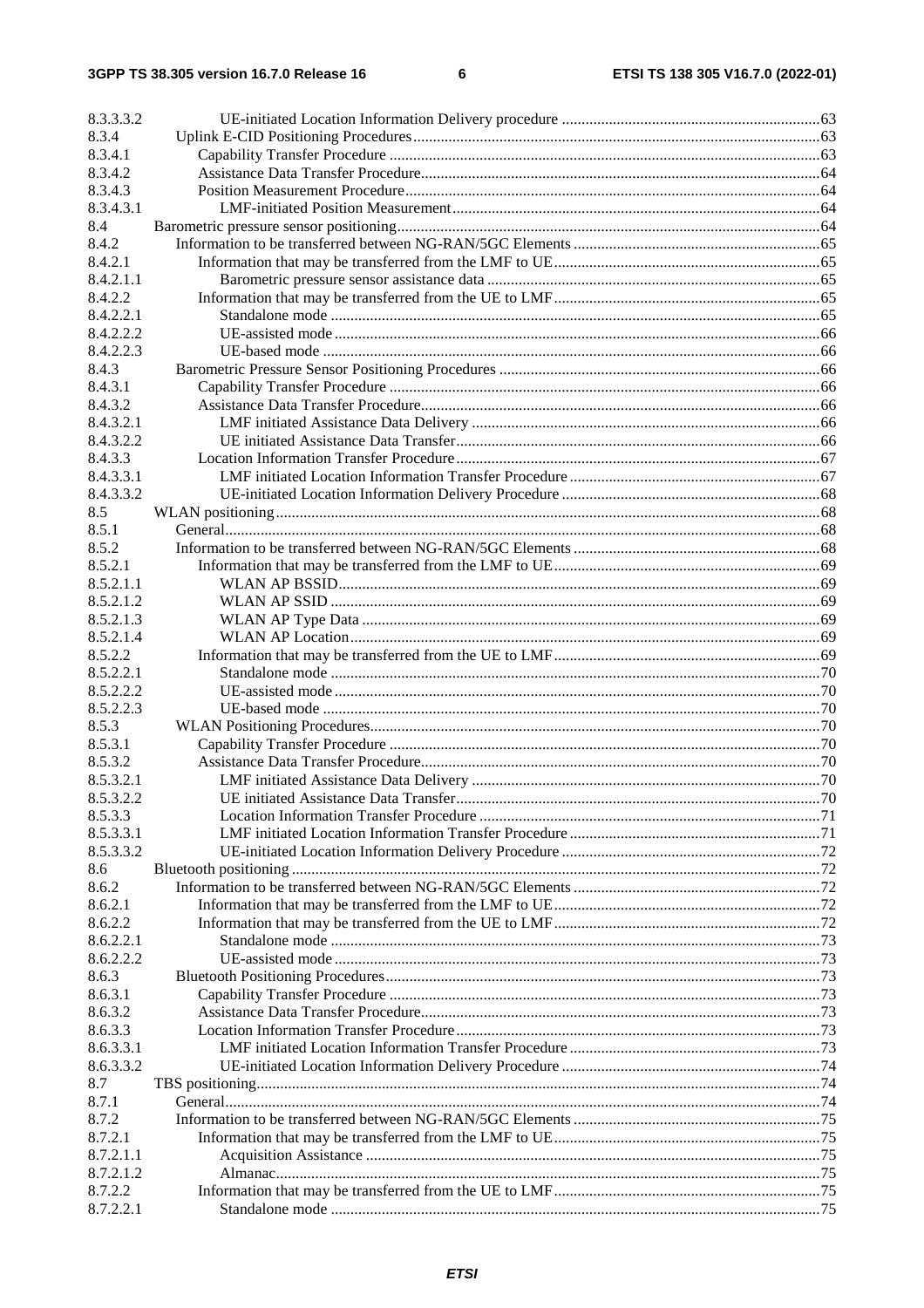8.3.3.3.2 UE-initiated Location Information Delivery procedure ....... 63
8.3.4 Uplink E-CID Positioning Procedures ....... 63
8.3.4.1 Capability Transfer Procedure ....... 63
8.3.4.2 Assistance Data Transfer Procedure ....... 64
8.3.4.3 Position Measurement Procedure ....... 64
8.3.4.3.1 LMF-initiated Position Measurement ....... 64
8.4 Barometric pressure sensor positioning ....... 64
8.4.2 Information to be transferred between NG-RAN/5GC Elements ....... 65
8.4.2.1 Information that may be transferred from the LMF to UE ....... 65
8.4.2.1.1 Barometric pressure sensor assistance data ....... 65
8.4.2.2 Information that may be transferred from the UE to LMF ....... 65
8.4.2.2.1 Standalone mode ....... 65
8.4.2.2.2 UE-assisted mode ....... 66
8.4.2.2.3 UE-based mode ....... 66
8.4.3 Barometric Pressure Sensor Positioning Procedures ....... 66
8.4.3.1 Capability Transfer Procedure ....... 66
8.4.3.2 Assistance Data Transfer Procedure ....... 66
8.4.3.2.1 LMF initiated Assistance Data Delivery ....... 66
8.4.3.2.2 UE initiated Assistance Data Transfer ....... 66
8.4.3.3 Location Information Transfer Procedure ....... 67
8.4.3.3.1 LMF initiated Location Information Transfer Procedure ....... 67
8.4.3.3.2 UE-initiated Location Information Delivery Procedure ....... 68
8.5 WLAN positioning ....... 68
8.5.1 General ....... 68
8.5.2 Information to be transferred between NG-RAN/5GC Elements ....... 68
8.5.2.1 Information that may be transferred from the LMF to UE ....... 69
8.5.2.1.1 WLAN AP BSSID ....... 69
8.5.2.1.2 WLAN AP SSID ....... 69
8.5.2.1.3 WLAN AP Type Data ....... 69
8.5.2.1.4 WLAN AP Location ....... 69
8.5.2.2 Information that may be transferred from the UE to LMF ....... 69
8.5.2.2.1 Standalone mode ....... 70
8.5.2.2.2 UE-assisted mode ....... 70
8.5.2.2.3 UE-based mode ....... 70
8.5.3 WLAN Positioning Procedures ....... 70
8.5.3.1 Capability Transfer Procedure ....... 70
8.5.3.2 Assistance Data Transfer Procedure ....... 70
8.5.3.2.1 LMF initiated Assistance Data Delivery ....... 70
8.5.3.2.2 UE initiated Assistance Data Transfer ....... 70
8.5.3.3 Location Information Transfer Procedure ....... 71
8.5.3.3.1 LMF initiated Location Information Transfer Procedure ....... 71
8.5.3.3.2 UE-initiated Location Information Delivery Procedure ....... 72
8.6 Bluetooth positioning ....... 72
8.6.2 Information to be transferred between NG-RAN/5GC Elements ....... 72
8.6.2.1 Information that may be transferred from the LMF to UE ....... 72
8.6.2.2 Information that may be transferred from the UE to LMF ....... 72
8.6.2.2.1 Standalone mode ....... 73
8.6.2.2.2 UE-assisted mode ....... 73
8.6.3 Bluetooth Positioning Procedures ....... 73
8.6.3.1 Capability Transfer Procedure ....... 73
8.6.3.2 Assistance Data Transfer Procedure ....... 73
8.6.3.3 Location Information Transfer Procedure ....... 73
8.6.3.3.1 LMF initiated Location Information Transfer Procedure ....... 73
8.6.3.3.2 UE-initiated Location Information Delivery Procedure ....... 74
8.7 TBS positioning ....... 74
8.7.1 General ....... 74
8.7.2 Information to be transferred between NG-RAN/5GC Elements ....... 75
8.7.2.1 Information that may be transferred from the LMF to UE ....... 75
8.7.2.1.1 Acquisition Assistance ....... 75
8.7.2.1.2 Almanac ....... 75
8.7.2.2 Information that may be transferred from the UE to LMF ....... 75
8.7.2.2.1 Standalone mode ....... 75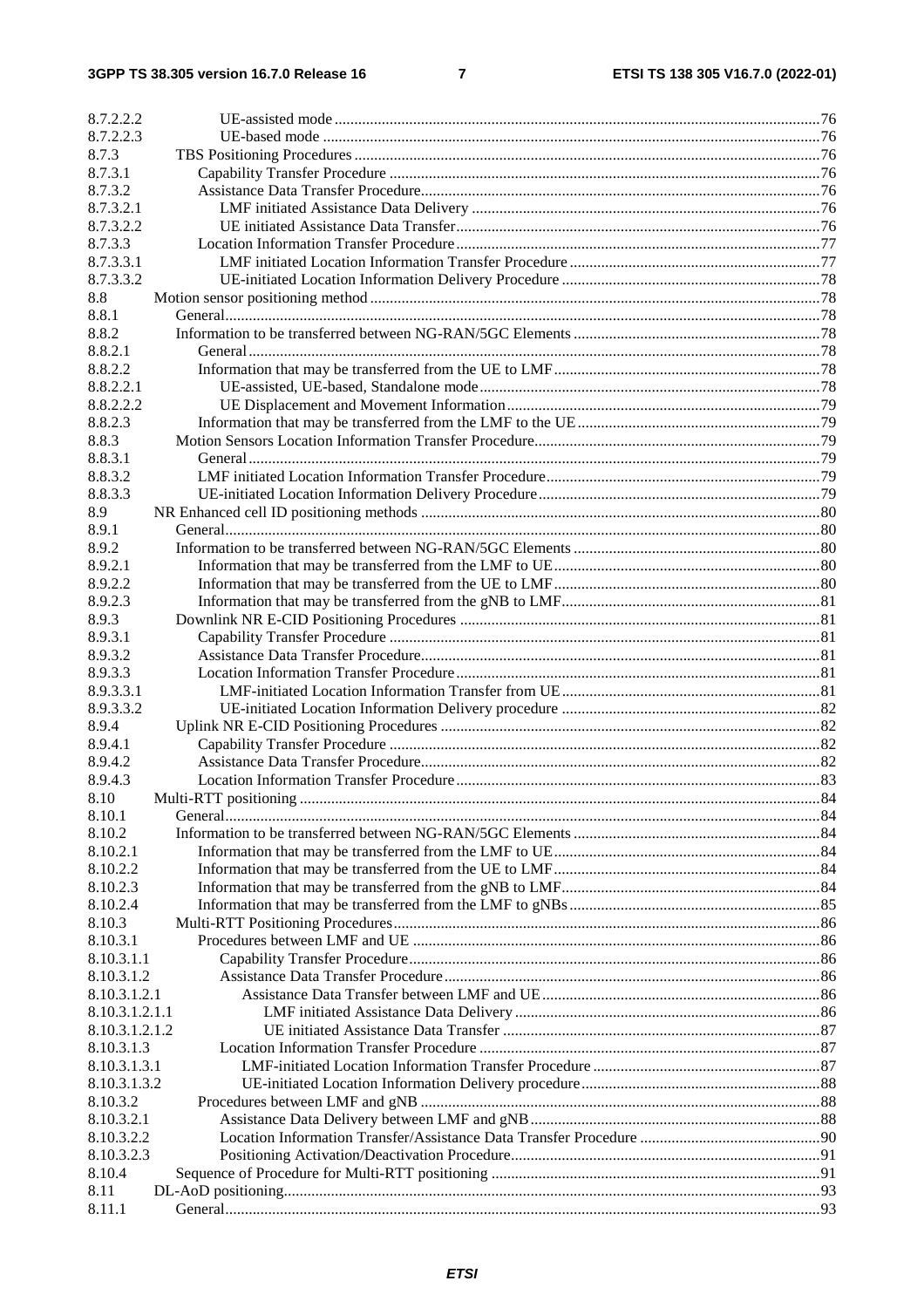8.7.2.2.2 UE-assisted mode 76
8.7.2.2.3 UE-based mode 76
8.7.3 TBS Positioning Procedures 76
8.7.3.1 Capability Transfer Procedure 76
8.7.3.2 Assistance Data Transfer Procedure 76
8.7.3.2.1 LMF initiated Assistance Data Delivery 76
8.7.3.2.2 UE initiated Assistance Data Transfer 76
8.7.3.3 Location Information Transfer Procedure 77
8.7.3.3.1 LMF initiated Location Information Transfer Procedure 77
8.7.3.3.2 UE-initiated Location Information Delivery Procedure 78
8.8 Motion sensor positioning method 78
8.8.1 General 78
8.8.2 Information to be transferred between NG-RAN/5GC Elements 78
8.8.2.1 General 78
8.8.2.2 Information that may be transferred from the UE to LMF 78
8.8.2.2.1 UE-assisted, UE-based, Standalone mode 78
8.8.2.2.2 UE Displacement and Movement Information 79
8.8.2.3 Information that may be transferred from the LMF to the UE 79
8.8.3 Motion Sensors Location Information Transfer Procedure 79
8.8.3.1 General 79
8.8.3.2 LMF initiated Location Information Transfer Procedure 79
8.8.3.3 UE-initiated Location Information Delivery Procedure 79
8.9 NR Enhanced cell ID positioning methods 80
8.9.1 General 80
8.9.2 Information to be transferred between NG-RAN/5GC Elements 80
8.9.2.1 Information that may be transferred from the LMF to UE 80
8.9.2.2 Information that may be transferred from the UE to LMF 80
8.9.2.3 Information that may be transferred from the gNB to LMF 81
8.9.3 Downlink NR E-CID Positioning Procedures 81
8.9.3.1 Capability Transfer Procedure 81
8.9.3.2 Assistance Data Transfer Procedure 81
8.9.3.3 Location Information Transfer Procedure 81
8.9.3.3.1 LMF-initiated Location Information Transfer from UE 81
8.9.3.3.2 UE-initiated Location Information Delivery procedure 82
8.9.4 Uplink NR E-CID Positioning Procedures 82
8.9.4.1 Capability Transfer Procedure 82
8.9.4.2 Assistance Data Transfer Procedure 82
8.9.4.3 Location Information Transfer Procedure 83
8.10 Multi-RTT positioning 84
8.10.1 General 84
8.10.2 Information to be transferred between NG-RAN/5GC Elements 84
8.10.2.1 Information that may be transferred from the LMF to UE 84
8.10.2.2 Information that may be transferred from the UE to LMF 84
8.10.2.3 Information that may be transferred from the gNB to LMF 84
8.10.2.4 Information that may be transferred from the LMF to gNBs 85
8.10.3 Multi-RTT Positioning Procedures 86
8.10.3.1 Procedures between LMF and UE 86
8.10.3.1.1 Capability Transfer Procedure 86
8.10.3.1.2 Assistance Data Transfer Procedure 86
8.10.3.1.2.1 Assistance Data Transfer between LMF and UE 86
8.10.3.1.2.1.1 LMF initiated Assistance Data Delivery 86
8.10.3.1.2.1.2 UE initiated Assistance Data Transfer 87
8.10.3.1.3 Location Information Transfer Procedure 87
8.10.3.1.3.1 LMF-initiated Location Information Transfer Procedure 87
8.10.3.1.3.2 UE-initiated Location Information Delivery procedure 88
8.10.3.2 Procedures between LMF and gNB 88
8.10.3.2.1 Assistance Data Delivery between LMF and gNB 88
8.10.3.2.2 Location Information Transfer/Assistance Data Transfer Procedure 90
8.10.3.2.3 Positioning Activation/Deactivation Procedure 91
8.10.4 Sequence of Procedure for Multi-RTT positioning 91
8.11 DL-AoD positioning 93
8.11.1 General 93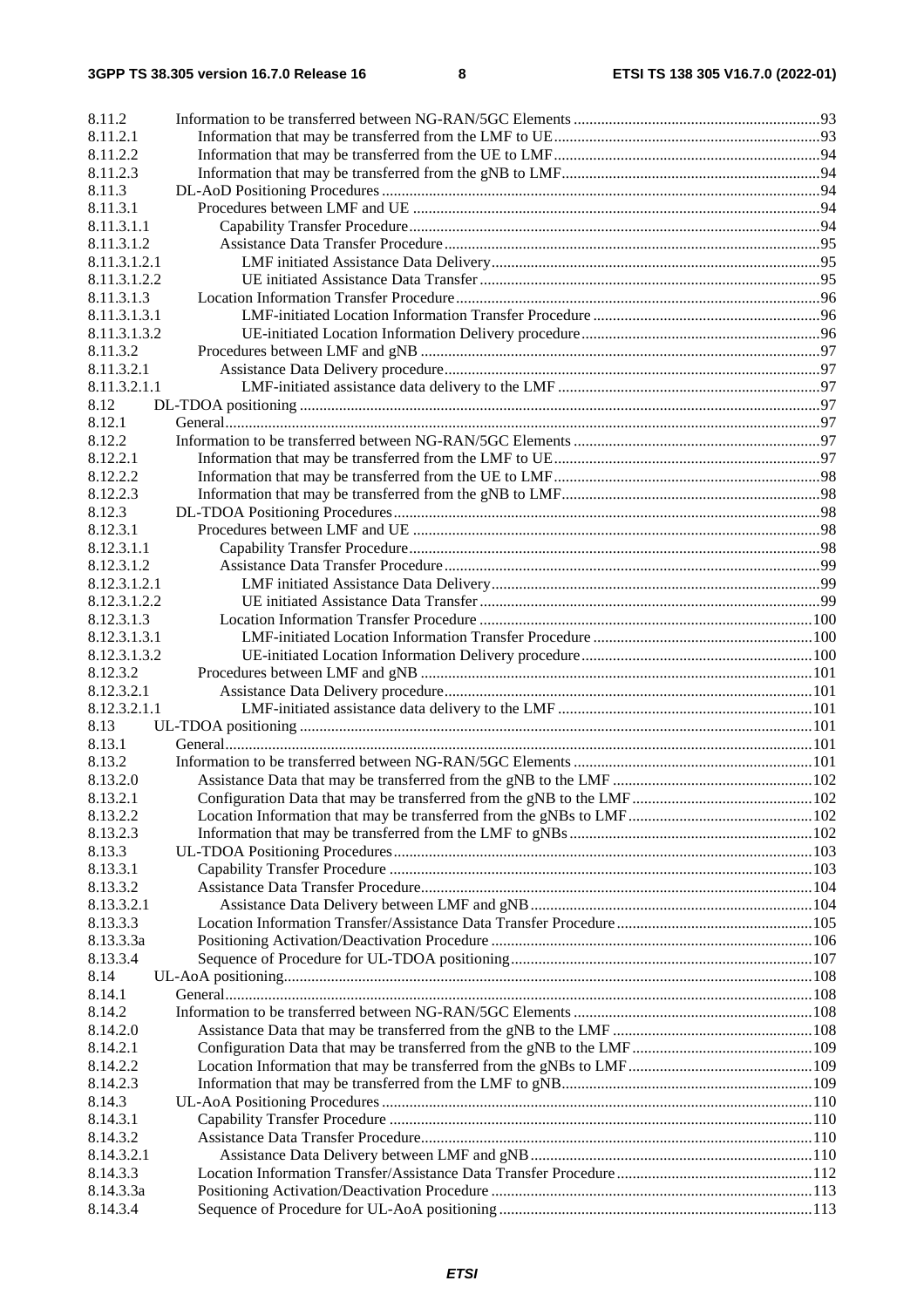8.11.2 Information to be transferred between NG-RAN/5GC Elements ....93
8.11.2.1 Information that may be transferred from the LMF to UE ....93
8.11.2.2 Information that may be transferred from the UE to LMF ....94
8.11.2.3 Information that may be transferred from the gNB to LMF ....94
8.11.3 DL-AoD Positioning Procedures ....94
8.11.3.1 Procedures between LMF and UE ....94
8.11.3.1.1 Capability Transfer Procedure ....94
8.11.3.1.2 Assistance Data Transfer Procedure ....95
8.11.3.1.2.1 LMF initiated Assistance Data Delivery ....95
8.11.3.1.2.2 UE initiated Assistance Data Transfer ....95
8.11.3.1.3 Location Information Transfer Procedure ....96
8.11.3.1.3.1 LMF-initiated Location Information Transfer Procedure ....96
8.11.3.1.3.2 UE-initiated Location Information Delivery procedure ....96
8.11.3.2 Procedures between LMF and gNB ....97
8.11.3.2.1 Assistance Data Delivery procedure ....97
8.11.3.2.1.1 LMF-initiated assistance data delivery to the LMF ....97
8.12 DL-TDOA positioning ....97
8.12.1 General ....97
8.12.2 Information to be transferred between NG-RAN/5GC Elements ....97
8.12.2.1 Information that may be transferred from the LMF to UE ....97
8.12.2.2 Information that may be transferred from the UE to LMF ....98
8.12.2.3 Information that may be transferred from the gNB to LMF ....98
8.12.3 DL-TDOA Positioning Procedures ....98
8.12.3.1 Procedures between LMF and UE ....98
8.12.3.1.1 Capability Transfer Procedure ....98
8.12.3.1.2 Assistance Data Transfer Procedure ....99
8.12.3.1.2.1 LMF initiated Assistance Data Delivery ....99
8.12.3.1.2.2 UE initiated Assistance Data Transfer ....99
8.12.3.1.3 Location Information Transfer Procedure ....100
8.12.3.1.3.1 LMF-initiated Location Information Transfer Procedure ....100
8.12.3.1.3.2 UE-initiated Location Information Delivery procedure ....100
8.12.3.2 Procedures between LMF and gNB ....101
8.12.3.2.1 Assistance Data Delivery procedure ....101
8.12.3.2.1.1 LMF-initiated assistance data delivery to the LMF ....101
8.13 UL-TDOA positioning ....101
8.13.1 General ....101
8.13.2 Information to be transferred between NG-RAN/5GC Elements ....101
8.13.2.0 Assistance Data that may be transferred from the gNB to the LMF ....102
8.13.2.1 Configuration Data that may be transferred from the gNB to the LMF ....102
8.13.2.2 Location Information that may be transferred from the gNBs to LMF ....102
8.13.2.3 Information that may be transferred from the LMF to gNBs ....102
8.13.3 UL-TDOA Positioning Procedures ....103
8.13.3.1 Capability Transfer Procedure ....103
8.13.3.2 Assistance Data Transfer Procedure ....104
8.13.3.2.1 Assistance Data Delivery between LMF and gNB ....104
8.13.3.3 Location Information Transfer/Assistance Data Transfer Procedure ....105
8.13.3.3a Positioning Activation/Deactivation Procedure ....106
8.13.3.4 Sequence of Procedure for UL-TDOA positioning ....107
8.14 UL-AoA positioning ....108
8.14.1 General ....108
8.14.2 Information to be transferred between NG-RAN/5GC Elements ....108
8.14.2.0 Assistance Data that may be transferred from the gNB to the LMF ....108
8.14.2.1 Configuration Data that may be transferred from the gNB to the LMF ....109
8.14.2.2 Location Information that may be transferred from the gNBs to LMF ....109
8.14.2.3 Information that may be transferred from the LMF to gNB ....109
8.14.3 UL-AoA Positioning Procedures ....110
8.14.3.1 Capability Transfer Procedure ....110
8.14.3.2 Assistance Data Transfer Procedure ....110
8.14.3.2.1 Assistance Data Delivery between LMF and gNB ....110
8.14.3.3 Location Information Transfer/Assistance Data Transfer Procedure ....112
8.14.3.3a Positioning Activation/Deactivation Procedure ....113
8.14.3.4 Sequence of Procedure for UL-AoA positioning ....113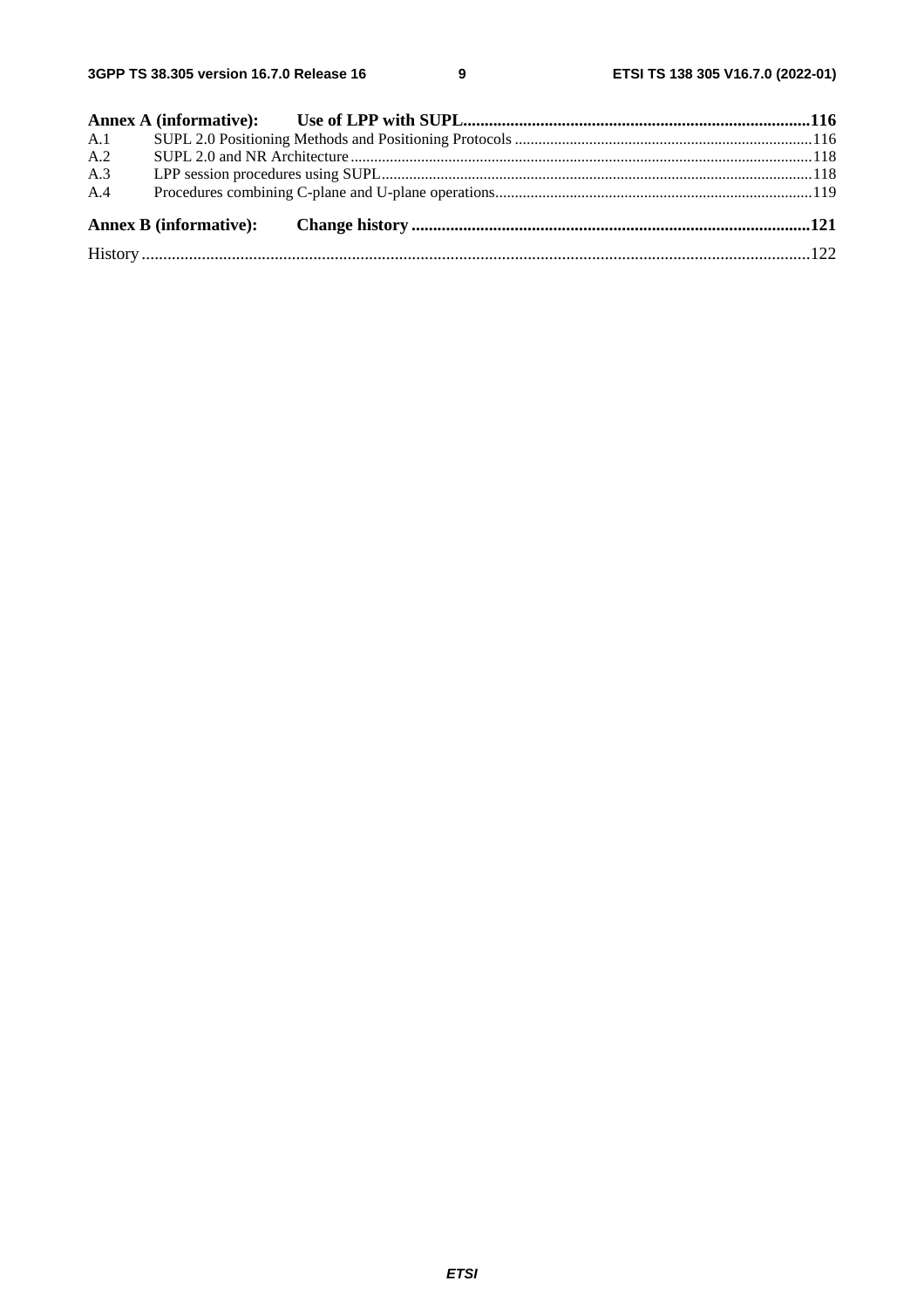**Annex A (informative): Use of LPP with SUPL** ....116

A.1 SUPL 2.0 Positioning Methods and Positioning Protocols ....116

A.2 SUPL 2.0 and NR Architecture ....118

A.3 LPP session procedures using SUPL ....118

A.4 Procedures combining C-plane and U-plane operations ....119

**Annex B (informative): Change history** ....121

History ....122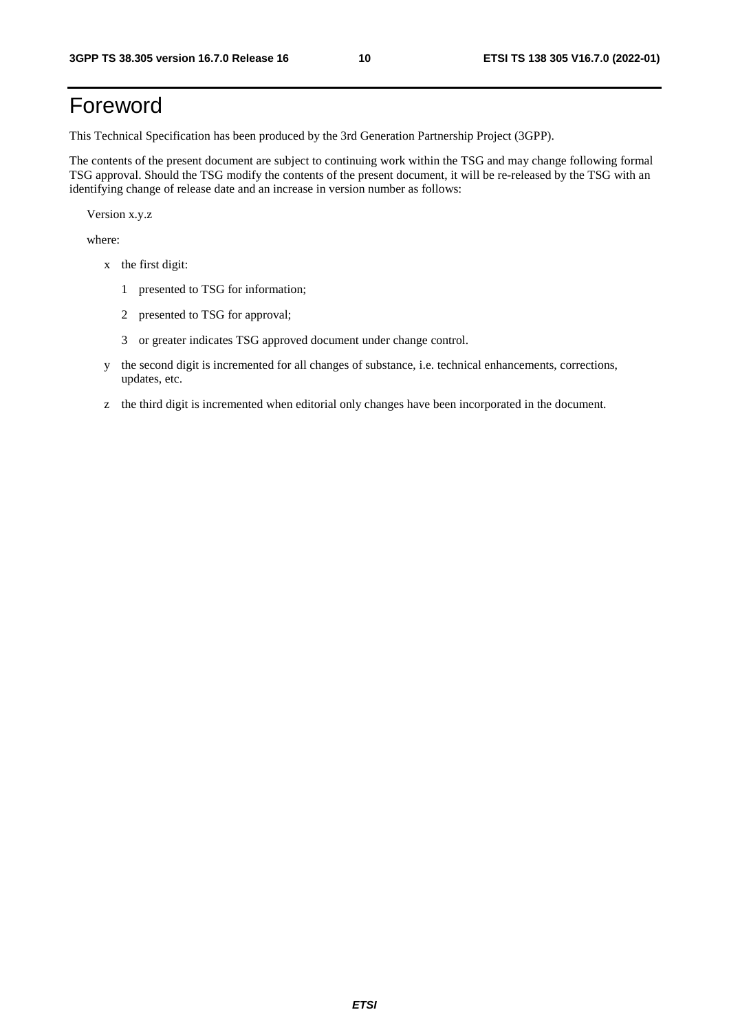# Foreword

This Technical Specification has been produced by the 3rd Generation Partnership Project (3GPP).

The contents of the present document are subject to continuing work within the TSG and may change following formal TSG approval. Should the TSG modify the contents of the present document, it will be re-released by the TSG with an identifying change of release date and an increase in version number as follows:

Version x.y.z

where:

- x the first digit:
  - 1 presented to TSG for information;
  - 2 presented to TSG for approval;
  - 3 or greater indicates TSG approved document under change control.
- y the second digit is incremented for all changes of substance, i.e. technical enhancements, corrections, updates, etc.
- z the third digit is incremented when editorial only changes have been incorporated in the document.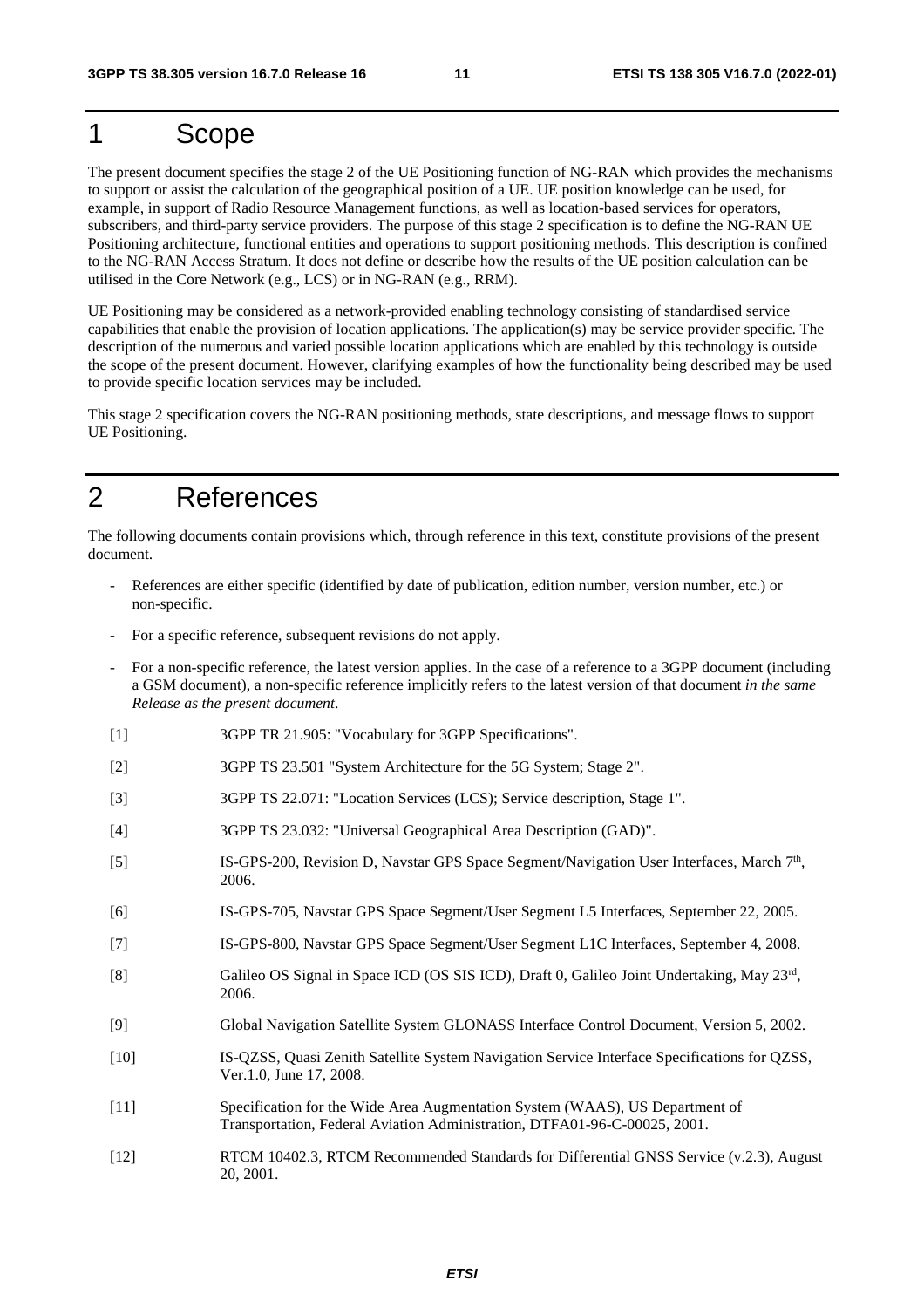# 1 Scope

The present document specifies the stage 2 of the UE Positioning function of NG-RAN which provides the mechanisms to support or assist the calculation of the geographical position of a UE. UE position knowledge can be used, for example, in support of Radio Resource Management functions, as well as location-based services for operators, subscribers, and third-party service providers. The purpose of this stage 2 specification is to define the NG-RAN UE Positioning architecture, functional entities and operations to support positioning methods. This description is confined to the NG-RAN Access Stratum. It does not define or describe how the results of the UE position calculation can be utilised in the Core Network (e.g., LCS) or in NG-RAN (e.g., RRM).

UE Positioning may be considered as a network-provided enabling technology consisting of standardised service capabilities that enable the provision of location applications. The application(s) may be service provider specific. The description of the numerous and varied possible location applications which are enabled by this technology is outside the scope of the present document. However, clarifying examples of how the functionality being described may be used to provide specific location services may be included.

This stage 2 specification covers the NG-RAN positioning methods, state descriptions, and message flows to support UE Positioning.

# 2 References

The following documents contain provisions which, through reference in this text, constitute provisions of the present document.

- References are either specific (identified by date of publication, edition number, version number, etc.) or non-specific.
- For a specific reference, subsequent revisions do not apply.
- For a non-specific reference, the latest version applies. In the case of a reference to a 3GPP document (including a GSM document), a non-specific reference implicitly refers to the latest version of that document *in the same Release as the present document*.

[1] 3GPP TR 21.905: "Vocabulary for 3GPP Specifications".

[2] 3GPP TS 23.501 "System Architecture for the 5G System; Stage 2".

[3] 3GPP TS 22.071: "Location Services (LCS); Service description, Stage 1".

[4] 3GPP TS 23.032: "Universal Geographical Area Description (GAD)".

[5] IS-GPS-200, Revision D, Navstar GPS Space Segment/Navigation User Interfaces, March 7th, 2006.

[6] IS-GPS-705, Navstar GPS Space Segment/User Segment L5 Interfaces, September 22, 2005.

[7] IS-GPS-800, Navstar GPS Space Segment/User Segment L1C Interfaces, September 4, 2008.

[8] Galileo OS Signal in Space ICD (OS SIS ICD), Draft 0, Galileo Joint Undertaking, May 23rd, 2006.

[9] Global Navigation Satellite System GLONASS Interface Control Document, Version 5, 2002.

[10] IS-QZSS, Quasi Zenith Satellite System Navigation Service Interface Specifications for QZSS, Ver.1.0, June 17, 2008.

[11] Specification for the Wide Area Augmentation System (WAAS), US Department of Transportation, Federal Aviation Administration, DTFA01-96-C-00025, 2001.

[12] RTCM 10402.3, RTCM Recommended Standards for Differential GNSS Service (v.2.3), August 20, 2001.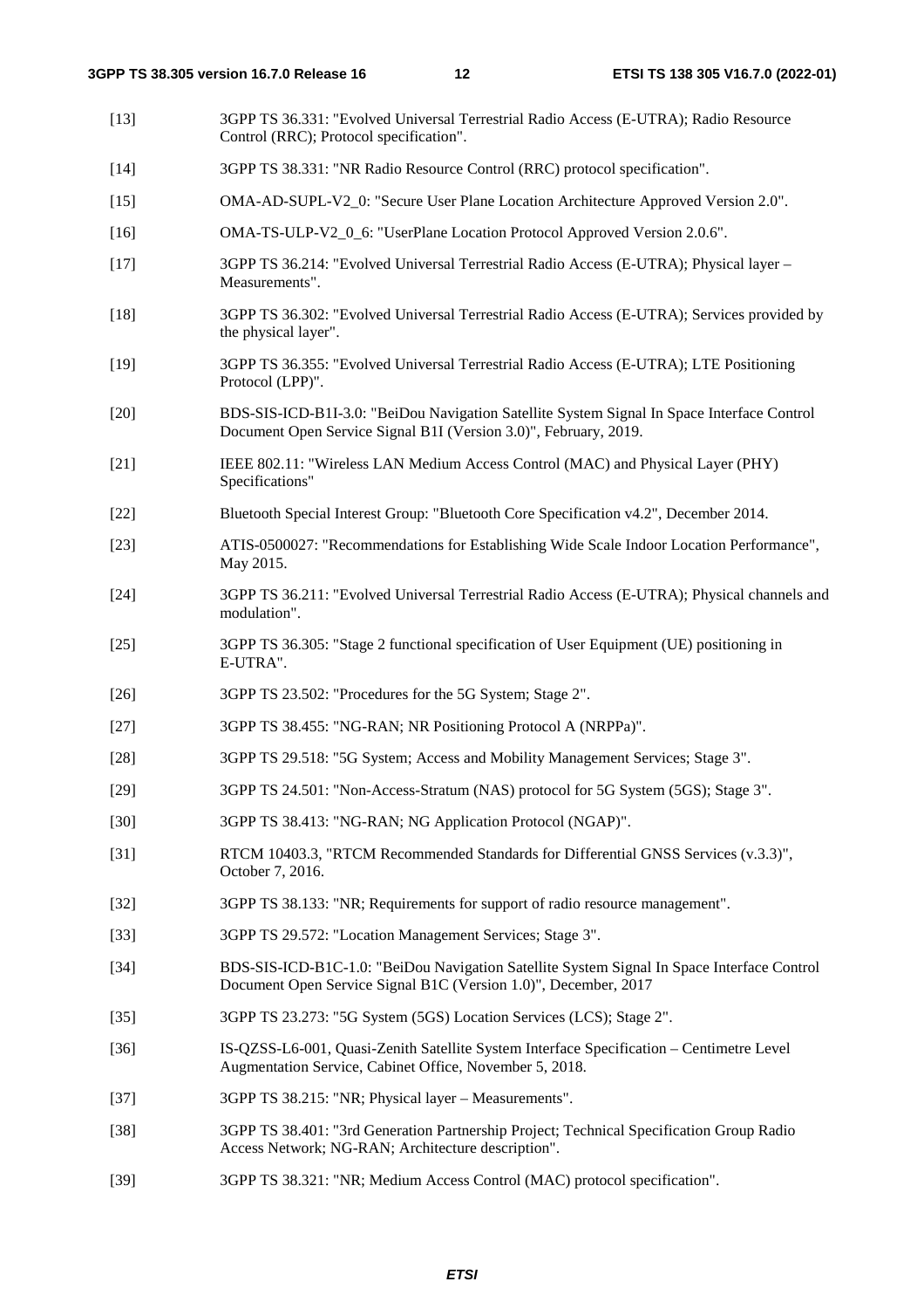[13] 3GPP TS 36.331: "Evolved Universal Terrestrial Radio Access (E-UTRA); Radio Resource Control (RRC); Protocol specification".

[14] 3GPP TS 38.331: "NR Radio Resource Control (RRC) protocol specification".

[15] OMA-AD-SUPL-V2_0: "Secure User Plane Location Architecture Approved Version 2.0".

[16] OMA-TS-ULP-V2_0_6: "UserPlane Location Protocol Approved Version 2.0.6".

[17] 3GPP TS 36.214: "Evolved Universal Terrestrial Radio Access (E-UTRA); Physical layer – Measurements".

[18] 3GPP TS 36.302: "Evolved Universal Terrestrial Radio Access (E-UTRA); Services provided by the physical layer".

[19] 3GPP TS 36.355: "Evolved Universal Terrestrial Radio Access (E-UTRA); LTE Positioning Protocol (LPP)".

[20] BDS-SIS-ICD-B1I-3.0: "BeiDou Navigation Satellite System Signal In Space Interface Control Document Open Service Signal B1I (Version 3.0)", February, 2019.

[21] IEEE 802.11: "Wireless LAN Medium Access Control (MAC) and Physical Layer (PHY) Specifications"

[22] Bluetooth Special Interest Group: "Bluetooth Core Specification v4.2", December 2014.

[23] ATIS-0500027: "Recommendations for Establishing Wide Scale Indoor Location Performance", May 2015.

[24] 3GPP TS 36.211: "Evolved Universal Terrestrial Radio Access (E-UTRA); Physical channels and modulation".

[25] 3GPP TS 36.305: "Stage 2 functional specification of User Equipment (UE) positioning in E-UTRA".

[26] 3GPP TS 23.502: "Procedures for the 5G System; Stage 2".

[27] 3GPP TS 38.455: "NG-RAN; NR Positioning Protocol A (NRPPa)".

[28] 3GPP TS 29.518: "5G System; Access and Mobility Management Services; Stage 3".

[29] 3GPP TS 24.501: "Non-Access-Stratum (NAS) protocol for 5G System (5GS); Stage 3".

[30] 3GPP TS 38.413: "NG-RAN; NG Application Protocol (NGAP)".

[31] RTCM 10403.3, "RTCM Recommended Standards for Differential GNSS Services (v.3.3)", October 7, 2016.

[32] 3GPP TS 38.133: "NR; Requirements for support of radio resource management".

[33] 3GPP TS 29.572: "Location Management Services; Stage 3".

[34] BDS-SIS-ICD-B1C-1.0: "BeiDou Navigation Satellite System Signal In Space Interface Control Document Open Service Signal B1C (Version 1.0)", December, 2017

[35] 3GPP TS 23.273: "5G System (5GS) Location Services (LCS); Stage 2".

[36] IS-QZSS-L6-001, Quasi-Zenith Satellite System Interface Specification – Centimetre Level Augmentation Service, Cabinet Office, November 5, 2018.

[37] 3GPP TS 38.215: "NR; Physical layer – Measurements".

[38] 3GPP TS 38.401: "3rd Generation Partnership Project; Technical Specification Group Radio Access Network; NG-RAN; Architecture description".

[39] 3GPP TS 38.321: "NR; Medium Access Control (MAC) protocol specification".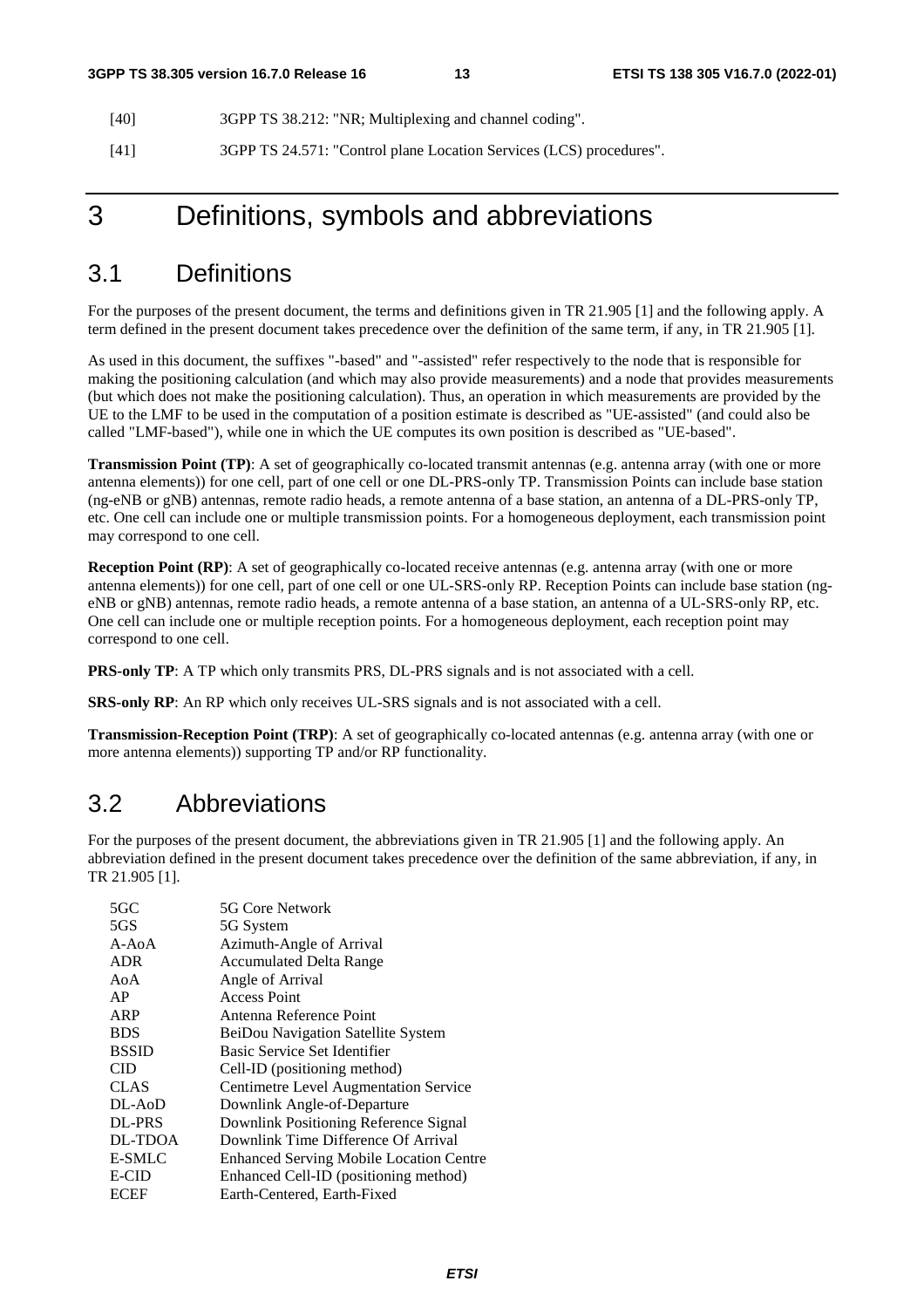[40] 3GPP TS 38.212: "NR; Multiplexing and channel coding".

[41] 3GPP TS 24.571: "Control plane Location Services (LCS) procedures".

# 3 Definitions, symbols and abbreviations

## 3.1 Definitions

For the purposes of the present document, the terms and definitions given in TR 21.905 [1] and the following apply. A term defined in the present document takes precedence over the definition of the same term, if any, in TR 21.905 [1].

As used in this document, the suffixes "-based" and "-assisted" refer respectively to the node that is responsible for making the positioning calculation (and which may also provide measurements) and a node that provides measurements (but which does not make the positioning calculation). Thus, an operation in which measurements are provided by the UE to the LMF to be used in the computation of a position estimate is described as "UE-assisted" (and could also be called "LMF-based"), while one in which the UE computes its own position is described as "UE-based".

**Transmission Point (TP)**: A set of geographically co-located transmit antennas (e.g. antenna array (with one or more antenna elements)) for one cell, part of one cell or one DL-PRS-only TP. Transmission Points can include base station (ng-eNB or gNB) antennas, remote radio heads, a remote antenna of a base station, an antenna of a DL-PRS-only TP, etc. One cell can include one or multiple transmission points. For a homogeneous deployment, each transmission point may correspond to one cell.

**Reception Point (RP)**: A set of geographically co-located receive antennas (e.g. antenna array (with one or more antenna elements)) for one cell, part of one cell or one UL-SRS-only RP. Reception Points can include base station (ng-eNB or gNB) antennas, remote radio heads, a remote antenna of a base station, an antenna of a UL-SRS-only RP, etc. One cell can include one or multiple reception points. For a homogeneous deployment, each reception point may correspond to one cell.

**PRS-only TP**: A TP which only transmits PRS, DL-PRS signals and is not associated with a cell.

**SRS-only RP**: An RP which only receives UL-SRS signals and is not associated with a cell.

**Transmission-Reception Point (TRP)**: A set of geographically co-located antennas (e.g. antenna array (with one or more antenna elements)) supporting TP and/or RP functionality.

## 3.2 Abbreviations

For the purposes of the present document, the abbreviations given in TR 21.905 [1] and the following apply. An abbreviation defined in the present document takes precedence over the definition of the same abbreviation, if any, in TR 21.905 [1].

| | |
|---|---|
| 5GC | 5G Core Network |
| 5GS | 5G System |
| A-AoA | Azimuth-Angle of Arrival |
| ADR | Accumulated Delta Range |
| AoA | Angle of Arrival |
| AP | Access Point |
| ARP | Antenna Reference Point |
| BDS | BeiDou Navigation Satellite System |
| BSSID | Basic Service Set Identifier |
| CID | Cell-ID (positioning method) |
| CLAS | Centimetre Level Augmentation Service |
| DL-AoD | Downlink Angle-of-Departure |
| DL-PRS | Downlink Positioning Reference Signal |
| DL-TDOA | Downlink Time Difference Of Arrival |
| E-SMLC | Enhanced Serving Mobile Location Centre |
| E-CID | Enhanced Cell-ID (positioning method) |
| ECEF | Earth-Centered, Earth-Fixed |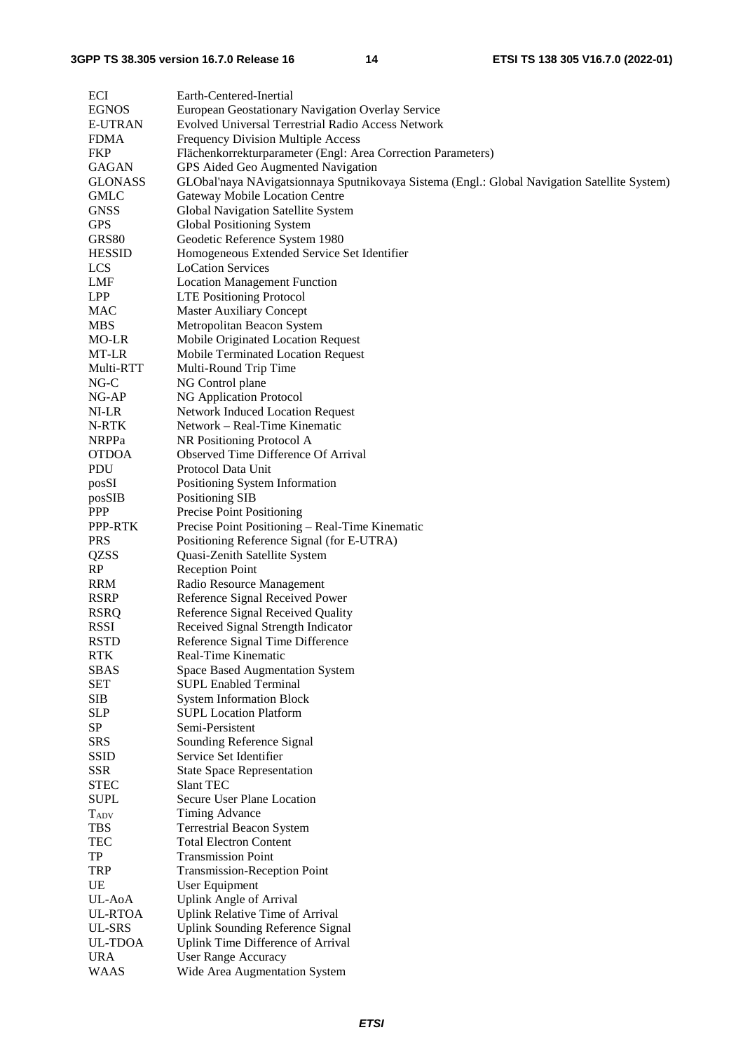| | |
|---|---|
| ECI | Earth-Centered-Inertial |
| EGNOS | European Geostationary Navigation Overlay Service |
| E-UTRAN | Evolved Universal Terrestrial Radio Access Network |
| FDMA | Frequency Division Multiple Access |
| FKP | Flächenkorrekturparameter (Engl: Area Correction Parameters) |
| GAGAN | GPS Aided Geo Augmented Navigation |
| GLONASS | GLObal'naya NAvigatsionnaya Sputnikovaya Sistema (Engl.: Global Navigation Satellite System) |
| GMLC | Gateway Mobile Location Centre |
| GNSS | Global Navigation Satellite System |
| GPS | Global Positioning System |
| GRS80 | Geodetic Reference System 1980 |
| HESSID | Homogeneous Extended Service Set Identifier |
| LCS | LoCation Services |
| LMF | Location Management Function |
| LPP | LTE Positioning Protocol |
| MAC | Master Auxiliary Concept |
| MBS | Metropolitan Beacon System |
| MO-LR | Mobile Originated Location Request |
| MT-LR | Mobile Terminated Location Request |
| Multi-RTT | Multi-Round Trip Time |
| NG-C | NG Control plane |
| NG-AP | NG Application Protocol |
| NI-LR | Network Induced Location Request |
| N-RTK | Network – Real-Time Kinematic |
| NRPPa | NR Positioning Protocol A |
| OTDOA | Observed Time Difference Of Arrival |
| PDU | Protocol Data Unit |
| posSI | Positioning System Information |
| posSIB | Positioning SIB |
| PPP | Precise Point Positioning |
| PPP-RTK | Precise Point Positioning – Real-Time Kinematic |
| PRS | Positioning Reference Signal (for E-UTRA) |
| QZSS | Quasi-Zenith Satellite System |
| RP | Reception Point |
| RRM | Radio Resource Management |
| RSRP | Reference Signal Received Power |
| RSRQ | Reference Signal Received Quality |
| RSSI | Received Signal Strength Indicator |
| RSTD | Reference Signal Time Difference |
| RTK | Real-Time Kinematic |
| SBAS | Space Based Augmentation System |
| SET | SUPL Enabled Terminal |
| SIB | System Information Block |
| SLP | SUPL Location Platform |
| SP | Semi-Persistent |
| SRS | Sounding Reference Signal |
| SSID | Service Set Identifier |
| SSR | State Space Representation |
| STEC | Slant TEC |
| SUPL | Secure User Plane Location |
| $T_{ADV}$ | Timing Advance |
| TBS | Terrestrial Beacon System |
| TEC | Total Electron Content |
| TP | Transmission Point |
| TRP | Transmission-Reception Point |
| UE | User Equipment |
| UL-AoA | Uplink Angle of Arrival |
| UL-RTOA | Uplink Relative Time of Arrival |
| UL-SRS | Uplink Sounding Reference Signal |
| UL-TDOA | Uplink Time Difference of Arrival |
| URA | User Range Accuracy |
| WAAS | Wide Area Augmentation System |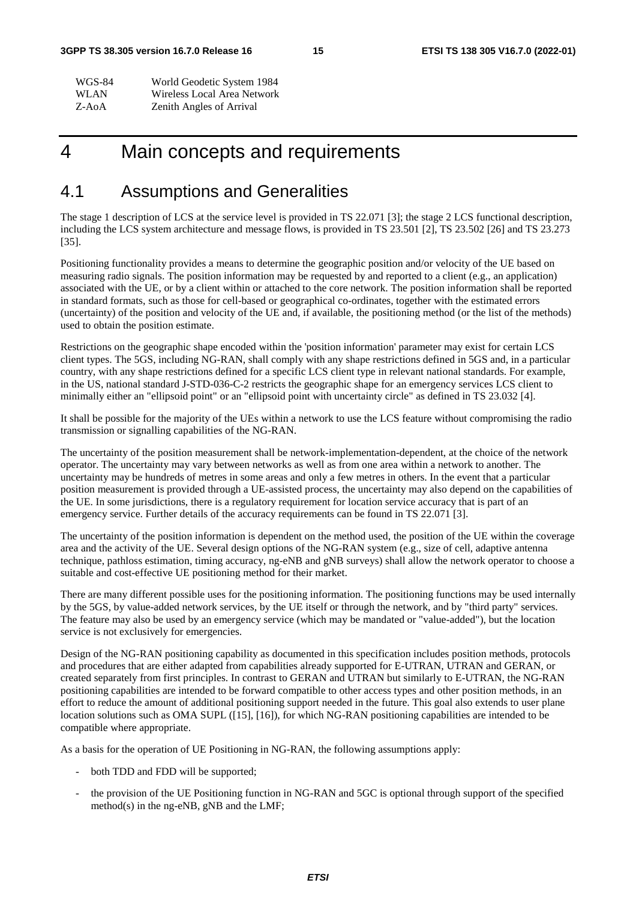| | |
|---|---|
| WGS-84 | World Geodetic System 1984 |
| WLAN | Wireless Local Area Network |
| Z-AoA | Zenith Angles of Arrival |

# 4 Main concepts and requirements

## 4.1 Assumptions and Generalities

The stage 1 description of LCS at the service level is provided in TS 22.071 [3]; the stage 2 LCS functional description, including the LCS system architecture and message flows, is provided in TS 23.501 [2], TS 23.502 [26] and TS 23.273 [35].

Positioning functionality provides a means to determine the geographic position and/or velocity of the UE based on measuring radio signals. The position information may be requested by and reported to a client (e.g., an application) associated with the UE, or by a client within or attached to the core network. The position information shall be reported in standard formats, such as those for cell-based or geographical co-ordinates, together with the estimated errors (uncertainty) of the position and velocity of the UE and, if available, the positioning method (or the list of the methods) used to obtain the position estimate.

Restrictions on the geographic shape encoded within the 'position information' parameter may exist for certain LCS client types. The 5GS, including NG-RAN, shall comply with any shape restrictions defined in 5GS and, in a particular country, with any shape restrictions defined for a specific LCS client type in relevant national standards. For example, in the US, national standard J-STD-036-C-2 restricts the geographic shape for an emergency services LCS client to minimally either an "ellipsoid point" or an "ellipsoid point with uncertainty circle" as defined in TS 23.032 [4].

It shall be possible for the majority of the UEs within a network to use the LCS feature without compromising the radio transmission or signalling capabilities of the NG-RAN.

The uncertainty of the position measurement shall be network-implementation-dependent, at the choice of the network operator. The uncertainty may vary between networks as well as from one area within a network to another. The uncertainty may be hundreds of metres in some areas and only a few metres in others. In the event that a particular position measurement is provided through a UE-assisted process, the uncertainty may also depend on the capabilities of the UE. In some jurisdictions, there is a regulatory requirement for location service accuracy that is part of an emergency service. Further details of the accuracy requirements can be found in TS 22.071 [3].

The uncertainty of the position information is dependent on the method used, the position of the UE within the coverage area and the activity of the UE. Several design options of the NG-RAN system (e.g., size of cell, adaptive antenna technique, pathloss estimation, timing accuracy, ng-eNB and gNB surveys) shall allow the network operator to choose a suitable and cost-effective UE positioning method for their market.

There are many different possible uses for the positioning information. The positioning functions may be used internally by the 5GS, by value-added network services, by the UE itself or through the network, and by "third party" services. The feature may also be used by an emergency service (which may be mandated or "value-added"), but the location service is not exclusively for emergencies.

Design of the NG-RAN positioning capability as documented in this specification includes position methods, protocols and procedures that are either adapted from capabilities already supported for E-UTRAN, UTRAN and GERAN, or created separately from first principles. In contrast to GERAN and UTRAN but similarly to E-UTRAN, the NG-RAN positioning capabilities are intended to be forward compatible to other access types and other position methods, in an effort to reduce the amount of additional positioning support needed in the future. This goal also extends to user plane location solutions such as OMA SUPL ([15], [16]), for which NG-RAN positioning capabilities are intended to be compatible where appropriate.

As a basis for the operation of UE Positioning in NG-RAN, the following assumptions apply:

- both TDD and FDD will be supported;
- the provision of the UE Positioning function in NG-RAN and 5GC is optional through support of the specified method(s) in the ng-eNB, gNB and the LMF;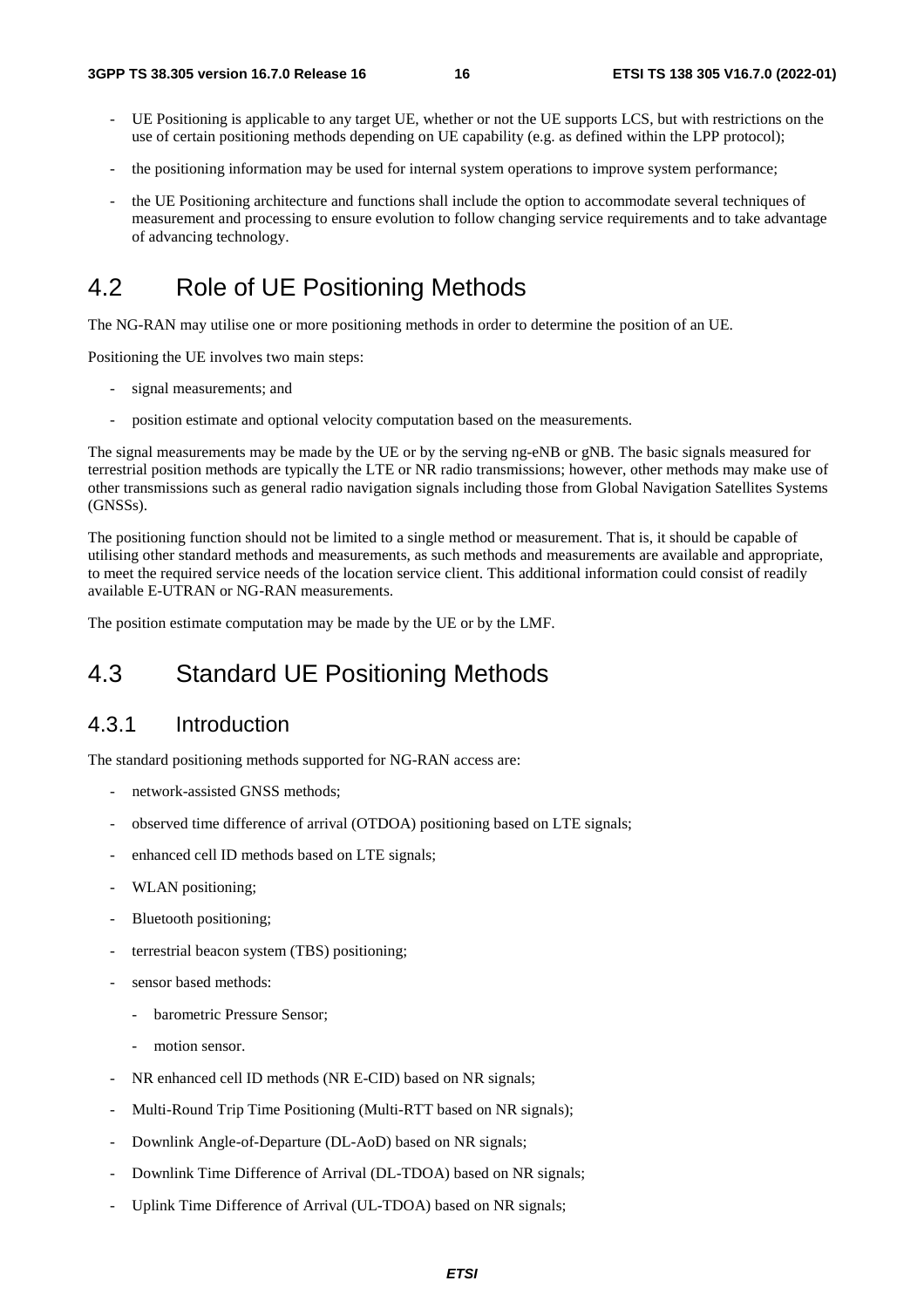- UE Positioning is applicable to any target UE, whether or not the UE supports LCS, but with restrictions on the use of certain positioning methods depending on UE capability (e.g. as defined within the LPP protocol);
- the positioning information may be used for internal system operations to improve system performance;
- the UE Positioning architecture and functions shall include the option to accommodate several techniques of measurement and processing to ensure evolution to follow changing service requirements and to take advantage of advancing technology.

## 4.2 Role of UE Positioning Methods

The NG-RAN may utilise one or more positioning methods in order to determine the position of an UE.

Positioning the UE involves two main steps:

- signal measurements; and
- position estimate and optional velocity computation based on the measurements.

The signal measurements may be made by the UE or by the serving ng-eNB or gNB. The basic signals measured for terrestrial position methods are typically the LTE or NR radio transmissions; however, other methods may make use of other transmissions such as general radio navigation signals including those from Global Navigation Satellites Systems (GNSSs).

The positioning function should not be limited to a single method or measurement. That is, it should be capable of utilising other standard methods and measurements, as such methods and measurements are available and appropriate, to meet the required service needs of the location service client. This additional information could consist of readily available E-UTRAN or NG-RAN measurements.

The position estimate computation may be made by the UE or by the LMF.

## 4.3 Standard UE Positioning Methods

### 4.3.1 Introduction

The standard positioning methods supported for NG-RAN access are:

- network-assisted GNSS methods;
- observed time difference of arrival (OTDOA) positioning based on LTE signals;
- enhanced cell ID methods based on LTE signals;
- WLAN positioning;
- Bluetooth positioning;
- terrestrial beacon system (TBS) positioning;
- sensor based methods:
  - barometric Pressure Sensor;
  - motion sensor.
- NR enhanced cell ID methods (NR E-CID) based on NR signals;
- Multi-Round Trip Time Positioning (Multi-RTT based on NR signals);
- Downlink Angle-of-Departure (DL-AoD) based on NR signals;
- Downlink Time Difference of Arrival (DL-TDOA) based on NR signals;
- Uplink Time Difference of Arrival (UL-TDOA) based on NR signals;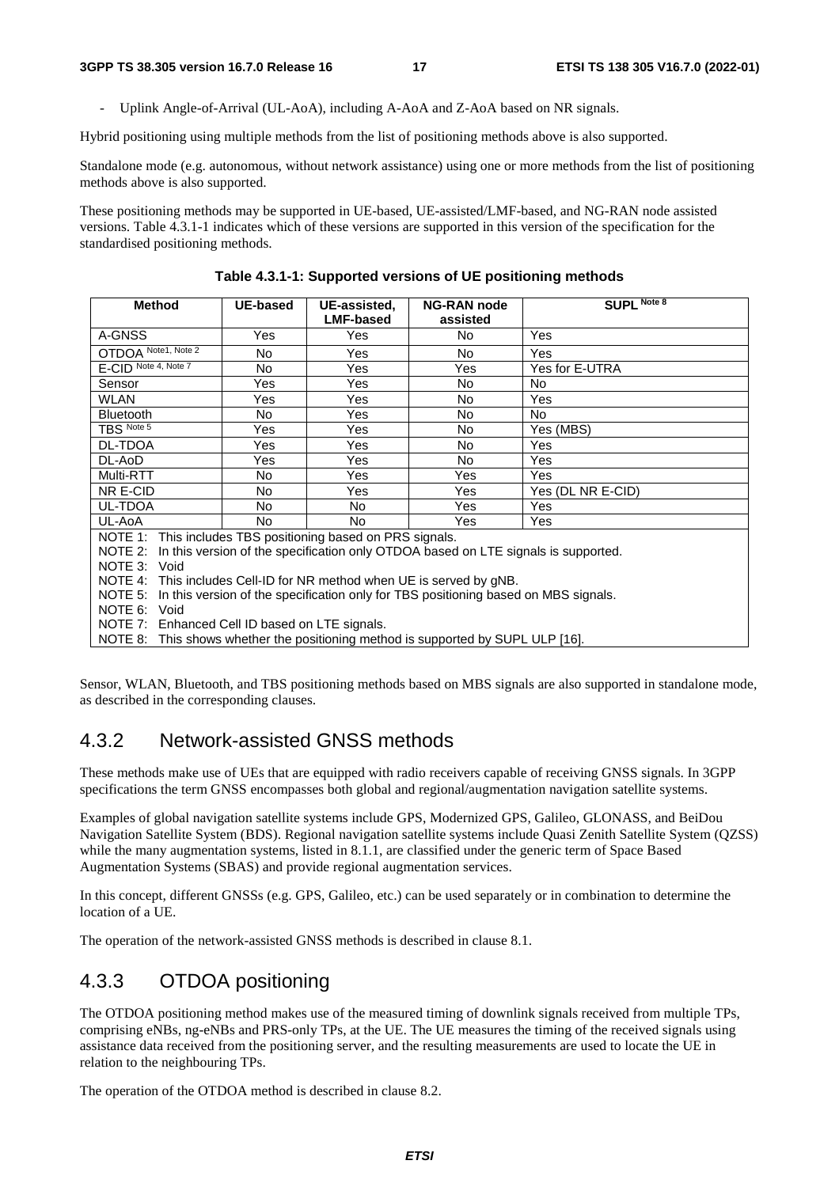- Uplink Angle-of-Arrival (UL-AoA), including A-AoA and Z-AoA based on NR signals.

Hybrid positioning using multiple methods from the list of positioning methods above is also supported.

Standalone mode (e.g. autonomous, without network assistance) using one or more methods from the list of positioning methods above is also supported.

These positioning methods may be supported in UE-based, UE-assisted/LMF-based, and NG-RAN node assisted versions. Table 4.3.1-1 indicates which of these versions are supported in this version of the specification for the standardised positioning methods.

**Table 4.3.1-1: Supported versions of UE positioning methods**

| Method | UE-based | UE-assisted, LMF-based | NG-RAN node assisted | SUPL Note 8 |
|---|---|---|---|---|
| A-GNSS | Yes | Yes | No | Yes |
| OTDOA Note1, Note 2 | No | Yes | No | Yes |
| E-CID Note 4, Note 7 | No | Yes | Yes | Yes for E-UTRA |
| Sensor | Yes | Yes | No | No |
| WLAN | Yes | Yes | No | Yes |
| Bluetooth | No | Yes | No | No |
| TBS Note 5 | Yes | Yes | No | Yes (MBS) |
| DL-TDOA | Yes | Yes | No | Yes |
| DL-AoD | Yes | Yes | No | Yes |
| Multi-RTT | No | Yes | Yes | Yes |
| NR E-CID | No | Yes | Yes | Yes (DL NR E-CID) |
| UL-TDOA | No | No | Yes | Yes |
| UL-AoA | No | No | Yes | Yes |

NOTE 1: This includes TBS positioning based on PRS signals.
NOTE 2: In this version of the specification only OTDOA based on LTE signals is supported.
NOTE 3: Void
NOTE 4: This includes Cell-ID for NR method when UE is served by gNB.
NOTE 5: In this version of the specification only for TBS positioning based on MBS signals.
NOTE 6: Void
NOTE 7: Enhanced Cell ID based on LTE signals.
NOTE 8: This shows whether the positioning method is supported by SUPL ULP [16].

Sensor, WLAN, Bluetooth, and TBS positioning methods based on MBS signals are also supported in standalone mode, as described in the corresponding clauses.

## 4.3.2 Network-assisted GNSS methods

These methods make use of UEs that are equipped with radio receivers capable of receiving GNSS signals. In 3GPP specifications the term GNSS encompasses both global and regional/augmentation navigation satellite systems.

Examples of global navigation satellite systems include GPS, Modernized GPS, Galileo, GLONASS, and BeiDou Navigation Satellite System (BDS). Regional navigation satellite systems include Quasi Zenith Satellite System (QZSS) while the many augmentation systems, listed in 8.1.1, are classified under the generic term of Space Based Augmentation Systems (SBAS) and provide regional augmentation services.

In this concept, different GNSSs (e.g. GPS, Galileo, etc.) can be used separately or in combination to determine the location of a UE.

The operation of the network-assisted GNSS methods is described in clause 8.1.

## 4.3.3 OTDOA positioning

The OTDOA positioning method makes use of the measured timing of downlink signals received from multiple TPs, comprising eNBs, ng-eNBs and PRS-only TPs, at the UE. The UE measures the timing of the received signals using assistance data received from the positioning server, and the resulting measurements are used to locate the UE in relation to the neighbouring TPs.

The operation of the OTDOA method is described in clause 8.2.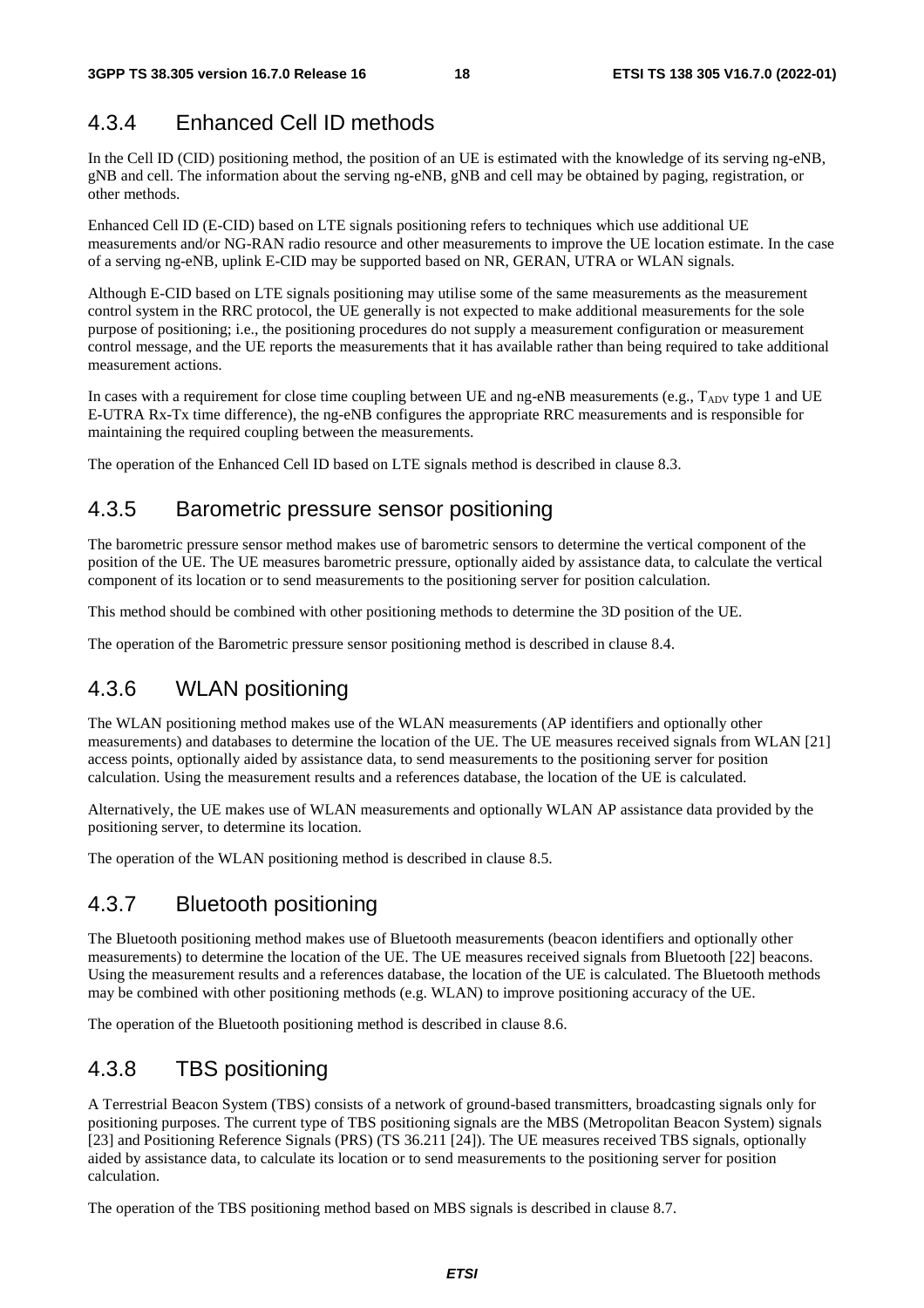### 4.3.4 Enhanced Cell ID methods

In the Cell ID (CID) positioning method, the position of an UE is estimated with the knowledge of its serving ng-eNB, gNB and cell. The information about the serving ng-eNB, gNB and cell may be obtained by paging, registration, or other methods.

Enhanced Cell ID (E-CID) based on LTE signals positioning refers to techniques which use additional UE measurements and/or NG-RAN radio resource and other measurements to improve the UE location estimate. In the case of a serving ng-eNB, uplink E-CID may be supported based on NR, GERAN, UTRA or WLAN signals.

Although E-CID based on LTE signals positioning may utilise some of the same measurements as the measurement control system in the RRC protocol, the UE generally is not expected to make additional measurements for the sole purpose of positioning; i.e., the positioning procedures do not supply a measurement configuration or measurement control message, and the UE reports the measurements that it has available rather than being required to take additional measurement actions.

In cases with a requirement for close time coupling between UE and ng-eNB measurements (e.g., $T_{ADV}$ type 1 and UE E-UTRA Rx-Tx time difference), the ng-eNB configures the appropriate RRC measurements and is responsible for maintaining the required coupling between the measurements.

The operation of the Enhanced Cell ID based on LTE signals method is described in clause 8.3.

### 4.3.5 Barometric pressure sensor positioning

The barometric pressure sensor method makes use of barometric sensors to determine the vertical component of the position of the UE. The UE measures barometric pressure, optionally aided by assistance data, to calculate the vertical component of its location or to send measurements to the positioning server for position calculation.

This method should be combined with other positioning methods to determine the 3D position of the UE.

The operation of the Barometric pressure sensor positioning method is described in clause 8.4.

### 4.3.6 WLAN positioning

The WLAN positioning method makes use of the WLAN measurements (AP identifiers and optionally other measurements) and databases to determine the location of the UE. The UE measures received signals from WLAN [21] access points, optionally aided by assistance data, to send measurements to the positioning server for position calculation. Using the measurement results and a references database, the location of the UE is calculated.

Alternatively, the UE makes use of WLAN measurements and optionally WLAN AP assistance data provided by the positioning server, to determine its location.

The operation of the WLAN positioning method is described in clause 8.5.

### 4.3.7 Bluetooth positioning

The Bluetooth positioning method makes use of Bluetooth measurements (beacon identifiers and optionally other measurements) to determine the location of the UE. The UE measures received signals from Bluetooth [22] beacons. Using the measurement results and a references database, the location of the UE is calculated. The Bluetooth methods may be combined with other positioning methods (e.g. WLAN) to improve positioning accuracy of the UE.

The operation of the Bluetooth positioning method is described in clause 8.6.

### 4.3.8 TBS positioning

A Terrestrial Beacon System (TBS) consists of a network of ground-based transmitters, broadcasting signals only for positioning purposes. The current type of TBS positioning signals are the MBS (Metropolitan Beacon System) signals [23] and Positioning Reference Signals (PRS) (TS 36.211 [24]). The UE measures received TBS signals, optionally aided by assistance data, to calculate its location or to send measurements to the positioning server for position calculation.

The operation of the TBS positioning method based on MBS signals is described in clause 8.7.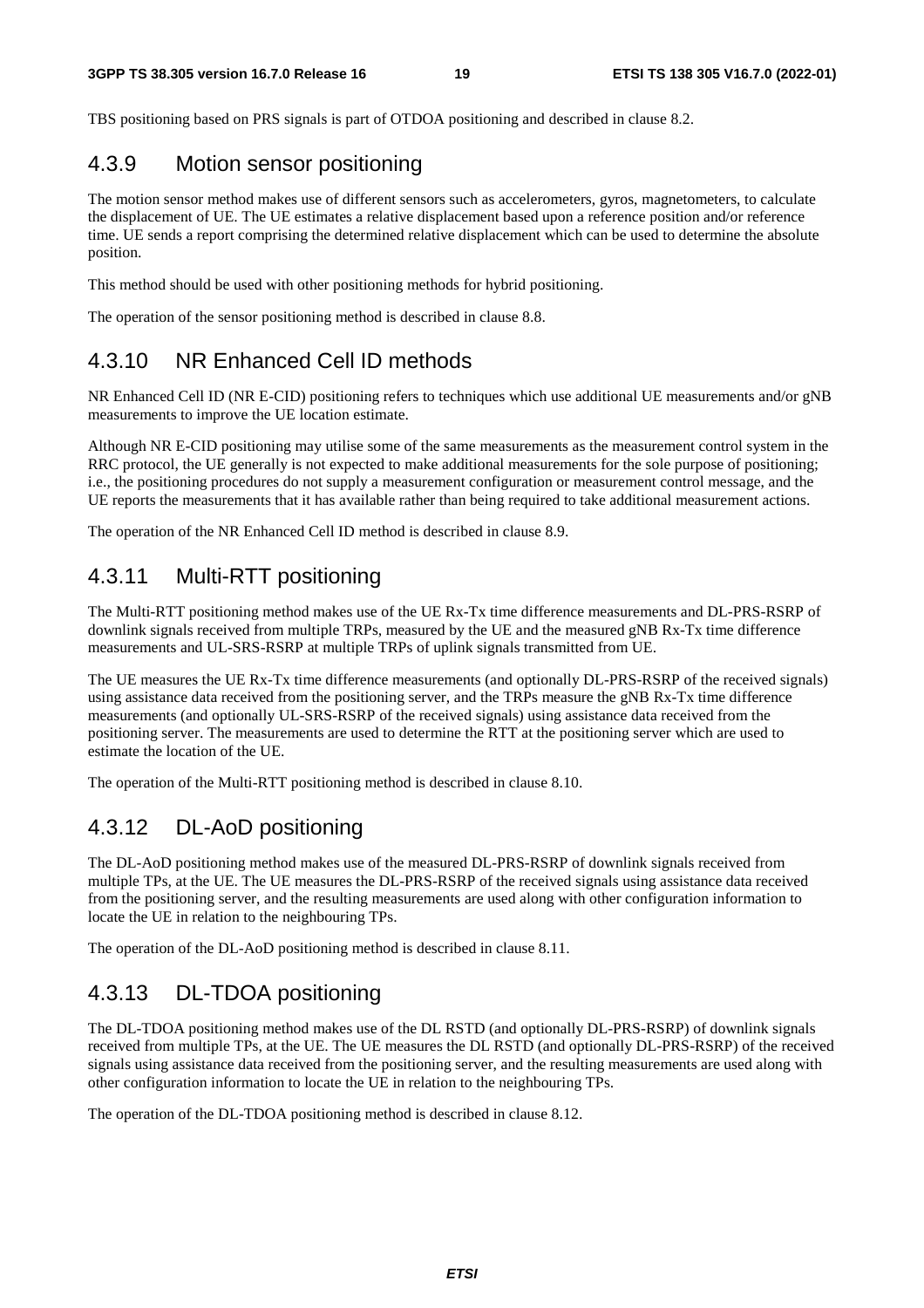TBS positioning based on PRS signals is part of OTDOA positioning and described in clause 8.2.

### 4.3.9 Motion sensor positioning

The motion sensor method makes use of different sensors such as accelerometers, gyros, magnetometers, to calculate the displacement of UE. The UE estimates a relative displacement based upon a reference position and/or reference time. UE sends a report comprising the determined relative displacement which can be used to determine the absolute position.

This method should be used with other positioning methods for hybrid positioning.

The operation of the sensor positioning method is described in clause 8.8.

### 4.3.10 NR Enhanced Cell ID methods

NR Enhanced Cell ID (NR E-CID) positioning refers to techniques which use additional UE measurements and/or gNB measurements to improve the UE location estimate.

Although NR E-CID positioning may utilise some of the same measurements as the measurement control system in the RRC protocol, the UE generally is not expected to make additional measurements for the sole purpose of positioning; i.e., the positioning procedures do not supply a measurement configuration or measurement control message, and the UE reports the measurements that it has available rather than being required to take additional measurement actions.

The operation of the NR Enhanced Cell ID method is described in clause 8.9.

### 4.3.11 Multi-RTT positioning

The Multi-RTT positioning method makes use of the UE Rx-Tx time difference measurements and DL-PRS-RSRP of downlink signals received from multiple TRPs, measured by the UE and the measured gNB Rx-Tx time difference measurements and UL-SRS-RSRP at multiple TRPs of uplink signals transmitted from UE.

The UE measures the UE Rx-Tx time difference measurements (and optionally DL-PRS-RSRP of the received signals) using assistance data received from the positioning server, and the TRPs measure the gNB Rx-Tx time difference measurements (and optionally UL-SRS-RSRP of the received signals) using assistance data received from the positioning server. The measurements are used to determine the RTT at the positioning server which are used to estimate the location of the UE.

The operation of the Multi-RTT positioning method is described in clause 8.10.

### 4.3.12 DL-AoD positioning

The DL-AoD positioning method makes use of the measured DL-PRS-RSRP of downlink signals received from multiple TPs, at the UE. The UE measures the DL-PRS-RSRP of the received signals using assistance data received from the positioning server, and the resulting measurements are used along with other configuration information to locate the UE in relation to the neighbouring TPs.

The operation of the DL-AoD positioning method is described in clause 8.11.

### 4.3.13 DL-TDOA positioning

The DL-TDOA positioning method makes use of the DL RSTD (and optionally DL-PRS-RSRP) of downlink signals received from multiple TPs, at the UE. The UE measures the DL RSTD (and optionally DL-PRS-RSRP) of the received signals using assistance data received from the positioning server, and the resulting measurements are used along with other configuration information to locate the UE in relation to the neighbouring TPs.

The operation of the DL-TDOA positioning method is described in clause 8.12.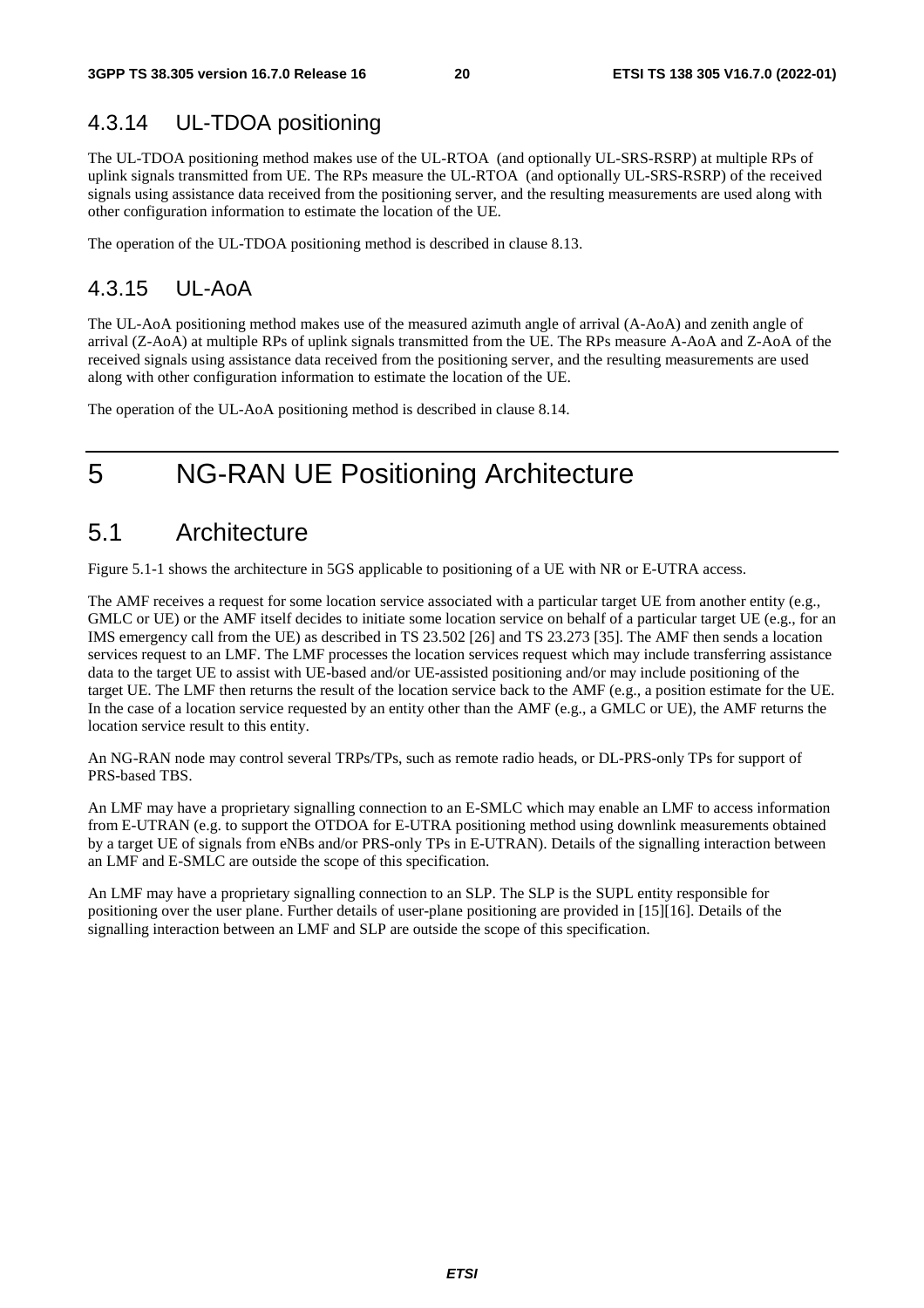### 4.3.14 UL-TDOA positioning

The UL-TDOA positioning method makes use of the UL-RTOA (and optionally UL-SRS-RSRP) at multiple RPs of uplink signals transmitted from UE. The RPs measure the UL-RTOA (and optionally UL-SRS-RSRP) of the received signals using assistance data received from the positioning server, and the resulting measurements are used along with other configuration information to estimate the location of the UE.

The operation of the UL-TDOA positioning method is described in clause 8.13.

### 4.3.15 UL-AoA

The UL-AoA positioning method makes use of the measured azimuth angle of arrival (A-AoA) and zenith angle of arrival (Z-AoA) at multiple RPs of uplink signals transmitted from the UE. The RPs measure A-AoA and Z-AoA of the received signals using assistance data received from the positioning server, and the resulting measurements are used along with other configuration information to estimate the location of the UE.

The operation of the UL-AoA positioning method is described in clause 8.14.

# 5 NG-RAN UE Positioning Architecture

## 5.1 Architecture

Figure 5.1-1 shows the architecture in 5GS applicable to positioning of a UE with NR or E-UTRA access.

The AMF receives a request for some location service associated with a particular target UE from another entity (e.g., GMLC or UE) or the AMF itself decides to initiate some location service on behalf of a particular target UE (e.g., for an IMS emergency call from the UE) as described in TS 23.502 [26] and TS 23.273 [35]. The AMF then sends a location services request to an LMF. The LMF processes the location services request which may include transferring assistance data to the target UE to assist with UE-based and/or UE-assisted positioning and/or may include positioning of the target UE. The LMF then returns the result of the location service back to the AMF (e.g., a position estimate for the UE. In the case of a location service requested by an entity other than the AMF (e.g., a GMLC or UE), the AMF returns the location service result to this entity.

An NG-RAN node may control several TRPs/TPs, such as remote radio heads, or DL-PRS-only TPs for support of PRS-based TBS.

An LMF may have a proprietary signalling connection to an E-SMLC which may enable an LMF to access information from E-UTRAN (e.g. to support the OTDOA for E-UTRA positioning method using downlink measurements obtained by a target UE of signals from eNBs and/or PRS-only TPs in E-UTRAN). Details of the signalling interaction between an LMF and E-SMLC are outside the scope of this specification.

An LMF may have a proprietary signalling connection to an SLP. The SLP is the SUPL entity responsible for positioning over the user plane. Further details of user-plane positioning are provided in [15][16]. Details of the signalling interaction between an LMF and SLP are outside the scope of this specification.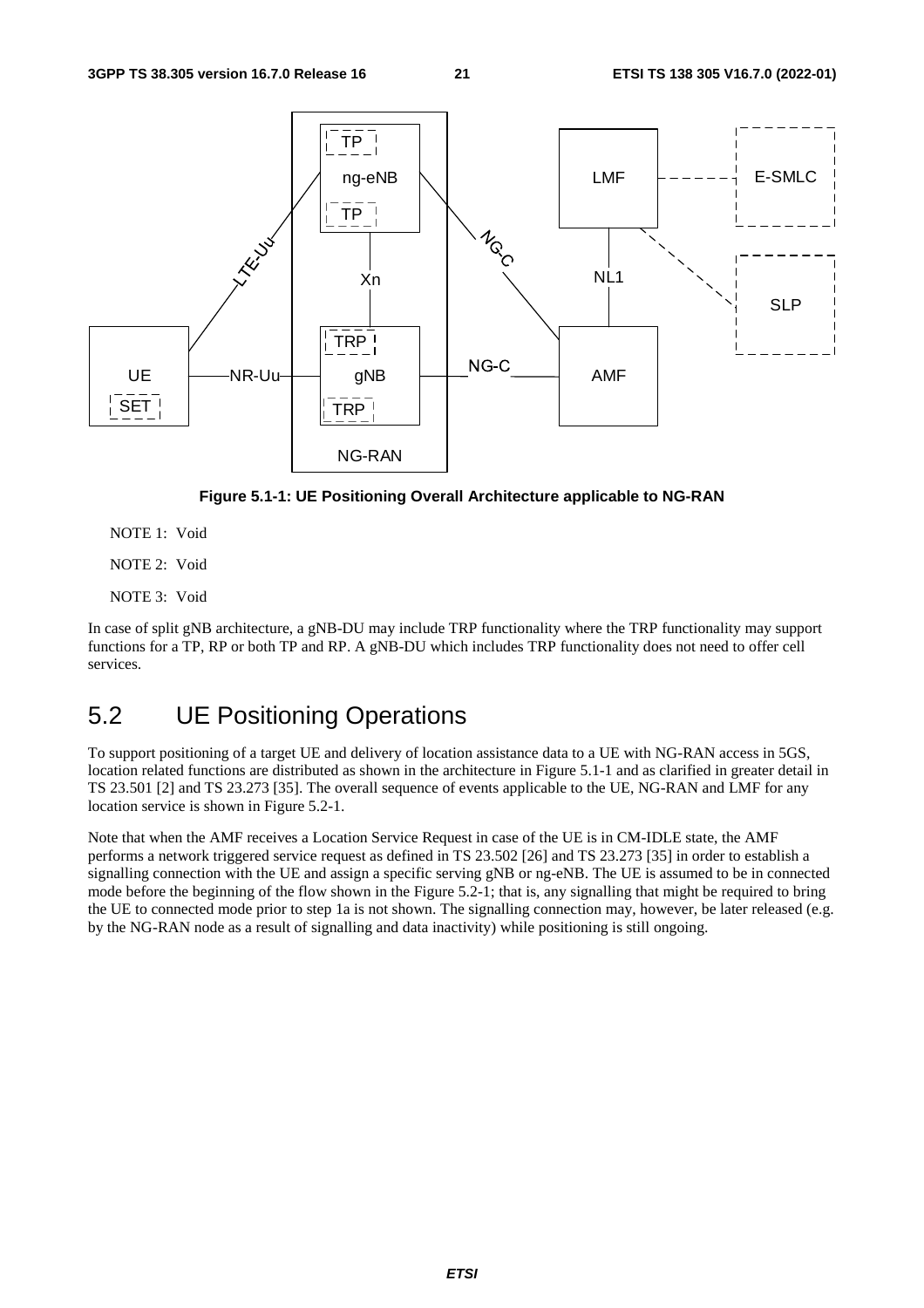**Figure 5.1-1: UE Positioning Overall Architecture applicable to NG-RAN**

NOTE 1: Void

NOTE 2: Void

NOTE 3: Void

In case of split gNB architecture, a gNB-DU may include TRP functionality where the TRP functionality may support functions for a TP, RP or both TP and RP. A gNB-DU which includes TRP functionality does not need to offer cell services.

## 5.2 UE Positioning Operations

To support positioning of a target UE and delivery of location assistance data to a UE with NG-RAN access in 5GS, location related functions are distributed as shown in the architecture in Figure 5.1-1 and as clarified in greater detail in TS 23.501 [2] and TS 23.273 [35]. The overall sequence of events applicable to the UE, NG-RAN and LMF for any location service is shown in Figure 5.2-1.

Note that when the AMF receives a Location Service Request in case of the UE is in CM-IDLE state, the AMF performs a network triggered service request as defined in TS 23.502 [26] and TS 23.273 [35] in order to establish a signalling connection with the UE and assign a specific serving gNB or ng-eNB. The UE is assumed to be in connected mode before the beginning of the flow shown in the Figure 5.2-1; that is, any signalling that might be required to bring the UE to connected mode prior to step 1a is not shown. The signalling connection may, however, be later released (e.g. by the NG-RAN node as a result of signalling and data inactivity) while positioning is still ongoing.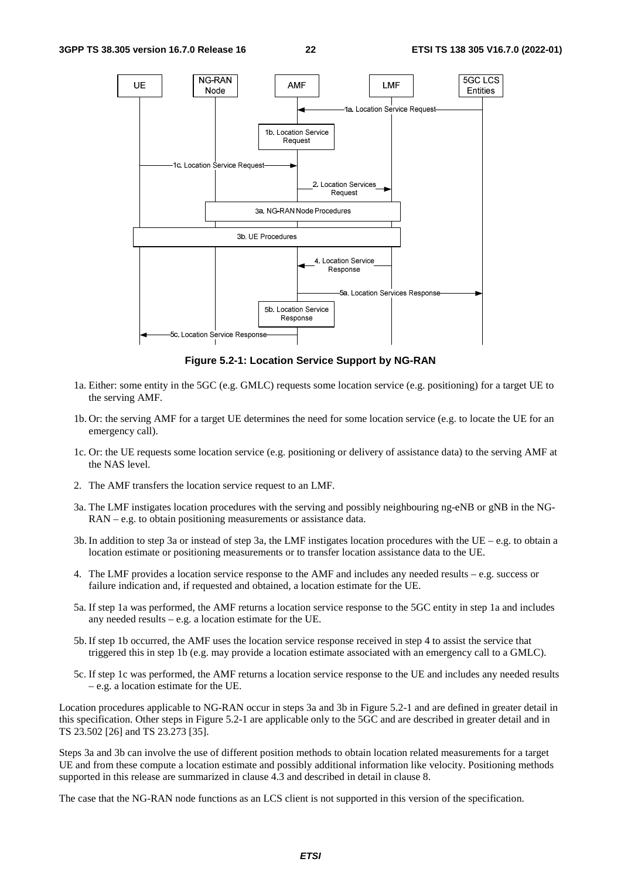**Figure 5.2-1: Location Service Support by NG-RAN**

1a. Either: some entity in the 5GC (e.g. GMLC) requests some location service (e.g. positioning) for a target UE to the serving AMF.

1b. Or: the serving AMF for a target UE determines the need for some location service (e.g. to locate the UE for an emergency call).

1c. Or: the UE requests some location service (e.g. positioning or delivery of assistance data) to the serving AMF at the NAS level.

2. The AMF transfers the location service request to an LMF.

3a. The LMF instigates location procedures with the serving and possibly neighbouring ng-eNB or gNB in the NG-RAN – e.g. to obtain positioning measurements or assistance data.

3b. In addition to step 3a or instead of step 3a, the LMF instigates location procedures with the UE – e.g. to obtain a location estimate or positioning measurements or to transfer location assistance data to the UE.

4. The LMF provides a location service response to the AMF and includes any needed results – e.g. success or failure indication and, if requested and obtained, a location estimate for the UE.

5a. If step 1a was performed, the AMF returns a location service response to the 5GC entity in step 1a and includes any needed results – e.g. a location estimate for the UE.

5b. If step 1b occurred, the AMF uses the location service response received in step 4 to assist the service that triggered this in step 1b (e.g. may provide a location estimate associated with an emergency call to a GMLC).

5c. If step 1c was performed, the AMF returns a location service response to the UE and includes any needed results – e.g. a location estimate for the UE.

Location procedures applicable to NG-RAN occur in steps 3a and 3b in Figure 5.2-1 and are defined in greater detail in this specification. Other steps in Figure 5.2-1 are applicable only to the 5GC and are described in greater detail and in TS 23.502 [26] and TS 23.273 [35].

Steps 3a and 3b can involve the use of different position methods to obtain location related measurements for a target UE and from these compute a location estimate and possibly additional information like velocity. Positioning methods supported in this release are summarized in clause 4.3 and described in detail in clause 8.

The case that the NG-RAN node functions as an LCS client is not supported in this version of the specification.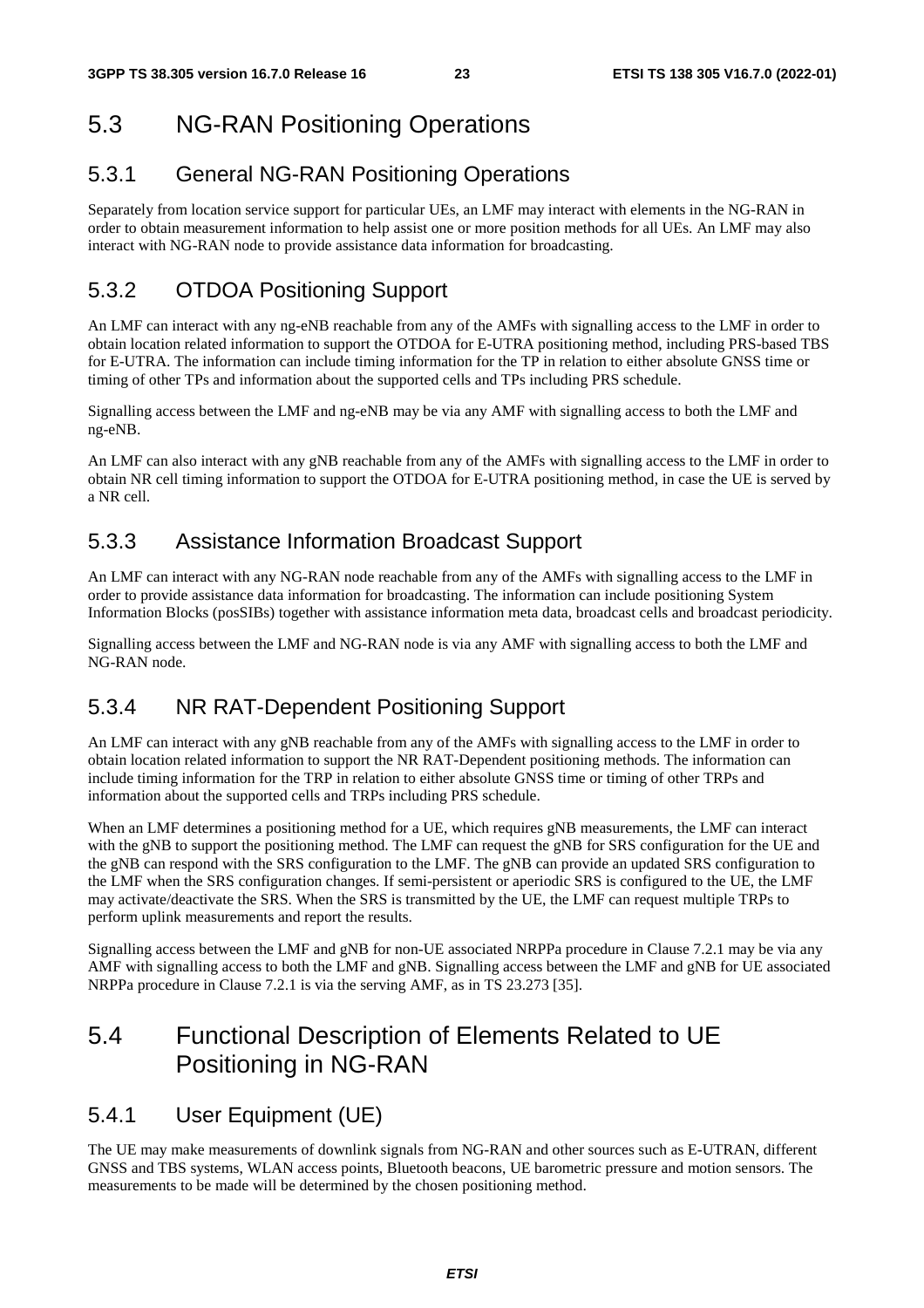## 5.3 NG-RAN Positioning Operations

### 5.3.1 General NG-RAN Positioning Operations

Separately from location service support for particular UEs, an LMF may interact with elements in the NG-RAN in order to obtain measurement information to help assist one or more position methods for all UEs. An LMF may also interact with NG-RAN node to provide assistance data information for broadcasting.

### 5.3.2 OTDOA Positioning Support

An LMF can interact with any ng-eNB reachable from any of the AMFs with signalling access to the LMF in order to obtain location related information to support the OTDOA for E-UTRA positioning method, including PRS-based TBS for E-UTRA. The information can include timing information for the TP in relation to either absolute GNSS time or timing of other TPs and information about the supported cells and TPs including PRS schedule.

Signalling access between the LMF and ng-eNB may be via any AMF with signalling access to both the LMF and ng-eNB.

An LMF can also interact with any gNB reachable from any of the AMFs with signalling access to the LMF in order to obtain NR cell timing information to support the OTDOA for E-UTRA positioning method, in case the UE is served by a NR cell.

### 5.3.3 Assistance Information Broadcast Support

An LMF can interact with any NG-RAN node reachable from any of the AMFs with signalling access to the LMF in order to provide assistance data information for broadcasting. The information can include positioning System Information Blocks (posSIBs) together with assistance information meta data, broadcast cells and broadcast periodicity.

Signalling access between the LMF and NG-RAN node is via any AMF with signalling access to both the LMF and NG-RAN node.

### 5.3.4 NR RAT-Dependent Positioning Support

An LMF can interact with any gNB reachable from any of the AMFs with signalling access to the LMF in order to obtain location related information to support the NR RAT-Dependent positioning methods. The information can include timing information for the TRP in relation to either absolute GNSS time or timing of other TRPs and information about the supported cells and TRPs including PRS schedule.

When an LMF determines a positioning method for a UE, which requires gNB measurements, the LMF can interact with the gNB to support the positioning method. The LMF can request the gNB for SRS configuration for the UE and the gNB can respond with the SRS configuration to the LMF. The gNB can provide an updated SRS configuration to the LMF when the SRS configuration changes. If semi-persistent or aperiodic SRS is configured to the UE, the LMF may activate/deactivate the SRS. When the SRS is transmitted by the UE, the LMF can request multiple TRPs to perform uplink measurements and report the results.

Signalling access between the LMF and gNB for non-UE associated NRPPa procedure in Clause 7.2.1 may be via any AMF with signalling access to both the LMF and gNB. Signalling access between the LMF and gNB for UE associated NRPPa procedure in Clause 7.2.1 is via the serving AMF, as in TS 23.273 [35].

## 5.4 Functional Description of Elements Related to UE Positioning in NG-RAN

### 5.4.1 User Equipment (UE)

The UE may make measurements of downlink signals from NG-RAN and other sources such as E-UTRAN, different GNSS and TBS systems, WLAN access points, Bluetooth beacons, UE barometric pressure and motion sensors. The measurements to be made will be determined by the chosen positioning method.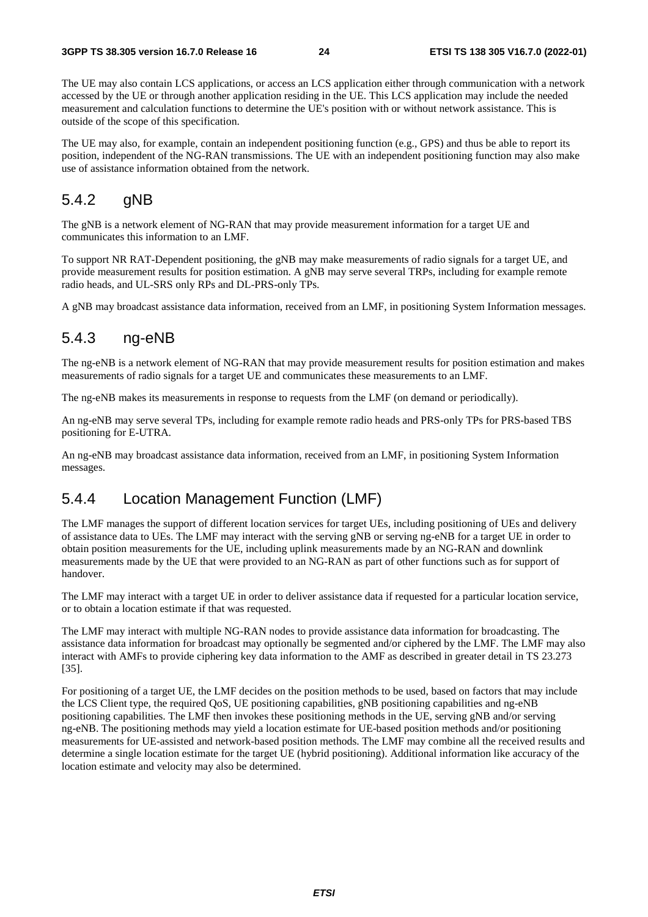The UE may also contain LCS applications, or access an LCS application either through communication with a network accessed by the UE or through another application residing in the UE. This LCS application may include the needed measurement and calculation functions to determine the UE's position with or without network assistance. This is outside of the scope of this specification.

The UE may also, for example, contain an independent positioning function (e.g., GPS) and thus be able to report its position, independent of the NG-RAN transmissions. The UE with an independent positioning function may also make use of assistance information obtained from the network.

### 5.4.2 gNB

The gNB is a network element of NG-RAN that may provide measurement information for a target UE and communicates this information to an LMF.

To support NR RAT-Dependent positioning, the gNB may make measurements of radio signals for a target UE, and provide measurement results for position estimation. A gNB may serve several TRPs, including for example remote radio heads, and UL-SRS only RPs and DL-PRS-only TPs.

A gNB may broadcast assistance data information, received from an LMF, in positioning System Information messages.

### 5.4.3 ng-eNB

The ng-eNB is a network element of NG-RAN that may provide measurement results for position estimation and makes measurements of radio signals for a target UE and communicates these measurements to an LMF.

The ng-eNB makes its measurements in response to requests from the LMF (on demand or periodically).

An ng-eNB may serve several TPs, including for example remote radio heads and PRS-only TPs for PRS-based TBS positioning for E-UTRA.

An ng-eNB may broadcast assistance data information, received from an LMF, in positioning System Information messages.

### 5.4.4 Location Management Function (LMF)

The LMF manages the support of different location services for target UEs, including positioning of UEs and delivery of assistance data to UEs. The LMF may interact with the serving gNB or serving ng-eNB for a target UE in order to obtain position measurements for the UE, including uplink measurements made by an NG-RAN and downlink measurements made by the UE that were provided to an NG-RAN as part of other functions such as for support of handover.

The LMF may interact with a target UE in order to deliver assistance data if requested for a particular location service, or to obtain a location estimate if that was requested.

The LMF may interact with multiple NG-RAN nodes to provide assistance data information for broadcasting. The assistance data information for broadcast may optionally be segmented and/or ciphered by the LMF. The LMF may also interact with AMFs to provide ciphering key data information to the AMF as described in greater detail in TS 23.273 [35].

For positioning of a target UE, the LMF decides on the position methods to be used, based on factors that may include the LCS Client type, the required QoS, UE positioning capabilities, gNB positioning capabilities and ng-eNB positioning capabilities. The LMF then invokes these positioning methods in the UE, serving gNB and/or serving ng-eNB. The positioning methods may yield a location estimate for UE-based position methods and/or positioning measurements for UE-assisted and network-based position methods. The LMF may combine all the received results and determine a single location estimate for the target UE (hybrid positioning). Additional information like accuracy of the location estimate and velocity may also be determined.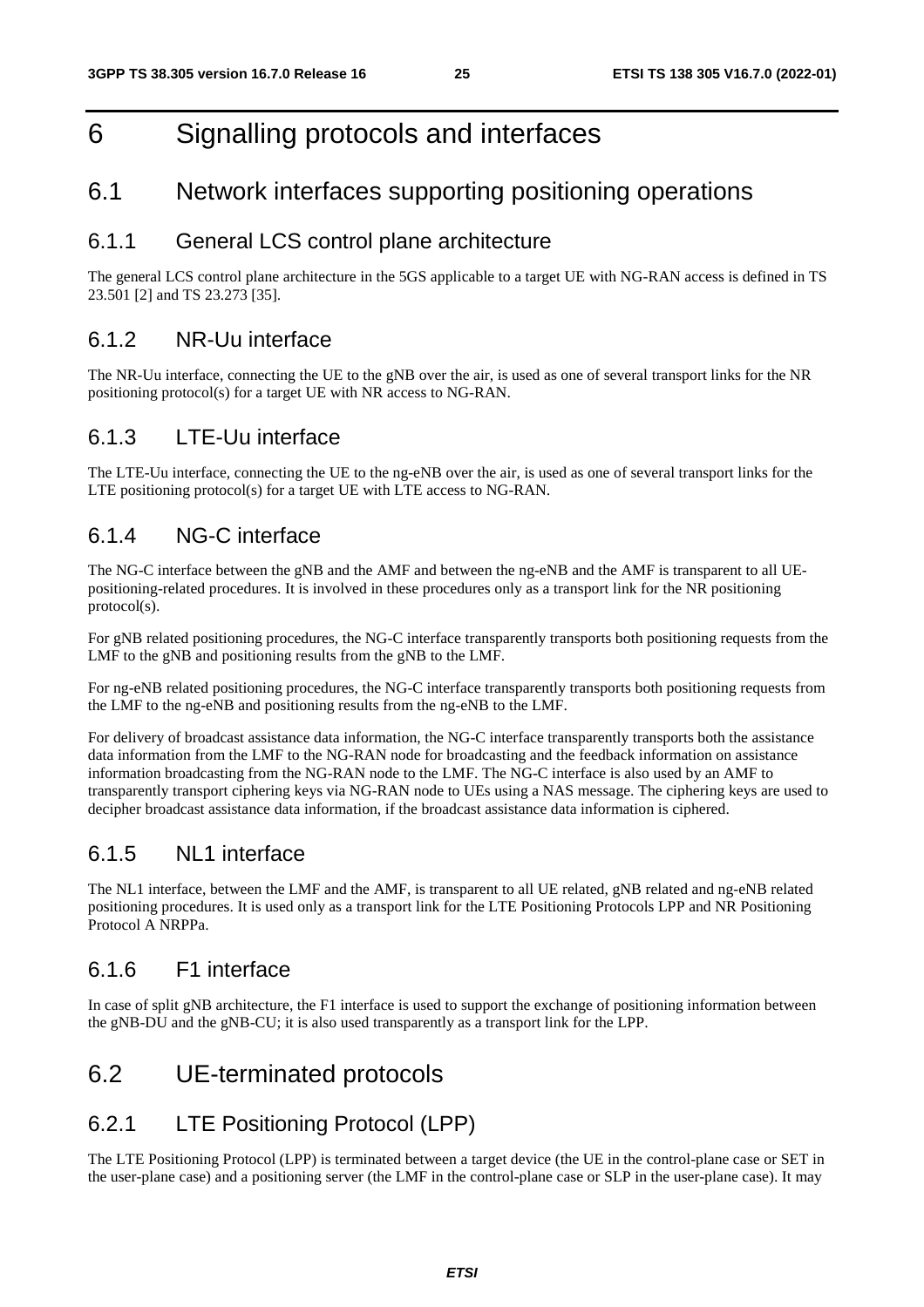# 6 Signalling protocols and interfaces

## 6.1 Network interfaces supporting positioning operations

### 6.1.1 General LCS control plane architecture

The general LCS control plane architecture in the 5GS applicable to a target UE with NG-RAN access is defined in TS 23.501 [2] and TS 23.273 [35].

### 6.1.2 NR-Uu interface

The NR-Uu interface, connecting the UE to the gNB over the air, is used as one of several transport links for the NR positioning protocol(s) for a target UE with NR access to NG-RAN.

### 6.1.3 LTE-Uu interface

The LTE-Uu interface, connecting the UE to the ng-eNB over the air, is used as one of several transport links for the LTE positioning protocol(s) for a target UE with LTE access to NG-RAN.

### 6.1.4 NG-C interface

The NG-C interface between the gNB and the AMF and between the ng-eNB and the AMF is transparent to all UE-positioning-related procedures. It is involved in these procedures only as a transport link for the NR positioning protocol(s).

For gNB related positioning procedures, the NG-C interface transparently transports both positioning requests from the LMF to the gNB and positioning results from the gNB to the LMF.

For ng-eNB related positioning procedures, the NG-C interface transparently transports both positioning requests from the LMF to the ng-eNB and positioning results from the ng-eNB to the LMF.

For delivery of broadcast assistance data information, the NG-C interface transparently transports both the assistance data information from the LMF to the NG-RAN node for broadcasting and the feedback information on assistance information broadcasting from the NG-RAN node to the LMF. The NG-C interface is also used by an AMF to transparently transport ciphering keys via NG-RAN node to UEs using a NAS message. The ciphering keys are used to decipher broadcast assistance data information, if the broadcast assistance data information is ciphered.

### 6.1.5 NL1 interface

The NL1 interface, between the LMF and the AMF, is transparent to all UE related, gNB related and ng-eNB related positioning procedures. It is used only as a transport link for the LTE Positioning Protocols LPP and NR Positioning Protocol A NRPPa.

### 6.1.6 F1 interface

In case of split gNB architecture, the F1 interface is used to support the exchange of positioning information between the gNB-DU and the gNB-CU; it is also used transparently as a transport link for the LPP.

## 6.2 UE-terminated protocols

### 6.2.1 LTE Positioning Protocol (LPP)

The LTE Positioning Protocol (LPP) is terminated between a target device (the UE in the control-plane case or SET in the user-plane case) and a positioning server (the LMF in the control-plane case or SLP in the user-plane case). It may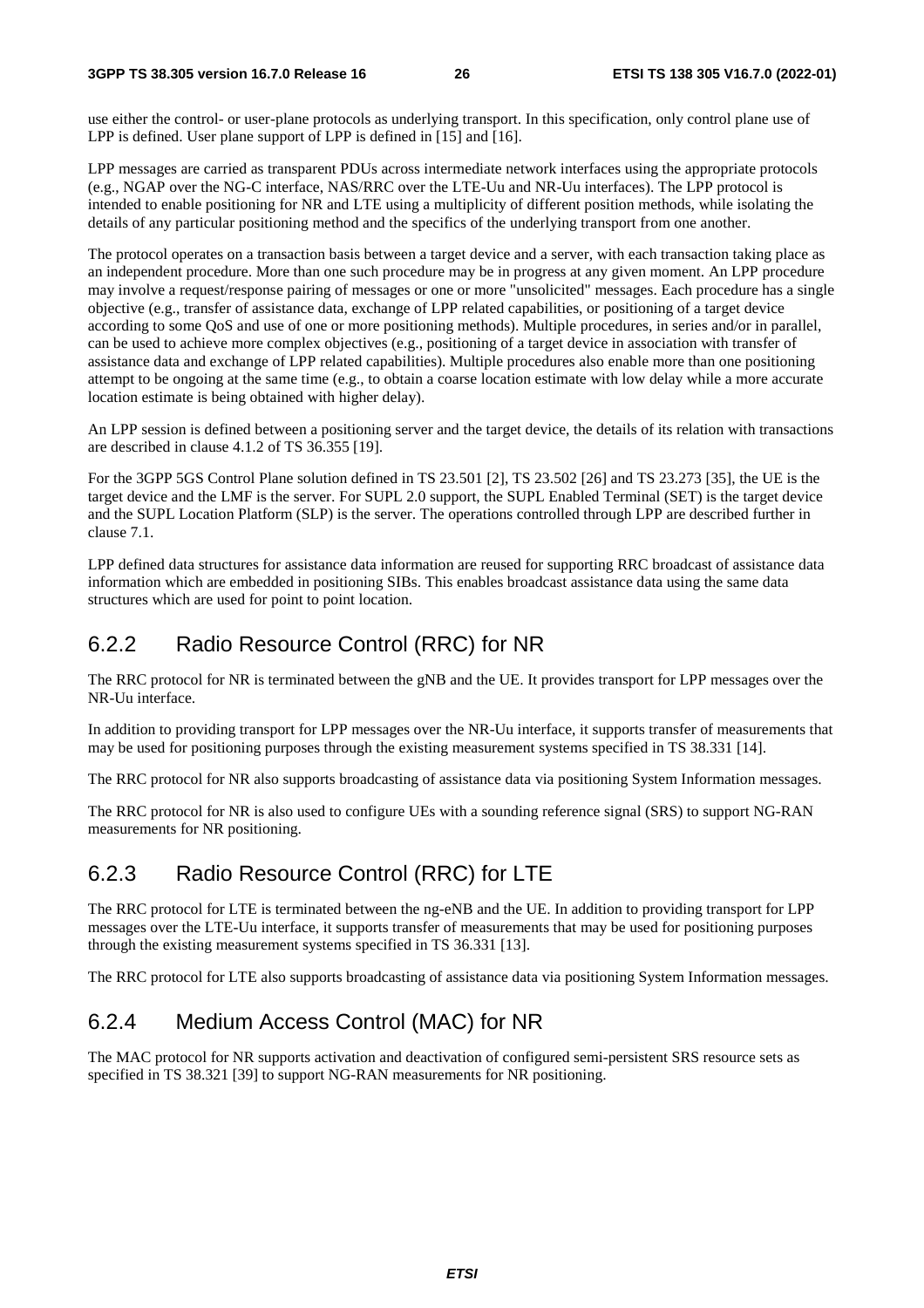use either the control- or user-plane protocols as underlying transport. In this specification, only control plane use of LPP is defined. User plane support of LPP is defined in [15] and [16].

LPP messages are carried as transparent PDUs across intermediate network interfaces using the appropriate protocols (e.g., NGAP over the NG-C interface, NAS/RRC over the LTE-Uu and NR-Uu interfaces). The LPP protocol is intended to enable positioning for NR and LTE using a multiplicity of different position methods, while isolating the details of any particular positioning method and the specifics of the underlying transport from one another.

The protocol operates on a transaction basis between a target device and a server, with each transaction taking place as an independent procedure. More than one such procedure may be in progress at any given moment. An LPP procedure may involve a request/response pairing of messages or one or more "unsolicited" messages. Each procedure has a single objective (e.g., transfer of assistance data, exchange of LPP related capabilities, or positioning of a target device according to some QoS and use of one or more positioning methods). Multiple procedures, in series and/or in parallel, can be used to achieve more complex objectives (e.g., positioning of a target device in association with transfer of assistance data and exchange of LPP related capabilities). Multiple procedures also enable more than one positioning attempt to be ongoing at the same time (e.g., to obtain a coarse location estimate with low delay while a more accurate location estimate is being obtained with higher delay).

An LPP session is defined between a positioning server and the target device, the details of its relation with transactions are described in clause 4.1.2 of TS 36.355 [19].

For the 3GPP 5GS Control Plane solution defined in TS 23.501 [2], TS 23.502 [26] and TS 23.273 [35], the UE is the target device and the LMF is the server. For SUPL 2.0 support, the SUPL Enabled Terminal (SET) is the target device and the SUPL Location Platform (SLP) is the server. The operations controlled through LPP are described further in clause 7.1.

LPP defined data structures for assistance data information are reused for supporting RRC broadcast of assistance data information which are embedded in positioning SIBs. This enables broadcast assistance data using the same data structures which are used for point to point location.

## 6.2.2 Radio Resource Control (RRC) for NR

The RRC protocol for NR is terminated between the gNB and the UE. It provides transport for LPP messages over the NR-Uu interface.

In addition to providing transport for LPP messages over the NR-Uu interface, it supports transfer of measurements that may be used for positioning purposes through the existing measurement systems specified in TS 38.331 [14].

The RRC protocol for NR also supports broadcasting of assistance data via positioning System Information messages.

The RRC protocol for NR is also used to configure UEs with a sounding reference signal (SRS) to support NG-RAN measurements for NR positioning.

## 6.2.3 Radio Resource Control (RRC) for LTE

The RRC protocol for LTE is terminated between the ng-eNB and the UE. In addition to providing transport for LPP messages over the LTE-Uu interface, it supports transfer of measurements that may be used for positioning purposes through the existing measurement systems specified in TS 36.331 [13].

The RRC protocol for LTE also supports broadcasting of assistance data via positioning System Information messages.

## 6.2.4 Medium Access Control (MAC) for NR

The MAC protocol for NR supports activation and deactivation of configured semi-persistent SRS resource sets as specified in TS 38.321 [39] to support NG-RAN measurements for NR positioning.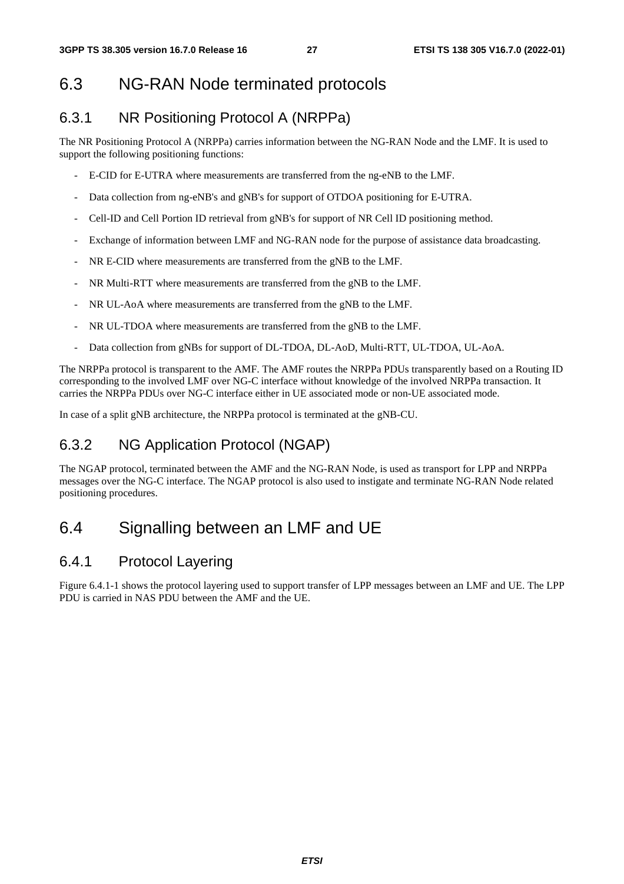## 6.3 NG-RAN Node terminated protocols

### 6.3.1 NR Positioning Protocol A (NRPPa)

The NR Positioning Protocol A (NRPPa) carries information between the NG-RAN Node and the LMF. It is used to support the following positioning functions:

- E-CID for E-UTRA where measurements are transferred from the ng-eNB to the LMF.
- Data collection from ng-eNB's and gNB's for support of OTDOA positioning for E-UTRA.
- Cell-ID and Cell Portion ID retrieval from gNB's for support of NR Cell ID positioning method.
- Exchange of information between LMF and NG-RAN node for the purpose of assistance data broadcasting.
- NR E-CID where measurements are transferred from the gNB to the LMF.
- NR Multi-RTT where measurements are transferred from the gNB to the LMF.
- NR UL-AoA where measurements are transferred from the gNB to the LMF.
- NR UL-TDOA where measurements are transferred from the gNB to the LMF.
- Data collection from gNBs for support of DL-TDOA, DL-AoD, Multi-RTT, UL-TDOA, UL-AoA.

The NRPPa protocol is transparent to the AMF. The AMF routes the NRPPa PDUs transparently based on a Routing ID corresponding to the involved LMF over NG-C interface without knowledge of the involved NRPPa transaction. It carries the NRPPa PDUs over NG-C interface either in UE associated mode or non-UE associated mode.

In case of a split gNB architecture, the NRPPa protocol is terminated at the gNB-CU.

### 6.3.2 NG Application Protocol (NGAP)

The NGAP protocol, terminated between the AMF and the NG-RAN Node, is used as transport for LPP and NRPPa messages over the NG-C interface. The NGAP protocol is also used to instigate and terminate NG-RAN Node related positioning procedures.

## 6.4 Signalling between an LMF and UE

### 6.4.1 Protocol Layering

Figure 6.4.1-1 shows the protocol layering used to support transfer of LPP messages between an LMF and UE. The LPP PDU is carried in NAS PDU between the AMF and the UE.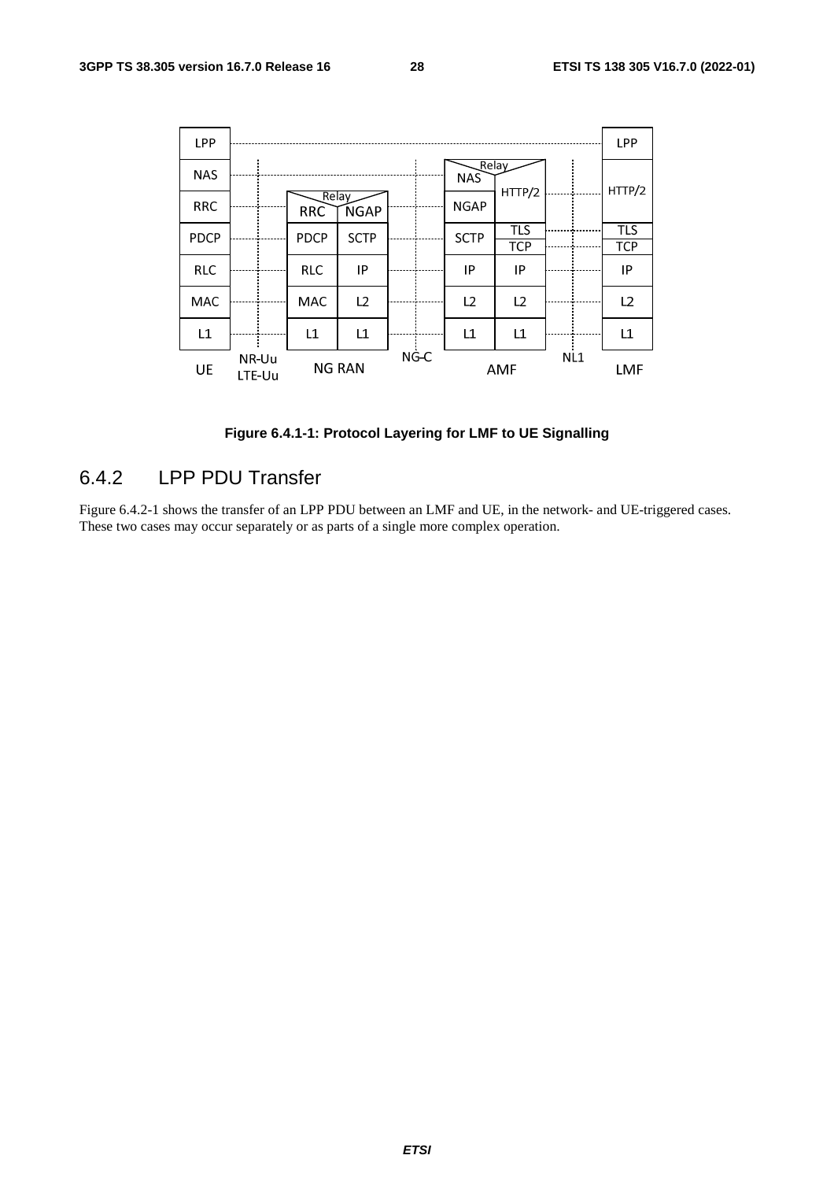**Figure 6.4.1-1: Protocol Layering for LMF to UE Signalling**

### 6.4.2 LPP PDU Transfer

Figure 6.4.2-1 shows the transfer of an LPP PDU between an LMF and UE, in the network- and UE-triggered cases. These two cases may occur separately or as parts of a single more complex operation.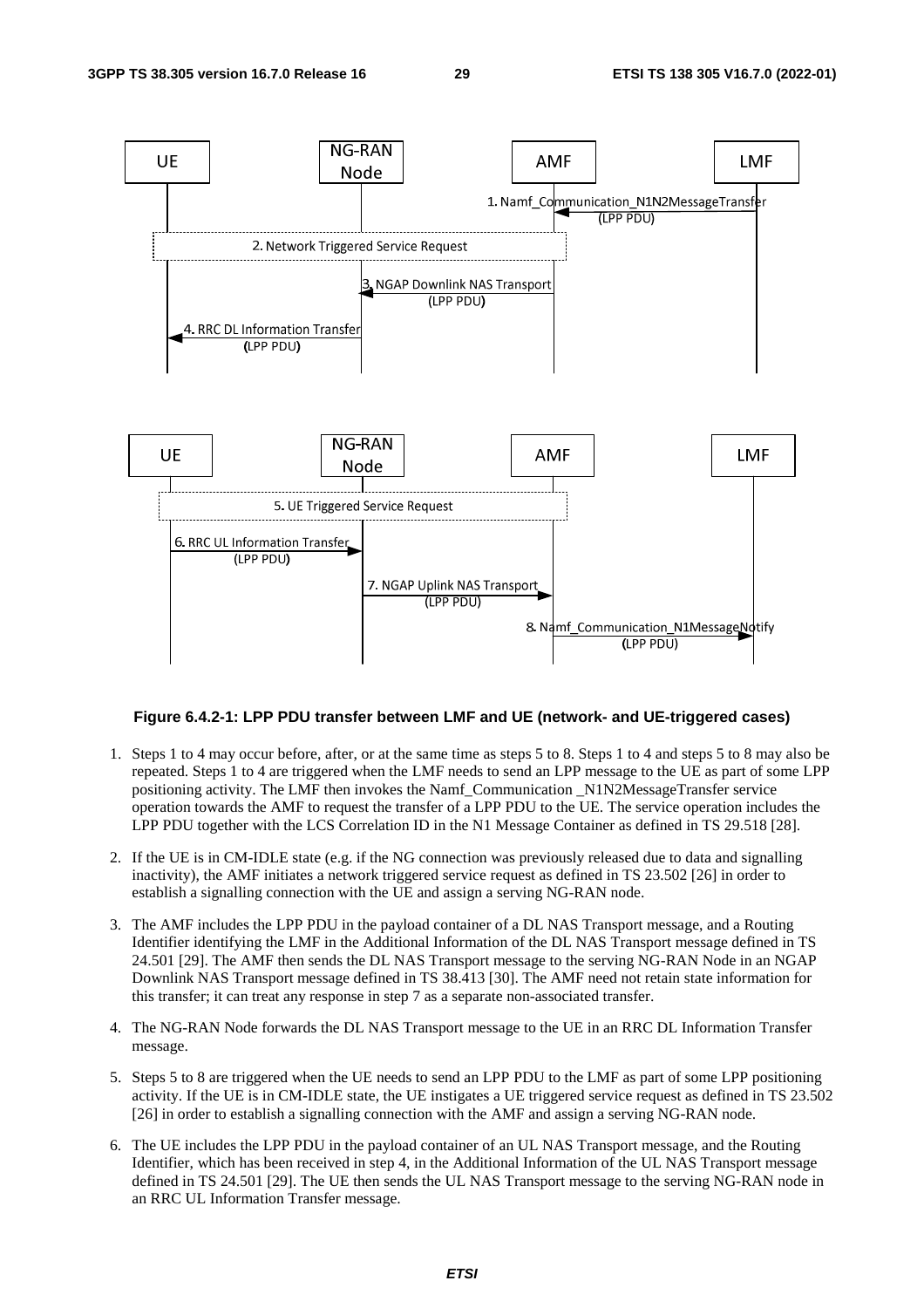Figure 6.4.2-1: LPP PDU transfer between LMF and UE (network- and UE-triggered cases)

1. Steps 1 to 4 may occur before, after, or at the same time as steps 5 to 8. Steps 1 to 4 and steps 5 to 8 may also be repeated. Steps 1 to 4 are triggered when the LMF needs to send an LPP message to the UE as part of some LPP positioning activity. The LMF then invokes the Namf_Communication _N1N2MessageTransfer service operation towards the AMF to request the transfer of a LPP PDU to the UE. The service operation includes the LPP PDU together with the LCS Correlation ID in the N1 Message Container as defined in TS 29.518 [28].

2. If the UE is in CM-IDLE state (e.g. if the NG connection was previously released due to data and signalling inactivity), the AMF initiates a network triggered service request as defined in TS 23.502 [26] in order to establish a signalling connection with the UE and assign a serving NG-RAN node.

3. The AMF includes the LPP PDU in the payload container of a DL NAS Transport message, and a Routing Identifier identifying the LMF in the Additional Information of the DL NAS Transport message defined in TS 24.501 [29]. The AMF then sends the DL NAS Transport message to the serving NG-RAN Node in an NGAP Downlink NAS Transport message defined in TS 38.413 [30]. The AMF need not retain state information for this transfer; it can treat any response in step 7 as a separate non-associated transfer.

4. The NG-RAN Node forwards the DL NAS Transport message to the UE in an RRC DL Information Transfer message.

5. Steps 5 to 8 are triggered when the UE needs to send an LPP PDU to the LMF as part of some LPP positioning activity. If the UE is in CM-IDLE state, the UE instigates a UE triggered service request as defined in TS 23.502 [26] in order to establish a signalling connection with the AMF and assign a serving NG-RAN node.

6. The UE includes the LPP PDU in the payload container of an UL NAS Transport message, and the Routing Identifier, which has been received in step 4, in the Additional Information of the UL NAS Transport message defined in TS 24.501 [29]. The UE then sends the UL NAS Transport message to the serving NG-RAN node in an RRC UL Information Transfer message.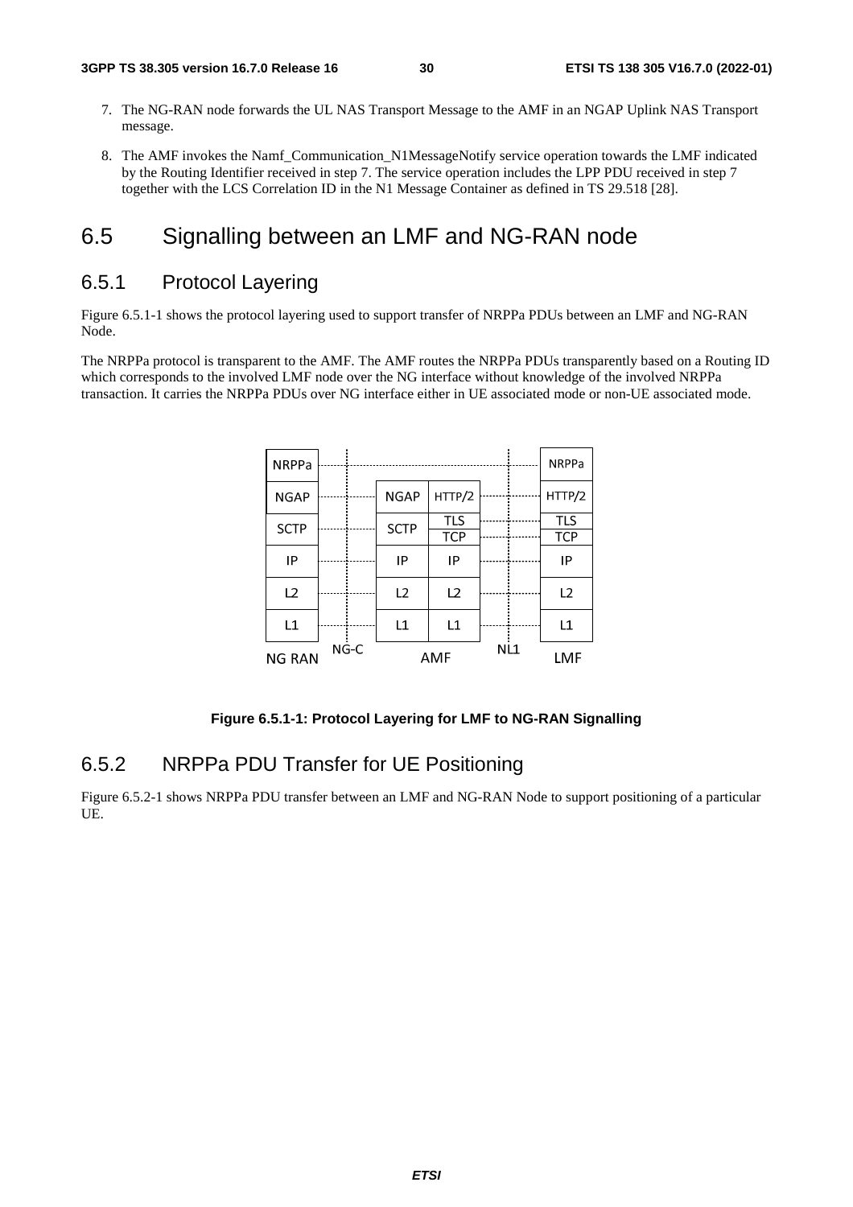7. The NG-RAN node forwards the UL NAS Transport Message to the AMF in an NGAP Uplink NAS Transport message.

8. The AMF invokes the Namf_Communication_N1MessageNotify service operation towards the LMF indicated by the Routing Identifier received in step 7. The service operation includes the LPP PDU received in step 7 together with the LCS Correlation ID in the N1 Message Container as defined in TS 29.518 [28].

# 6.5 Signalling between an LMF and NG-RAN node

## 6.5.1 Protocol Layering

Figure 6.5.1-1 shows the protocol layering used to support transfer of NRPPa PDUs between an LMF and NG-RAN Node.

The NRPPa protocol is transparent to the AMF. The AMF routes the NRPPa PDUs transparently based on a Routing ID which corresponds to the involved LMF node over the NG interface without knowledge of the involved NRPPa transaction. It carries the NRPPa PDUs over NG interface either in UE associated mode or non-UE associated mode.

| NG RAN | NG-C | AMF | | NL1 | LMF |
| --- | --- | --- | --- | --- | --- |
| NRPPa | | | | | NRPPa |
| NGAP | | NGAP | HTTP/2 | | HTTP/2 |
| SCTP | | SCTP | TLS / TCP | | TLS / TCP |
| IP | | IP | IP | | IP |
| L2 | | L2 | L2 | | L2 |
| L1 | | L1 | L1 | | L1 |

**Figure 6.5.1-1: Protocol Layering for LMF to NG-RAN Signalling**

## 6.5.2 NRPPa PDU Transfer for UE Positioning

Figure 6.5.2-1 shows NRPPa PDU transfer between an LMF and NG-RAN Node to support positioning of a particular UE.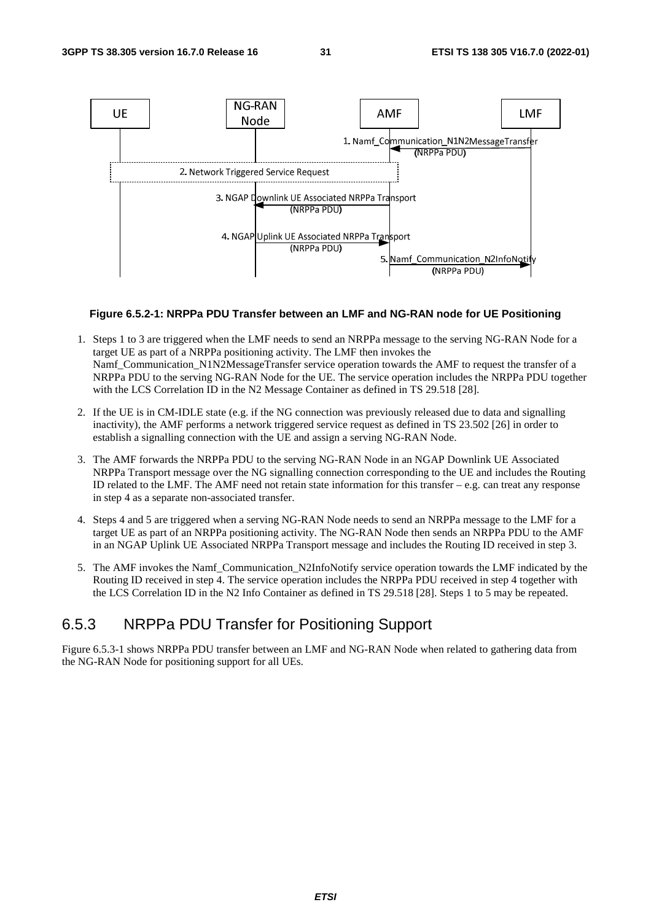**Figure 6.5.2-1: NRPPa PDU Transfer between an LMF and NG-RAN node for UE Positioning**

1. Steps 1 to 3 are triggered when the LMF needs to send an NRPPa message to the serving NG-RAN Node for a target UE as part of a NRPPa positioning activity. The LMF then invokes the Namf_Communication_N1N2MessageTransfer service operation towards the AMF to request the transfer of a NRPPa PDU to the serving NG-RAN Node for the UE. The service operation includes the NRPPa PDU together with the LCS Correlation ID in the N2 Message Container as defined in TS 29.518 [28].

2. If the UE is in CM-IDLE state (e.g. if the NG connection was previously released due to data and signalling inactivity), the AMF performs a network triggered service request as defined in TS 23.502 [26] in order to establish a signalling connection with the UE and assign a serving NG-RAN Node.

3. The AMF forwards the NRPPa PDU to the serving NG-RAN Node in an NGAP Downlink UE Associated NRPPa Transport message over the NG signalling connection corresponding to the UE and includes the Routing ID related to the LMF. The AMF need not retain state information for this transfer – e.g. can treat any response in step 4 as a separate non-associated transfer.

4. Steps 4 and 5 are triggered when a serving NG-RAN Node needs to send an NRPPa message to the LMF for a target UE as part of an NRPPa positioning activity. The NG-RAN Node then sends an NRPPa PDU to the AMF in an NGAP Uplink UE Associated NRPPa Transport message and includes the Routing ID received in step 3.

5. The AMF invokes the Namf_Communication_N2InfoNotify service operation towards the LMF indicated by the Routing ID received in step 4. The service operation includes the NRPPa PDU received in step 4 together with the LCS Correlation ID in the N2 Info Container as defined in TS 29.518 [28]. Steps 1 to 5 may be repeated.

## 6.5.3 NRPPa PDU Transfer for Positioning Support

Figure 6.5.3-1 shows NRPPa PDU transfer between an LMF and NG-RAN Node when related to gathering data from the NG-RAN Node for positioning support for all UEs.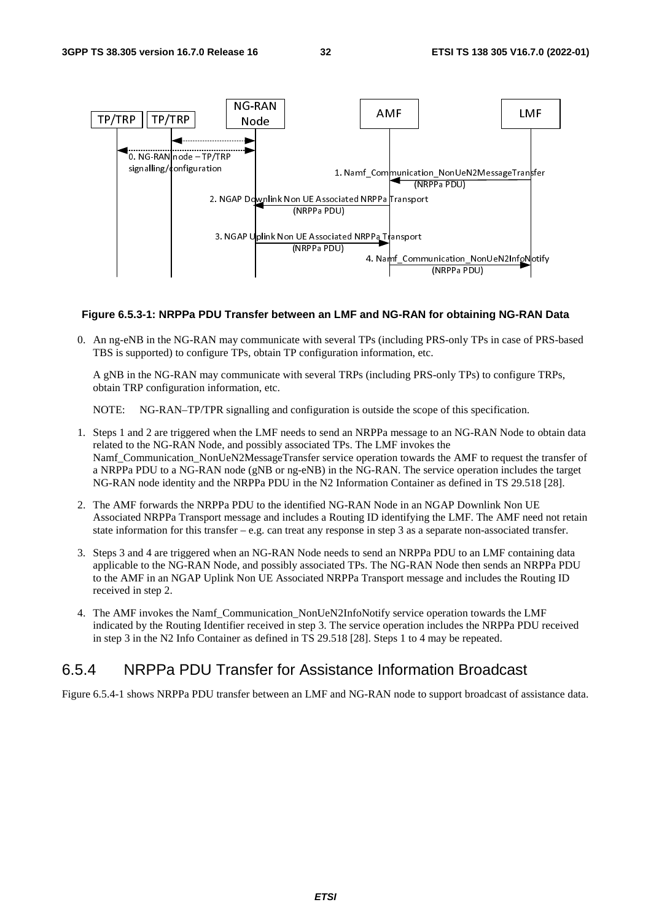**Figure 6.5.3-1: NRPPa PDU Transfer between an LMF and NG-RAN for obtaining NG-RAN Data**

0. An ng-eNB in the NG-RAN may communicate with several TPs (including PRS-only TPs in case of PRS-based TBS is supported) to configure TPs, obtain TP configuration information, etc.

   A gNB in the NG-RAN may communicate with several TRPs (including PRS-only TPs) to configure TRPs, obtain TRP configuration information, etc.

   NOTE: NG-RAN–TP/TPR signalling and configuration is outside the scope of this specification.

1. Steps 1 and 2 are triggered when the LMF needs to send an NRPPa message to an NG-RAN Node to obtain data related to the NG-RAN Node, and possibly associated TPs. The LMF invokes the Namf_Communication_NonUeN2MessageTransfer service operation towards the AMF to request the transfer of a NRPPa PDU to a NG-RAN node (gNB or ng-eNB) in the NG-RAN. The service operation includes the target NG-RAN node identity and the NRPPa PDU in the N2 Information Container as defined in TS 29.518 [28].

2. The AMF forwards the NRPPa PDU to the identified NG-RAN Node in an NGAP Downlink Non UE Associated NRPPa Transport message and includes a Routing ID identifying the LMF. The AMF need not retain state information for this transfer – e.g. can treat any response in step 3 as a separate non-associated transfer.

3. Steps 3 and 4 are triggered when an NG-RAN Node needs to send an NRPPa PDU to an LMF containing data applicable to the NG-RAN Node, and possibly associated TPs. The NG-RAN Node then sends an NRPPa PDU to the AMF in an NGAP Uplink Non UE Associated NRPPa Transport message and includes the Routing ID received in step 2.

4. The AMF invokes the Namf_Communication_NonUeN2InfoNotify service operation towards the LMF indicated by the Routing Identifier received in step 3. The service operation includes the NRPPa PDU received in step 3 in the N2 Info Container as defined in TS 29.518 [28]. Steps 1 to 4 may be repeated.

### 6.5.4 NRPPa PDU Transfer for Assistance Information Broadcast

Figure 6.5.4-1 shows NRPPa PDU transfer between an LMF and NG-RAN node to support broadcast of assistance data.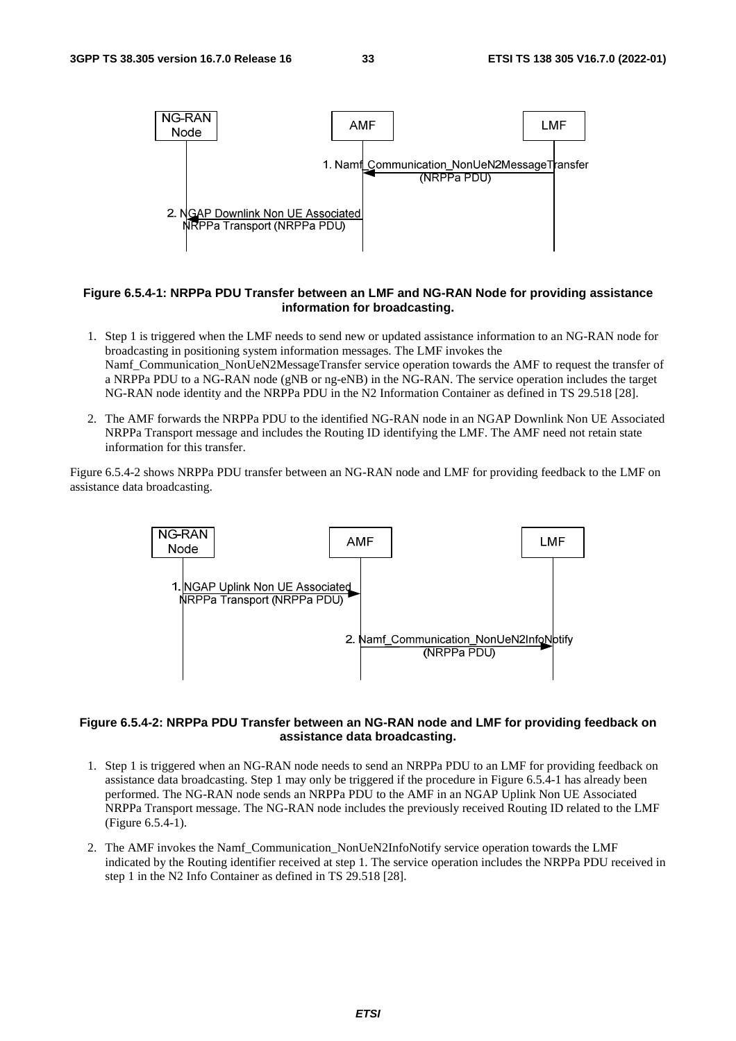**Figure 6.5.4-1: NRPPa PDU Transfer between an LMF and NG-RAN Node for providing assistance information for broadcasting.**

1. Step 1 is triggered when the LMF needs to send new or updated assistance information to an NG-RAN node for broadcasting in positioning system information messages. The LMF invokes the Namf_Communication_NonUeN2MessageTransfer service operation towards the AMF to request the transfer of a NRPPa PDU to a NG-RAN node (gNB or ng-eNB) in the NG-RAN. The service operation includes the target NG-RAN node identity and the NRPPa PDU in the N2 Information Container as defined in TS 29.518 [28].

2. The AMF forwards the NRPPa PDU to the identified NG-RAN node in an NGAP Downlink Non UE Associated NRPPa Transport message and includes the Routing ID identifying the LMF. The AMF need not retain state information for this transfer.

Figure 6.5.4-2 shows NRPPa PDU transfer between an NG-RAN node and LMF for providing feedback to the LMF on assistance data broadcasting.

**Figure 6.5.4-2: NRPPa PDU Transfer between an NG-RAN node and LMF for providing feedback on assistance data broadcasting.**

1. Step 1 is triggered when an NG-RAN node needs to send an NRPPa PDU to an LMF for providing feedback on assistance data broadcasting. Step 1 may only be triggered if the procedure in Figure 6.5.4-1 has already been performed. The NG-RAN node sends an NRPPa PDU to the AMF in an NGAP Uplink Non UE Associated NRPPa Transport message. The NG-RAN node includes the previously received Routing ID related to the LMF (Figure 6.5.4-1).

2. The AMF invokes the Namf_Communication_NonUeN2InfoNotify service operation towards the LMF indicated by the Routing identifier received at step 1. The service operation includes the NRPPa PDU received in step 1 in the N2 Info Container as defined in TS 29.518 [28].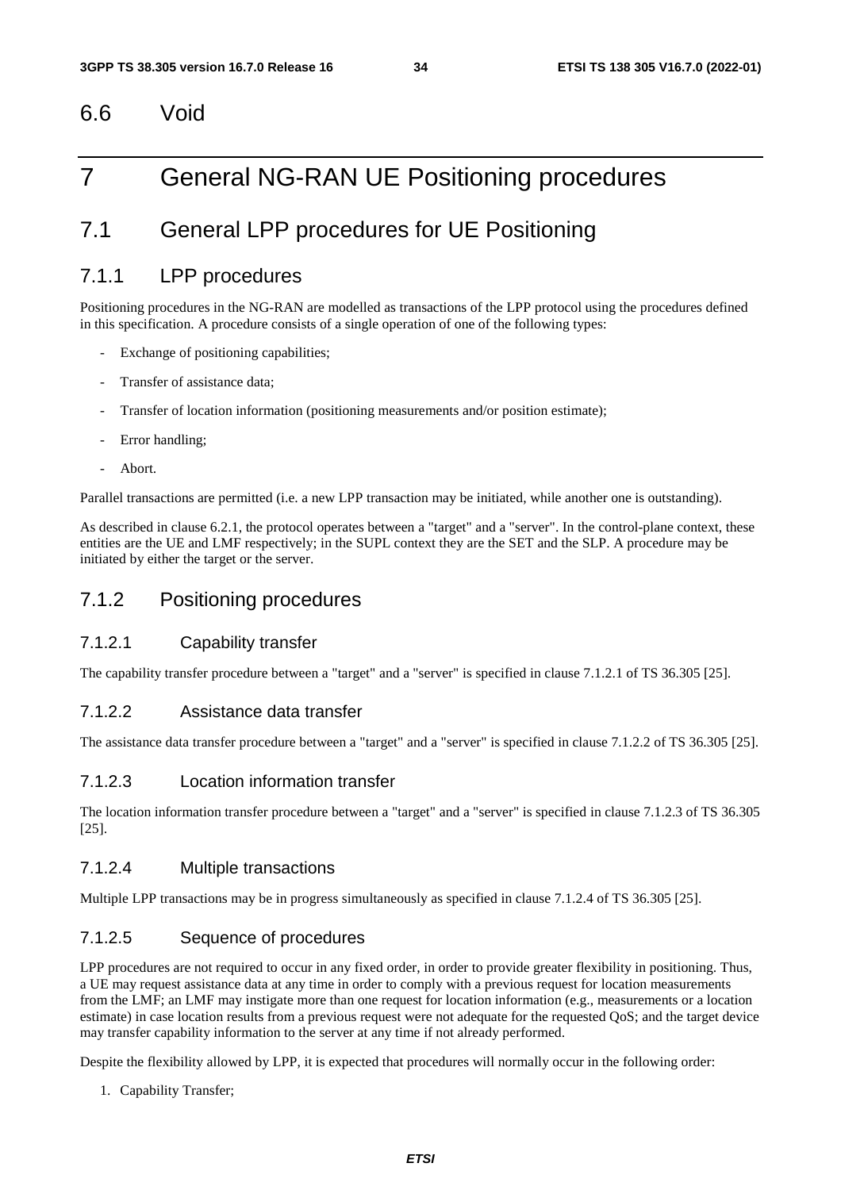## 6.6 Void

# 7 General NG-RAN UE Positioning procedures

## 7.1 General LPP procedures for UE Positioning

### 7.1.1 LPP procedures

Positioning procedures in the NG-RAN are modelled as transactions of the LPP protocol using the procedures defined in this specification. A procedure consists of a single operation of one of the following types:

- Exchange of positioning capabilities;
- Transfer of assistance data;
- Transfer of location information (positioning measurements and/or position estimate);
- Error handling;
- Abort.

Parallel transactions are permitted (i.e. a new LPP transaction may be initiated, while another one is outstanding).

As described in clause 6.2.1, the protocol operates between a "target" and a "server". In the control-plane context, these entities are the UE and LMF respectively; in the SUPL context they are the SET and the SLP. A procedure may be initiated by either the target or the server.

### 7.1.2 Positioning procedures

#### 7.1.2.1 Capability transfer

The capability transfer procedure between a "target" and a "server" is specified in clause 7.1.2.1 of TS 36.305 [25].

#### 7.1.2.2 Assistance data transfer

The assistance data transfer procedure between a "target" and a "server" is specified in clause 7.1.2.2 of TS 36.305 [25].

#### 7.1.2.3 Location information transfer

The location information transfer procedure between a "target" and a "server" is specified in clause 7.1.2.3 of TS 36.305 [25].

#### 7.1.2.4 Multiple transactions

Multiple LPP transactions may be in progress simultaneously as specified in clause 7.1.2.4 of TS 36.305 [25].

#### 7.1.2.5 Sequence of procedures

LPP procedures are not required to occur in any fixed order, in order to provide greater flexibility in positioning. Thus, a UE may request assistance data at any time in order to comply with a previous request for location measurements from the LMF; an LMF may instigate more than one request for location information (e.g., measurements or a location estimate) in case location results from a previous request were not adequate for the requested QoS; and the target device may transfer capability information to the server at any time if not already performed.

Despite the flexibility allowed by LPP, it is expected that procedures will normally occur in the following order:

1. Capability Transfer;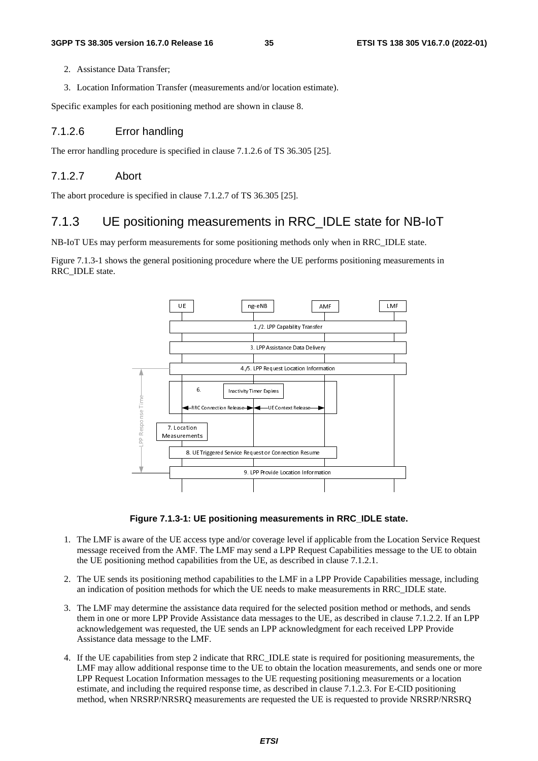2. Assistance Data Transfer;
3. Location Information Transfer (measurements and/or location estimate).

Specific examples for each positioning method are shown in clause 8.

#### 7.1.2.6 Error handling

The error handling procedure is specified in clause 7.1.2.6 of TS 36.305 [25].

#### 7.1.2.7 Abort

The abort procedure is specified in clause 7.1.2.7 of TS 36.305 [25].

### 7.1.3 UE positioning measurements in RRC_IDLE state for NB-IoT

NB-IoT UEs may perform measurements for some positioning methods only when in RRC_IDLE state.

Figure 7.1.3-1 shows the general positioning procedure where the UE performs positioning measurements in RRC_IDLE state.

**Figure 7.1.3-1: UE positioning measurements in RRC_IDLE state.**

1. The LMF is aware of the UE access type and/or coverage level if applicable from the Location Service Request message received from the AMF. The LMF may send a LPP Request Capabilities message to the UE to obtain the UE positioning method capabilities from the UE, as described in clause 7.1.2.1.
2. The UE sends its positioning method capabilities to the LMF in a LPP Provide Capabilities message, including an indication of position methods for which the UE needs to make measurements in RRC_IDLE state.
3. The LMF may determine the assistance data required for the selected position method or methods, and sends them in one or more LPP Provide Assistance data messages to the UE, as described in clause 7.1.2.2. If an LPP acknowledgement was requested, the UE sends an LPP acknowledgment for each received LPP Provide Assistance data message to the LMF.
4. If the UE capabilities from step 2 indicate that RRC_IDLE state is required for positioning measurements, the LMF may allow additional response time to the UE to obtain the location measurements, and sends one or more LPP Request Location Information messages to the UE requesting positioning measurements or a location estimate, and including the required response time, as described in clause 7.1.2.3. For E-CID positioning method, when NRSRP/NRSRQ measurements are requested the UE is requested to provide NRSRP/NRSRQ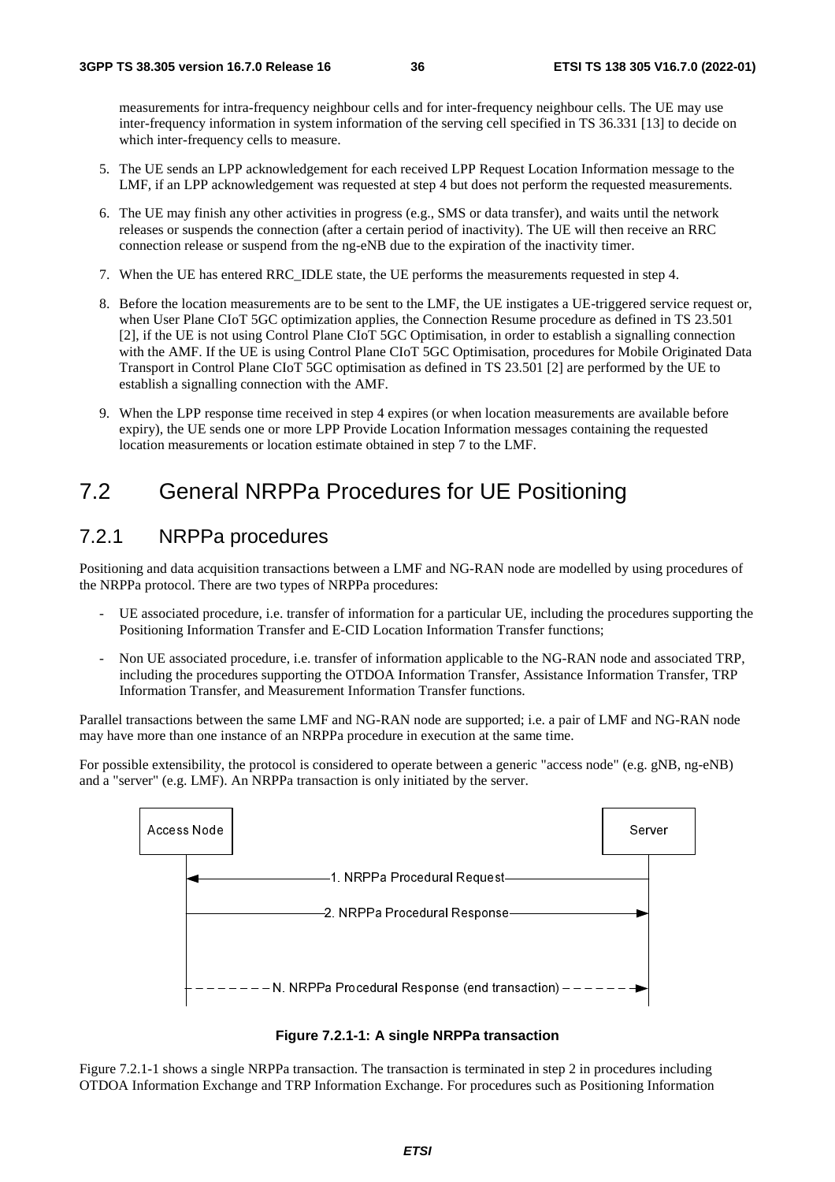measurements for intra-frequency neighbour cells and for inter-frequency neighbour cells. The UE may use inter-frequency information in system information of the serving cell specified in TS 36.331 [13] to decide on which inter-frequency cells to measure.

5. The UE sends an LPP acknowledgement for each received LPP Request Location Information message to the LMF, if an LPP acknowledgement was requested at step 4 but does not perform the requested measurements.

6. The UE may finish any other activities in progress (e.g., SMS or data transfer), and waits until the network releases or suspends the connection (after a certain period of inactivity). The UE will then receive an RRC connection release or suspend from the ng-eNB due to the expiration of the inactivity timer.

7. When the UE has entered RRC_IDLE state, the UE performs the measurements requested in step 4.

8. Before the location measurements are to be sent to the LMF, the UE instigates a UE-triggered service request or, when User Plane CIoT 5GC optimization applies, the Connection Resume procedure as defined in TS 23.501 [2], if the UE is not using Control Plane CIoT 5GC Optimisation, in order to establish a signalling connection with the AMF. If the UE is using Control Plane CIoT 5GC Optimisation, procedures for Mobile Originated Data Transport in Control Plane CIoT 5GC optimisation as defined in TS 23.501 [2] are performed by the UE to establish a signalling connection with the AMF.

9. When the LPP response time received in step 4 expires (or when location measurements are available before expiry), the UE sends one or more LPP Provide Location Information messages containing the requested location measurements or location estimate obtained in step 7 to the LMF.

## 7.2 General NRPPa Procedures for UE Positioning

### 7.2.1 NRPPa procedures

Positioning and data acquisition transactions between a LMF and NG-RAN node are modelled by using procedures of the NRPPa protocol. There are two types of NRPPa procedures:

- UE associated procedure, i.e. transfer of information for a particular UE, including the procedures supporting the Positioning Information Transfer and E-CID Location Information Transfer functions;
- Non UE associated procedure, i.e. transfer of information applicable to the NG-RAN node and associated TRP, including the procedures supporting the OTDOA Information Transfer, Assistance Information Transfer, TRP Information Transfer, and Measurement Information Transfer functions.

Parallel transactions between the same LMF and NG-RAN node are supported; i.e. a pair of LMF and NG-RAN node may have more than one instance of an NRPPa procedure in execution at the same time.

For possible extensibility, the protocol is considered to operate between a generic "access node" (e.g. gNB, ng-eNB) and a "server" (e.g. LMF). An NRPPa transaction is only initiated by the server.

```
Access Node                                                    Server
     |                                                            |
     |<---------------1. NRPPa Procedural Request-----------------|
     |                                                            |
     |----------------2. NRPPa Procedural Response--------------->|
     |                                                            |
     |- - - - N. NRPPa Procedural Response (end transaction) - - >|
```

**Figure 7.2.1-1: A single NRPPa transaction**

Figure 7.2.1-1 shows a single NRPPa transaction. The transaction is terminated in step 2 in procedures including OTDOA Information Exchange and TRP Information Exchange. For procedures such as Positioning Information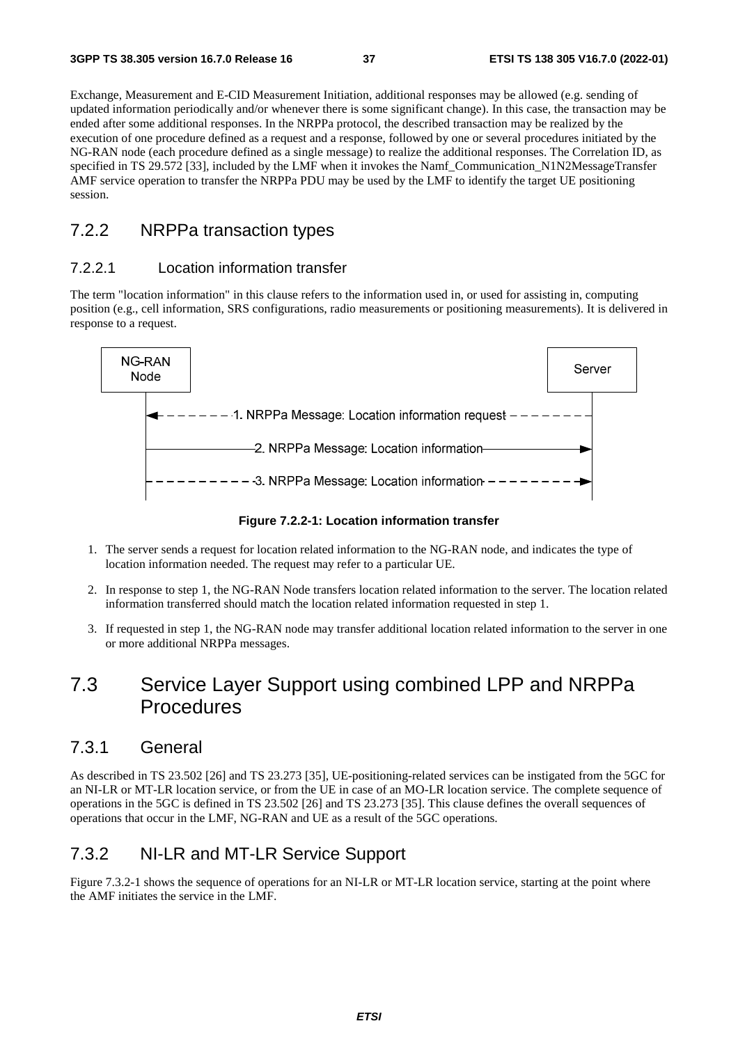Exchange, Measurement and E-CID Measurement Initiation, additional responses may be allowed (e.g. sending of updated information periodically and/or whenever there is some significant change). In this case, the transaction may be ended after some additional responses. In the NRPPa protocol, the described transaction may be realized by the execution of one procedure defined as a request and a response, followed by one or several procedures initiated by the NG-RAN node (each procedure defined as a single message) to realize the additional responses. The Correlation ID, as specified in TS 29.572 [33], included by the LMF when it invokes the Namf_Communication_N1N2MessageTransfer AMF service operation to transfer the NRPPa PDU may be used by the LMF to identify the target UE positioning session.

## 7.2.2 NRPPa transaction types

### 7.2.2.1 Location information transfer

The term "location information" in this clause refers to the information used in, or used for assisting in, computing position (e.g., cell information, SRS configurations, radio measurements or positioning measurements). It is delivered in response to a request.

```
NG-RAN Node                                                      Server
    |<- - - - - 1. NRPPa Message: Location information request - - - -|
    |---------- 2. NRPPa Message: Location information --------------->|
    |- - - - - - 3. NRPPa Message: Location information - - - - - - ->|
```

**Figure 7.2.2-1: Location information transfer**

1. The server sends a request for location related information to the NG-RAN node, and indicates the type of location information needed. The request may refer to a particular UE.

2. In response to step 1, the NG-RAN Node transfers location related information to the server. The location related information transferred should match the location related information requested in step 1.

3. If requested in step 1, the NG-RAN node may transfer additional location related information to the server in one or more additional NRPPa messages.

## 7.3 Service Layer Support using combined LPP and NRPPa Procedures

### 7.3.1 General

As described in TS 23.502 [26] and TS 23.273 [35], UE-positioning-related services can be instigated from the 5GC for an NI-LR or MT-LR location service, or from the UE in case of an MO-LR location service. The complete sequence of operations in the 5GC is defined in TS 23.502 [26] and TS 23.273 [35]. This clause defines the overall sequences of operations that occur in the LMF, NG-RAN and UE as a result of the 5GC operations.

### 7.3.2 NI-LR and MT-LR Service Support

Figure 7.3.2-1 shows the sequence of operations for an NI-LR or MT-LR location service, starting at the point where the AMF initiates the service in the LMF.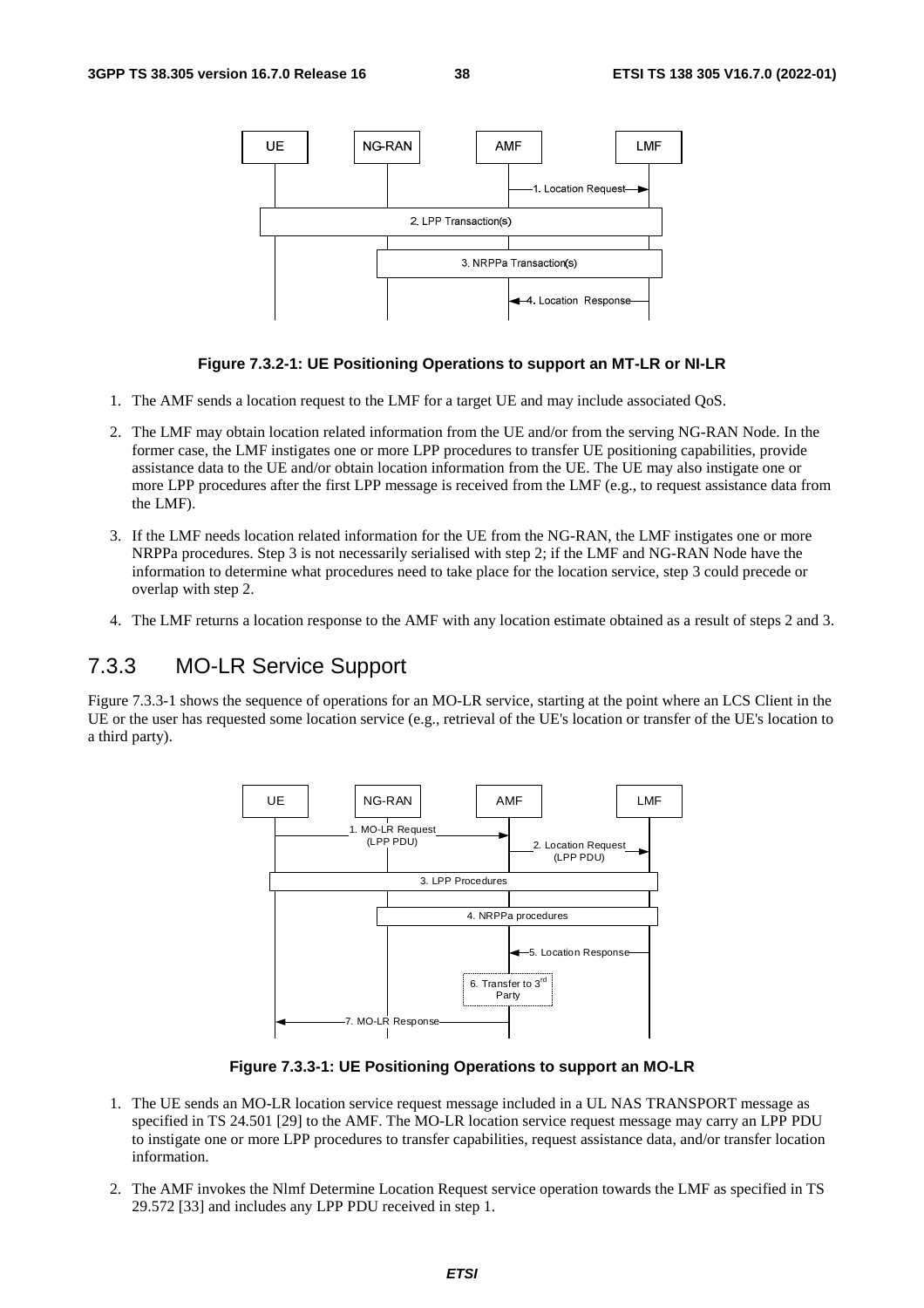**Figure 7.3.2-1: UE Positioning Operations to support an MT-LR or NI-LR**

1. The AMF sends a location request to the LMF for a target UE and may include associated QoS.

2. The LMF may obtain location related information from the UE and/or from the serving NG-RAN Node. In the former case, the LMF instigates one or more LPP procedures to transfer UE positioning capabilities, provide assistance data to the UE and/or obtain location information from the UE. The UE may also instigate one or more LPP procedures after the first LPP message is received from the LMF (e.g., to request assistance data from the LMF).

3. If the LMF needs location related information for the UE from the NG-RAN, the LMF instigates one or more NRPPa procedures. Step 3 is not necessarily serialised with step 2; if the LMF and NG-RAN Node have the information to determine what procedures need to take place for the location service, step 3 could precede or overlap with step 2.

4. The LMF returns a location response to the AMF with any location estimate obtained as a result of steps 2 and 3.

### 7.3.3 MO-LR Service Support

Figure 7.3.3-1 shows the sequence of operations for an MO-LR service, starting at the point where an LCS Client in the UE or the user has requested some location service (e.g., retrieval of the UE's location or transfer of the UE's location to a third party).

**Figure 7.3.3-1: UE Positioning Operations to support an MO-LR**

1. The UE sends an MO-LR location service request message included in a UL NAS TRANSPORT message as specified in TS 24.501 [29] to the AMF. The MO-LR location service request message may carry an LPP PDU to instigate one or more LPP procedures to transfer capabilities, request assistance data, and/or transfer location information.

2. The AMF invokes the Nlmf Determine Location Request service operation towards the LMF as specified in TS 29.572 [33] and includes any LPP PDU received in step 1.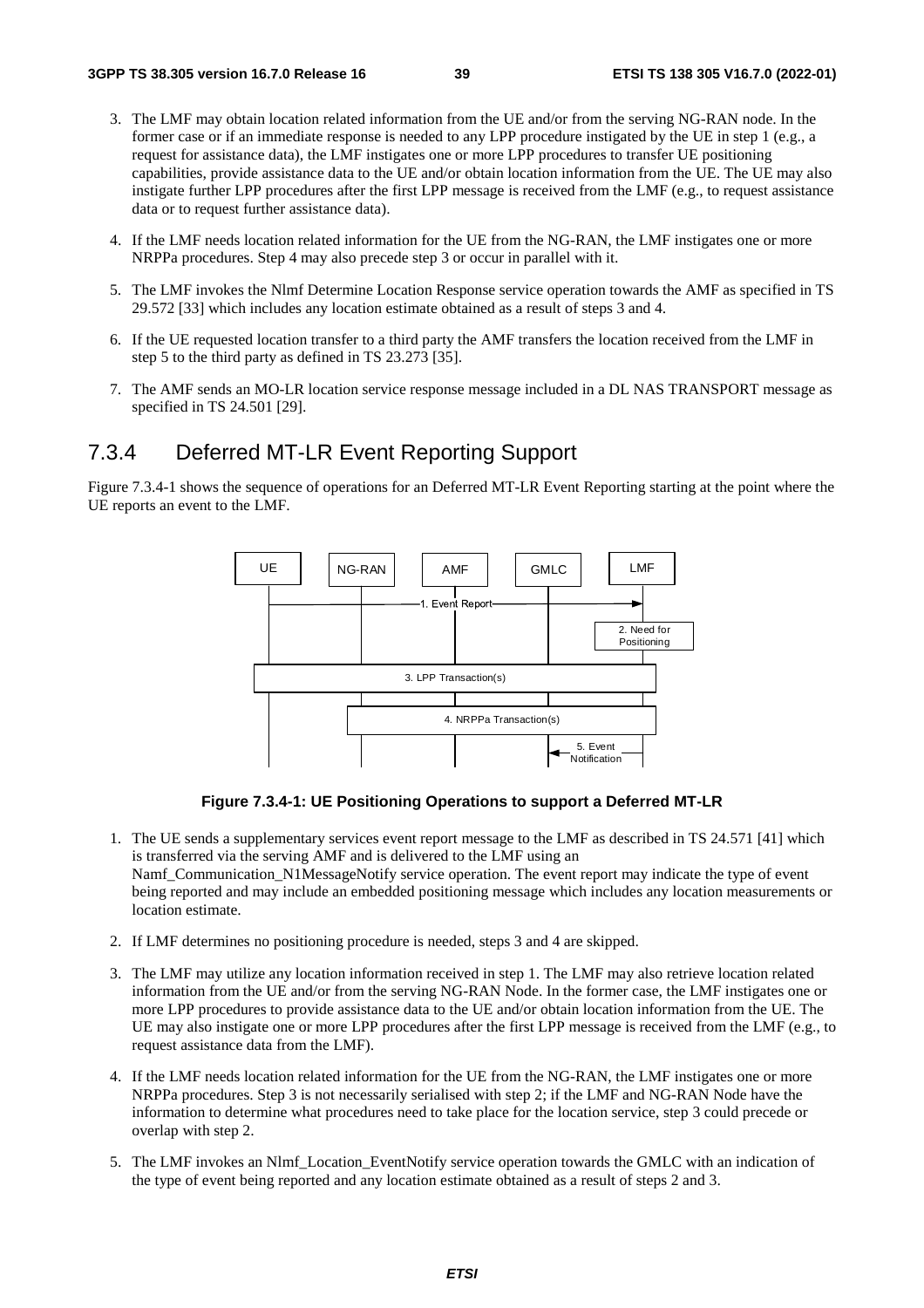3. The LMF may obtain location related information from the UE and/or from the serving NG-RAN node. In the former case or if an immediate response is needed to any LPP procedure instigated by the UE in step 1 (e.g., a request for assistance data), the LMF instigates one or more LPP procedures to transfer UE positioning capabilities, provide assistance data to the UE and/or obtain location information from the UE. The UE may also instigate further LPP procedures after the first LPP message is received from the LMF (e.g., to request assistance data or to request further assistance data).

4. If the LMF needs location related information for the UE from the NG-RAN, the LMF instigates one or more NRPPa procedures. Step 4 may also precede step 3 or occur in parallel with it.

5. The LMF invokes the Nlmf Determine Location Response service operation towards the AMF as specified in TS 29.572 [33] which includes any location estimate obtained as a result of steps 3 and 4.

6. If the UE requested location transfer to a third party the AMF transfers the location received from the LMF in step 5 to the third party as defined in TS 23.273 [35].

7. The AMF sends an MO-LR location service response message included in a DL NAS TRANSPORT message as specified in TS 24.501 [29].

## 7.3.4 Deferred MT-LR Event Reporting Support

Figure 7.3.4-1 shows the sequence of operations for an Deferred MT-LR Event Reporting starting at the point where the UE reports an event to the LMF.

**Figure 7.3.4-1: UE Positioning Operations to support a Deferred MT-LR**

1. The UE sends a supplementary services event report message to the LMF as described in TS 24.571 [41] which is transferred via the serving AMF and is delivered to the LMF using an Namf_Communication_N1MessageNotify service operation. The event report may indicate the type of event being reported and may include an embedded positioning message which includes any location measurements or location estimate.

2. If LMF determines no positioning procedure is needed, steps 3 and 4 are skipped.

3. The LMF may utilize any location information received in step 1. The LMF may also retrieve location related information from the UE and/or from the serving NG-RAN Node. In the former case, the LMF instigates one or more LPP procedures to provide assistance data to the UE and/or obtain location information from the UE. The UE may also instigate one or more LPP procedures after the first LPP message is received from the LMF (e.g., to request assistance data from the LMF).

4. If the LMF needs location related information for the UE from the NG-RAN, the LMF instigates one or more NRPPa procedures. Step 3 is not necessarily serialised with step 2; if the LMF and NG-RAN Node have the information to determine what procedures need to take place for the location service, step 3 could precede or overlap with step 2.

5. The LMF invokes an Nlmf_Location_EventNotify service operation towards the GMLC with an indication of the type of event being reported and any location estimate obtained as a result of steps 2 and 3.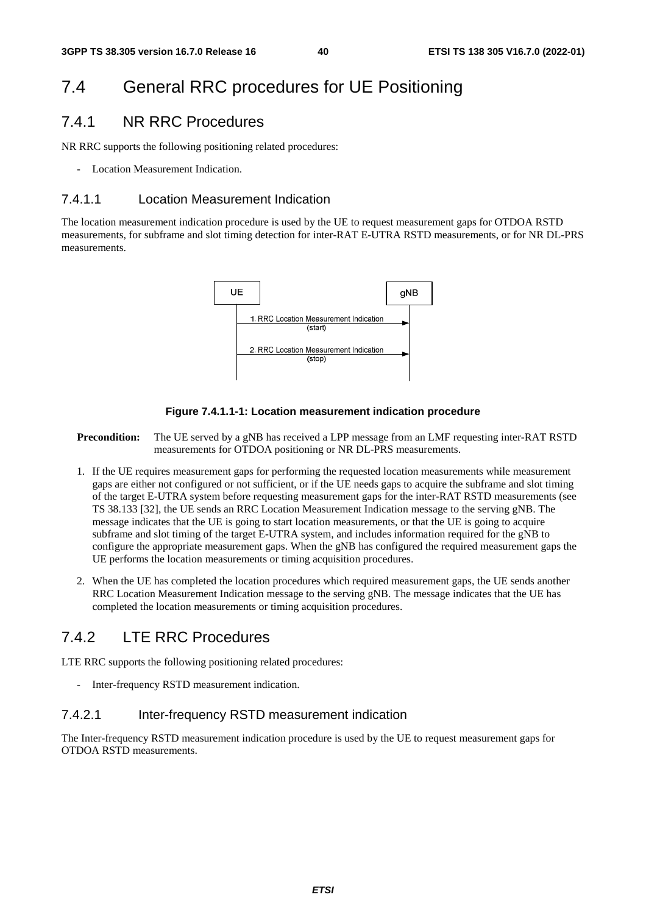# 7.4 General RRC procedures for UE Positioning

## 7.4.1 NR RRC Procedures

NR RRC supports the following positioning related procedures:

- Location Measurement Indication.

### 7.4.1.1 Location Measurement Indication

The location measurement indication procedure is used by the UE to request measurement gaps for OTDOA RSTD measurements, for subframe and slot timing detection for inter-RAT E-UTRA RSTD measurements, or for NR DL-PRS measurements.

**Figure 7.4.1.1-1: Location measurement indication procedure**

**Precondition:** The UE served by a gNB has received a LPP message from an LMF requesting inter-RAT RSTD measurements for OTDOA positioning or NR DL-PRS measurements.

1. If the UE requires measurement gaps for performing the requested location measurements while measurement gaps are either not configured or not sufficient, or if the UE needs gaps to acquire the subframe and slot timing of the target E-UTRA system before requesting measurement gaps for the inter-RAT RSTD measurements (see TS 38.133 [32], the UE sends an RRC Location Measurement Indication message to the serving gNB. The message indicates that the UE is going to start location measurements, or that the UE is going to acquire subframe and slot timing of the target E-UTRA system, and includes information required for the gNB to configure the appropriate measurement gaps. When the gNB has configured the required measurement gaps the UE performs the location measurements or timing acquisition procedures.

2. When the UE has completed the location procedures which required measurement gaps, the UE sends another RRC Location Measurement Indication message to the serving gNB. The message indicates that the UE has completed the location measurements or timing acquisition procedures.

## 7.4.2 LTE RRC Procedures

LTE RRC supports the following positioning related procedures:

- Inter-frequency RSTD measurement indication.

### 7.4.2.1 Inter-frequency RSTD measurement indication

The Inter-frequency RSTD measurement indication procedure is used by the UE to request measurement gaps for OTDOA RSTD measurements.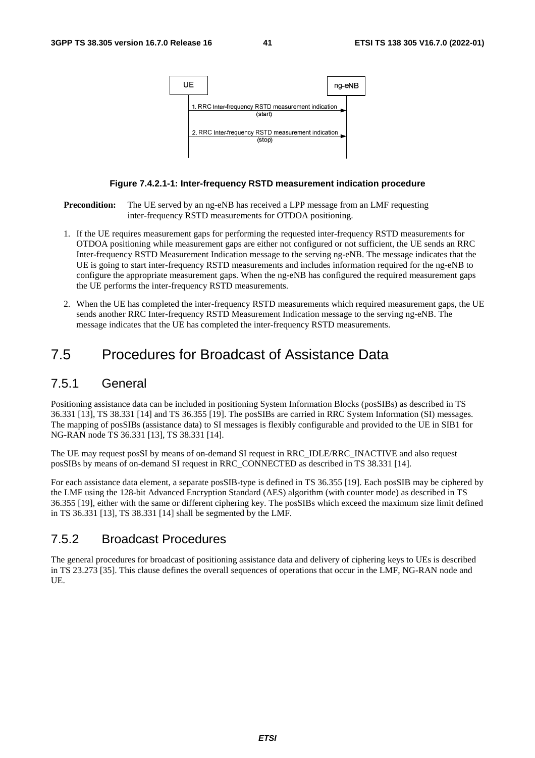**Figure 7.4.2.1-1: Inter-frequency RSTD measurement indication procedure**

**Precondition:** The UE served by an ng-eNB has received a LPP message from an LMF requesting inter-frequency RSTD measurements for OTDOA positioning.

1. If the UE requires measurement gaps for performing the requested inter-frequency RSTD measurements for OTDOA positioning while measurement gaps are either not configured or not sufficient, the UE sends an RRC Inter-frequency RSTD Measurement Indication message to the serving ng-eNB. The message indicates that the UE is going to start inter-frequency RSTD measurements and includes information required for the ng-eNB to configure the appropriate measurement gaps. When the ng-eNB has configured the required measurement gaps the UE performs the inter-frequency RSTD measurements.

2. When the UE has completed the inter-frequency RSTD measurements which required measurement gaps, the UE sends another RRC Inter-frequency RSTD Measurement Indication message to the serving ng-eNB. The message indicates that the UE has completed the inter-frequency RSTD measurements.

# 7.5 Procedures for Broadcast of Assistance Data

## 7.5.1 General

Positioning assistance data can be included in positioning System Information Blocks (posSIBs) as described in TS 36.331 [13], TS 38.331 [14] and TS 36.355 [19]. The posSIBs are carried in RRC System Information (SI) messages. The mapping of posSIBs (assistance data) to SI messages is flexibly configurable and provided to the UE in SIB1 for NG-RAN node TS 36.331 [13], TS 38.331 [14].

The UE may request posSI by means of on-demand SI request in RRC_IDLE/RRC_INACTIVE and also request posSIBs by means of on-demand SI request in RRC_CONNECTED as described in TS 38.331 [14].

For each assistance data element, a separate posSIB-type is defined in TS 36.355 [19]. Each posSIB may be ciphered by the LMF using the 128-bit Advanced Encryption Standard (AES) algorithm (with counter mode) as described in TS 36.355 [19], either with the same or different ciphering key. The posSIBs which exceed the maximum size limit defined in TS 36.331 [13], TS 38.331 [14] shall be segmented by the LMF.

## 7.5.2 Broadcast Procedures

The general procedures for broadcast of positioning assistance data and delivery of ciphering keys to UEs is described in TS 23.273 [35]. This clause defines the overall sequences of operations that occur in the LMF, NG-RAN node and UE.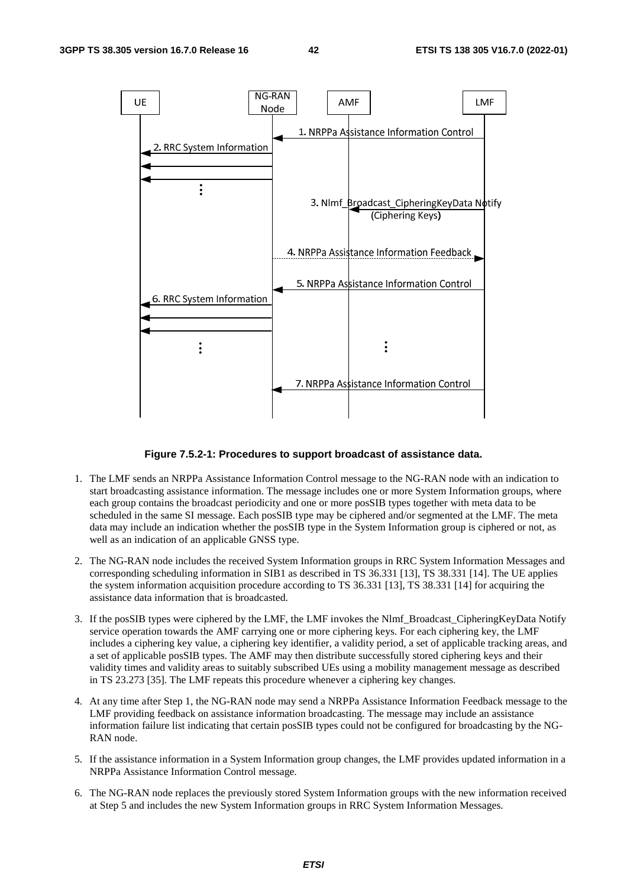**Figure 7.5.2-1: Procedures to support broadcast of assistance data.**

1. The LMF sends an NRPPa Assistance Information Control message to the NG-RAN node with an indication to start broadcasting assistance information. The message includes one or more System Information groups, where each group contains the broadcast periodicity and one or more posSIB types together with meta data to be scheduled in the same SI message. Each posSIB type may be ciphered and/or segmented at the LMF. The meta data may include an indication whether the posSIB type in the System Information group is ciphered or not, as well as an indication of an applicable GNSS type.

2. The NG-RAN node includes the received System Information groups in RRC System Information Messages and corresponding scheduling information in SIB1 as described in TS 36.331 [13], TS 38.331 [14]. The UE applies the system information acquisition procedure according to TS 36.331 [13], TS 38.331 [14] for acquiring the assistance data information that is broadcasted.

3. If the posSIB types were ciphered by the LMF, the LMF invokes the Nlmf_Broadcast_CipheringKeyData Notify service operation towards the AMF carrying one or more ciphering keys. For each ciphering key, the LMF includes a ciphering key value, a ciphering key identifier, a validity period, a set of applicable tracking areas, and a set of applicable posSIB types. The AMF may then distribute successfully stored ciphering keys and their validity times and validity areas to suitably subscribed UEs using a mobility management message as described in TS 23.273 [35]. The LMF repeats this procedure whenever a ciphering key changes.

4. At any time after Step 1, the NG-RAN node may send a NRPPa Assistance Information Feedback message to the LMF providing feedback on assistance information broadcasting. The message may include an assistance information failure list indicating that certain posSIB types could not be configured for broadcasting by the NG-RAN node.

5. If the assistance information in a System Information group changes, the LMF provides updated information in a NRPPa Assistance Information Control message.

6. The NG-RAN node replaces the previously stored System Information groups with the new information received at Step 5 and includes the new System Information groups in RRC System Information Messages.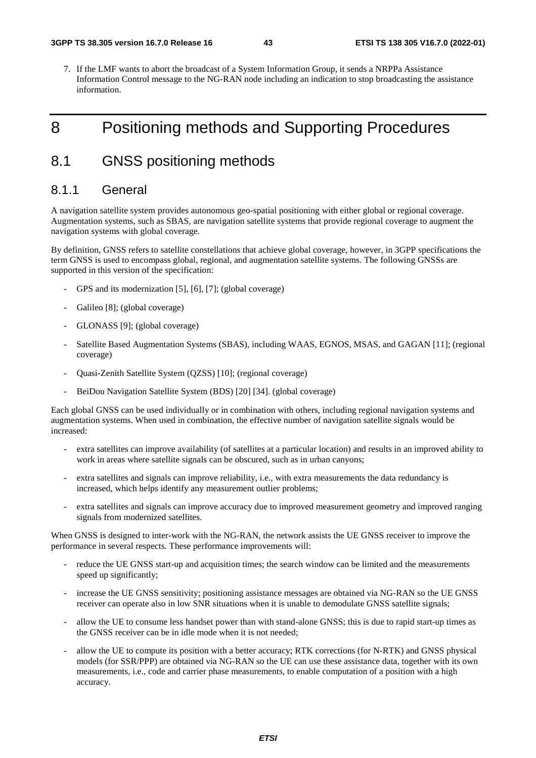7. If the LMF wants to abort the broadcast of a System Information Group, it sends a NRPPa Assistance Information Control message to the NG-RAN node including an indication to stop broadcasting the assistance information.

# 8 Positioning methods and Supporting Procedures

## 8.1 GNSS positioning methods

### 8.1.1 General

A navigation satellite system provides autonomous geo-spatial positioning with either global or regional coverage. Augmentation systems, such as SBAS, are navigation satellite systems that provide regional coverage to augment the navigation systems with global coverage.

By definition, GNSS refers to satellite constellations that achieve global coverage, however, in 3GPP specifications the term GNSS is used to encompass global, regional, and augmentation satellite systems. The following GNSSs are supported in this version of the specification:

- GPS and its modernization [5], [6], [7]; (global coverage)
- Galileo [8]; (global coverage)
- GLONASS [9]; (global coverage)
- Satellite Based Augmentation Systems (SBAS), including WAAS, EGNOS, MSAS, and GAGAN [11]; (regional coverage)
- Quasi-Zenith Satellite System (QZSS) [10]; (regional coverage)
- BeiDou Navigation Satellite System (BDS) [20] [34]. (global coverage)

Each global GNSS can be used individually or in combination with others, including regional navigation systems and augmentation systems. When used in combination, the effective number of navigation satellite signals would be increased:

- extra satellites can improve availability (of satellites at a particular location) and results in an improved ability to work in areas where satellite signals can be obscured, such as in urban canyons;
- extra satellites and signals can improve reliability, i.e., with extra measurements the data redundancy is increased, which helps identify any measurement outlier problems;
- extra satellites and signals can improve accuracy due to improved measurement geometry and improved ranging signals from modernized satellites.

When GNSS is designed to inter-work with the NG-RAN, the network assists the UE GNSS receiver to improve the performance in several respects. These performance improvements will:

- reduce the UE GNSS start-up and acquisition times; the search window can be limited and the measurements speed up significantly;
- increase the UE GNSS sensitivity; positioning assistance messages are obtained via NG-RAN so the UE GNSS receiver can operate also in low SNR situations when it is unable to demodulate GNSS satellite signals;
- allow the UE to consume less handset power than with stand-alone GNSS; this is due to rapid start-up times as the GNSS receiver can be in idle mode when it is not needed;
- allow the UE to compute its position with a better accuracy; RTK corrections (for N-RTK) and GNSS physical models (for SSR/PPP) are obtained via NG-RAN so the UE can use these assistance data, together with its own measurements, i.e., code and carrier phase measurements, to enable computation of a position with a high accuracy.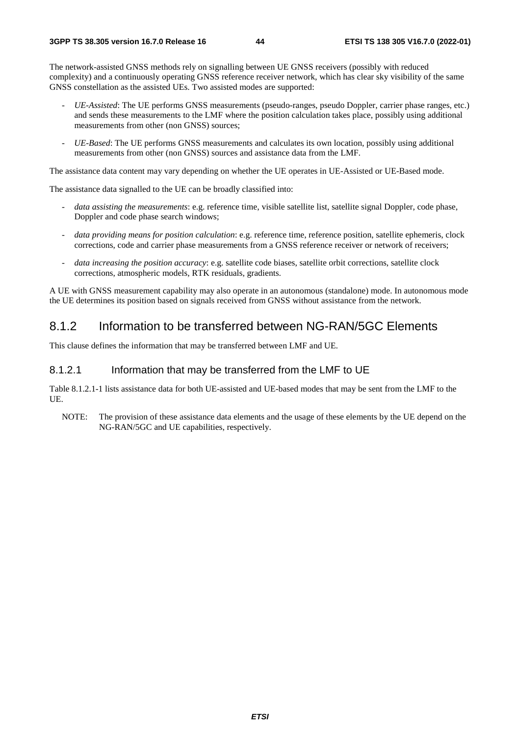The network-assisted GNSS methods rely on signalling between UE GNSS receivers (possibly with reduced complexity) and a continuously operating GNSS reference receiver network, which has clear sky visibility of the same GNSS constellation as the assisted UEs. Two assisted modes are supported:

- *UE-Assisted*: The UE performs GNSS measurements (pseudo-ranges, pseudo Doppler, carrier phase ranges, etc.) and sends these measurements to the LMF where the position calculation takes place, possibly using additional measurements from other (non GNSS) sources;
- *UE-Based*: The UE performs GNSS measurements and calculates its own location, possibly using additional measurements from other (non GNSS) sources and assistance data from the LMF.

The assistance data content may vary depending on whether the UE operates in UE-Assisted or UE-Based mode.

The assistance data signalled to the UE can be broadly classified into:

- *data assisting the measurements*: e.g. reference time, visible satellite list, satellite signal Doppler, code phase, Doppler and code phase search windows;
- *data providing means for position calculation*: e.g. reference time, reference position, satellite ephemeris, clock corrections, code and carrier phase measurements from a GNSS reference receiver or network of receivers;
- *data increasing the position accuracy*: e.g. satellite code biases, satellite orbit corrections, satellite clock corrections, atmospheric models, RTK residuals, gradients.

A UE with GNSS measurement capability may also operate in an autonomous (standalone) mode. In autonomous mode the UE determines its position based on signals received from GNSS without assistance from the network.

## 8.1.2 Information to be transferred between NG-RAN/5GC Elements

This clause defines the information that may be transferred between LMF and UE.

### 8.1.2.1 Information that may be transferred from the LMF to UE

Table 8.1.2.1-1 lists assistance data for both UE-assisted and UE-based modes that may be sent from the LMF to the UE.

NOTE: The provision of these assistance data elements and the usage of these elements by the UE depend on the NG-RAN/5GC and UE capabilities, respectively.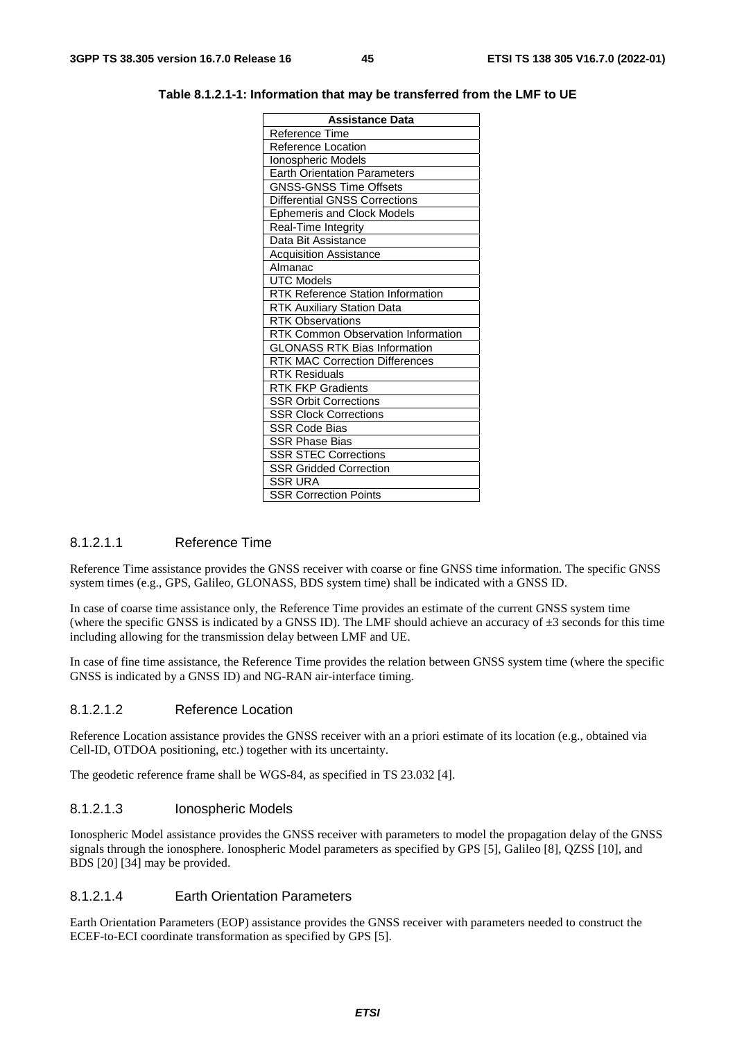**Table 8.1.2.1-1: Information that may be transferred from the LMF to UE**

| Assistance Data |
|---|
| Reference Time |
| Reference Location |
| Ionospheric Models |
| Earth Orientation Parameters |
| GNSS-GNSS Time Offsets |
| Differential GNSS Corrections |
| Ephemeris and Clock Models |
| Real-Time Integrity |
| Data Bit Assistance |
| Acquisition Assistance |
| Almanac |
| UTC Models |
| RTK Reference Station Information |
| RTK Auxiliary Station Data |
| RTK Observations |
| RTK Common Observation Information |
| GLONASS RTK Bias Information |
| RTK MAC Correction Differences |
| RTK Residuals |
| RTK FKP Gradients |
| SSR Orbit Corrections |
| SSR Clock Corrections |
| SSR Code Bias |
| SSR Phase Bias |
| SSR STEC Corrections |
| SSR Gridded Correction |
| SSR URA |
| SSR Correction Points |

#### 8.1.2.1.1 Reference Time

Reference Time assistance provides the GNSS receiver with coarse or fine GNSS time information. The specific GNSS system times (e.g., GPS, Galileo, GLONASS, BDS system time) shall be indicated with a GNSS ID.

In case of coarse time assistance only, the Reference Time provides an estimate of the current GNSS system time (where the specific GNSS is indicated by a GNSS ID). The LMF should achieve an accuracy of ±3 seconds for this time including allowing for the transmission delay between LMF and UE.

In case of fine time assistance, the Reference Time provides the relation between GNSS system time (where the specific GNSS is indicated by a GNSS ID) and NG-RAN air-interface timing.

#### 8.1.2.1.2 Reference Location

Reference Location assistance provides the GNSS receiver with an a priori estimate of its location (e.g., obtained via Cell-ID, OTDOA positioning, etc.) together with its uncertainty.

The geodetic reference frame shall be WGS-84, as specified in TS 23.032 [4].

#### 8.1.2.1.3 Ionospheric Models

Ionospheric Model assistance provides the GNSS receiver with parameters to model the propagation delay of the GNSS signals through the ionosphere. Ionospheric Model parameters as specified by GPS [5], Galileo [8], QZSS [10], and BDS [20] [34] may be provided.

#### 8.1.2.1.4 Earth Orientation Parameters

Earth Orientation Parameters (EOP) assistance provides the GNSS receiver with parameters needed to construct the ECEF-to-ECI coordinate transformation as specified by GPS [5].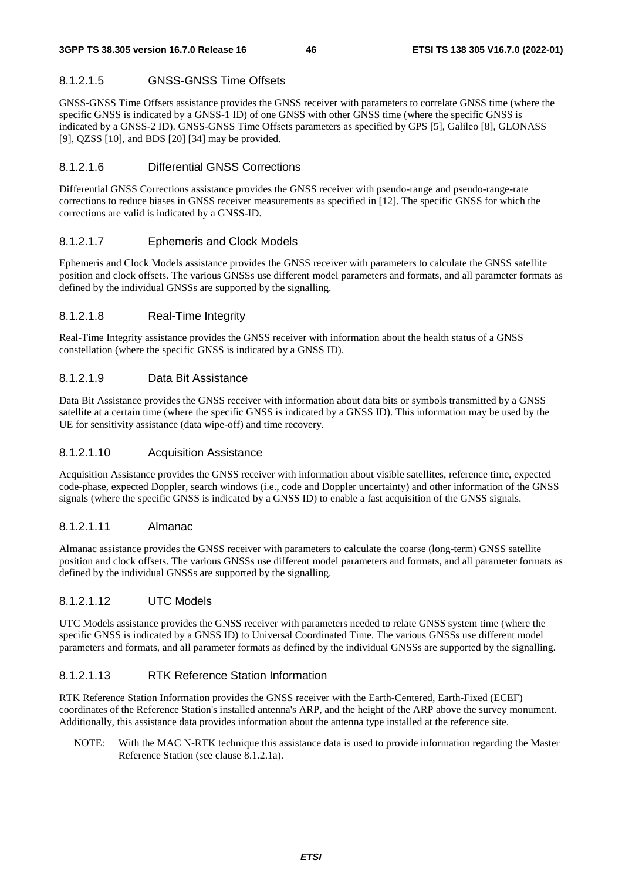#### 8.1.2.1.5 GNSS-GNSS Time Offsets

GNSS-GNSS Time Offsets assistance provides the GNSS receiver with parameters to correlate GNSS time (where the specific GNSS is indicated by a GNSS-1 ID) of one GNSS with other GNSS time (where the specific GNSS is indicated by a GNSS-2 ID). GNSS-GNSS Time Offsets parameters as specified by GPS [5], Galileo [8], GLONASS [9], QZSS [10], and BDS [20] [34] may be provided.

#### 8.1.2.1.6 Differential GNSS Corrections

Differential GNSS Corrections assistance provides the GNSS receiver with pseudo-range and pseudo-range-rate corrections to reduce biases in GNSS receiver measurements as specified in [12]. The specific GNSS for which the corrections are valid is indicated by a GNSS-ID.

#### 8.1.2.1.7 Ephemeris and Clock Models

Ephemeris and Clock Models assistance provides the GNSS receiver with parameters to calculate the GNSS satellite position and clock offsets. The various GNSSs use different model parameters and formats, and all parameter formats as defined by the individual GNSSs are supported by the signalling.

#### 8.1.2.1.8 Real-Time Integrity

Real-Time Integrity assistance provides the GNSS receiver with information about the health status of a GNSS constellation (where the specific GNSS is indicated by a GNSS ID).

#### 8.1.2.1.9 Data Bit Assistance

Data Bit Assistance provides the GNSS receiver with information about data bits or symbols transmitted by a GNSS satellite at a certain time (where the specific GNSS is indicated by a GNSS ID). This information may be used by the UE for sensitivity assistance (data wipe-off) and time recovery.

#### 8.1.2.1.10 Acquisition Assistance

Acquisition Assistance provides the GNSS receiver with information about visible satellites, reference time, expected code-phase, expected Doppler, search windows (i.e., code and Doppler uncertainty) and other information of the GNSS signals (where the specific GNSS is indicated by a GNSS ID) to enable a fast acquisition of the GNSS signals.

#### 8.1.2.1.11 Almanac

Almanac assistance provides the GNSS receiver with parameters to calculate the coarse (long-term) GNSS satellite position and clock offsets. The various GNSSs use different model parameters and formats, and all parameter formats as defined by the individual GNSSs are supported by the signalling.

#### 8.1.2.1.12 UTC Models

UTC Models assistance provides the GNSS receiver with parameters needed to relate GNSS system time (where the specific GNSS is indicated by a GNSS ID) to Universal Coordinated Time. The various GNSSs use different model parameters and formats, and all parameter formats as defined by the individual GNSSs are supported by the signalling.

#### 8.1.2.1.13 RTK Reference Station Information

RTK Reference Station Information provides the GNSS receiver with the Earth-Centered, Earth-Fixed (ECEF) coordinates of the Reference Station's installed antenna's ARP, and the height of the ARP above the survey monument. Additionally, this assistance data provides information about the antenna type installed at the reference site.

NOTE: With the MAC N-RTK technique this assistance data is used to provide information regarding the Master Reference Station (see clause 8.1.2.1a).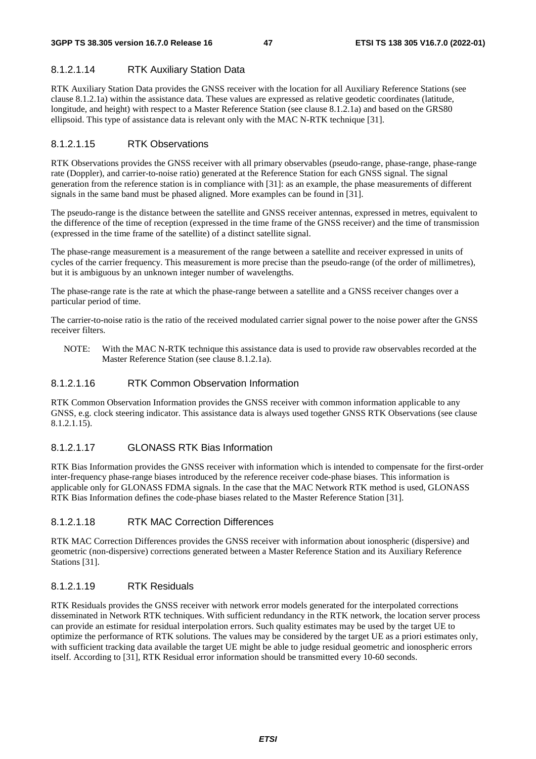#### 8.1.2.1.14 RTK Auxiliary Station Data

RTK Auxiliary Station Data provides the GNSS receiver with the location for all Auxiliary Reference Stations (see clause 8.1.2.1a) within the assistance data. These values are expressed as relative geodetic coordinates (latitude, longitude, and height) with respect to a Master Reference Station (see clause 8.1.2.1a) and based on the GRS80 ellipsoid. This type of assistance data is relevant only with the MAC N-RTK technique [31].

#### 8.1.2.1.15 RTK Observations

RTK Observations provides the GNSS receiver with all primary observables (pseudo-range, phase-range, phase-range rate (Doppler), and carrier-to-noise ratio) generated at the Reference Station for each GNSS signal. The signal generation from the reference station is in compliance with [31]: as an example, the phase measurements of different signals in the same band must be phased aligned. More examples can be found in [31].

The pseudo-range is the distance between the satellite and GNSS receiver antennas, expressed in metres, equivalent to the difference of the time of reception (expressed in the time frame of the GNSS receiver) and the time of transmission (expressed in the time frame of the satellite) of a distinct satellite signal.

The phase-range measurement is a measurement of the range between a satellite and receiver expressed in units of cycles of the carrier frequency. This measurement is more precise than the pseudo-range (of the order of millimetres), but it is ambiguous by an unknown integer number of wavelengths.

The phase-range rate is the rate at which the phase-range between a satellite and a GNSS receiver changes over a particular period of time.

The carrier-to-noise ratio is the ratio of the received modulated carrier signal power to the noise power after the GNSS receiver filters.

NOTE: With the MAC N-RTK technique this assistance data is used to provide raw observables recorded at the Master Reference Station (see clause 8.1.2.1a).

#### 8.1.2.1.16 RTK Common Observation Information

RTK Common Observation Information provides the GNSS receiver with common information applicable to any GNSS, e.g. clock steering indicator. This assistance data is always used together GNSS RTK Observations (see clause 8.1.2.1.15).

#### 8.1.2.1.17 GLONASS RTK Bias Information

RTK Bias Information provides the GNSS receiver with information which is intended to compensate for the first-order inter-frequency phase-range biases introduced by the reference receiver code-phase biases. This information is applicable only for GLONASS FDMA signals. In the case that the MAC Network RTK method is used, GLONASS RTK Bias Information defines the code-phase biases related to the Master Reference Station [31].

#### 8.1.2.1.18 RTK MAC Correction Differences

RTK MAC Correction Differences provides the GNSS receiver with information about ionospheric (dispersive) and geometric (non-dispersive) corrections generated between a Master Reference Station and its Auxiliary Reference Stations [31].

#### 8.1.2.1.19 RTK Residuals

RTK Residuals provides the GNSS receiver with network error models generated for the interpolated corrections disseminated in Network RTK techniques. With sufficient redundancy in the RTK network, the location server process can provide an estimate for residual interpolation errors. Such quality estimates may be used by the target UE to optimize the performance of RTK solutions. The values may be considered by the target UE as a priori estimates only, with sufficient tracking data available the target UE might be able to judge residual geometric and ionospheric errors itself. According to [31], RTK Residual error information should be transmitted every 10-60 seconds.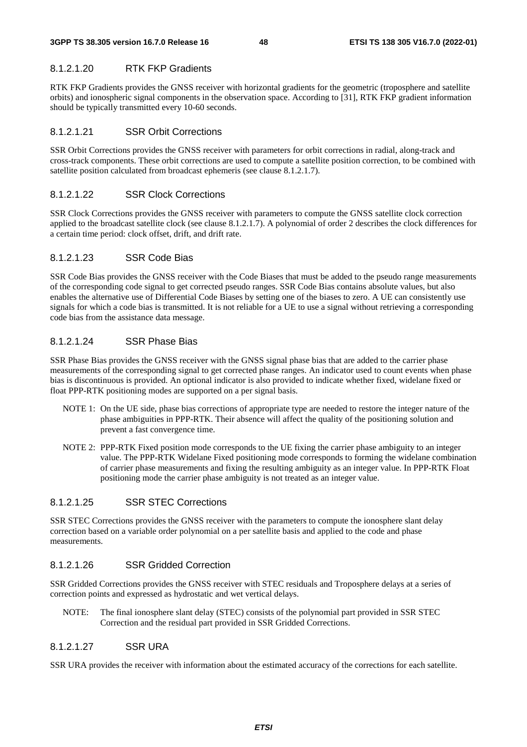#### 8.1.2.1.20 RTK FKP Gradients

RTK FKP Gradients provides the GNSS receiver with horizontal gradients for the geometric (troposphere and satellite orbits) and ionospheric signal components in the observation space. According to [31], RTK FKP gradient information should be typically transmitted every 10-60 seconds.

#### 8.1.2.1.21 SSR Orbit Corrections

SSR Orbit Corrections provides the GNSS receiver with parameters for orbit corrections in radial, along-track and cross-track components. These orbit corrections are used to compute a satellite position correction, to be combined with satellite position calculated from broadcast ephemeris (see clause 8.1.2.1.7).

#### 8.1.2.1.22 SSR Clock Corrections

SSR Clock Corrections provides the GNSS receiver with parameters to compute the GNSS satellite clock correction applied to the broadcast satellite clock (see clause 8.1.2.1.7). A polynomial of order 2 describes the clock differences for a certain time period: clock offset, drift, and drift rate.

#### 8.1.2.1.23 SSR Code Bias

SSR Code Bias provides the GNSS receiver with the Code Biases that must be added to the pseudo range measurements of the corresponding code signal to get corrected pseudo ranges. SSR Code Bias contains absolute values, but also enables the alternative use of Differential Code Biases by setting one of the biases to zero. A UE can consistently use signals for which a code bias is transmitted. It is not reliable for a UE to use a signal without retrieving a corresponding code bias from the assistance data message.

#### 8.1.2.1.24 SSR Phase Bias

SSR Phase Bias provides the GNSS receiver with the GNSS signal phase bias that are added to the carrier phase measurements of the corresponding signal to get corrected phase ranges. An indicator used to count events when phase bias is discontinuous is provided. An optional indicator is also provided to indicate whether fixed, widelane fixed or float PPP-RTK positioning modes are supported on a per signal basis.

NOTE 1: On the UE side, phase bias corrections of appropriate type are needed to restore the integer nature of the phase ambiguities in PPP-RTK. Their absence will affect the quality of the positioning solution and prevent a fast convergence time.

NOTE 2: PPP-RTK Fixed position mode corresponds to the UE fixing the carrier phase ambiguity to an integer value. The PPP-RTK Widelane Fixed positioning mode corresponds to forming the widelane combination of carrier phase measurements and fixing the resulting ambiguity as an integer value. In PPP-RTK Float positioning mode the carrier phase ambiguity is not treated as an integer value.

#### 8.1.2.1.25 SSR STEC Corrections

SSR STEC Corrections provides the GNSS receiver with the parameters to compute the ionosphere slant delay correction based on a variable order polynomial on a per satellite basis and applied to the code and phase measurements.

#### 8.1.2.1.26 SSR Gridded Correction

SSR Gridded Corrections provides the GNSS receiver with STEC residuals and Troposphere delays at a series of correction points and expressed as hydrostatic and wet vertical delays.

NOTE: The final ionosphere slant delay (STEC) consists of the polynomial part provided in SSR STEC Correction and the residual part provided in SSR Gridded Corrections.

#### 8.1.2.1.27 SSR URA

SSR URA provides the receiver with information about the estimated accuracy of the corrections for each satellite.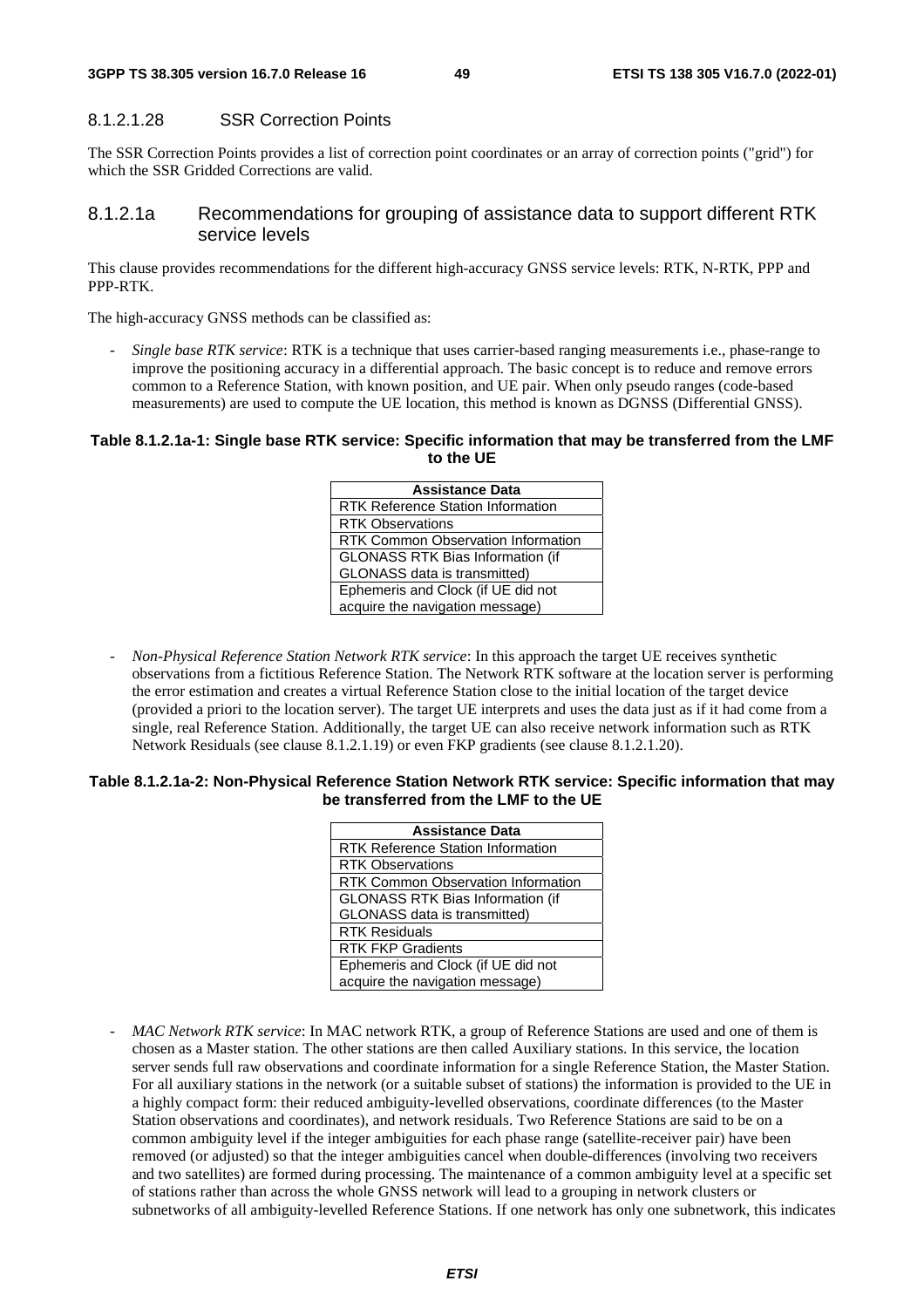#### 8.1.2.1.28 SSR Correction Points

The SSR Correction Points provides a list of correction point coordinates or an array of correction points ("grid") for which the SSR Gridded Corrections are valid.

### 8.1.2.1a Recommendations for grouping of assistance data to support different RTK service levels

This clause provides recommendations for the different high-accuracy GNSS service levels: RTK, N-RTK, PPP and PPP-RTK.

The high-accuracy GNSS methods can be classified as:

- *Single base RTK service*: RTK is a technique that uses carrier-based ranging measurements i.e., phase-range to improve the positioning accuracy in a differential approach. The basic concept is to reduce and remove errors common to a Reference Station, with known position, and UE pair. When only pseudo ranges (code-based measurements) are used to compute the UE location, this method is known as DGNSS (Differential GNSS).

**Table 8.1.2.1a-1: Single base RTK service: Specific information that may be transferred from the LMF to the UE**

| Assistance Data |
|---|
| RTK Reference Station Information |
| RTK Observations |
| RTK Common Observation Information |
| GLONASS RTK Bias Information (if GLONASS data is transmitted) |
| Ephemeris and Clock (if UE did not acquire the navigation message) |

- *Non-Physical Reference Station Network RTK service*: In this approach the target UE receives synthetic observations from a fictitious Reference Station. The Network RTK software at the location server is performing the error estimation and creates a virtual Reference Station close to the initial location of the target device (provided a priori to the location server). The target UE interprets and uses the data just as if it had come from a single, real Reference Station. Additionally, the target UE can also receive network information such as RTK Network Residuals (see clause 8.1.2.1.19) or even FKP gradients (see clause 8.1.2.1.20).

**Table 8.1.2.1a-2: Non-Physical Reference Station Network RTK service: Specific information that may be transferred from the LMF to the UE**

| Assistance Data |
|---|
| RTK Reference Station Information |
| RTK Observations |
| RTK Common Observation Information |
| GLONASS RTK Bias Information (if GLONASS data is transmitted) |
| RTK Residuals |
| RTK FKP Gradients |
| Ephemeris and Clock (if UE did not acquire the navigation message) |

- *MAC Network RTK service*: In MAC network RTK, a group of Reference Stations are used and one of them is chosen as a Master station. The other stations are then called Auxiliary stations. In this service, the location server sends full raw observations and coordinate information for a single Reference Station, the Master Station. For all auxiliary stations in the network (or a suitable subset of stations) the information is provided to the UE in a highly compact form: their reduced ambiguity-levelled observations, coordinate differences (to the Master Station observations and coordinates), and network residuals. Two Reference Stations are said to be on a common ambiguity level if the integer ambiguities for each phase range (satellite-receiver pair) have been removed (or adjusted) so that the integer ambiguities cancel when double-differences (involving two receivers and two satellites) are formed during processing. The maintenance of a common ambiguity level at a specific set of stations rather than across the whole GNSS network will lead to a grouping in network clusters or subnetworks of all ambiguity-levelled Reference Stations. If one network has only one subnetwork, this indicates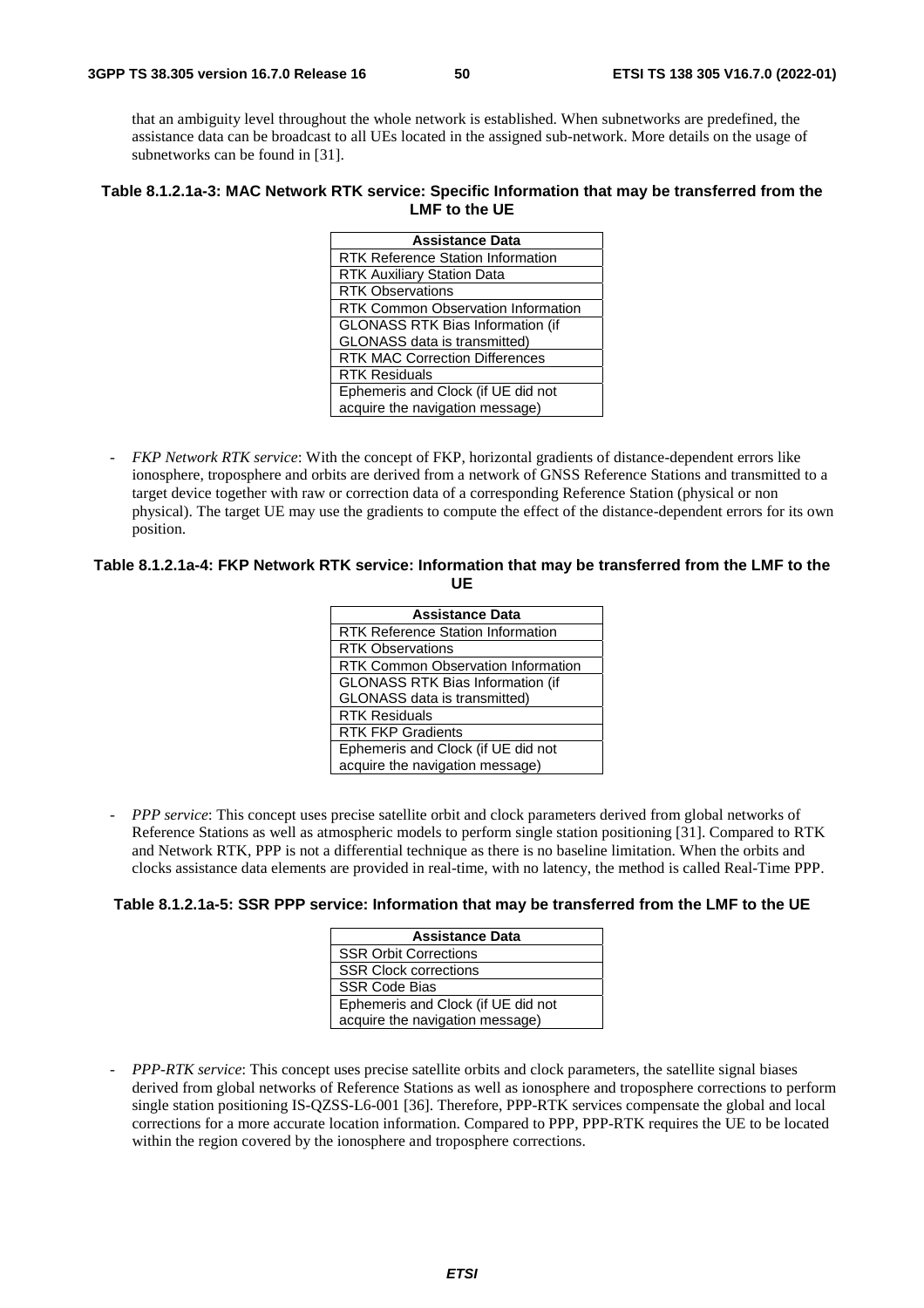that an ambiguity level throughout the whole network is established. When subnetworks are predefined, the assistance data can be broadcast to all UEs located in the assigned sub-network. More details on the usage of subnetworks can be found in [31].

**Table 8.1.2.1a-3: MAC Network RTK service: Specific Information that may be transferred from the LMF to the UE**

| Assistance Data |
|---|
| RTK Reference Station Information |
| RTK Auxiliary Station Data |
| RTK Observations |
| RTK Common Observation Information |
| GLONASS RTK Bias Information (if GLONASS data is transmitted) |
| RTK MAC Correction Differences |
| RTK Residuals |
| Ephemeris and Clock (if UE did not acquire the navigation message) |

- *FKP Network RTK service*: With the concept of FKP, horizontal gradients of distance-dependent errors like ionosphere, troposphere and orbits are derived from a network of GNSS Reference Stations and transmitted to a target device together with raw or correction data of a corresponding Reference Station (physical or non physical). The target UE may use the gradients to compute the effect of the distance-dependent errors for its own position.

**Table 8.1.2.1a-4: FKP Network RTK service: Information that may be transferred from the LMF to the UE**

| Assistance Data |
|---|
| RTK Reference Station Information |
| RTK Observations |
| RTK Common Observation Information |
| GLONASS RTK Bias Information (if GLONASS data is transmitted) |
| RTK Residuals |
| RTK FKP Gradients |
| Ephemeris and Clock (if UE did not acquire the navigation message) |

- *PPP service*: This concept uses precise satellite orbit and clock parameters derived from global networks of Reference Stations as well as atmospheric models to perform single station positioning [31]. Compared to RTK and Network RTK, PPP is not a differential technique as there is no baseline limitation. When the orbits and clocks assistance data elements are provided in real-time, with no latency, the method is called Real-Time PPP.

**Table 8.1.2.1a-5: SSR PPP service: Information that may be transferred from the LMF to the UE**

| Assistance Data |
|---|
| SSR Orbit Corrections |
| SSR Clock corrections |
| SSR Code Bias |
| Ephemeris and Clock (if UE did not acquire the navigation message) |

- *PPP-RTK service*: This concept uses precise satellite orbits and clock parameters, the satellite signal biases derived from global networks of Reference Stations as well as ionosphere and troposphere corrections to perform single station positioning IS-QZSS-L6-001 [36]. Therefore, PPP-RTK services compensate the global and local corrections for a more accurate location information. Compared to PPP, PPP-RTK requires the UE to be located within the region covered by the ionosphere and troposphere corrections.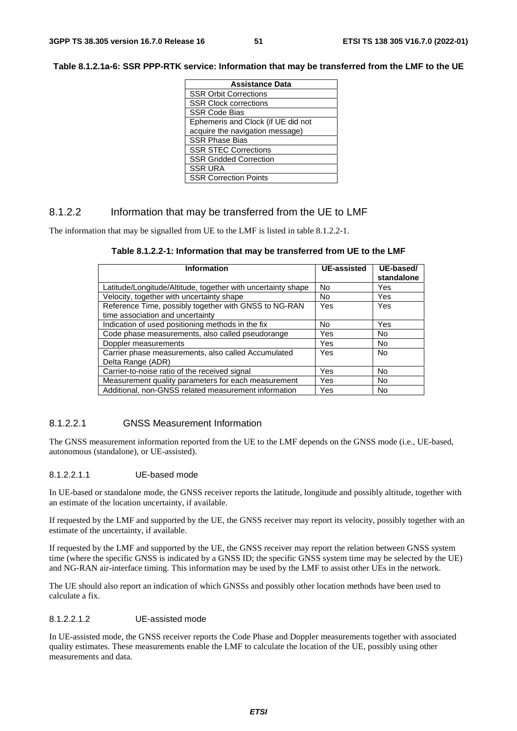**Table 8.1.2.1a-6: SSR PPP-RTK service: Information that may be transferred from the LMF to the UE**

| Assistance Data |
|---|
| SSR Orbit Corrections |
| SSR Clock corrections |
| SSR Code Bias |
| Ephemeris and Clock (if UE did not acquire the navigation message) |
| SSR Phase Bias |
| SSR STEC Corrections |
| SSR Gridded Correction |
| SSR URA |
| SSR Correction Points |

### 8.1.2.2 Information that may be transferred from the UE to LMF

The information that may be signalled from UE to the LMF is listed in table 8.1.2.2-1.

**Table 8.1.2.2-1: Information that may be transferred from UE to the LMF**

| Information | UE-assisted | UE-based/ standalone |
|---|---|---|
| Latitude/Longitude/Altitude, together with uncertainty shape | No | Yes |
| Velocity, together with uncertainty shape | No | Yes |
| Reference Time, possibly together with GNSS to NG-RAN time association and uncertainty | Yes | Yes |
| Indication of used positioning methods in the fix | No | Yes |
| Code phase measurements, also called pseudorange | Yes | No |
| Doppler measurements | Yes | No |
| Carrier phase measurements, also called Accumulated Delta Range (ADR) | Yes | No |
| Carrier-to-noise ratio of the received signal | Yes | No |
| Measurement quality parameters for each measurement | Yes | No |
| Additional, non-GNSS related measurement information | Yes | No |

#### 8.1.2.2.1 GNSS Measurement Information

The GNSS measurement information reported from the UE to the LMF depends on the GNSS mode (i.e., UE-based, autonomous (standalone), or UE-assisted).

##### 8.1.2.2.1.1 UE-based mode

In UE-based or standalone mode, the GNSS receiver reports the latitude, longitude and possibly altitude, together with an estimate of the location uncertainty, if available.

If requested by the LMF and supported by the UE, the GNSS receiver may report its velocity, possibly together with an estimate of the uncertainty, if available.

If requested by the LMF and supported by the UE, the GNSS receiver may report the relation between GNSS system time (where the specific GNSS is indicated by a GNSS ID; the specific GNSS system time may be selected by the UE) and NG-RAN air-interface timing. This information may be used by the LMF to assist other UEs in the network.

The UE should also report an indication of which GNSSs and possibly other location methods have been used to calculate a fix.

##### 8.1.2.2.1.2 UE-assisted mode

In UE-assisted mode, the GNSS receiver reports the Code Phase and Doppler measurements together with associated quality estimates. These measurements enable the LMF to calculate the location of the UE, possibly using other measurements and data.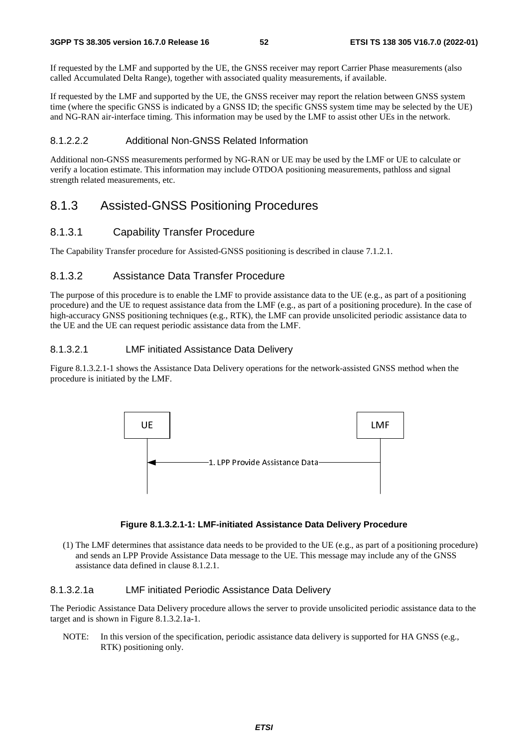If requested by the LMF and supported by the UE, the GNSS receiver may report Carrier Phase measurements (also called Accumulated Delta Range), together with associated quality measurements, if available.

If requested by the LMF and supported by the UE, the GNSS receiver may report the relation between GNSS system time (where the specific GNSS is indicated by a GNSS ID; the specific GNSS system time may be selected by the UE) and NG-RAN air-interface timing. This information may be used by the LMF to assist other UEs in the network.

##### 8.1.2.2.2 Additional Non-GNSS Related Information

Additional non-GNSS measurements performed by NG-RAN or UE may be used by the LMF or UE to calculate or verify a location estimate. This information may include OTDOA positioning measurements, pathloss and signal strength related measurements, etc.

### 8.1.3 Assisted-GNSS Positioning Procedures

#### 8.1.3.1 Capability Transfer Procedure

The Capability Transfer procedure for Assisted-GNSS positioning is described in clause 7.1.2.1.

#### 8.1.3.2 Assistance Data Transfer Procedure

The purpose of this procedure is to enable the LMF to provide assistance data to the UE (e.g., as part of a positioning procedure) and the UE to request assistance data from the LMF (e.g., as part of a positioning procedure). In the case of high-accuracy GNSS positioning techniques (e.g., RTK), the LMF can provide unsolicited periodic assistance data to the UE and the UE can request periodic assistance data from the LMF.

##### 8.1.3.2.1 LMF initiated Assistance Data Delivery

Figure 8.1.3.2.1-1 shows the Assistance Data Delivery operations for the network-assisted GNSS method when the procedure is initiated by the LMF.

UE | LMF

1. LPP Provide Assistance Data (LMF → UE)

**Figure 8.1.3.2.1-1: LMF-initiated Assistance Data Delivery Procedure**

(1) The LMF determines that assistance data needs to be provided to the UE (e.g., as part of a positioning procedure) and sends an LPP Provide Assistance Data message to the UE. This message may include any of the GNSS assistance data defined in clause 8.1.2.1.

##### 8.1.3.2.1a LMF initiated Periodic Assistance Data Delivery

The Periodic Assistance Data Delivery procedure allows the server to provide unsolicited periodic assistance data to the target and is shown in Figure 8.1.3.2.1a-1.

NOTE: In this version of the specification, periodic assistance data delivery is supported for HA GNSS (e.g., RTK) positioning only.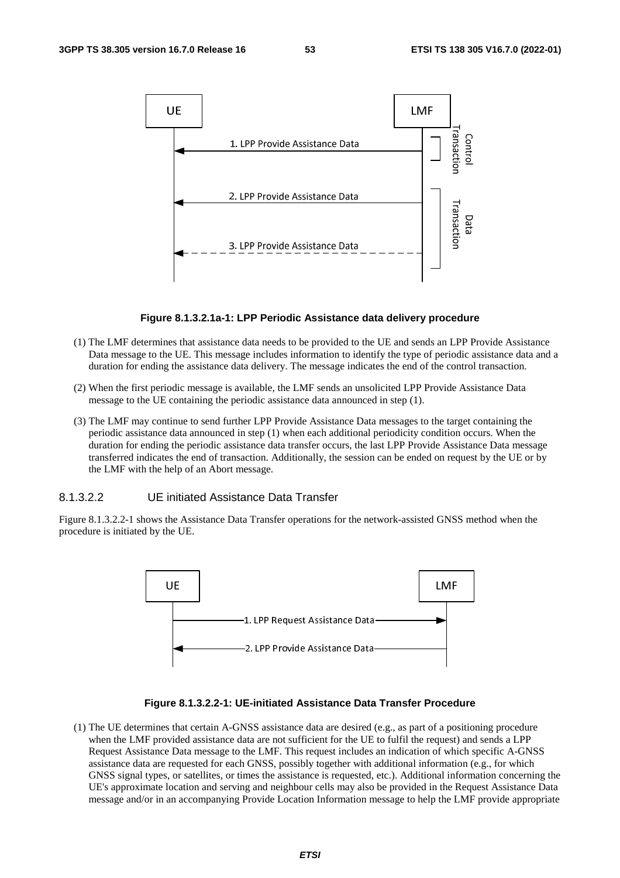**Figure 8.1.3.2.1a-1: LPP Periodic Assistance data delivery procedure**

(1) The LMF determines that assistance data needs to be provided to the UE and sends an LPP Provide Assistance Data message to the UE. This message includes information to identify the type of periodic assistance data and a duration for ending the assistance data delivery. The message indicates the end of the control transaction.

(2) When the first periodic message is available, the LMF sends an unsolicited LPP Provide Assistance Data message to the UE containing the periodic assistance data announced in step (1).

(3) The LMF may continue to send further LPP Provide Assistance Data messages to the target containing the periodic assistance data announced in step (1) when each additional periodicity condition occurs. When the duration for ending the periodic assistance data transfer occurs, the last LPP Provide Assistance Data message transferred indicates the end of transaction. Additionally, the session can be ended on request by the UE or by the LMF with the help of an Abort message.

#### 8.1.3.2.2 UE initiated Assistance Data Transfer

Figure 8.1.3.2.2-1 shows the Assistance Data Transfer operations for the network-assisted GNSS method when the procedure is initiated by the UE.

**Figure 8.1.3.2.2-1: UE-initiated Assistance Data Transfer Procedure**

(1) The UE determines that certain A-GNSS assistance data are desired (e.g., as part of a positioning procedure when the LMF provided assistance data are not sufficient for the UE to fulfil the request) and sends a LPP Request Assistance Data message to the LMF. This request includes an indication of which specific A-GNSS assistance data are requested for each GNSS, possibly together with additional information (e.g., for which GNSS signal types, or satellites, or times the assistance is requested, etc.). Additional information concerning the UE's approximate location and serving and neighbour cells may also be provided in the Request Assistance Data message and/or in an accompanying Provide Location Information message to help the LMF provide appropriate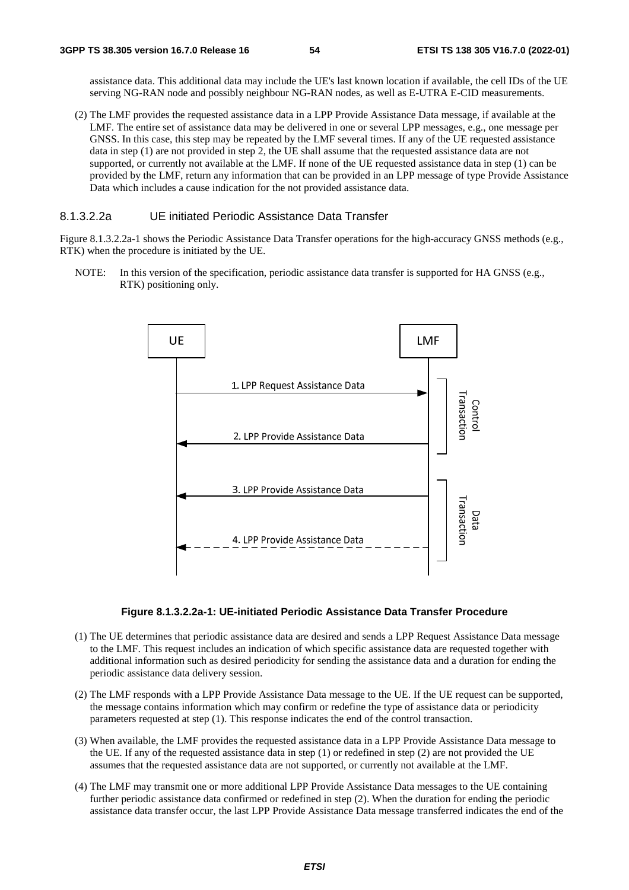assistance data. This additional data may include the UE's last known location if available, the cell IDs of the UE serving NG-RAN node and possibly neighbour NG-RAN nodes, as well as E-UTRA E-CID measurements.

(2) The LMF provides the requested assistance data in a LPP Provide Assistance Data message, if available at the LMF. The entire set of assistance data may be delivered in one or several LPP messages, e.g., one message per GNSS. In this case, this step may be repeated by the LMF several times. If any of the UE requested assistance data in step (1) are not provided in step 2, the UE shall assume that the requested assistance data are not supported, or currently not available at the LMF. If none of the UE requested assistance data in step (1) can be provided by the LMF, return any information that can be provided in an LPP message of type Provide Assistance Data which includes a cause indication for the not provided assistance data.

#### 8.1.3.2.2a UE initiated Periodic Assistance Data Transfer

Figure 8.1.3.2.2a-1 shows the Periodic Assistance Data Transfer operations for the high-accuracy GNSS methods (e.g., RTK) when the procedure is initiated by the UE.

NOTE: In this version of the specification, periodic assistance data transfer is supported for HA GNSS (e.g., RTK) positioning only.

**Figure 8.1.3.2.2a-1: UE-initiated Periodic Assistance Data Transfer Procedure**

(1) The UE determines that periodic assistance data are desired and sends a LPP Request Assistance Data message to the LMF. This request includes an indication of which specific assistance data are requested together with additional information such as desired periodicity for sending the assistance data and a duration for ending the periodic assistance data delivery session.

(2) The LMF responds with a LPP Provide Assistance Data message to the UE. If the UE request can be supported, the message contains information which may confirm or redefine the type of assistance data or periodicity parameters requested at step (1). This response indicates the end of the control transaction.

(3) When available, the LMF provides the requested assistance data in a LPP Provide Assistance Data message to the UE. If any of the requested assistance data in step (1) or redefined in step (2) are not provided the UE assumes that the requested assistance data are not supported, or currently not available at the LMF.

(4) The LMF may transmit one or more additional LPP Provide Assistance Data messages to the UE containing further periodic assistance data confirmed or redefined in step (2). When the duration for ending the periodic assistance data transfer occur, the last LPP Provide Assistance Data message transferred indicates the end of the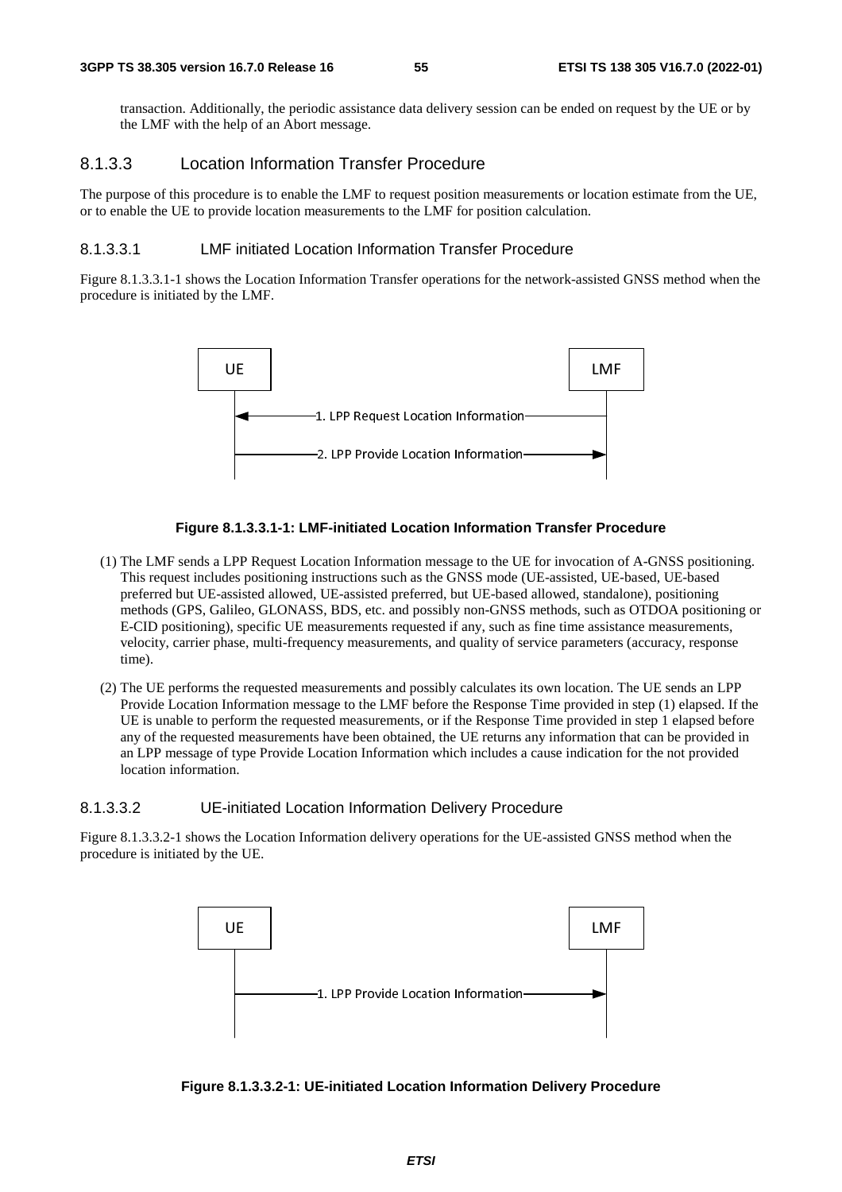transaction. Additionally, the periodic assistance data delivery session can be ended on request by the UE or by the LMF with the help of an Abort message.

#### 8.1.3.3 Location Information Transfer Procedure

The purpose of this procedure is to enable the LMF to request position measurements or location estimate from the UE, or to enable the UE to provide location measurements to the LMF for position calculation.

##### 8.1.3.3.1 LMF initiated Location Information Transfer Procedure

Figure 8.1.3.3.1-1 shows the Location Information Transfer operations for the network-assisted GNSS method when the procedure is initiated by the LMF.

UE ← 1. LPP Request Location Information — LMF

UE — 2. LPP Provide Location Information → LMF

**Figure 8.1.3.3.1-1: LMF-initiated Location Information Transfer Procedure**

(1) The LMF sends a LPP Request Location Information message to the UE for invocation of A-GNSS positioning. This request includes positioning instructions such as the GNSS mode (UE-assisted, UE-based, UE-based preferred but UE-assisted allowed, UE-assisted preferred, but UE-based allowed, standalone), positioning methods (GPS, Galileo, GLONASS, BDS, etc. and possibly non-GNSS methods, such as OTDOA positioning or E-CID positioning), specific UE measurements requested if any, such as fine time assistance measurements, velocity, carrier phase, multi-frequency measurements, and quality of service parameters (accuracy, response time).

(2) The UE performs the requested measurements and possibly calculates its own location. The UE sends an LPP Provide Location Information message to the LMF before the Response Time provided in step (1) elapsed. If the UE is unable to perform the requested measurements, or if the Response Time provided in step 1 elapsed before any of the requested measurements have been obtained, the UE returns any information that can be provided in an LPP message of type Provide Location Information which includes a cause indication for the not provided location information.

##### 8.1.3.3.2 UE-initiated Location Information Delivery Procedure

Figure 8.1.3.3.2-1 shows the Location Information delivery operations for the UE-assisted GNSS method when the procedure is initiated by the UE.

UE — 1. LPP Provide Location Information → LMF

**Figure 8.1.3.3.2-1: UE-initiated Location Information Delivery Procedure**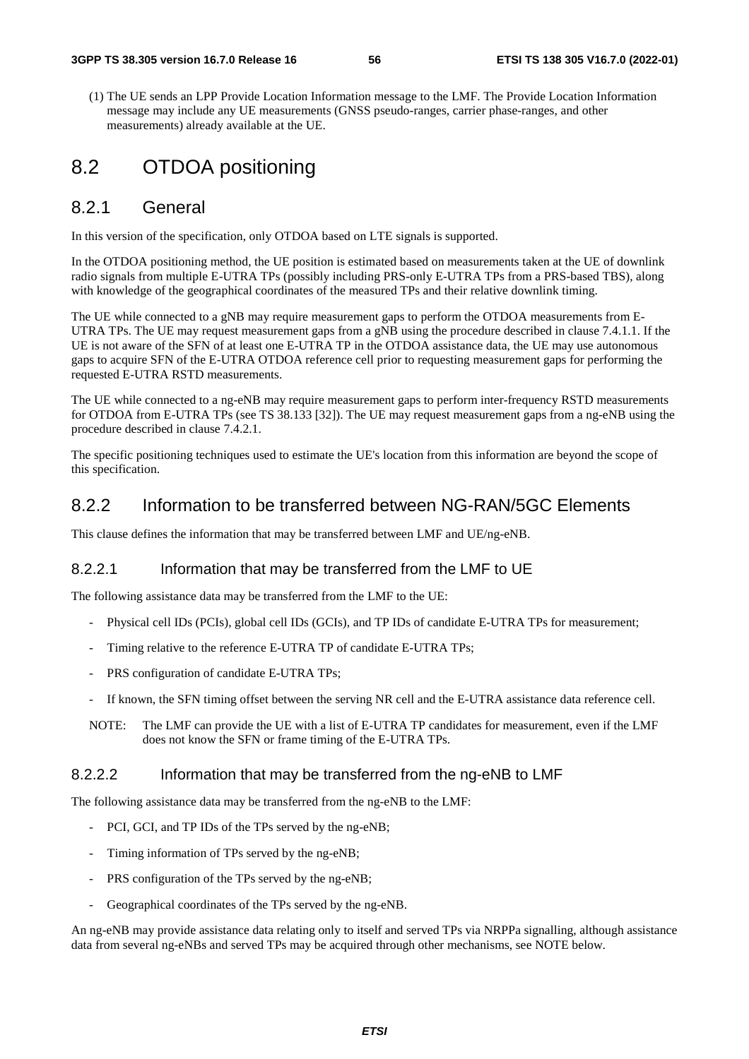(1) The UE sends an LPP Provide Location Information message to the LMF. The Provide Location Information message may include any UE measurements (GNSS pseudo-ranges, carrier phase-ranges, and other measurements) already available at the UE.

# 8.2 OTDOA positioning

## 8.2.1 General

In this version of the specification, only OTDOA based on LTE signals is supported.

In the OTDOA positioning method, the UE position is estimated based on measurements taken at the UE of downlink radio signals from multiple E-UTRA TPs (possibly including PRS-only E-UTRA TPs from a PRS-based TBS), along with knowledge of the geographical coordinates of the measured TPs and their relative downlink timing.

The UE while connected to a gNB may require measurement gaps to perform the OTDOA measurements from E-UTRA TPs. The UE may request measurement gaps from a gNB using the procedure described in clause 7.4.1.1. If the UE is not aware of the SFN of at least one E-UTRA TP in the OTDOA assistance data, the UE may use autonomous gaps to acquire SFN of the E-UTRA OTDOA reference cell prior to requesting measurement gaps for performing the requested E-UTRA RSTD measurements.

The UE while connected to a ng-eNB may require measurement gaps to perform inter-frequency RSTD measurements for OTDOA from E-UTRA TPs (see TS 38.133 [32]). The UE may request measurement gaps from a ng-eNB using the procedure described in clause 7.4.2.1.

The specific positioning techniques used to estimate the UE's location from this information are beyond the scope of this specification.

## 8.2.2 Information to be transferred between NG-RAN/5GC Elements

This clause defines the information that may be transferred between LMF and UE/ng-eNB.

### 8.2.2.1 Information that may be transferred from the LMF to UE

The following assistance data may be transferred from the LMF to the UE:

- Physical cell IDs (PCIs), global cell IDs (GCIs), and TP IDs of candidate E-UTRA TPs for measurement;
- Timing relative to the reference E-UTRA TP of candidate E-UTRA TPs;
- PRS configuration of candidate E-UTRA TPs;
- If known, the SFN timing offset between the serving NR cell and the E-UTRA assistance data reference cell.

NOTE: The LMF can provide the UE with a list of E-UTRA TP candidates for measurement, even if the LMF does not know the SFN or frame timing of the E-UTRA TPs.

### 8.2.2.2 Information that may be transferred from the ng-eNB to LMF

The following assistance data may be transferred from the ng-eNB to the LMF:

- PCI, GCI, and TP IDs of the TPs served by the ng-eNB;
- Timing information of TPs served by the ng-eNB;
- PRS configuration of the TPs served by the ng-eNB;
- Geographical coordinates of the TPs served by the ng-eNB.

An ng-eNB may provide assistance data relating only to itself and served TPs via NRPPa signalling, although assistance data from several ng-eNBs and served TPs may be acquired through other mechanisms, see NOTE below.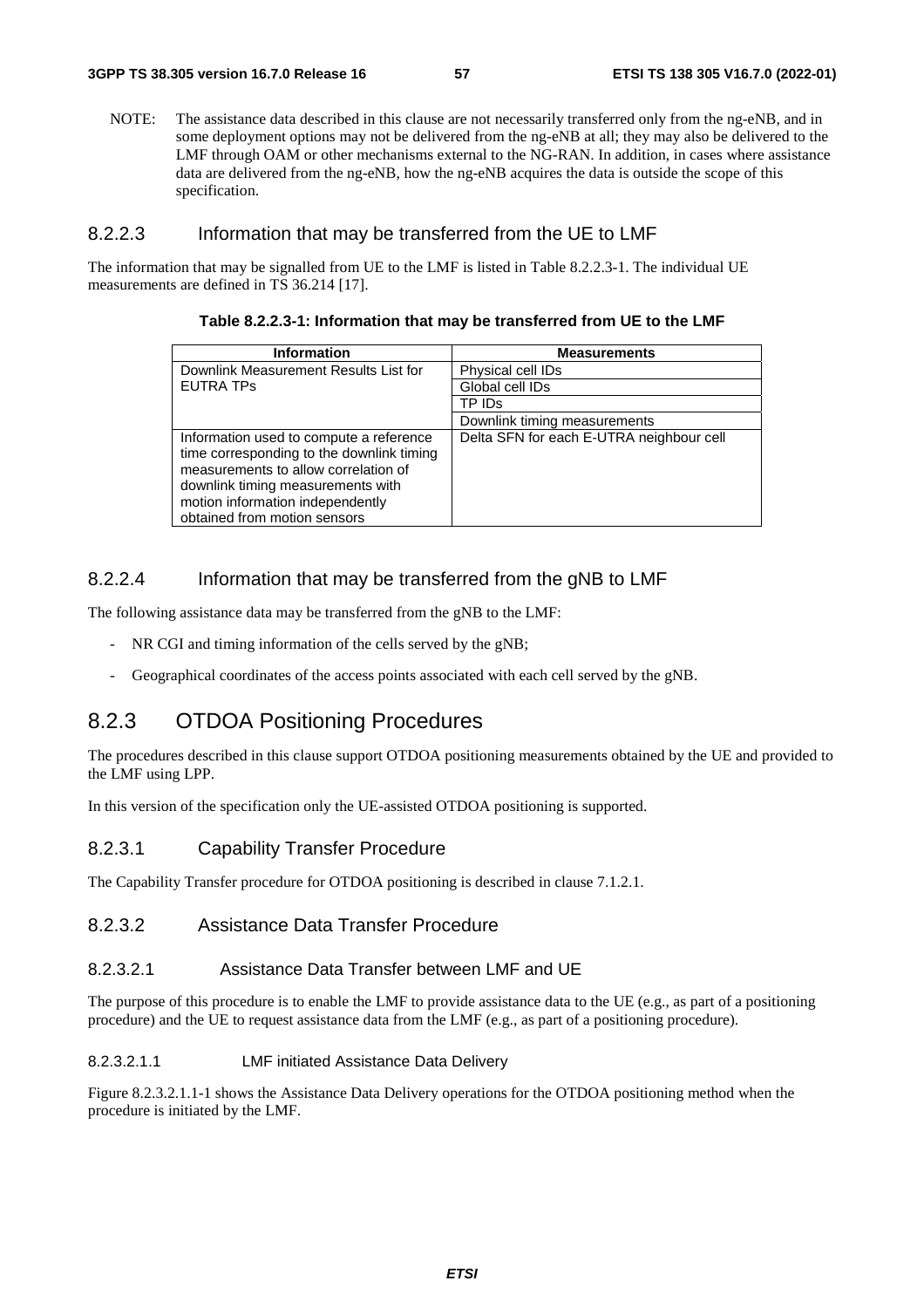NOTE: The assistance data described in this clause are not necessarily transferred only from the ng-eNB, and in some deployment options may not be delivered from the ng-eNB at all; they may also be delivered to the LMF through OAM or other mechanisms external to the NG-RAN. In addition, in cases where assistance data are delivered from the ng-eNB, how the ng-eNB acquires the data is outside the scope of this specification.

#### 8.2.2.3 Information that may be transferred from the UE to LMF

The information that may be signalled from UE to the LMF is listed in Table 8.2.2.3-1. The individual UE measurements are defined in TS 36.214 [17].

**Table 8.2.2.3-1: Information that may be transferred from UE to the LMF**

| Information | Measurements |
|---|---|
| Downlink Measurement Results List for EUTRA TPs | Physical cell IDs |
| | Global cell IDs |
| | TP IDs |
| | Downlink timing measurements |
| Information used to compute a reference time corresponding to the downlink timing measurements to allow correlation of downlink timing measurements with motion information independently obtained from motion sensors | Delta SFN for each E-UTRA neighbour cell |

#### 8.2.2.4 Information that may be transferred from the gNB to LMF

The following assistance data may be transferred from the gNB to the LMF:

- NR CGI and timing information of the cells served by the gNB;
- Geographical coordinates of the access points associated with each cell served by the gNB.

### 8.2.3 OTDOA Positioning Procedures

The procedures described in this clause support OTDOA positioning measurements obtained by the UE and provided to the LMF using LPP.

In this version of the specification only the UE-assisted OTDOA positioning is supported.

#### 8.2.3.1 Capability Transfer Procedure

The Capability Transfer procedure for OTDOA positioning is described in clause 7.1.2.1.

#### 8.2.3.2 Assistance Data Transfer Procedure

##### 8.2.3.2.1 Assistance Data Transfer between LMF and UE

The purpose of this procedure is to enable the LMF to provide assistance data to the UE (e.g., as part of a positioning procedure) and the UE to request assistance data from the LMF (e.g., as part of a positioning procedure).

###### 8.2.3.2.1.1 LMF initiated Assistance Data Delivery

Figure 8.2.3.2.1.1-1 shows the Assistance Data Delivery operations for the OTDOA positioning method when the procedure is initiated by the LMF.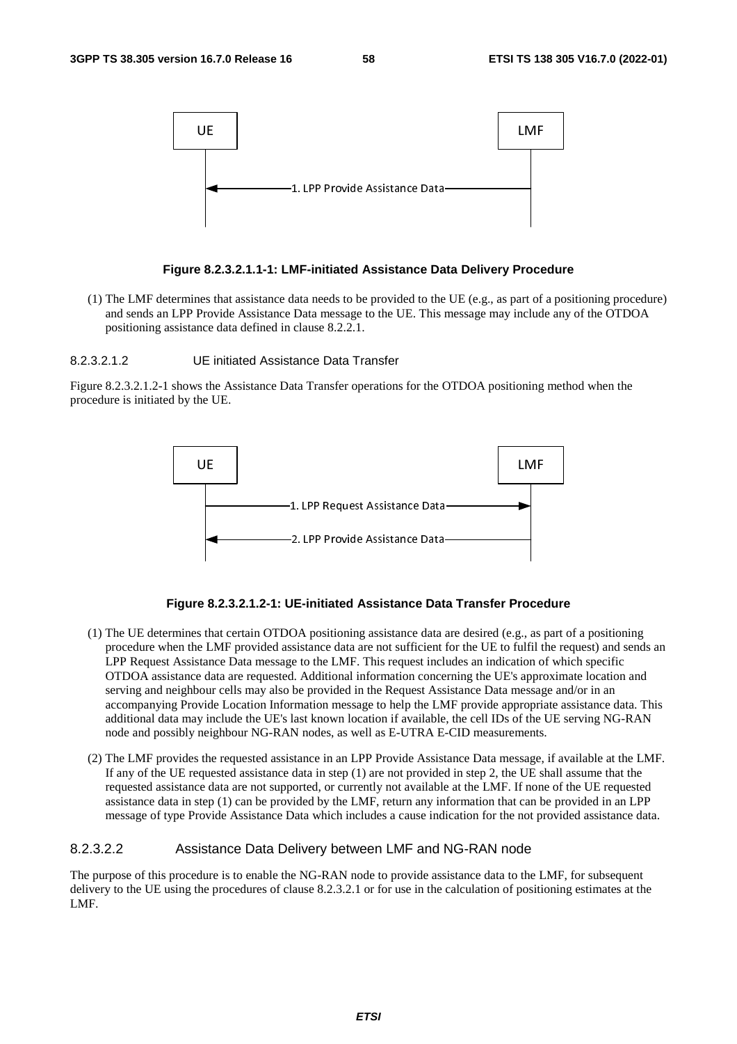**Figure 8.2.3.2.1.1-1: LMF-initiated Assistance Data Delivery Procedure**

(1) The LMF determines that assistance data needs to be provided to the UE (e.g., as part of a positioning procedure) and sends an LPP Provide Assistance Data message to the UE. This message may include any of the OTDOA positioning assistance data defined in clause 8.2.2.1.

#### 8.2.3.2.1.2 UE initiated Assistance Data Transfer

Figure 8.2.3.2.1.2-1 shows the Assistance Data Transfer operations for the OTDOA positioning method when the procedure is initiated by the UE.

**Figure 8.2.3.2.1.2-1: UE-initiated Assistance Data Transfer Procedure**

(1) The UE determines that certain OTDOA positioning assistance data are desired (e.g., as part of a positioning procedure when the LMF provided assistance data are not sufficient for the UE to fulfil the request) and sends an LPP Request Assistance Data message to the LMF. This request includes an indication of which specific OTDOA assistance data are requested. Additional information concerning the UE's approximate location and serving and neighbour cells may also be provided in the Request Assistance Data message and/or in an accompanying Provide Location Information message to help the LMF provide appropriate assistance data. This additional data may include the UE's last known location if available, the cell IDs of the UE serving NG-RAN node and possibly neighbour NG-RAN nodes, as well as E-UTRA E-CID measurements.

(2) The LMF provides the requested assistance in an LPP Provide Assistance Data message, if available at the LMF. If any of the UE requested assistance data in step (1) are not provided in step 2, the UE shall assume that the requested assistance data are not supported, or currently not available at the LMF. If none of the UE requested assistance data in step (1) can be provided by the LMF, return any information that can be provided in an LPP message of type Provide Assistance Data which includes a cause indication for the not provided assistance data.

### 8.2.3.2.2 Assistance Data Delivery between LMF and NG-RAN node

The purpose of this procedure is to enable the NG-RAN node to provide assistance data to the LMF, for subsequent delivery to the UE using the procedures of clause 8.2.3.2.1 or for use in the calculation of positioning estimates at the LMF.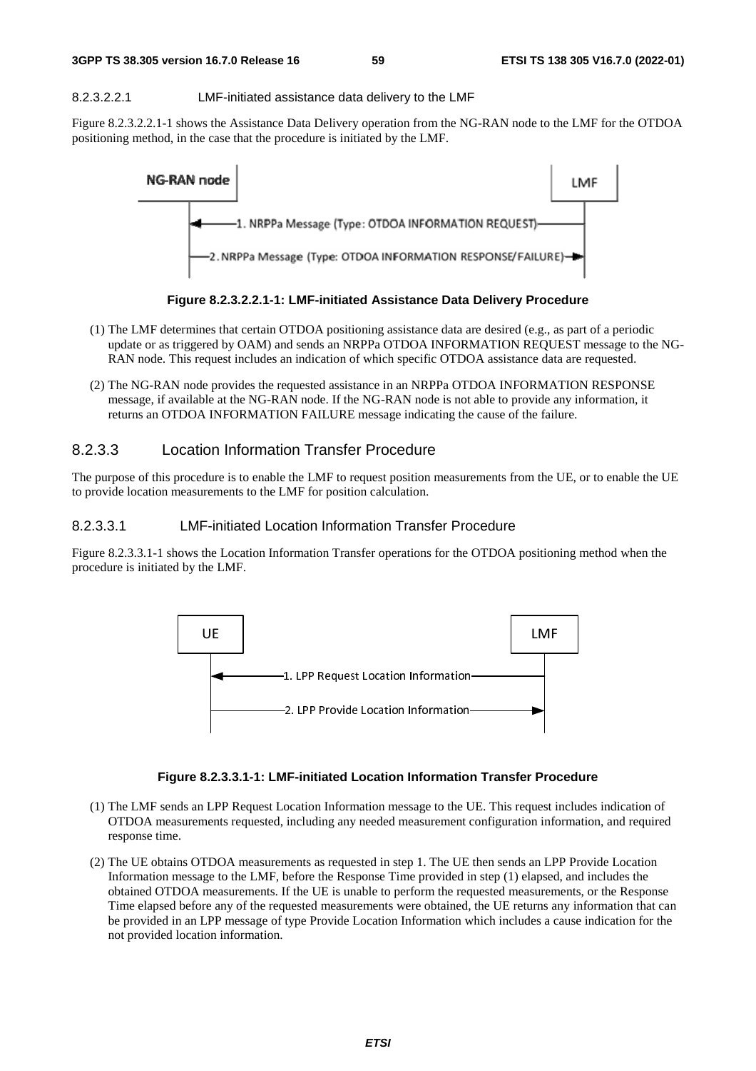#### 8.2.3.2.2.1 LMF-initiated assistance data delivery to the LMF

Figure 8.2.3.2.2.1-1 shows the Assistance Data Delivery operation from the NG-RAN node to the LMF for the OTDOA positioning method, in the case that the procedure is initiated by the LMF.

**Figure 8.2.3.2.2.1-1: LMF-initiated Assistance Data Delivery Procedure**

(1) The LMF determines that certain OTDOA positioning assistance data are desired (e.g., as part of a periodic update or as triggered by OAM) and sends an NRPPa OTDOA INFORMATION REQUEST message to the NG-RAN node. This request includes an indication of which specific OTDOA assistance data are requested.

(2) The NG-RAN node provides the requested assistance in an NRPPa OTDOA INFORMATION RESPONSE message, if available at the NG-RAN node. If the NG-RAN node is not able to provide any information, it returns an OTDOA INFORMATION FAILURE message indicating the cause of the failure.

### 8.2.3.3 Location Information Transfer Procedure

The purpose of this procedure is to enable the LMF to request position measurements from the UE, or to enable the UE to provide location measurements to the LMF for position calculation.

#### 8.2.3.3.1 LMF-initiated Location Information Transfer Procedure

Figure 8.2.3.3.1-1 shows the Location Information Transfer operations for the OTDOA positioning method when the procedure is initiated by the LMF.

**Figure 8.2.3.3.1-1: LMF-initiated Location Information Transfer Procedure**

(1) The LMF sends an LPP Request Location Information message to the UE. This request includes indication of OTDOA measurements requested, including any needed measurement configuration information, and required response time.

(2) The UE obtains OTDOA measurements as requested in step 1. The UE then sends an LPP Provide Location Information message to the LMF, before the Response Time provided in step (1) elapsed, and includes the obtained OTDOA measurements. If the UE is unable to perform the requested measurements, or the Response Time elapsed before any of the requested measurements were obtained, the UE returns any information that can be provided in an LPP message of type Provide Location Information which includes a cause indication for the not provided location information.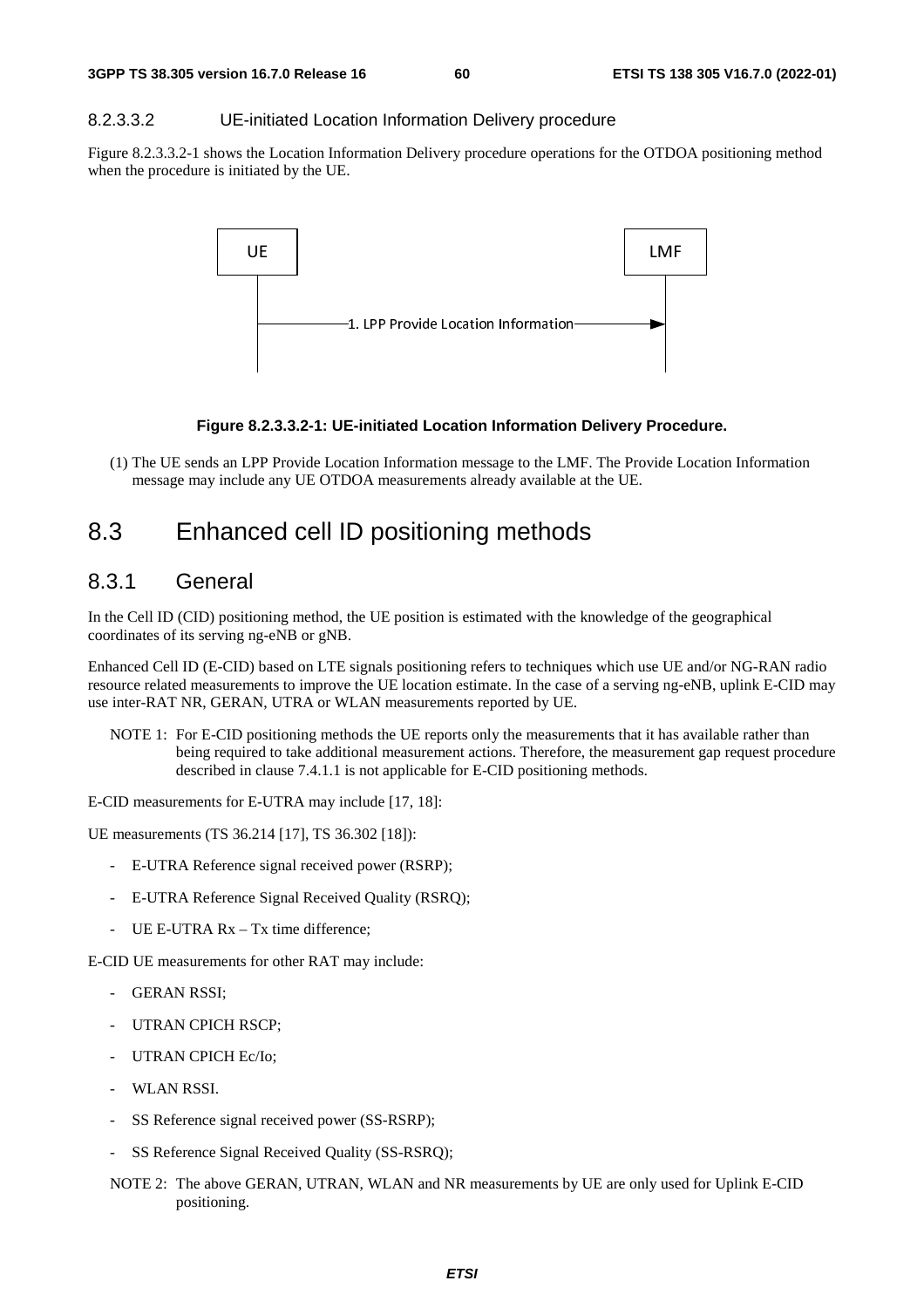#### 8.2.3.3.2 UE-initiated Location Information Delivery procedure

Figure 8.2.3.3.2-1 shows the Location Information Delivery procedure operations for the OTDOA positioning method when the procedure is initiated by the UE.

UE → LMF: 1. LPP Provide Location Information

**Figure 8.2.3.3.2-1: UE-initiated Location Information Delivery Procedure.**

(1) The UE sends an LPP Provide Location Information message to the LMF. The Provide Location Information message may include any UE OTDOA measurements already available at the UE.

## 8.3 Enhanced cell ID positioning methods

### 8.3.1 General

In the Cell ID (CID) positioning method, the UE position is estimated with the knowledge of the geographical coordinates of its serving ng-eNB or gNB.

Enhanced Cell ID (E-CID) based on LTE signals positioning refers to techniques which use UE and/or NG-RAN radio resource related measurements to improve the UE location estimate. In the case of a serving ng-eNB, uplink E-CID may use inter-RAT NR, GERAN, UTRA or WLAN measurements reported by UE.

NOTE 1: For E-CID positioning methods the UE reports only the measurements that it has available rather than being required to take additional measurement actions. Therefore, the measurement gap request procedure described in clause 7.4.1.1 is not applicable for E-CID positioning methods.

E-CID measurements for E-UTRA may include [17, 18]:

UE measurements (TS 36.214 [17], TS 36.302 [18]):

- E-UTRA Reference signal received power (RSRP);
- E-UTRA Reference Signal Received Quality (RSRQ);
- UE E-UTRA Rx – Tx time difference;

E-CID UE measurements for other RAT may include:

- GERAN RSSI;
- UTRAN CPICH RSCP;
- UTRAN CPICH Ec/Io;
- WLAN RSSI.
- SS Reference signal received power (SS-RSRP);
- SS Reference Signal Received Quality (SS-RSRQ);

NOTE 2: The above GERAN, UTRAN, WLAN and NR measurements by UE are only used for Uplink E-CID positioning.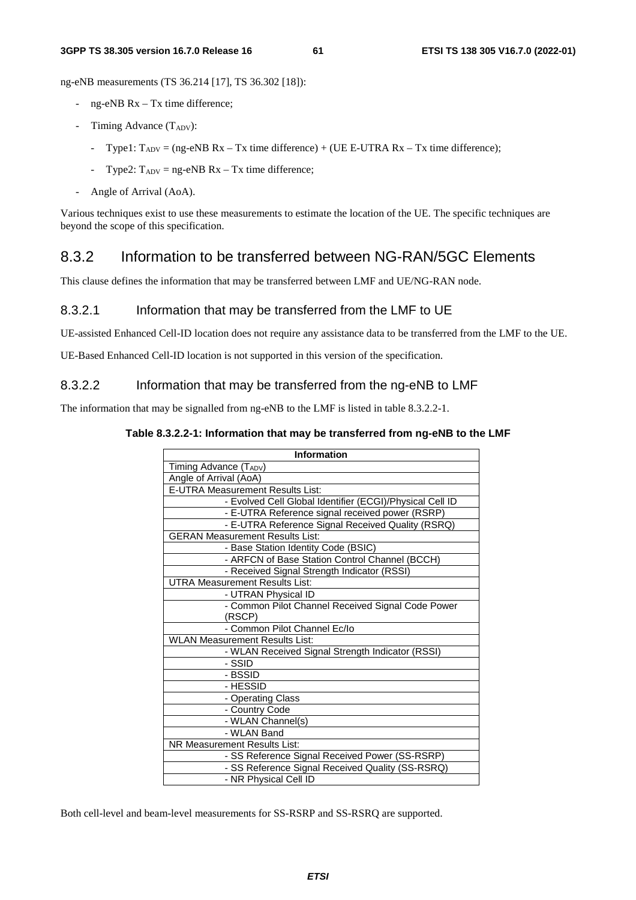ng-eNB measurements (TS 36.214 [17], TS 36.302 [18]):

- ng-eNB Rx – Tx time difference;
- Timing Advance ($T_{ADV}$):
  - Type1: $T_{ADV}$ = (ng-eNB Rx – Tx time difference) + (UE E-UTRA Rx – Tx time difference);
  - Type2: $T_{ADV}$ = ng-eNB Rx – Tx time difference;
- Angle of Arrival (AoA).

Various techniques exist to use these measurements to estimate the location of the UE. The specific techniques are beyond the scope of this specification.

## 8.3.2 Information to be transferred between NG-RAN/5GC Elements

This clause defines the information that may be transferred between LMF and UE/NG-RAN node.

### 8.3.2.1 Information that may be transferred from the LMF to UE

UE-assisted Enhanced Cell-ID location does not require any assistance data to be transferred from the LMF to the UE.

UE-Based Enhanced Cell-ID location is not supported in this version of the specification.

### 8.3.2.2 Information that may be transferred from the ng-eNB to LMF

The information that may be signalled from ng-eNB to the LMF is listed in table 8.3.2.2-1.

**Table 8.3.2.2-1: Information that may be transferred from ng-eNB to the LMF**

| Information |
|---|
| Timing Advance ($T_{ADV}$) |
| Angle of Arrival (AoA) |
| E-UTRA Measurement Results List: |
| - Evolved Cell Global Identifier (ECGI)/Physical Cell ID |
| - E-UTRA Reference signal received power (RSRP) |
| - E-UTRA Reference Signal Received Quality (RSRQ) |
| GERAN Measurement Results List: |
| - Base Station Identity Code (BSIC) |
| - ARFCN of Base Station Control Channel (BCCH) |
| - Received Signal Strength Indicator (RSSI) |
| UTRA Measurement Results List: |
| - UTRAN Physical ID |
| - Common Pilot Channel Received Signal Code Power (RSCP) |
| - Common Pilot Channel Ec/Io |
| WLAN Measurement Results List: |
| - WLAN Received Signal Strength Indicator (RSSI) |
| - SSID |
| - BSSID |
| - HESSID |
| - Operating Class |
| - Country Code |
| - WLAN Channel(s) |
| - WLAN Band |
| NR Measurement Results List: |
| - SS Reference Signal Received Power (SS-RSRP) |
| - SS Reference Signal Received Quality (SS-RSRQ) |
| - NR Physical Cell ID |

Both cell-level and beam-level measurements for SS-RSRP and SS-RSRQ are supported.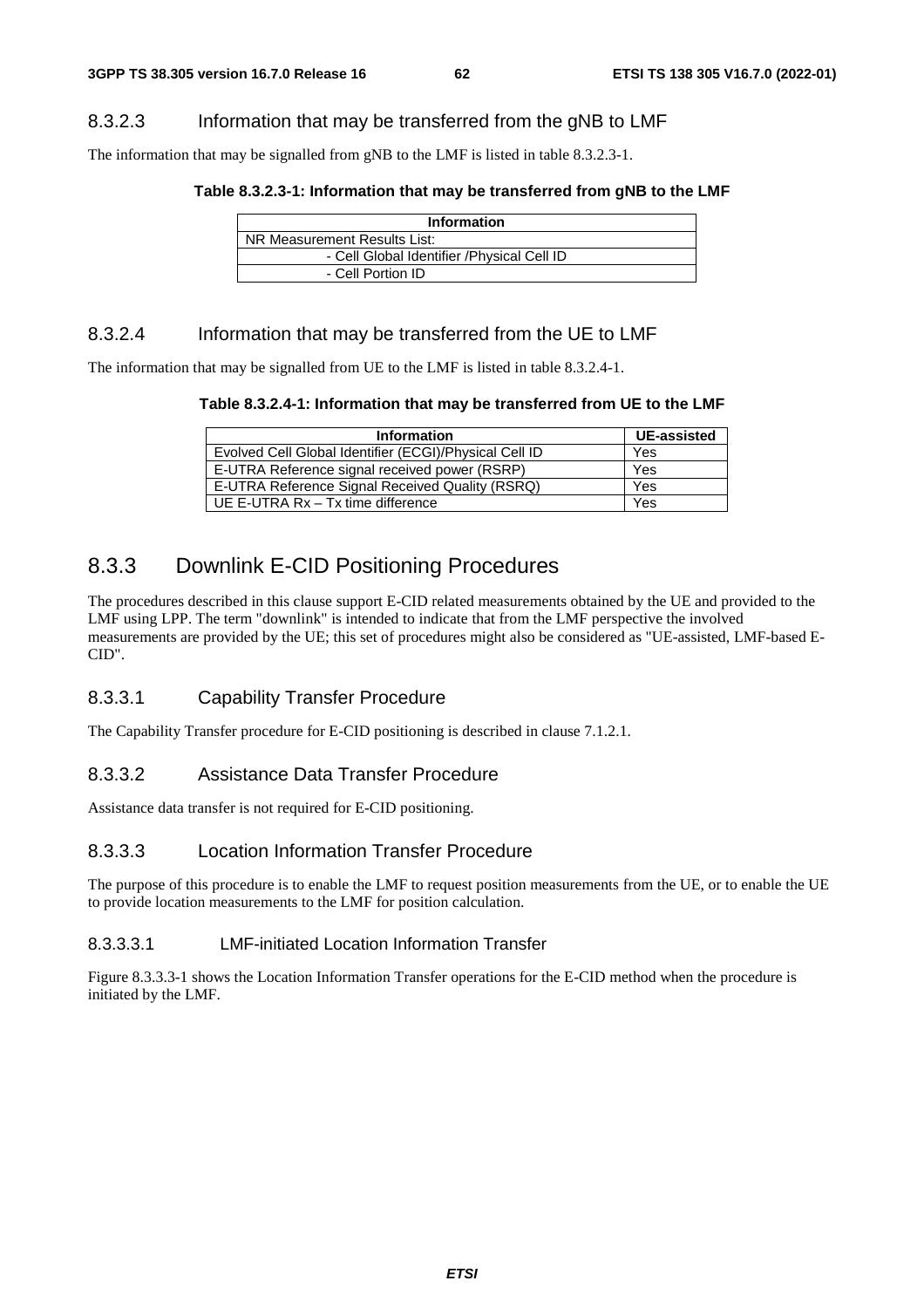#### 8.3.2.3 Information that may be transferred from the gNB to LMF

The information that may be signalled from gNB to the LMF is listed in table 8.3.2.3-1.

**Table 8.3.2.3-1: Information that may be transferred from gNB to the LMF**

| Information |
|---|
| NR Measurement Results List: |
| - Cell Global Identifier /Physical Cell ID |
| - Cell Portion ID |

#### 8.3.2.4 Information that may be transferred from the UE to LMF

The information that may be signalled from UE to the LMF is listed in table 8.3.2.4-1.

**Table 8.3.2.4-1: Information that may be transferred from UE to the LMF**

| Information | UE-assisted |
|---|---|
| Evolved Cell Global Identifier (ECGI)/Physical Cell ID | Yes |
| E-UTRA Reference signal received power (RSRP) | Yes |
| E-UTRA Reference Signal Received Quality (RSRQ) | Yes |
| UE E-UTRA Rx – Tx time difference | Yes |

### 8.3.3 Downlink E-CID Positioning Procedures

The procedures described in this clause support E-CID related measurements obtained by the UE and provided to the LMF using LPP. The term "downlink" is intended to indicate that from the LMF perspective the involved measurements are provided by the UE; this set of procedures might also be considered as "UE-assisted, LMF-based E-CID".

#### 8.3.3.1 Capability Transfer Procedure

The Capability Transfer procedure for E-CID positioning is described in clause 7.1.2.1.

#### 8.3.3.2 Assistance Data Transfer Procedure

Assistance data transfer is not required for E-CID positioning.

#### 8.3.3.3 Location Information Transfer Procedure

The purpose of this procedure is to enable the LMF to request position measurements from the UE, or to enable the UE to provide location measurements to the LMF for position calculation.

##### 8.3.3.3.1 LMF-initiated Location Information Transfer

Figure 8.3.3.3-1 shows the Location Information Transfer operations for the E-CID method when the procedure is initiated by the LMF.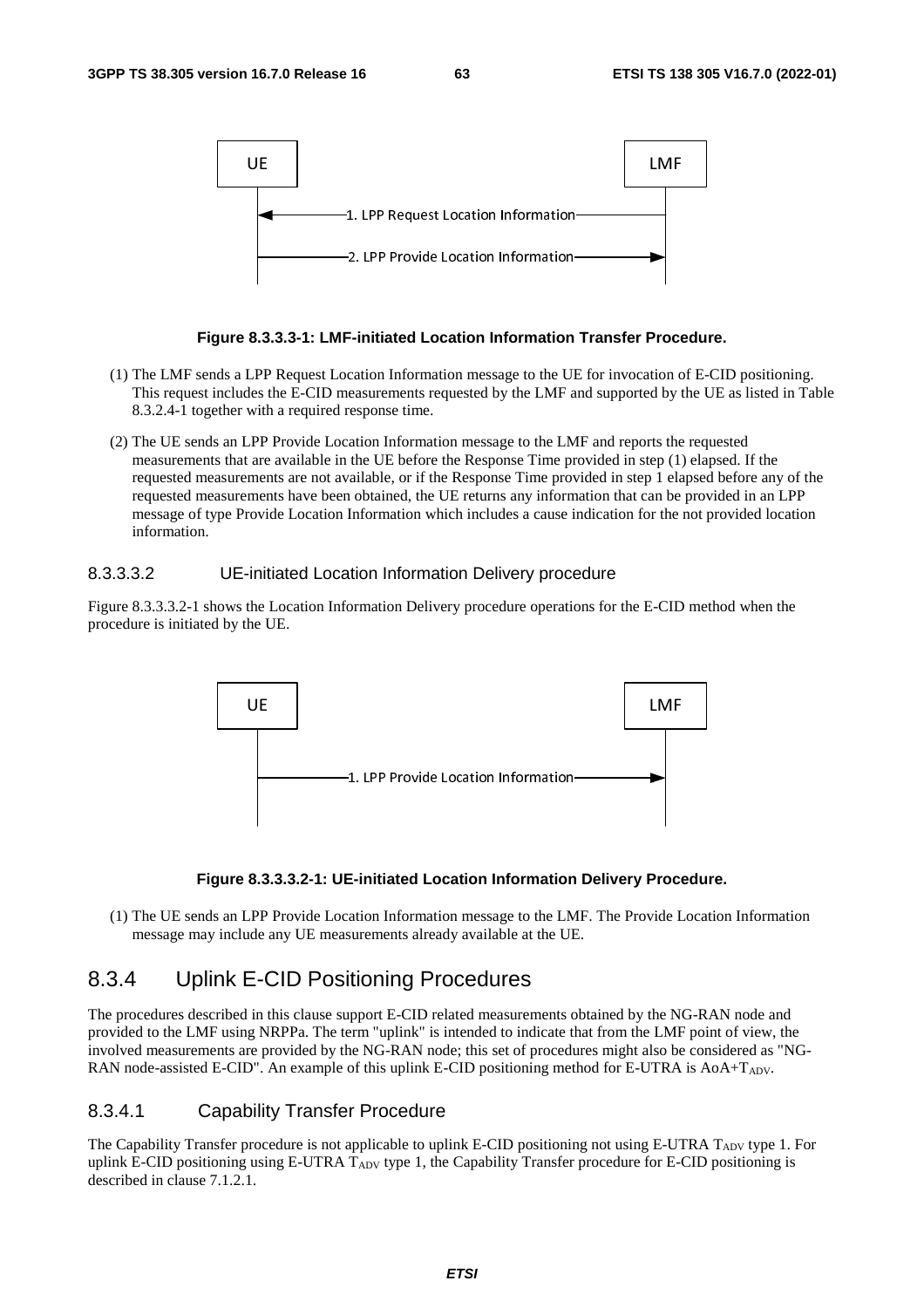**Figure 8.3.3.3-1: LMF-initiated Location Information Transfer Procedure.**

(1) The LMF sends a LPP Request Location Information message to the UE for invocation of E-CID positioning. This request includes the E-CID measurements requested by the LMF and supported by the UE as listed in Table 8.3.2.4-1 together with a required response time.

(2) The UE sends an LPP Provide Location Information message to the LMF and reports the requested measurements that are available in the UE before the Response Time provided in step (1) elapsed. If the requested measurements are not available, or if the Response Time provided in step 1 elapsed before any of the requested measurements have been obtained, the UE returns any information that can be provided in an LPP message of type Provide Location Information which includes a cause indication for the not provided location information.

#### 8.3.3.3.2 UE-initiated Location Information Delivery procedure

Figure 8.3.3.3.2-1 shows the Location Information Delivery procedure operations for the E-CID method when the procedure is initiated by the UE.

**Figure 8.3.3.3.2-1: UE-initiated Location Information Delivery Procedure.**

(1) The UE sends an LPP Provide Location Information message to the LMF. The Provide Location Information message may include any UE measurements already available at the UE.

## 8.3.4 Uplink E-CID Positioning Procedures

The procedures described in this clause support E-CID related measurements obtained by the NG-RAN node and provided to the LMF using NRPPa. The term "uplink" is intended to indicate that from the LMF point of view, the involved measurements are provided by the NG-RAN node; this set of procedures might also be considered as "NG-RAN node-assisted E-CID". An example of this uplink E-CID positioning method for E-UTRA is AoA+$T_{ADV}$.

### 8.3.4.1 Capability Transfer Procedure

The Capability Transfer procedure is not applicable to uplink E-CID positioning not using E-UTRA $T_{ADV}$ type 1. For uplink E-CID positioning using E-UTRA $T_{ADV}$ type 1, the Capability Transfer procedure for E-CID positioning is described in clause 7.1.2.1.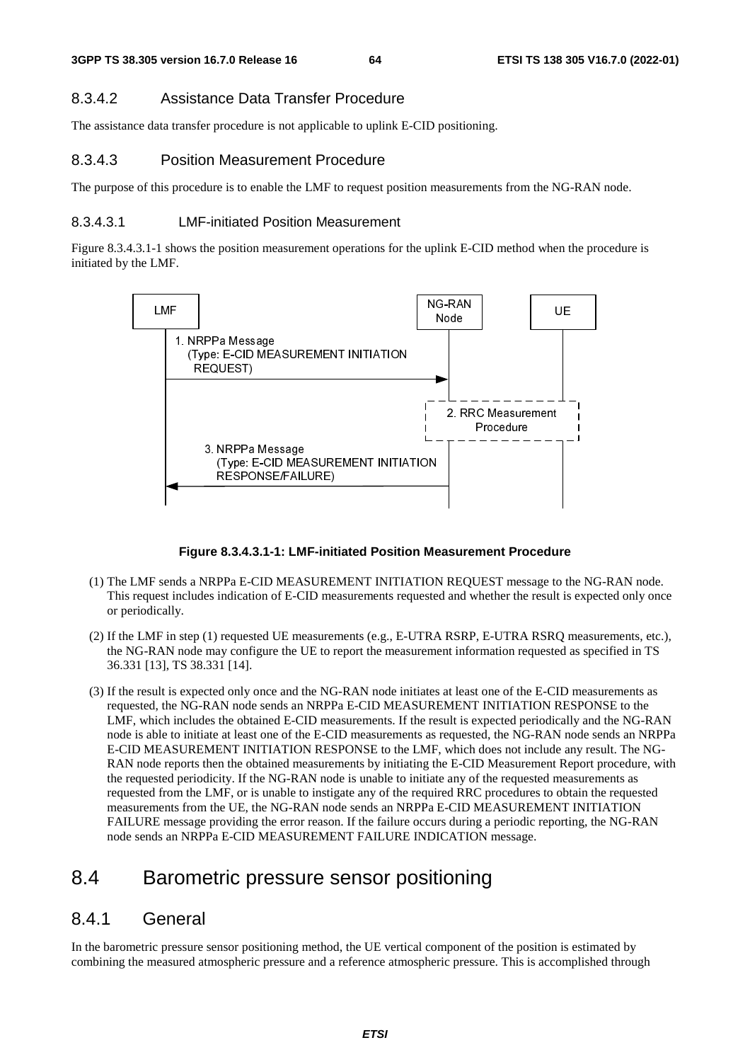#### 8.3.4.2 Assistance Data Transfer Procedure

The assistance data transfer procedure is not applicable to uplink E-CID positioning.

#### 8.3.4.3 Position Measurement Procedure

The purpose of this procedure is to enable the LMF to request position measurements from the NG-RAN node.

##### 8.3.4.3.1 LMF-initiated Position Measurement

Figure 8.3.4.3.1-1 shows the position measurement operations for the uplink E-CID method when the procedure is initiated by the LMF.

**Figure 8.3.4.3.1-1: LMF-initiated Position Measurement Procedure**

(1) The LMF sends a NRPPa E-CID MEASUREMENT INITIATION REQUEST message to the NG-RAN node. This request includes indication of E-CID measurements requested and whether the result is expected only once or periodically.

(2) If the LMF in step (1) requested UE measurements (e.g., E-UTRA RSRP, E-UTRA RSRQ measurements, etc.), the NG-RAN node may configure the UE to report the measurement information requested as specified in TS 36.331 [13], TS 38.331 [14].

(3) If the result is expected only once and the NG-RAN node initiates at least one of the E-CID measurements as requested, the NG-RAN node sends an NRPPa E-CID MEASUREMENT INITIATION RESPONSE to the LMF, which includes the obtained E-CID measurements. If the result is expected periodically and the NG-RAN node is able to initiate at least one of the E-CID measurements as requested, the NG-RAN node sends an NRPPa E-CID MEASUREMENT INITIATION RESPONSE to the LMF, which does not include any result. The NG-RAN node reports then the obtained measurements by initiating the E-CID Measurement Report procedure, with the requested periodicity. If the NG-RAN node is unable to initiate any of the requested measurements as requested from the LMF, or is unable to instigate any of the required RRC procedures to obtain the requested measurements from the UE, the NG-RAN node sends an NRPPa E-CID MEASUREMENT INITIATION FAILURE message providing the error reason. If the failure occurs during a periodic reporting, the NG-RAN node sends an NRPPa E-CID MEASUREMENT FAILURE INDICATION message.

## 8.4 Barometric pressure sensor positioning

### 8.4.1 General

In the barometric pressure sensor positioning method, the UE vertical component of the position is estimated by combining the measured atmospheric pressure and a reference atmospheric pressure. This is accomplished through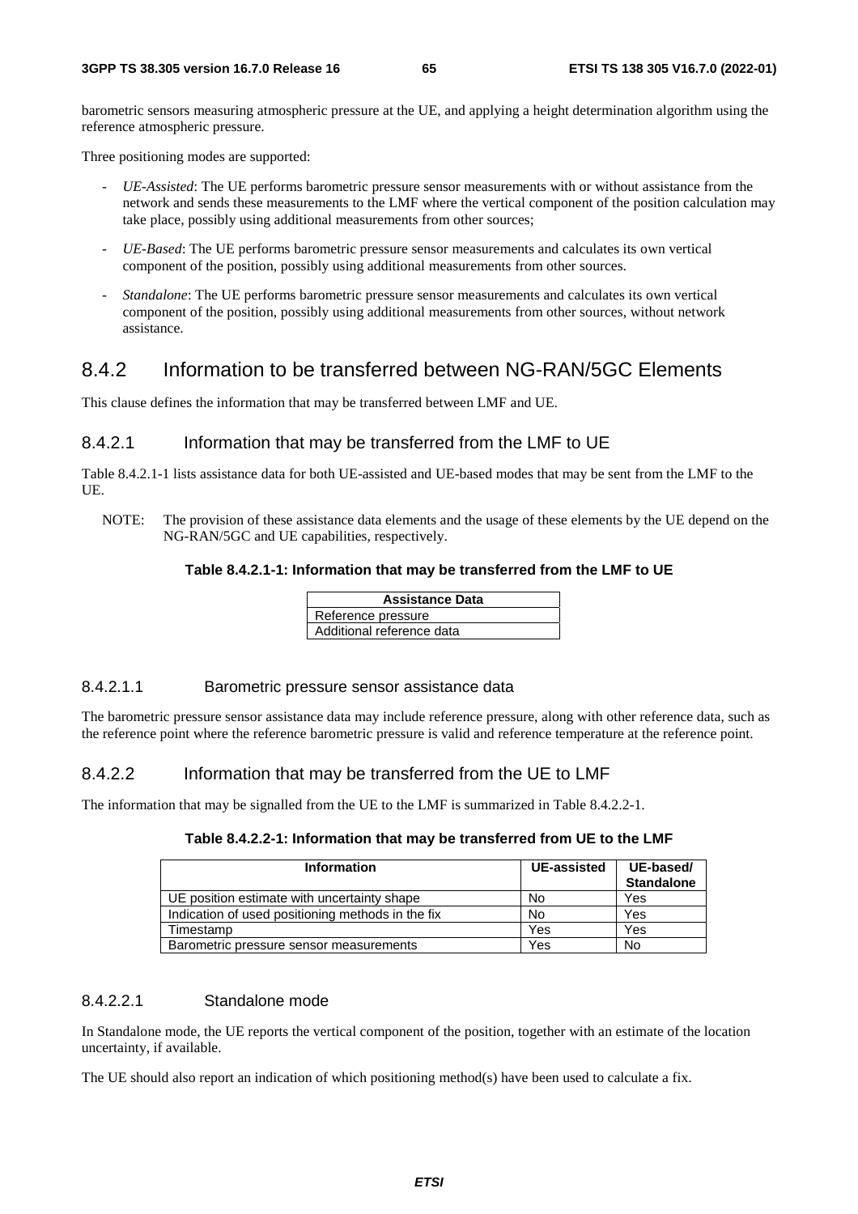barometric sensors measuring atmospheric pressure at the UE, and applying a height determination algorithm using the reference atmospheric pressure.

Three positioning modes are supported:

- *UE-Assisted*: The UE performs barometric pressure sensor measurements with or without assistance from the network and sends these measurements to the LMF where the vertical component of the position calculation may take place, possibly using additional measurements from other sources;
- *UE-Based*: The UE performs barometric pressure sensor measurements and calculates its own vertical component of the position, possibly using additional measurements from other sources.
- *Standalone*: The UE performs barometric pressure sensor measurements and calculates its own vertical component of the position, possibly using additional measurements from other sources, without network assistance.

## 8.4.2 Information to be transferred between NG-RAN/5GC Elements

This clause defines the information that may be transferred between LMF and UE.

### 8.4.2.1 Information that may be transferred from the LMF to UE

Table 8.4.2.1-1 lists assistance data for both UE-assisted and UE-based modes that may be sent from the LMF to the UE.

NOTE: The provision of these assistance data elements and the usage of these elements by the UE depend on the NG-RAN/5GC and UE capabilities, respectively.

**Table 8.4.2.1-1: Information that may be transferred from the LMF to UE**

| Assistance Data |
| --- |
| Reference pressure |
| Additional reference data |

#### 8.4.2.1.1 Barometric pressure sensor assistance data

The barometric pressure sensor assistance data may include reference pressure, along with other reference data, such as the reference point where the reference barometric pressure is valid and reference temperature at the reference point.

### 8.4.2.2 Information that may be transferred from the UE to LMF

The information that may be signalled from the UE to the LMF is summarized in Table 8.4.2.2-1.

**Table 8.4.2.2-1: Information that may be transferred from UE to the LMF**

| Information | UE-assisted | UE-based/ Standalone |
| --- | --- | --- |
| UE position estimate with uncertainty shape | No | Yes |
| Indication of used positioning methods in the fix | No | Yes |
| Timestamp | Yes | Yes |
| Barometric pressure sensor measurements | Yes | No |

#### 8.4.2.2.1 Standalone mode

In Standalone mode, the UE reports the vertical component of the position, together with an estimate of the location uncertainty, if available.

The UE should also report an indication of which positioning method(s) have been used to calculate a fix.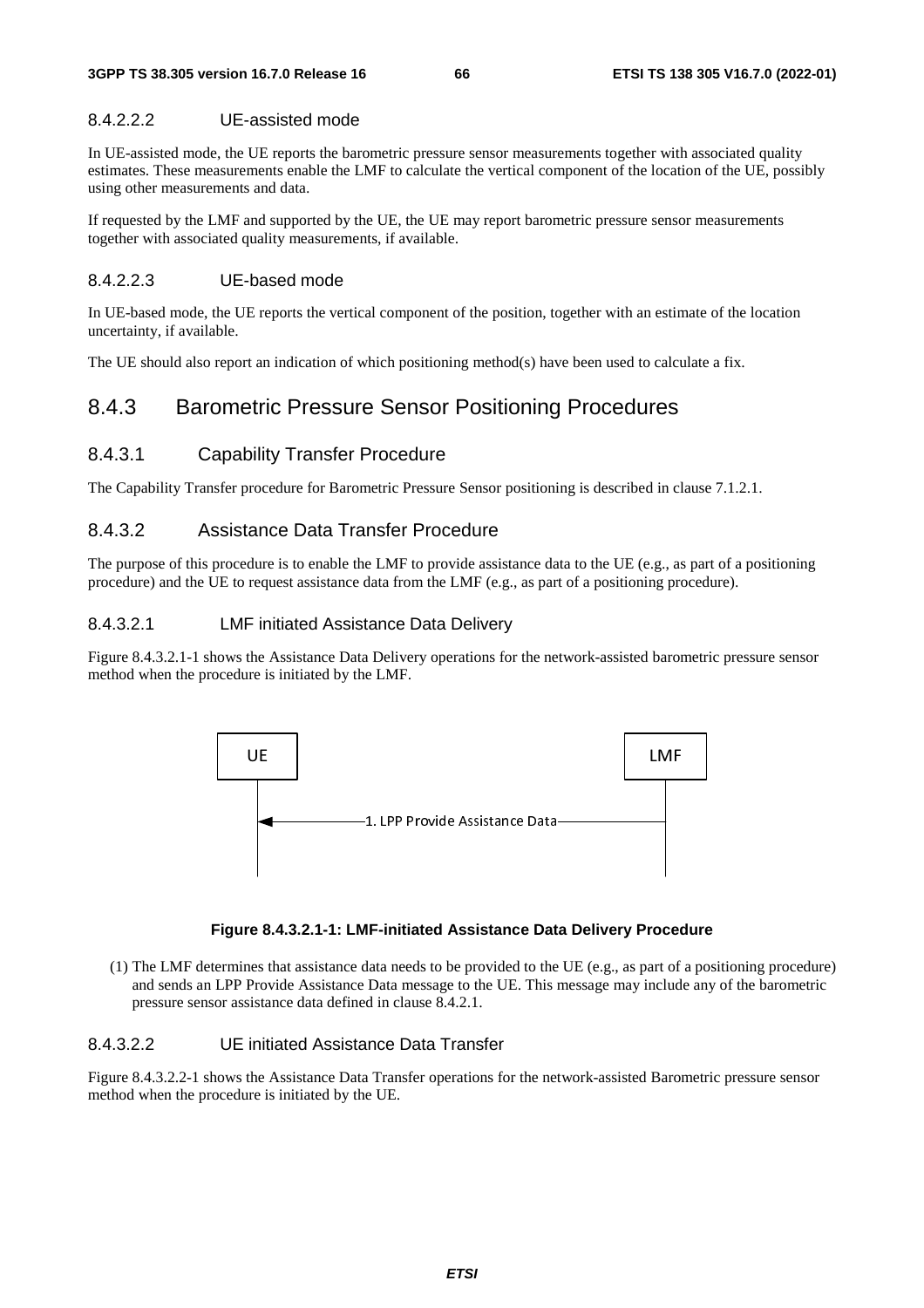#### 8.4.2.2.2 UE-assisted mode

In UE-assisted mode, the UE reports the barometric pressure sensor measurements together with associated quality estimates. These measurements enable the LMF to calculate the vertical component of the location of the UE, possibly using other measurements and data.

If requested by the LMF and supported by the UE, the UE may report barometric pressure sensor measurements together with associated quality measurements, if available.

#### 8.4.2.2.3 UE-based mode

In UE-based mode, the UE reports the vertical component of the position, together with an estimate of the location uncertainty, if available.

The UE should also report an indication of which positioning method(s) have been used to calculate a fix.

## 8.4.3 Barometric Pressure Sensor Positioning Procedures

### 8.4.3.1 Capability Transfer Procedure

The Capability Transfer procedure for Barometric Pressure Sensor positioning is described in clause 7.1.2.1.

### 8.4.3.2 Assistance Data Transfer Procedure

The purpose of this procedure is to enable the LMF to provide assistance data to the UE (e.g., as part of a positioning procedure) and the UE to request assistance data from the LMF (e.g., as part of a positioning procedure).

#### 8.4.3.2.1 LMF initiated Assistance Data Delivery

Figure 8.4.3.2.1-1 shows the Assistance Data Delivery operations for the network-assisted barometric pressure sensor method when the procedure is initiated by the LMF.

UE ← 1. LPP Provide Assistance Data — LMF

**Figure 8.4.3.2.1-1: LMF-initiated Assistance Data Delivery Procedure**

(1) The LMF determines that assistance data needs to be provided to the UE (e.g., as part of a positioning procedure) and sends an LPP Provide Assistance Data message to the UE. This message may include any of the barometric pressure sensor assistance data defined in clause 8.4.2.1.

#### 8.4.3.2.2 UE initiated Assistance Data Transfer

Figure 8.4.3.2.2-1 shows the Assistance Data Transfer operations for the network-assisted Barometric pressure sensor method when the procedure is initiated by the UE.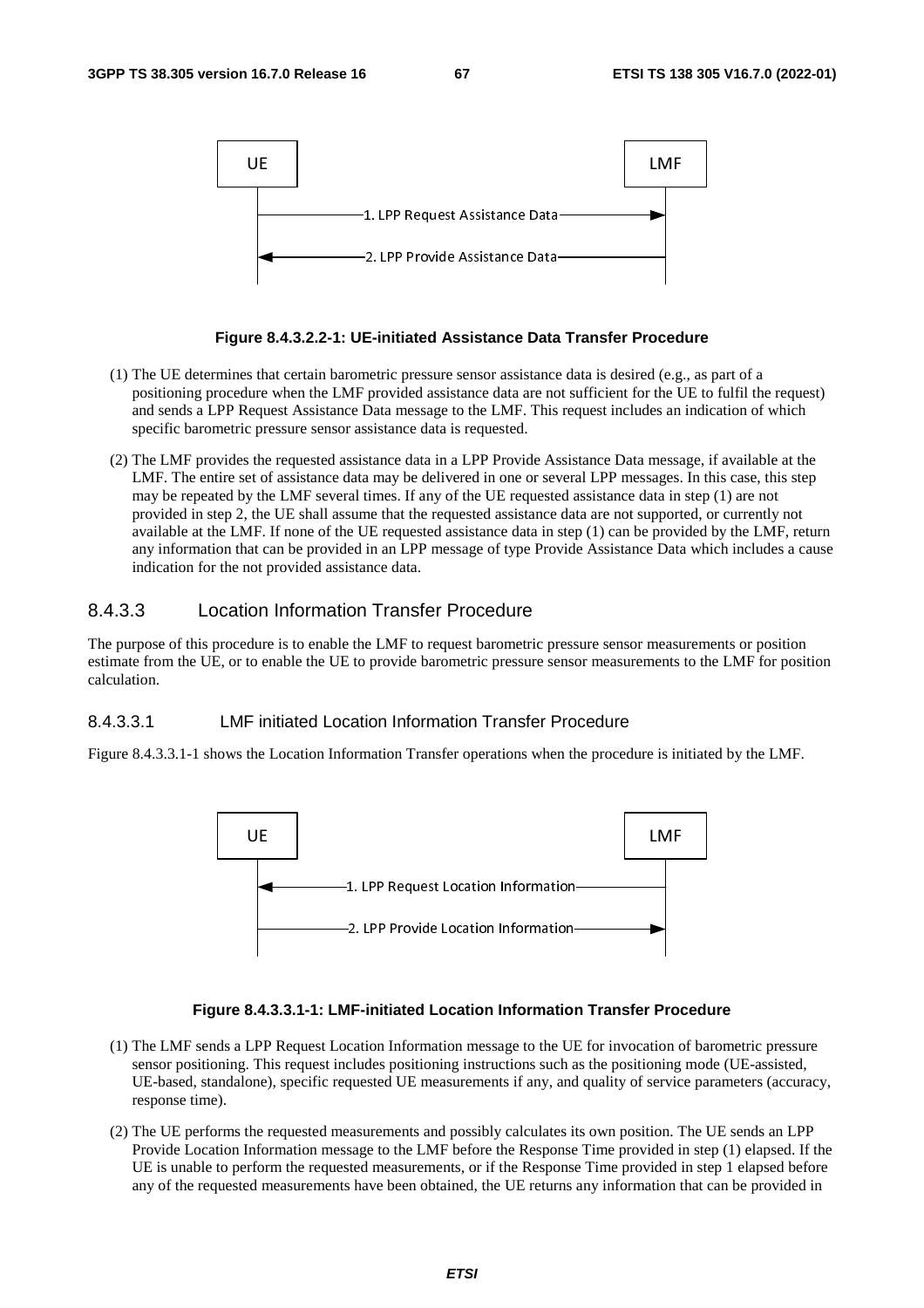UE LMF

1. LPP Request Assistance Data

2. LPP Provide Assistance Data

**Figure 8.4.3.2.2-1: UE-initiated Assistance Data Transfer Procedure**

(1) The UE determines that certain barometric pressure sensor assistance data is desired (e.g., as part of a positioning procedure when the LMF provided assistance data are not sufficient for the UE to fulfil the request) and sends a LPP Request Assistance Data message to the LMF. This request includes an indication of which specific barometric pressure sensor assistance data is requested.

(2) The LMF provides the requested assistance data in a LPP Provide Assistance Data message, if available at the LMF. The entire set of assistance data may be delivered in one or several LPP messages. In this case, this step may be repeated by the LMF several times. If any of the UE requested assistance data in step (1) are not provided in step 2, the UE shall assume that the requested assistance data are not supported, or currently not available at the LMF. If none of the UE requested assistance data in step (1) can be provided by the LMF, return any information that can be provided in an LPP message of type Provide Assistance Data which includes a cause indication for the not provided assistance data.

### 8.4.3.3 Location Information Transfer Procedure

The purpose of this procedure is to enable the LMF to request barometric pressure sensor measurements or position estimate from the UE, or to enable the UE to provide barometric pressure sensor measurements to the LMF for position calculation.

#### 8.4.3.3.1 LMF initiated Location Information Transfer Procedure

Figure 8.4.3.3.1-1 shows the Location Information Transfer operations when the procedure is initiated by the LMF.

UE LMF

1. LPP Request Location Information

2. LPP Provide Location Information

**Figure 8.4.3.3.1-1: LMF-initiated Location Information Transfer Procedure**

(1) The LMF sends a LPP Request Location Information message to the UE for invocation of barometric pressure sensor positioning. This request includes positioning instructions such as the positioning mode (UE-assisted, UE-based, standalone), specific requested UE measurements if any, and quality of service parameters (accuracy, response time).

(2) The UE performs the requested measurements and possibly calculates its own position. The UE sends an LPP Provide Location Information message to the LMF before the Response Time provided in step (1) elapsed. If the UE is unable to perform the requested measurements, or if the Response Time provided in step 1 elapsed before any of the requested measurements have been obtained, the UE returns any information that can be provided in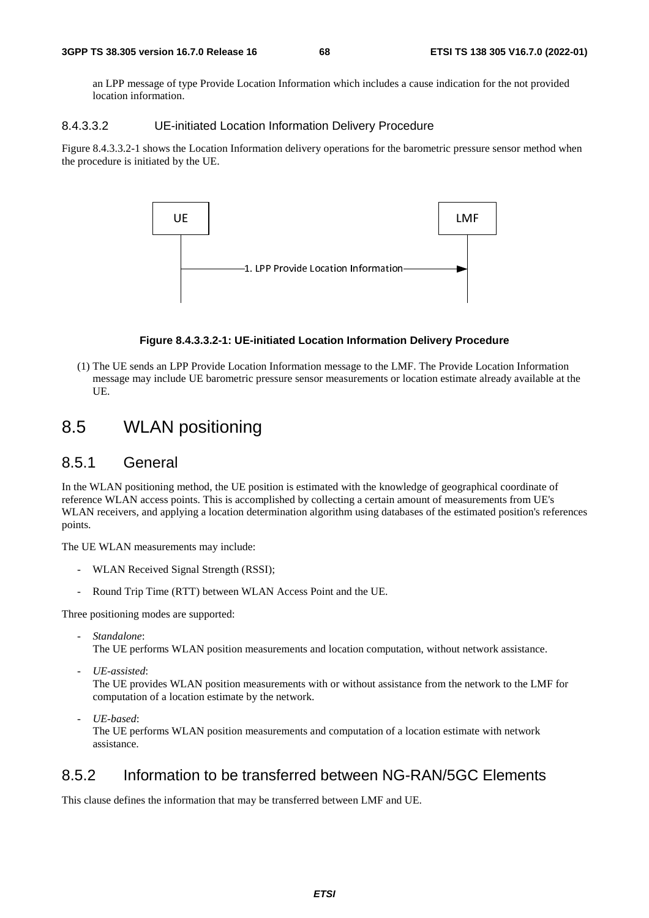an LPP message of type Provide Location Information which includes a cause indication for the not provided location information.

#### 8.4.3.3.2 UE-initiated Location Information Delivery Procedure

Figure 8.4.3.3.2-1 shows the Location Information delivery operations for the barometric pressure sensor method when the procedure is initiated by the UE.

UE → LMF: 1. LPP Provide Location Information

**Figure 8.4.3.3.2-1: UE-initiated Location Information Delivery Procedure**

(1) The UE sends an LPP Provide Location Information message to the LMF. The Provide Location Information message may include UE barometric pressure sensor measurements or location estimate already available at the UE.

## 8.5 WLAN positioning

### 8.5.1 General

In the WLAN positioning method, the UE position is estimated with the knowledge of geographical coordinate of reference WLAN access points. This is accomplished by collecting a certain amount of measurements from UE's WLAN receivers, and applying a location determination algorithm using databases of the estimated position's references points.

The UE WLAN measurements may include:

- WLAN Received Signal Strength (RSSI);
- Round Trip Time (RTT) between WLAN Access Point and the UE.

Three positioning modes are supported:

- *Standalone*:
  The UE performs WLAN position measurements and location computation, without network assistance.
- *UE-assisted*:
  The UE provides WLAN position measurements with or without assistance from the network to the LMF for computation of a location estimate by the network.
- *UE-based*:
  The UE performs WLAN position measurements and computation of a location estimate with network assistance.

### 8.5.2 Information to be transferred between NG-RAN/5GC Elements

This clause defines the information that may be transferred between LMF and UE.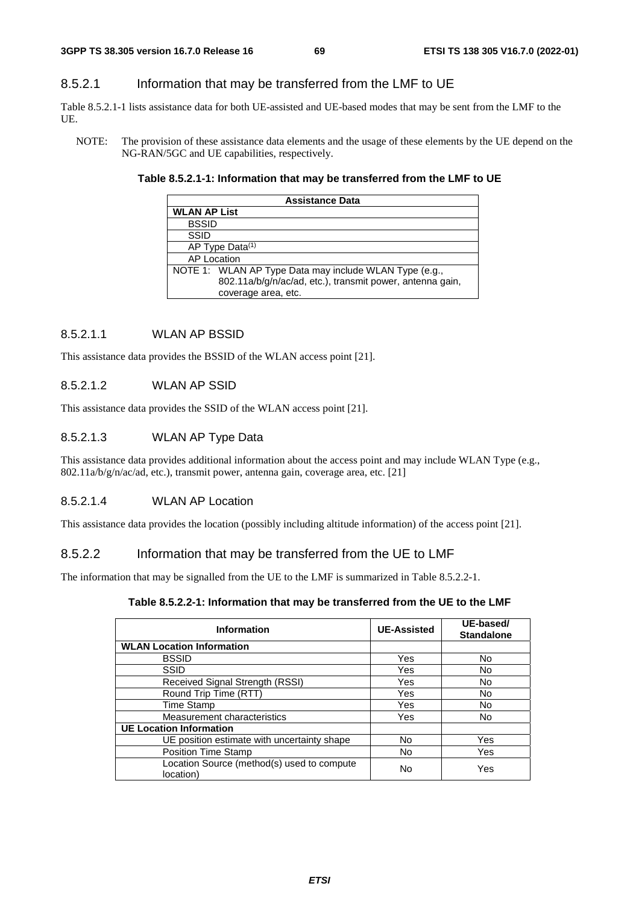#### 8.5.2.1 Information that may be transferred from the LMF to UE

Table 8.5.2.1-1 lists assistance data for both UE-assisted and UE-based modes that may be sent from the LMF to the UE.

NOTE: The provision of these assistance data elements and the usage of these elements by the UE depend on the NG-RAN/5GC and UE capabilities, respectively.

**Table 8.5.2.1-1: Information that may be transferred from the LMF to UE**

| Assistance Data |
|---|
| **WLAN AP List** |
| BSSID |
| SSID |
| AP Type Data(1) |
| AP Location |
| NOTE 1: WLAN AP Type Data may include WLAN Type (e.g., 802.11a/b/g/n/ac/ad, etc.), transmit power, antenna gain, coverage area, etc. |

##### 8.5.2.1.1 WLAN AP BSSID

This assistance data provides the BSSID of the WLAN access point [21].

##### 8.5.2.1.2 WLAN AP SSID

This assistance data provides the SSID of the WLAN access point [21].

##### 8.5.2.1.3 WLAN AP Type Data

This assistance data provides additional information about the access point and may include WLAN Type (e.g., 802.11a/b/g/n/ac/ad, etc.), transmit power, antenna gain, coverage area, etc. [21]

##### 8.5.2.1.4 WLAN AP Location

This assistance data provides the location (possibly including altitude information) of the access point [21].

#### 8.5.2.2 Information that may be transferred from the UE to LMF

The information that may be signalled from the UE to the LMF is summarized in Table 8.5.2.2-1.

**Table 8.5.2.2-1: Information that may be transferred from the UE to the LMF**

| Information | UE-Assisted | UE-based/ Standalone |
|---|---|---|
| **WLAN Location Information** | | |
| BSSID | Yes | No |
| SSID | Yes | No |
| Received Signal Strength (RSSI) | Yes | No |
| Round Trip Time (RTT) | Yes | No |
| Time Stamp | Yes | No |
| Measurement characteristics | Yes | No |
| **UE Location Information** | | |
| UE position estimate with uncertainty shape | No | Yes |
| Position Time Stamp | No | Yes |
| Location Source (method(s) used to compute location) | No | Yes |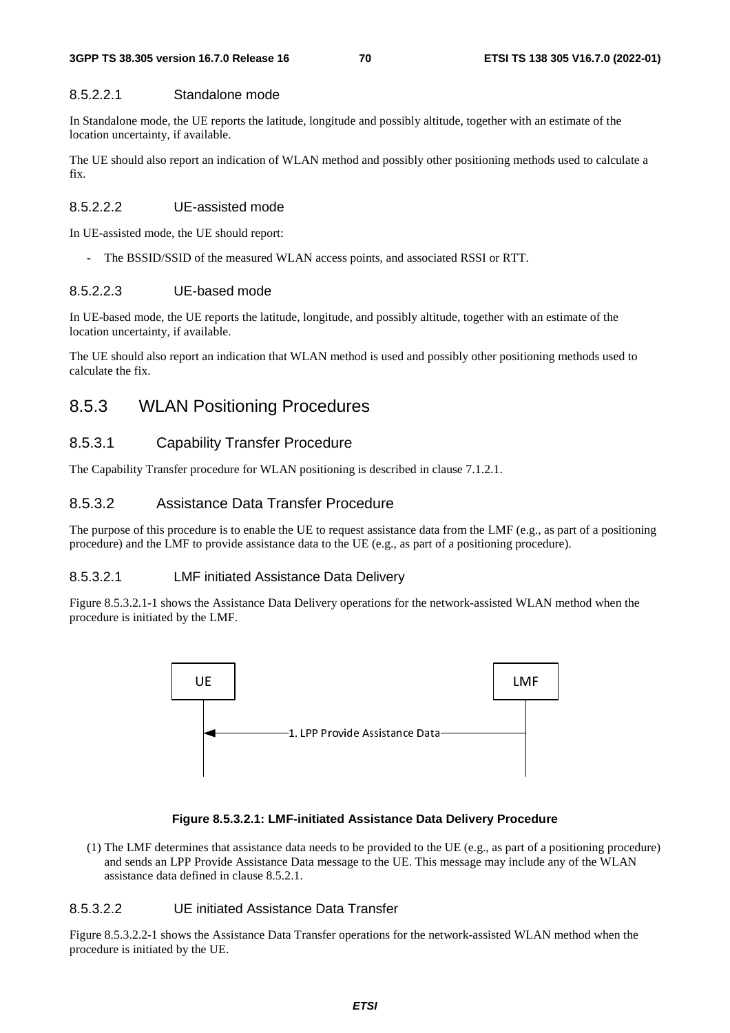#### 8.5.2.2.1 Standalone mode

In Standalone mode, the UE reports the latitude, longitude and possibly altitude, together with an estimate of the location uncertainty, if available.

The UE should also report an indication of WLAN method and possibly other positioning methods used to calculate a fix.

#### 8.5.2.2.2 UE-assisted mode

In UE-assisted mode, the UE should report:

- The BSSID/SSID of the measured WLAN access points, and associated RSSI or RTT.

#### 8.5.2.2.3 UE-based mode

In UE-based mode, the UE reports the latitude, longitude, and possibly altitude, together with an estimate of the location uncertainty, if available.

The UE should also report an indication that WLAN method is used and possibly other positioning methods used to calculate the fix.

## 8.5.3 WLAN Positioning Procedures

### 8.5.3.1 Capability Transfer Procedure

The Capability Transfer procedure for WLAN positioning is described in clause 7.1.2.1.

### 8.5.3.2 Assistance Data Transfer Procedure

The purpose of this procedure is to enable the UE to request assistance data from the LMF (e.g., as part of a positioning procedure) and the LMF to provide assistance data to the UE (e.g., as part of a positioning procedure).

#### 8.5.3.2.1 LMF initiated Assistance Data Delivery

Figure 8.5.3.2.1-1 shows the Assistance Data Delivery operations for the network-assisted WLAN method when the procedure is initiated by the LMF.

UE ← 1. LPP Provide Assistance Data — LMF

**Figure 8.5.3.2.1: LMF-initiated Assistance Data Delivery Procedure**

(1) The LMF determines that assistance data needs to be provided to the UE (e.g., as part of a positioning procedure) and sends an LPP Provide Assistance Data message to the UE. This message may include any of the WLAN assistance data defined in clause 8.5.2.1.

#### 8.5.3.2.2 UE initiated Assistance Data Transfer

Figure 8.5.3.2.2-1 shows the Assistance Data Transfer operations for the network-assisted WLAN method when the procedure is initiated by the UE.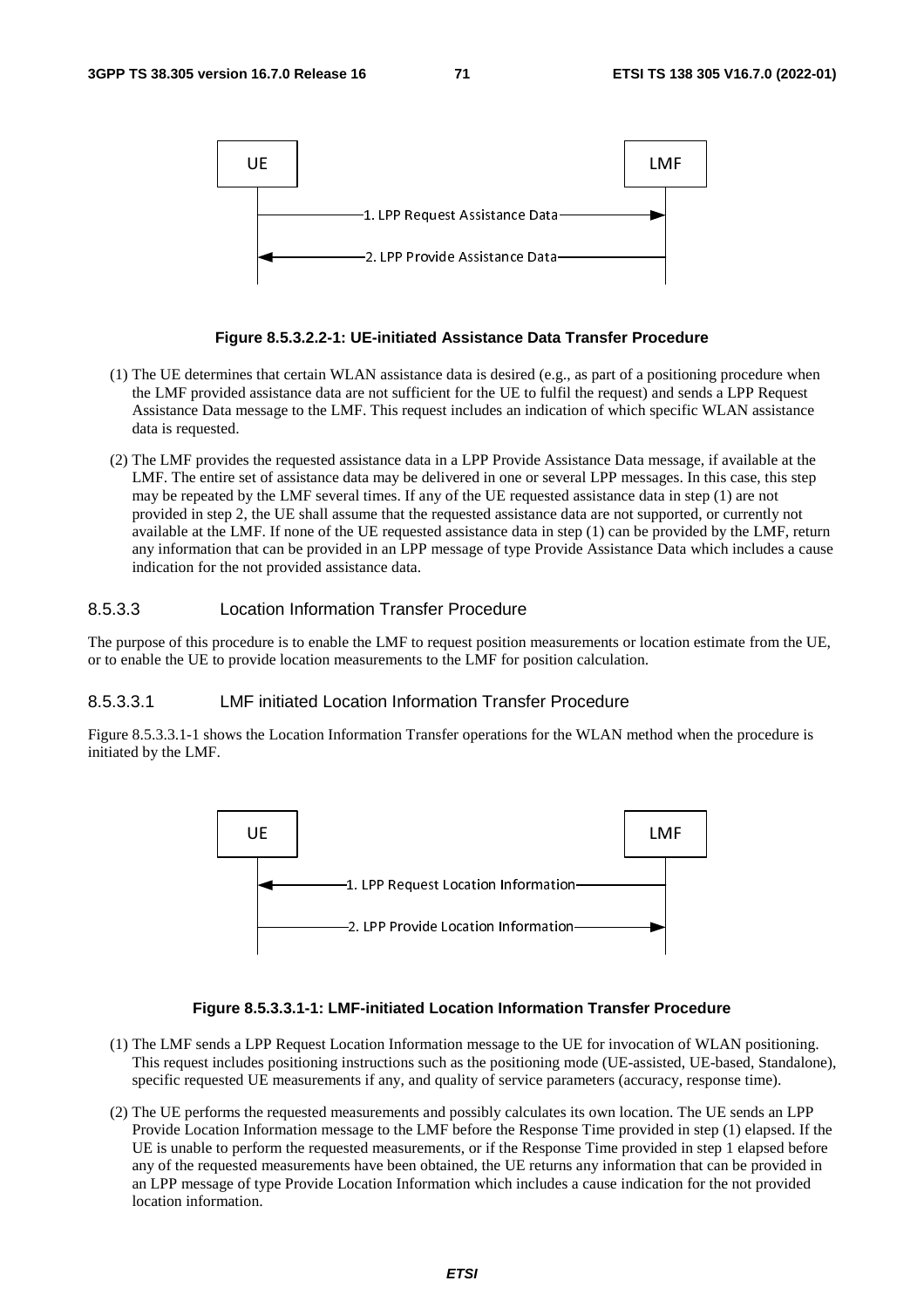**Figure 8.5.3.2.2-1: UE-initiated Assistance Data Transfer Procedure**

(1) The UE determines that certain WLAN assistance data is desired (e.g., as part of a positioning procedure when the LMF provided assistance data are not sufficient for the UE to fulfil the request) and sends a LPP Request Assistance Data message to the LMF. This request includes an indication of which specific WLAN assistance data is requested.

(2) The LMF provides the requested assistance data in a LPP Provide Assistance Data message, if available at the LMF. The entire set of assistance data may be delivered in one or several LPP messages. In this case, this step may be repeated by the LMF several times. If any of the UE requested assistance data in step (1) are not provided in step 2, the UE shall assume that the requested assistance data are not supported, or currently not available at the LMF. If none of the UE requested assistance data in step (1) can be provided by the LMF, return any information that can be provided in an LPP message of type Provide Assistance Data which includes a cause indication for the not provided assistance data.

#### 8.5.3.3 Location Information Transfer Procedure

The purpose of this procedure is to enable the LMF to request position measurements or location estimate from the UE, or to enable the UE to provide location measurements to the LMF for position calculation.

##### 8.5.3.3.1 LMF initiated Location Information Transfer Procedure

Figure 8.5.3.3.1-1 shows the Location Information Transfer operations for the WLAN method when the procedure is initiated by the LMF.

**Figure 8.5.3.3.1-1: LMF-initiated Location Information Transfer Procedure**

(1) The LMF sends a LPP Request Location Information message to the UE for invocation of WLAN positioning. This request includes positioning instructions such as the positioning mode (UE-assisted, UE-based, Standalone), specific requested UE measurements if any, and quality of service parameters (accuracy, response time).

(2) The UE performs the requested measurements and possibly calculates its own location. The UE sends an LPP Provide Location Information message to the LMF before the Response Time provided in step (1) elapsed. If the UE is unable to perform the requested measurements, or if the Response Time provided in step 1 elapsed before any of the requested measurements have been obtained, the UE returns any information that can be provided in an LPP message of type Provide Location Information which includes a cause indication for the not provided location information.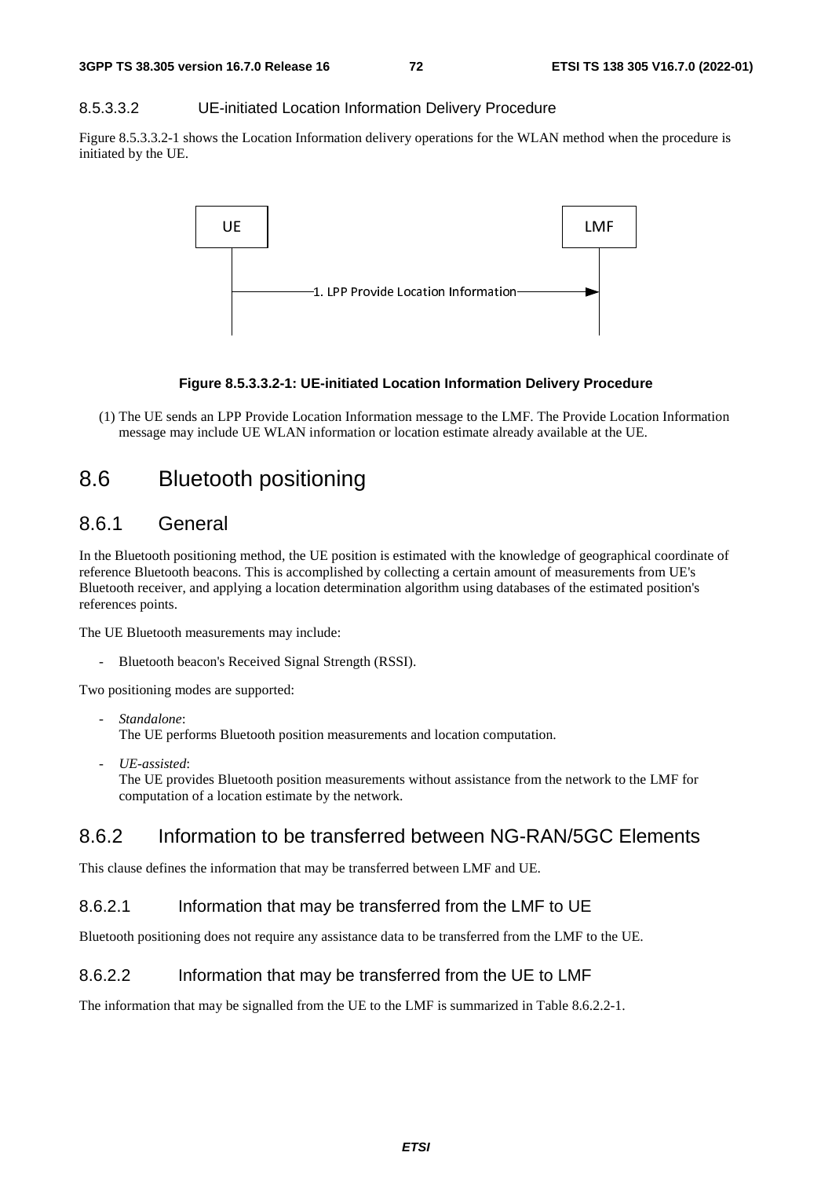#### 8.5.3.3.2 UE-initiated Location Information Delivery Procedure

Figure 8.5.3.3.2-1 shows the Location Information delivery operations for the WLAN method when the procedure is initiated by the UE.

**Figure 8.5.3.3.2-1: UE-initiated Location Information Delivery Procedure**

(1) The UE sends an LPP Provide Location Information message to the LMF. The Provide Location Information message may include UE WLAN information or location estimate already available at the UE.

## 8.6 Bluetooth positioning

### 8.6.1 General

In the Bluetooth positioning method, the UE position is estimated with the knowledge of geographical coordinate of reference Bluetooth beacons. This is accomplished by collecting a certain amount of measurements from UE's Bluetooth receiver, and applying a location determination algorithm using databases of the estimated position's references points.

The UE Bluetooth measurements may include:

- Bluetooth beacon's Received Signal Strength (RSSI).

Two positioning modes are supported:

- *Standalone*:
  The UE performs Bluetooth position measurements and location computation.
- *UE-assisted*:
  The UE provides Bluetooth position measurements without assistance from the network to the LMF for computation of a location estimate by the network.

### 8.6.2 Information to be transferred between NG-RAN/5GC Elements

This clause defines the information that may be transferred between LMF and UE.

#### 8.6.2.1 Information that may be transferred from the LMF to UE

Bluetooth positioning does not require any assistance data to be transferred from the LMF to the UE.

#### 8.6.2.2 Information that may be transferred from the UE to LMF

The information that may be signalled from the UE to the LMF is summarized in Table 8.6.2.2-1.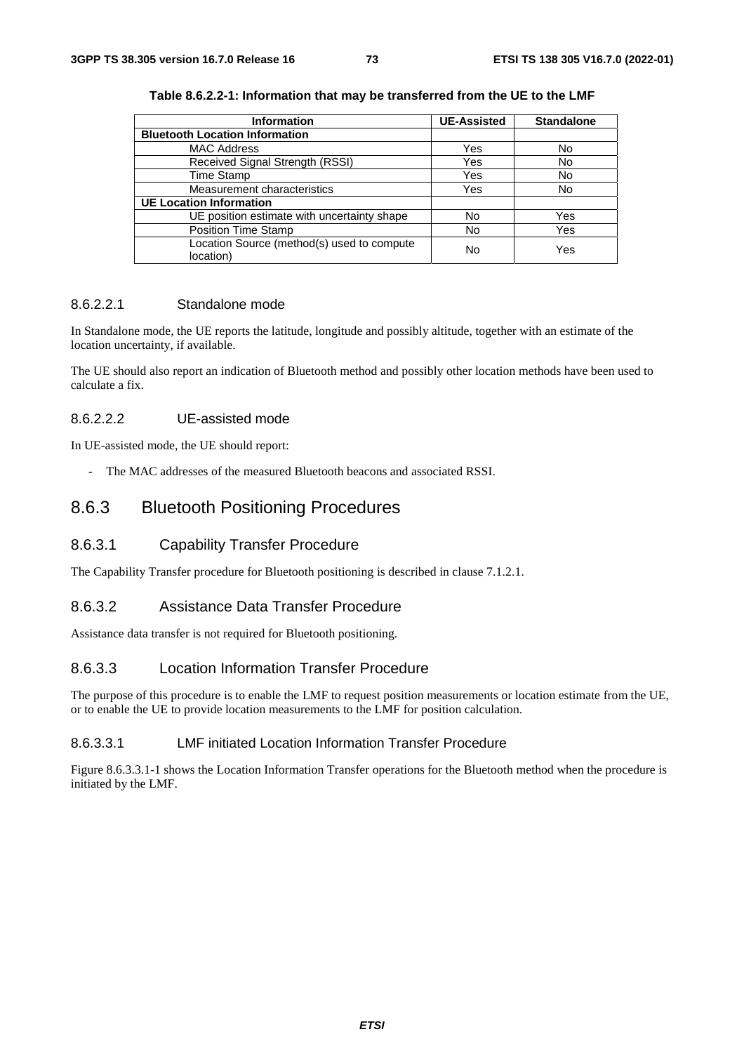**Table 8.6.2.2-1: Information that may be transferred from the UE to the LMF**

| Information | UE-Assisted | Standalone |
|---|---|---|
| **Bluetooth Location Information** | | |
| MAC Address | Yes | No |
| Received Signal Strength (RSSI) | Yes | No |
| Time Stamp | Yes | No |
| Measurement characteristics | Yes | No |
| **UE Location Information** | | |
| UE position estimate with uncertainty shape | No | Yes |
| Position Time Stamp | No | Yes |
| Location Source (method(s) used to compute location) | No | Yes |

#### 8.6.2.2.1 Standalone mode

In Standalone mode, the UE reports the latitude, longitude and possibly altitude, together with an estimate of the location uncertainty, if available.

The UE should also report an indication of Bluetooth method and possibly other location methods have been used to calculate a fix.

#### 8.6.2.2.2 UE-assisted mode

In UE-assisted mode, the UE should report:

- The MAC addresses of the measured Bluetooth beacons and associated RSSI.

## 8.6.3 Bluetooth Positioning Procedures

### 8.6.3.1 Capability Transfer Procedure

The Capability Transfer procedure for Bluetooth positioning is described in clause 7.1.2.1.

### 8.6.3.2 Assistance Data Transfer Procedure

Assistance data transfer is not required for Bluetooth positioning.

### 8.6.3.3 Location Information Transfer Procedure

The purpose of this procedure is to enable the LMF to request position measurements or location estimate from the UE, or to enable the UE to provide location measurements to the LMF for position calculation.

#### 8.6.3.3.1 LMF initiated Location Information Transfer Procedure

Figure 8.6.3.3.1-1 shows the Location Information Transfer operations for the Bluetooth method when the procedure is initiated by the LMF.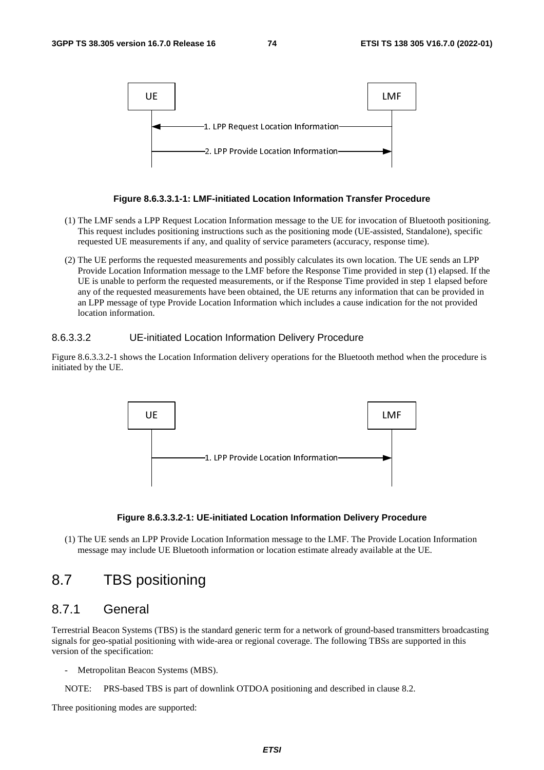**Figure 8.6.3.3.1-1: LMF-initiated Location Information Transfer Procedure**

(1) The LMF sends a LPP Request Location Information message to the UE for invocation of Bluetooth positioning. This request includes positioning instructions such as the positioning mode (UE-assisted, Standalone), specific requested UE measurements if any, and quality of service parameters (accuracy, response time).

(2) The UE performs the requested measurements and possibly calculates its own location. The UE sends an LPP Provide Location Information message to the LMF before the Response Time provided in step (1) elapsed. If the UE is unable to perform the requested measurements, or if the Response Time provided in step 1 elapsed before any of the requested measurements have been obtained, the UE returns any information that can be provided in an LPP message of type Provide Location Information which includes a cause indication for the not provided location information.

#### 8.6.3.3.2 UE-initiated Location Information Delivery Procedure

Figure 8.6.3.3.2-1 shows the Location Information delivery operations for the Bluetooth method when the procedure is initiated by the UE.

**Figure 8.6.3.3.2-1: UE-initiated Location Information Delivery Procedure**

(1) The UE sends an LPP Provide Location Information message to the LMF. The Provide Location Information message may include UE Bluetooth information or location estimate already available at the UE.

## 8.7 TBS positioning

### 8.7.1 General

Terrestrial Beacon Systems (TBS) is the standard generic term for a network of ground-based transmitters broadcasting signals for geo-spatial positioning with wide-area or regional coverage. The following TBSs are supported in this version of the specification:

- Metropolitan Beacon Systems (MBS).

NOTE: PRS-based TBS is part of downlink OTDOA positioning and described in clause 8.2.

Three positioning modes are supported: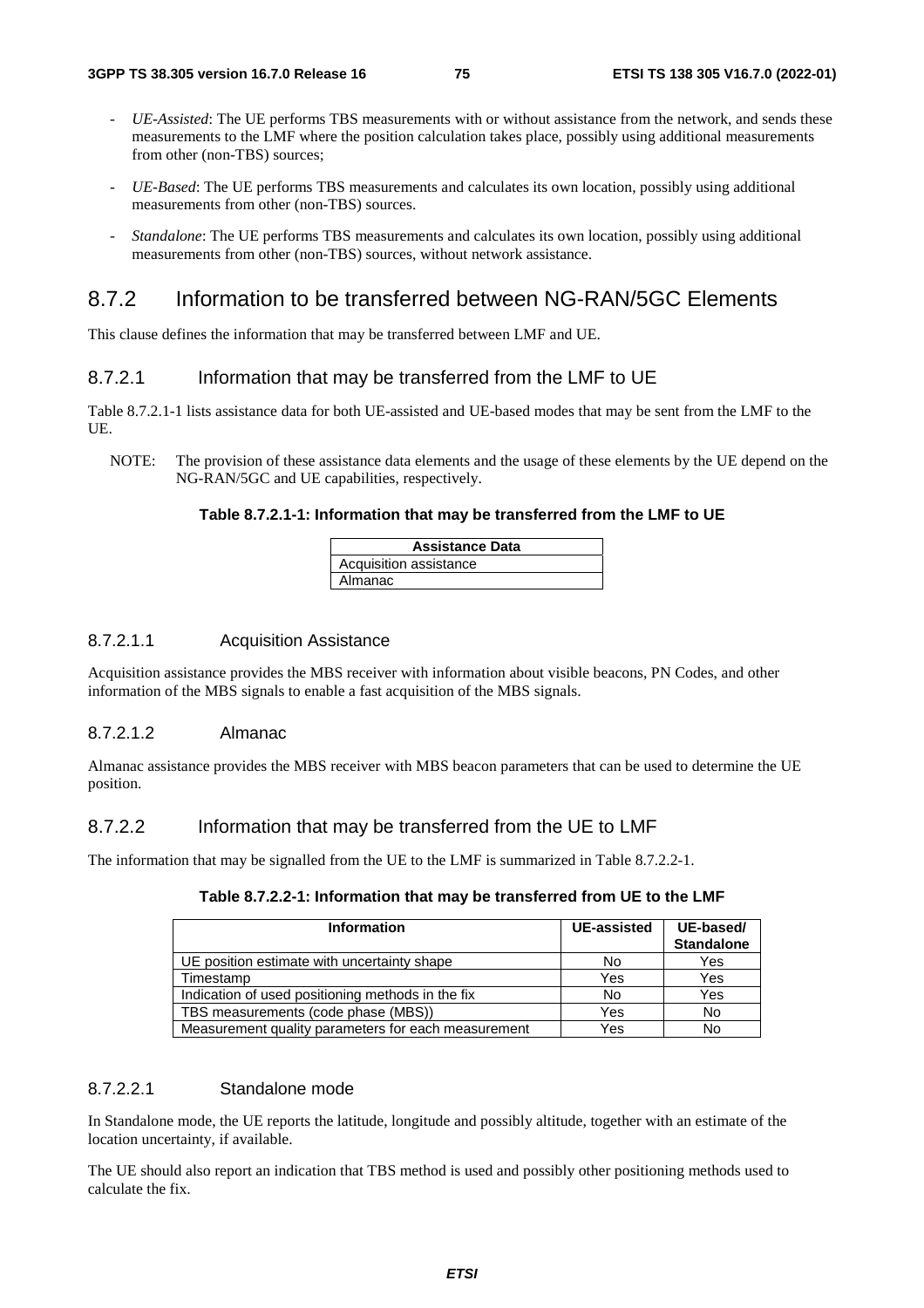- *UE-Assisted*: The UE performs TBS measurements with or without assistance from the network, and sends these measurements to the LMF where the position calculation takes place, possibly using additional measurements from other (non-TBS) sources;

- *UE-Based*: The UE performs TBS measurements and calculates its own location, possibly using additional measurements from other (non-TBS) sources.

- *Standalone*: The UE performs TBS measurements and calculates its own location, possibly using additional measurements from other (non-TBS) sources, without network assistance.

## 8.7.2 Information to be transferred between NG-RAN/5GC Elements

This clause defines the information that may be transferred between LMF and UE.

### 8.7.2.1 Information that may be transferred from the LMF to UE

Table 8.7.2.1-1 lists assistance data for both UE-assisted and UE-based modes that may be sent from the LMF to the UE.

NOTE: The provision of these assistance data elements and the usage of these elements by the UE depend on the NG-RAN/5GC and UE capabilities, respectively.

**Table 8.7.2.1-1: Information that may be transferred from the LMF to UE**

| Assistance Data |
|---|
| Acquisition assistance |
| Almanac |

#### 8.7.2.1.1 Acquisition Assistance

Acquisition assistance provides the MBS receiver with information about visible beacons, PN Codes, and other information of the MBS signals to enable a fast acquisition of the MBS signals.

#### 8.7.2.1.2 Almanac

Almanac assistance provides the MBS receiver with MBS beacon parameters that can be used to determine the UE position.

### 8.7.2.2 Information that may be transferred from the UE to LMF

The information that may be signalled from the UE to the LMF is summarized in Table 8.7.2.2-1.

**Table 8.7.2.2-1: Information that may be transferred from UE to the LMF**

| Information | UE-assisted | UE-based/ Standalone |
|---|---|---|
| UE position estimate with uncertainty shape | No | Yes |
| Timestamp | Yes | Yes |
| Indication of used positioning methods in the fix | No | Yes |
| TBS measurements (code phase (MBS)) | Yes | No |
| Measurement quality parameters for each measurement | Yes | No |

#### 8.7.2.2.1 Standalone mode

In Standalone mode, the UE reports the latitude, longitude and possibly altitude, together with an estimate of the location uncertainty, if available.

The UE should also report an indication that TBS method is used and possibly other positioning methods used to calculate the fix.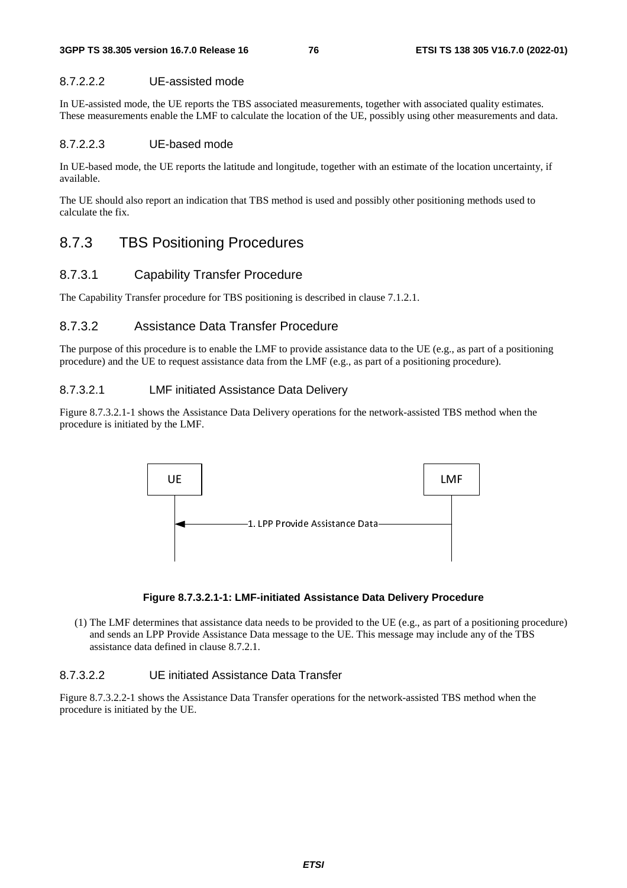#### 8.7.2.2.2 UE-assisted mode

In UE-assisted mode, the UE reports the TBS associated measurements, together with associated quality estimates. These measurements enable the LMF to calculate the location of the UE, possibly using other measurements and data.

#### 8.7.2.2.3 UE-based mode

In UE-based mode, the UE reports the latitude and longitude, together with an estimate of the location uncertainty, if available.

The UE should also report an indication that TBS method is used and possibly other positioning methods used to calculate the fix.

## 8.7.3 TBS Positioning Procedures

### 8.7.3.1 Capability Transfer Procedure

The Capability Transfer procedure for TBS positioning is described in clause 7.1.2.1.

### 8.7.3.2 Assistance Data Transfer Procedure

The purpose of this procedure is to enable the LMF to provide assistance data to the UE (e.g., as part of a positioning procedure) and the UE to request assistance data from the LMF (e.g., as part of a positioning procedure).

#### 8.7.3.2.1 LMF initiated Assistance Data Delivery

Figure 8.7.3.2.1-1 shows the Assistance Data Delivery operations for the network-assisted TBS method when the procedure is initiated by the LMF.

UE | LMF

1. LPP Provide Assistance Data

**Figure 8.7.3.2.1-1: LMF-initiated Assistance Data Delivery Procedure**

(1) The LMF determines that assistance data needs to be provided to the UE (e.g., as part of a positioning procedure) and sends an LPP Provide Assistance Data message to the UE. This message may include any of the TBS assistance data defined in clause 8.7.2.1.

#### 8.7.3.2.2 UE initiated Assistance Data Transfer

Figure 8.7.3.2.2-1 shows the Assistance Data Transfer operations for the network-assisted TBS method when the procedure is initiated by the UE.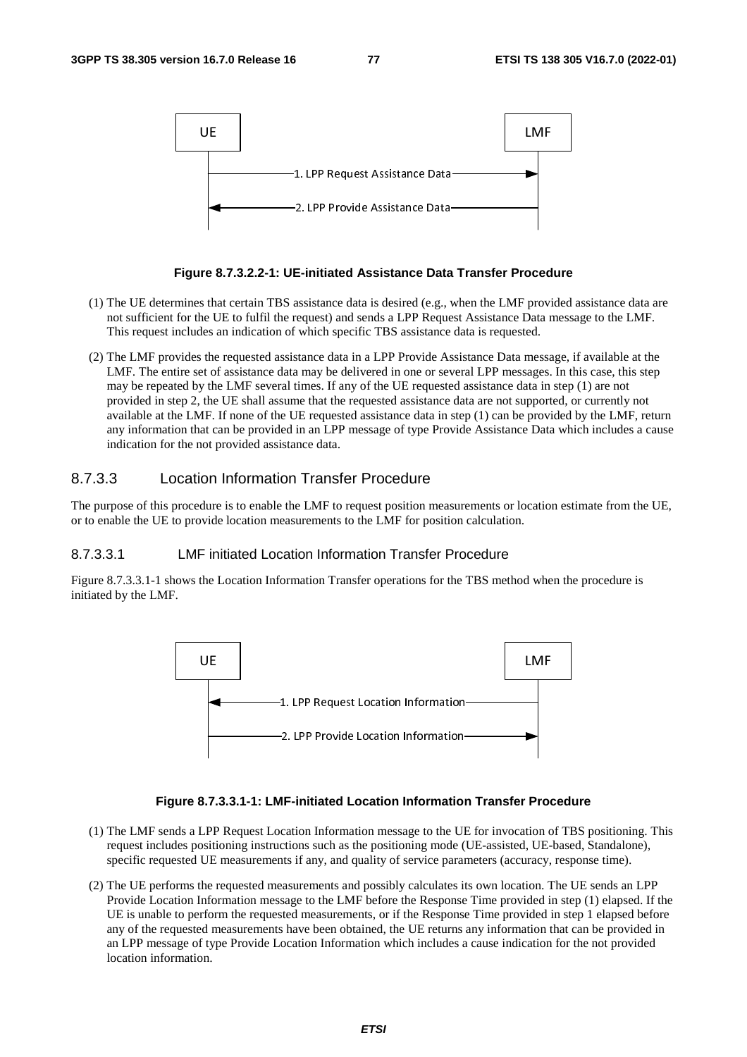**Figure 8.7.3.2.2-1: UE-initiated Assistance Data Transfer Procedure**

(1) The UE determines that certain TBS assistance data is desired (e.g., when the LMF provided assistance data are not sufficient for the UE to fulfil the request) and sends a LPP Request Assistance Data message to the LMF. This request includes an indication of which specific TBS assistance data is requested.

(2) The LMF provides the requested assistance data in a LPP Provide Assistance Data message, if available at the LMF. The entire set of assistance data may be delivered in one or several LPP messages. In this case, this step may be repeated by the LMF several times. If any of the UE requested assistance data in step (1) are not provided in step 2, the UE shall assume that the requested assistance data are not supported, or currently not available at the LMF. If none of the UE requested assistance data in step (1) can be provided by the LMF, return any information that can be provided in an LPP message of type Provide Assistance Data which includes a cause indication for the not provided assistance data.

### 8.7.3.3 Location Information Transfer Procedure

The purpose of this procedure is to enable the LMF to request position measurements or location estimate from the UE, or to enable the UE to provide location measurements to the LMF for position calculation.

#### 8.7.3.3.1 LMF initiated Location Information Transfer Procedure

Figure 8.7.3.3.1-1 shows the Location Information Transfer operations for the TBS method when the procedure is initiated by the LMF.

**Figure 8.7.3.3.1-1: LMF-initiated Location Information Transfer Procedure**

(1) The LMF sends a LPP Request Location Information message to the UE for invocation of TBS positioning. This request includes positioning instructions such as the positioning mode (UE-assisted, UE-based, Standalone), specific requested UE measurements if any, and quality of service parameters (accuracy, response time).

(2) The UE performs the requested measurements and possibly calculates its own location. The UE sends an LPP Provide Location Information message to the LMF before the Response Time provided in step (1) elapsed. If the UE is unable to perform the requested measurements, or if the Response Time provided in step 1 elapsed before any of the requested measurements have been obtained, the UE returns any information that can be provided in an LPP message of type Provide Location Information which includes a cause indication for the not provided location information.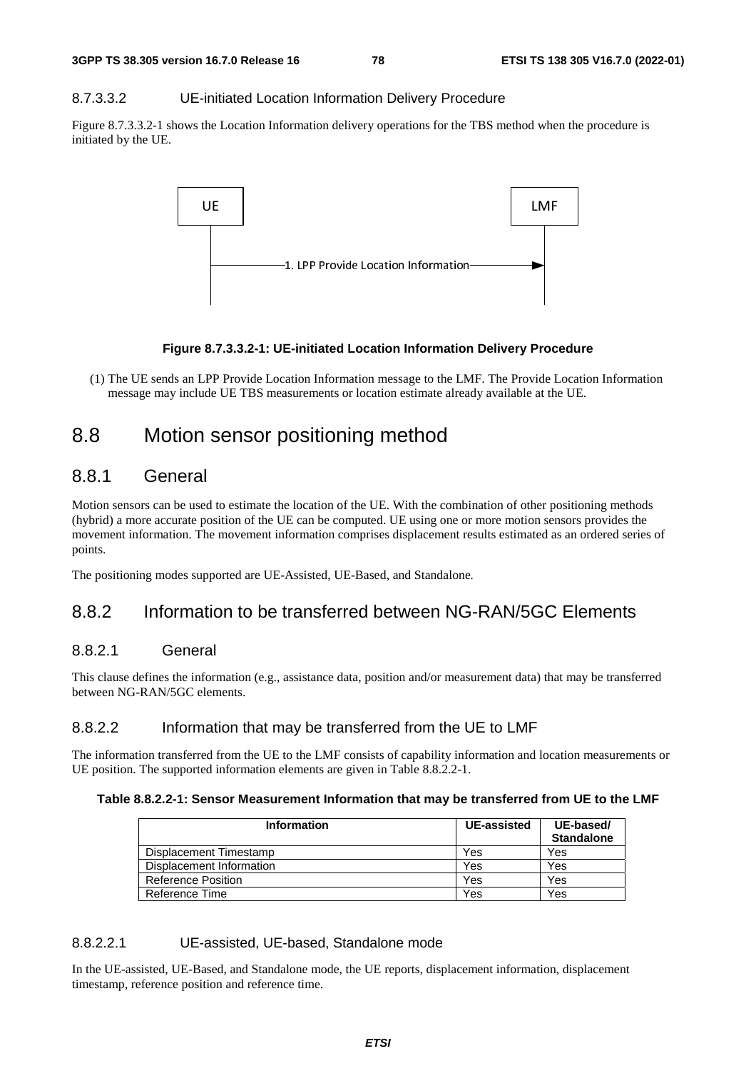#### 8.7.3.3.2 UE-initiated Location Information Delivery Procedure

Figure 8.7.3.3.2-1 shows the Location Information delivery operations for the TBS method when the procedure is initiated by the UE.

**Figure 8.7.3.3.2-1: UE-initiated Location Information Delivery Procedure**

(1) The UE sends an LPP Provide Location Information message to the LMF. The Provide Location Information message may include UE TBS measurements or location estimate already available at the UE.

## 8.8 Motion sensor positioning method

### 8.8.1 General

Motion sensors can be used to estimate the location of the UE. With the combination of other positioning methods (hybrid) a more accurate position of the UE can be computed. UE using one or more motion sensors provides the movement information. The movement information comprises displacement results estimated as an ordered series of points.

The positioning modes supported are UE-Assisted, UE-Based, and Standalone.

### 8.8.2 Information to be transferred between NG-RAN/5GC Elements

#### 8.8.2.1 General

This clause defines the information (e.g., assistance data, position and/or measurement data) that may be transferred between NG-RAN/5GC elements.

#### 8.8.2.2 Information that may be transferred from the UE to LMF

The information transferred from the UE to the LMF consists of capability information and location measurements or UE position. The supported information elements are given in Table 8.8.2.2-1.

**Table 8.8.2.2-1: Sensor Measurement Information that may be transferred from UE to the LMF**

| Information | UE-assisted | UE-based/ Standalone |
|---|---|---|
| Displacement Timestamp | Yes | Yes |
| Displacement Information | Yes | Yes |
| Reference Position | Yes | Yes |
| Reference Time | Yes | Yes |

##### 8.8.2.2.1 UE-assisted, UE-based, Standalone mode

In the UE-assisted, UE-Based, and Standalone mode, the UE reports, displacement information, displacement timestamp, reference position and reference time.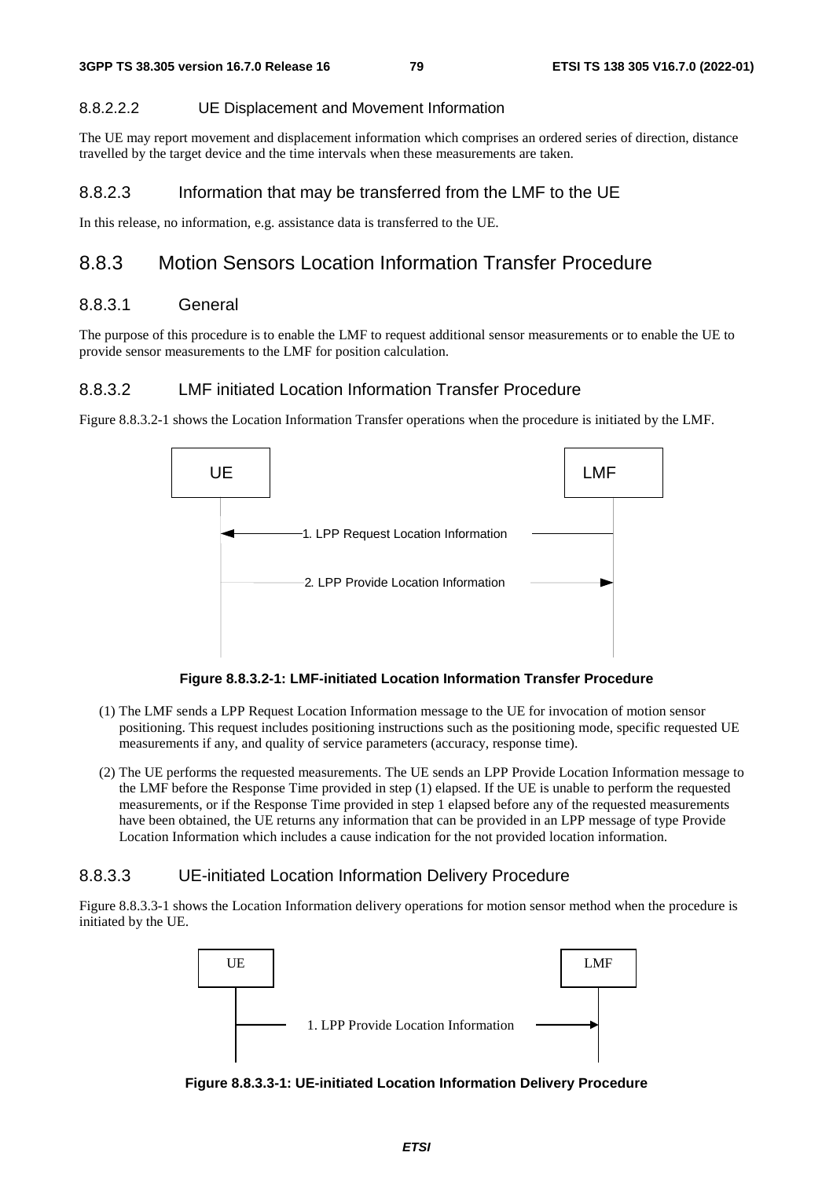#### 8.8.2.2.2 UE Displacement and Movement Information

The UE may report movement and displacement information which comprises an ordered series of direction, distance travelled by the target device and the time intervals when these measurements are taken.

### 8.8.2.3 Information that may be transferred from the LMF to the UE

In this release, no information, e.g. assistance data is transferred to the UE.

## 8.8.3 Motion Sensors Location Information Transfer Procedure

### 8.8.3.1 General

The purpose of this procedure is to enable the LMF to request additional sensor measurements or to enable the UE to provide sensor measurements to the LMF for position calculation.

### 8.8.3.2 LMF initiated Location Information Transfer Procedure

Figure 8.8.3.2-1 shows the Location Information Transfer operations when the procedure is initiated by the LMF.

UE | LMF

1. LPP Request Location Information (LMF → UE)

2. LPP Provide Location Information (UE → LMF)

**Figure 8.8.3.2-1: LMF-initiated Location Information Transfer Procedure**

(1) The LMF sends a LPP Request Location Information message to the UE for invocation of motion sensor positioning. This request includes positioning instructions such as the positioning mode, specific requested UE measurements if any, and quality of service parameters (accuracy, response time).

(2) The UE performs the requested measurements. The UE sends an LPP Provide Location Information message to the LMF before the Response Time provided in step (1) elapsed. If the UE is unable to perform the requested measurements, or if the Response Time provided in step 1 elapsed before any of the requested measurements have been obtained, the UE returns any information that can be provided in an LPP message of type Provide Location Information which includes a cause indication for the not provided location information.

### 8.8.3.3 UE-initiated Location Information Delivery Procedure

Figure 8.8.3.3-1 shows the Location Information delivery operations for motion sensor method when the procedure is initiated by the UE.

UE | LMF

1. LPP Provide Location Information (UE → LMF)

**Figure 8.8.3.3-1: UE-initiated Location Information Delivery Procedure**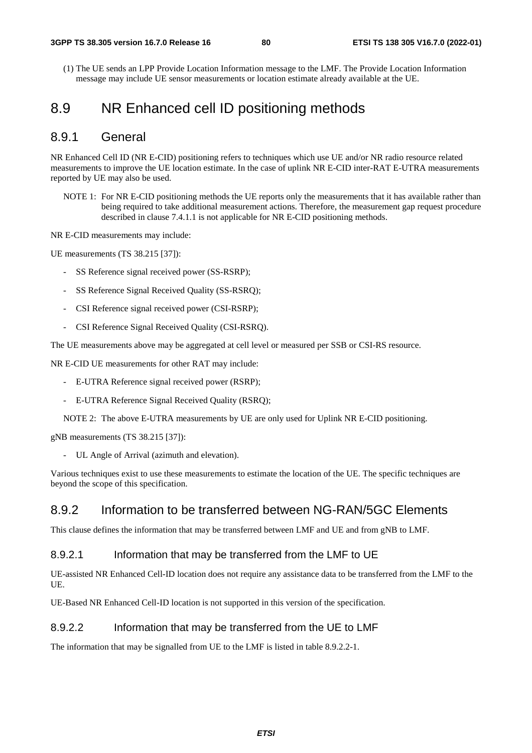(1) The UE sends an LPP Provide Location Information message to the LMF. The Provide Location Information message may include UE sensor measurements or location estimate already available at the UE.

# 8.9 NR Enhanced cell ID positioning methods

## 8.9.1 General

NR Enhanced Cell ID (NR E-CID) positioning refers to techniques which use UE and/or NR radio resource related measurements to improve the UE location estimate. In the case of uplink NR E-CID inter-RAT E-UTRA measurements reported by UE may also be used.

NOTE 1: For NR E-CID positioning methods the UE reports only the measurements that it has available rather than being required to take additional measurement actions. Therefore, the measurement gap request procedure described in clause 7.4.1.1 is not applicable for NR E-CID positioning methods.

NR E-CID measurements may include:

UE measurements (TS 38.215 [37]):

- SS Reference signal received power (SS-RSRP);
- SS Reference Signal Received Quality (SS-RSRQ);
- CSI Reference signal received power (CSI-RSRP);
- CSI Reference Signal Received Quality (CSI-RSRQ).

The UE measurements above may be aggregated at cell level or measured per SSB or CSI-RS resource.

NR E-CID UE measurements for other RAT may include:

- E-UTRA Reference signal received power (RSRP);
- E-UTRA Reference Signal Received Quality (RSRQ);

NOTE 2: The above E-UTRA measurements by UE are only used for Uplink NR E-CID positioning.

gNB measurements (TS 38.215 [37]):

- UL Angle of Arrival (azimuth and elevation).

Various techniques exist to use these measurements to estimate the location of the UE. The specific techniques are beyond the scope of this specification.

## 8.9.2 Information to be transferred between NG-RAN/5GC Elements

This clause defines the information that may be transferred between LMF and UE and from gNB to LMF.

### 8.9.2.1 Information that may be transferred from the LMF to UE

UE-assisted NR Enhanced Cell-ID location does not require any assistance data to be transferred from the LMF to the UE.

UE-Based NR Enhanced Cell-ID location is not supported in this version of the specification.

### 8.9.2.2 Information that may be transferred from the UE to LMF

The information that may be signalled from UE to the LMF is listed in table 8.9.2.2-1.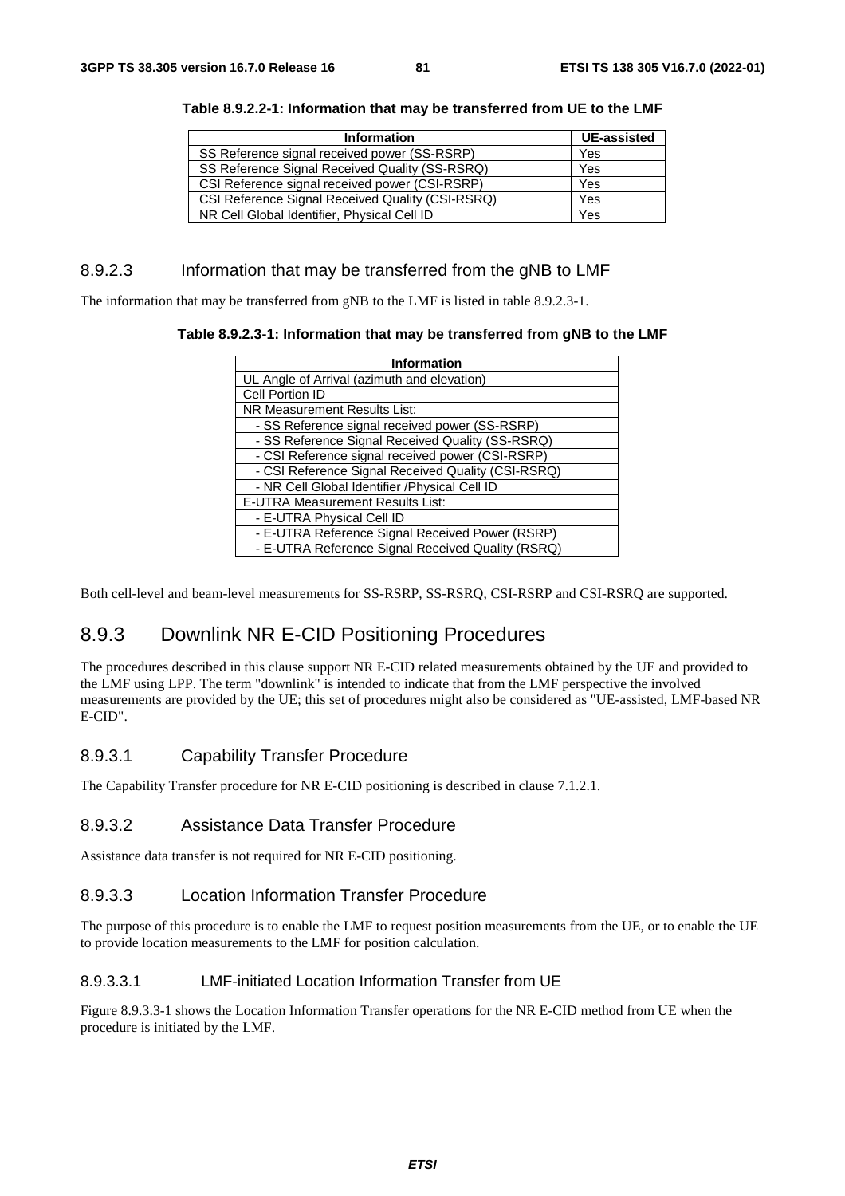**Table 8.9.2.2-1: Information that may be transferred from UE to the LMF**

| Information | UE-assisted |
|---|---|
| SS Reference signal received power (SS-RSRP) | Yes |
| SS Reference Signal Received Quality (SS-RSRQ) | Yes |
| CSI Reference signal received power (CSI-RSRP) | Yes |
| CSI Reference Signal Received Quality (CSI-RSRQ) | Yes |
| NR Cell Global Identifier, Physical Cell ID | Yes |

### 8.9.2.3 Information that may be transferred from the gNB to LMF

The information that may be transferred from gNB to the LMF is listed in table 8.9.2.3-1.

**Table 8.9.2.3-1: Information that may be transferred from gNB to the LMF**

| Information |
|---|
| UL Angle of Arrival (azimuth and elevation) |
| Cell Portion ID |
| NR Measurement Results List: |
| - SS Reference signal received power (SS-RSRP) |
| - SS Reference Signal Received Quality (SS-RSRQ) |
| - CSI Reference signal received power (CSI-RSRP) |
| - CSI Reference Signal Received Quality (CSI-RSRQ) |
| - NR Cell Global Identifier /Physical Cell ID |
| E-UTRA Measurement Results List: |
| - E-UTRA Physical Cell ID |
| - E-UTRA Reference Signal Received Power (RSRP) |
| - E-UTRA Reference Signal Received Quality (RSRQ) |

Both cell-level and beam-level measurements for SS-RSRP, SS-RSRQ, CSI-RSRP and CSI-RSRQ are supported.

## 8.9.3 Downlink NR E-CID Positioning Procedures

The procedures described in this clause support NR E-CID related measurements obtained by the UE and provided to the LMF using LPP. The term "downlink" is intended to indicate that from the LMF perspective the involved measurements are provided by the UE; this set of procedures might also be considered as "UE-assisted, LMF-based NR E-CID".

### 8.9.3.1 Capability Transfer Procedure

The Capability Transfer procedure for NR E-CID positioning is described in clause 7.1.2.1.

### 8.9.3.2 Assistance Data Transfer Procedure

Assistance data transfer is not required for NR E-CID positioning.

### 8.9.3.3 Location Information Transfer Procedure

The purpose of this procedure is to enable the LMF to request position measurements from the UE, or to enable the UE to provide location measurements to the LMF for position calculation.

#### 8.9.3.3.1 LMF-initiated Location Information Transfer from UE

Figure 8.9.3.3-1 shows the Location Information Transfer operations for the NR E-CID method from UE when the procedure is initiated by the LMF.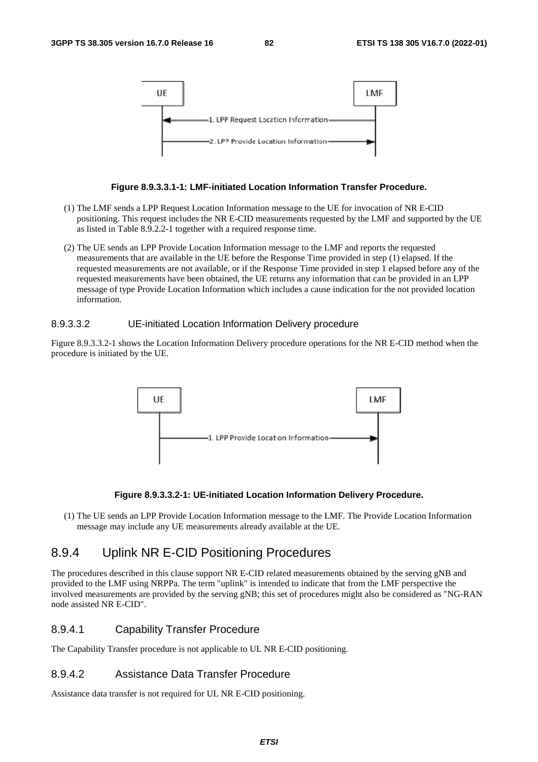**Figure 8.9.3.3.1-1: LMF-initiated Location Information Transfer Procedure.**

(1) The LMF sends a LPP Request Location Information message to the UE for invocation of NR E-CID positioning. This request includes the NR E-CID measurements requested by the LMF and supported by the UE as listed in Table 8.9.2.2-1 together with a required response time.

(2) The UE sends an LPP Provide Location Information message to the LMF and reports the requested measurements that are available in the UE before the Response Time provided in step (1) elapsed. If the requested measurements are not available, or if the Response Time provided in step 1 elapsed before any of the requested measurements have been obtained, the UE returns any information that can be provided in an LPP message of type Provide Location Information which includes a cause indication for the not provided location information.

#### 8.9.3.3.2 UE-initiated Location Information Delivery procedure

Figure 8.9.3.3.2-1 shows the Location Information Delivery procedure operations for the NR E-CID method when the procedure is initiated by the UE.

**Figure 8.9.3.3.2-1: UE-initiated Location Information Delivery Procedure.**

(1) The UE sends an LPP Provide Location Information message to the LMF. The Provide Location Information message may include any UE measurements already available at the UE.

## 8.9.4 Uplink NR E-CID Positioning Procedures

The procedures described in this clause support NR E-CID related measurements obtained by the serving gNB and provided to the LMF using NRPPa. The term "uplink" is intended to indicate that from the LMF perspective the involved measurements are provided by the serving gNB; this set of procedures might also be considered as "NG-RAN node assisted NR E-CID".

### 8.9.4.1 Capability Transfer Procedure

The Capability Transfer procedure is not applicable to UL NR E-CID positioning.

### 8.9.4.2 Assistance Data Transfer Procedure

Assistance data transfer is not required for UL NR E-CID positioning.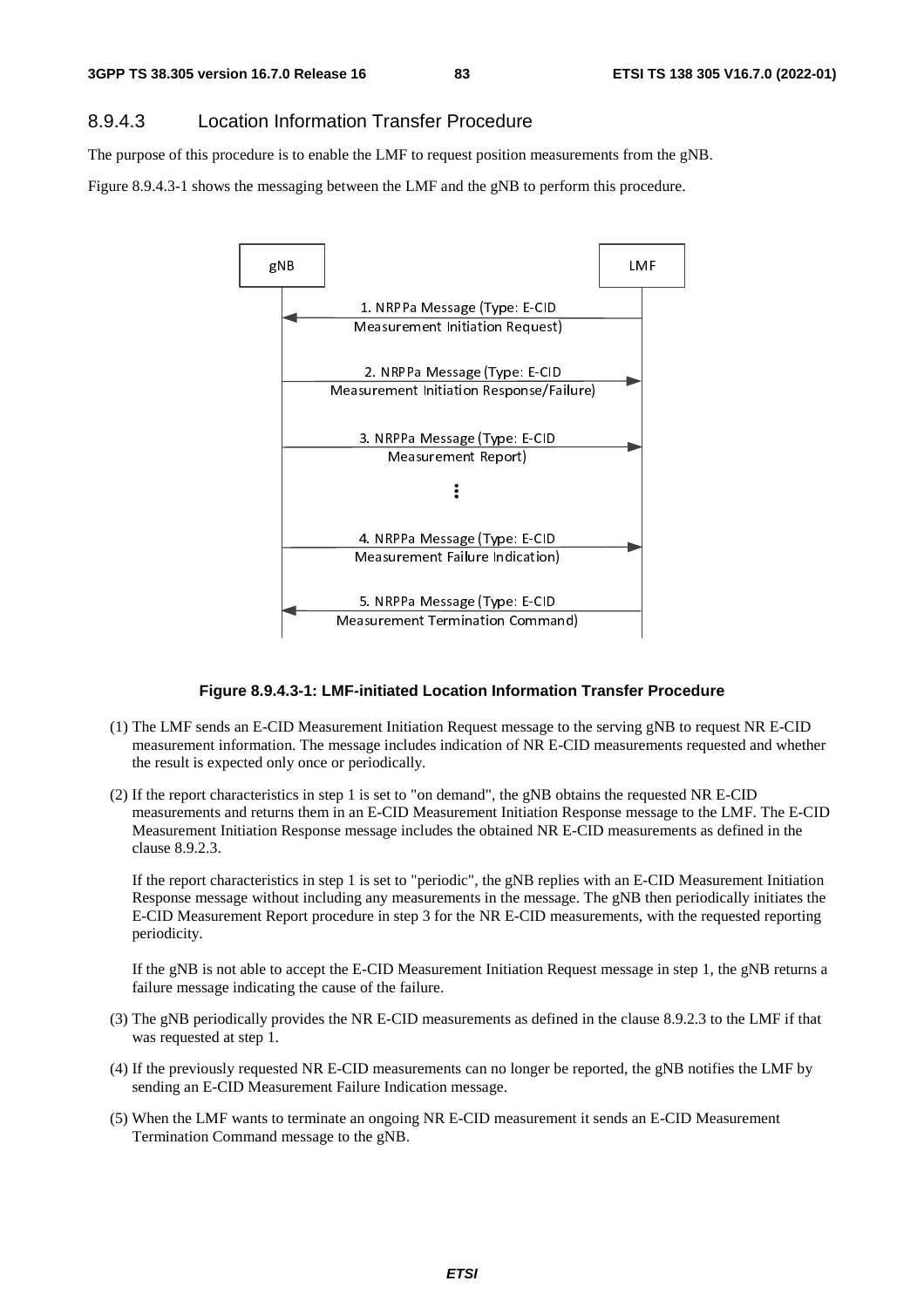#### 8.9.4.3 Location Information Transfer Procedure

The purpose of this procedure is to enable the LMF to request position measurements from the gNB.

Figure 8.9.4.3-1 shows the messaging between the LMF and the gNB to perform this procedure.

**Figure 8.9.4.3-1: LMF-initiated Location Information Transfer Procedure**

(1) The LMF sends an E-CID Measurement Initiation Request message to the serving gNB to request NR E-CID measurement information. The message includes indication of NR E-CID measurements requested and whether the result is expected only once or periodically.

(2) If the report characteristics in step 1 is set to "on demand", the gNB obtains the requested NR E-CID measurements and returns them in an E-CID Measurement Initiation Response message to the LMF. The E-CID Measurement Initiation Response message includes the obtained NR E-CID measurements as defined in the clause 8.9.2.3.

If the report characteristics in step 1 is set to "periodic", the gNB replies with an E-CID Measurement Initiation Response message without including any measurements in the message. The gNB then periodically initiates the E-CID Measurement Report procedure in step 3 for the NR E-CID measurements, with the requested reporting periodicity.

If the gNB is not able to accept the E-CID Measurement Initiation Request message in step 1, the gNB returns a failure message indicating the cause of the failure.

(3) The gNB periodically provides the NR E-CID measurements as defined in the clause 8.9.2.3 to the LMF if that was requested at step 1.

(4) If the previously requested NR E-CID measurements can no longer be reported, the gNB notifies the LMF by sending an E-CID Measurement Failure Indication message.

(5) When the LMF wants to terminate an ongoing NR E-CID measurement it sends an E-CID Measurement Termination Command message to the gNB.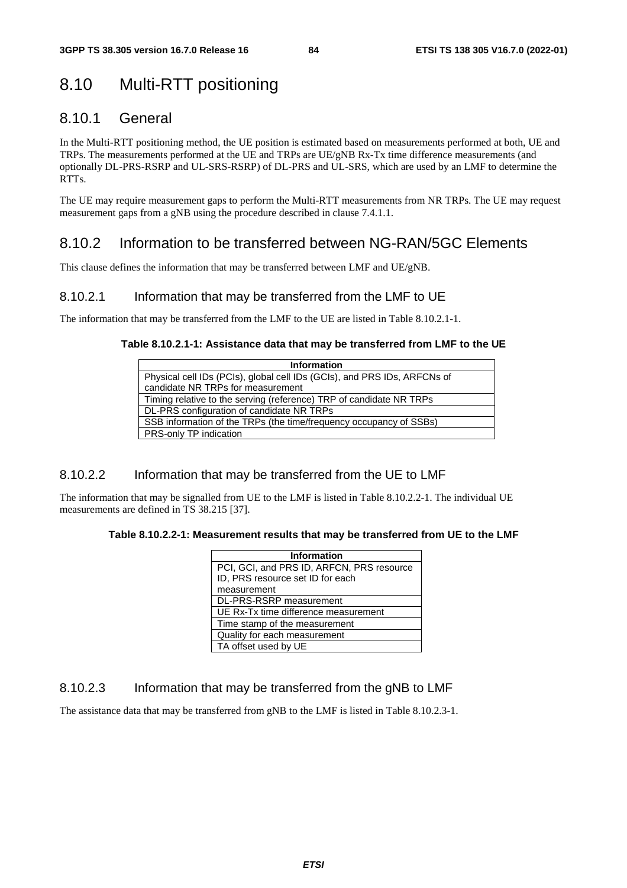# 8.10 Multi-RTT positioning

## 8.10.1 General

In the Multi-RTT positioning method, the UE position is estimated based on measurements performed at both, UE and TRPs. The measurements performed at the UE and TRPs are UE/gNB Rx-Tx time difference measurements (and optionally DL-PRS-RSRP and UL-SRS-RSRP) of DL-PRS and UL-SRS, which are used by an LMF to determine the RTTs.

The UE may require measurement gaps to perform the Multi-RTT measurements from NR TRPs. The UE may request measurement gaps from a gNB using the procedure described in clause 7.4.1.1.

## 8.10.2 Information to be transferred between NG-RAN/5GC Elements

This clause defines the information that may be transferred between LMF and UE/gNB.

### 8.10.2.1 Information that may be transferred from the LMF to UE

The information that may be transferred from the LMF to the UE are listed in Table 8.10.2.1-1.

**Table 8.10.2.1-1: Assistance data that may be transferred from LMF to the UE**

| Information |
|---|
| Physical cell IDs (PCIs), global cell IDs (GCIs), and PRS IDs, ARFCNs of candidate NR TRPs for measurement |
| Timing relative to the serving (reference) TRP of candidate NR TRPs |
| DL-PRS configuration of candidate NR TRPs |
| SSB information of the TRPs (the time/frequency occupancy of SSBs) |
| PRS-only TP indication |

### 8.10.2.2 Information that may be transferred from the UE to LMF

The information that may be signalled from UE to the LMF is listed in Table 8.10.2.2-1. The individual UE measurements are defined in TS 38.215 [37].

**Table 8.10.2.2-1: Measurement results that may be transferred from UE to the LMF**

| Information |
|---|
| PCI, GCI, and PRS ID, ARFCN, PRS resource ID, PRS resource set ID for each measurement |
| DL-PRS-RSRP measurement |
| UE Rx-Tx time difference measurement |
| Time stamp of the measurement |
| Quality for each measurement |
| TA offset used by UE |

### 8.10.2.3 Information that may be transferred from the gNB to LMF

The assistance data that may be transferred from gNB to the LMF is listed in Table 8.10.2.3-1.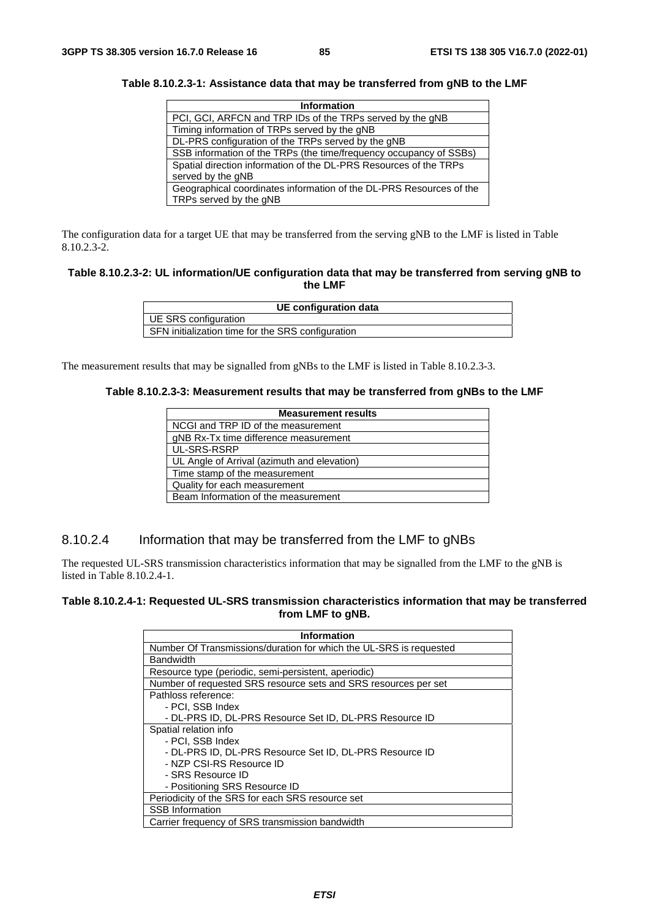**Table 8.10.2.3-1: Assistance data that may be transferred from gNB to the LMF**

| Information |
|---|
| PCI, GCI, ARFCN and TRP IDs of the TRPs served by the gNB |
| Timing information of TRPs served by the gNB |
| DL-PRS configuration of the TRPs served by the gNB |
| SSB information of the TRPs (the time/frequency occupancy of SSBs) |
| Spatial direction information of the DL-PRS Resources of the TRPs served by the gNB |
| Geographical coordinates information of the DL-PRS Resources of the TRPs served by the gNB |

The configuration data for a target UE that may be transferred from the serving gNB to the LMF is listed in Table 8.10.2.3-2.

**Table 8.10.2.3-2: UL information/UE configuration data that may be transferred from serving gNB to the LMF**

| UE configuration data |
|---|
| UE SRS configuration |
| SFN initialization time for the SRS configuration |

The measurement results that may be signalled from gNBs to the LMF is listed in Table 8.10.2.3-3.

**Table 8.10.2.3-3: Measurement results that may be transferred from gNBs to the LMF**

| Measurement results |
|---|
| NCGI and TRP ID of the measurement |
| gNB Rx-Tx time difference measurement |
| UL-SRS-RSRP |
| UL Angle of Arrival (azimuth and elevation) |
| Time stamp of the measurement |
| Quality for each measurement |
| Beam Information of the measurement |

### 8.10.2.4 Information that may be transferred from the LMF to gNBs

The requested UL-SRS transmission characteristics information that may be signalled from the LMF to the gNB is listed in Table 8.10.2.4-1.

**Table 8.10.2.4-1: Requested UL-SRS transmission characteristics information that may be transferred from LMF to gNB.**

| Information |
|---|
| Number Of Transmissions/duration for which the UL-SRS is requested |
| Bandwidth |
| Resource type (periodic, semi-persistent, aperiodic) |
| Number of requested SRS resource sets and SRS resources per set |
| Pathloss reference:<br>- PCI, SSB Index<br>- DL-PRS ID, DL-PRS Resource Set ID, DL-PRS Resource ID |
| Spatial relation info<br>- PCI, SSB Index<br>- DL-PRS ID, DL-PRS Resource Set ID, DL-PRS Resource ID<br>- NZP CSI-RS Resource ID<br>- SRS Resource ID<br>- Positioning SRS Resource ID |
| Periodicity of the SRS for each SRS resource set |
| SSB Information |
| Carrier frequency of SRS transmission bandwidth |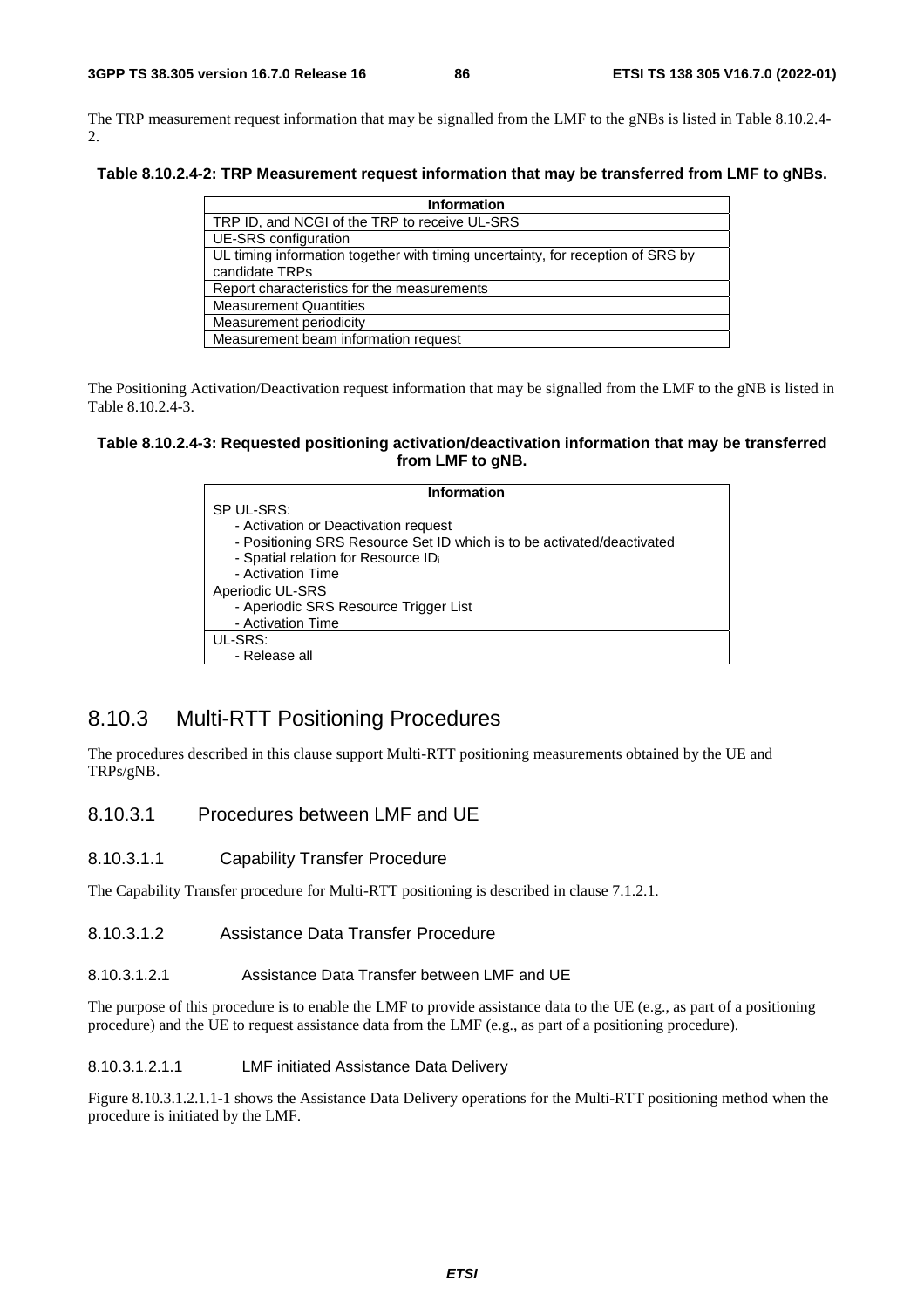The TRP measurement request information that may be signalled from the LMF to the gNBs is listed in Table 8.10.2.4-2.

**Table 8.10.2.4-2: TRP Measurement request information that may be transferred from LMF to gNBs.**

| Information |
|---|
| TRP ID, and NCGI of the TRP to receive UL-SRS |
| UE-SRS configuration |
| UL timing information together with timing uncertainty, for reception of SRS by candidate TRPs |
| Report characteristics for the measurements |
| Measurement Quantities |
| Measurement periodicity |
| Measurement beam information request |

The Positioning Activation/Deactivation request information that may be signalled from the LMF to the gNB is listed in Table 8.10.2.4-3.

**Table 8.10.2.4-3: Requested positioning activation/deactivation information that may be transferred from LMF to gNB.**

| Information |
|---|
| SP UL-SRS:<br>- Activation or Deactivation request<br>- Positioning SRS Resource Set ID which is to be activated/deactivated<br>- Spatial relation for Resource $ID_i$<br>- Activation Time |
| Aperiodic UL-SRS<br>- Aperiodic SRS Resource Trigger List<br>- Activation Time |
| UL-SRS:<br>- Release all |

## 8.10.3 Multi-RTT Positioning Procedures

The procedures described in this clause support Multi-RTT positioning measurements obtained by the UE and TRPs/gNB.

### 8.10.3.1 Procedures between LMF and UE

#### 8.10.3.1.1 Capability Transfer Procedure

The Capability Transfer procedure for Multi-RTT positioning is described in clause 7.1.2.1.

#### 8.10.3.1.2 Assistance Data Transfer Procedure

##### 8.10.3.1.2.1 Assistance Data Transfer between LMF and UE

The purpose of this procedure is to enable the LMF to provide assistance data to the UE (e.g., as part of a positioning procedure) and the UE to request assistance data from the LMF (e.g., as part of a positioning procedure).

###### 8.10.3.1.2.1.1 LMF initiated Assistance Data Delivery

Figure 8.10.3.1.2.1.1-1 shows the Assistance Data Delivery operations for the Multi-RTT positioning method when the procedure is initiated by the LMF.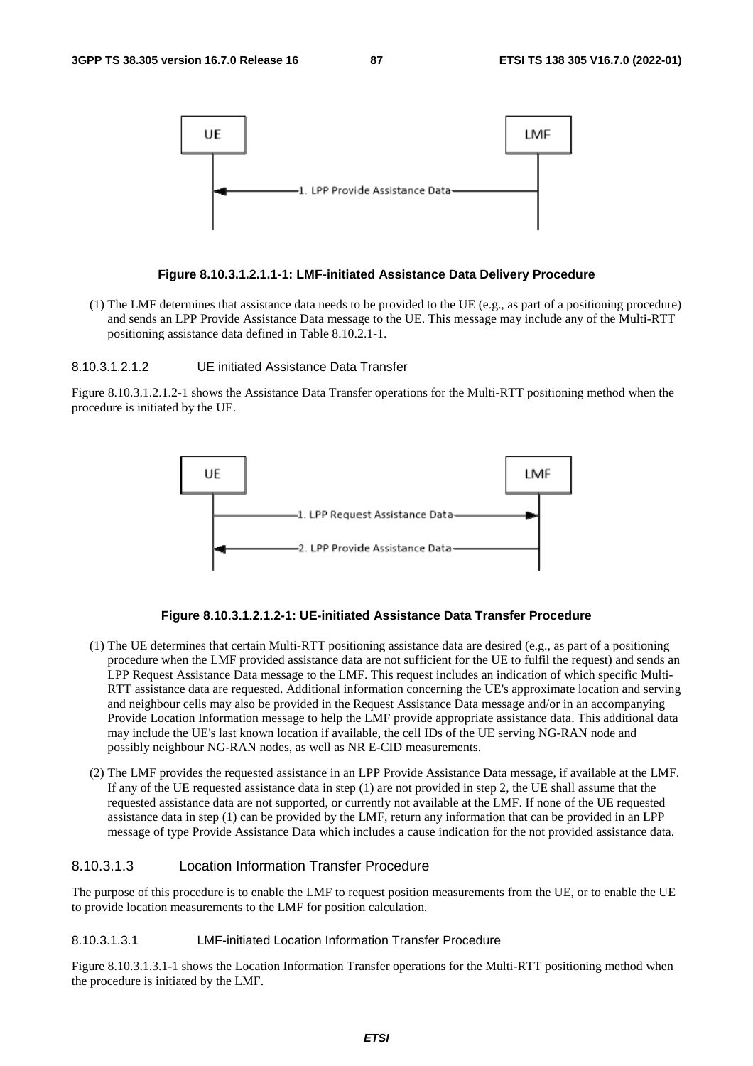**Figure 8.10.3.1.2.1.1-1: LMF-initiated Assistance Data Delivery Procedure**

(1) The LMF determines that assistance data needs to be provided to the UE (e.g., as part of a positioning procedure) and sends an LPP Provide Assistance Data message to the UE. This message may include any of the Multi-RTT positioning assistance data defined in Table 8.10.2.1-1.

#### 8.10.3.1.2.1.2 UE initiated Assistance Data Transfer

Figure 8.10.3.1.2.1.2-1 shows the Assistance Data Transfer operations for the Multi-RTT positioning method when the procedure is initiated by the UE.

**Figure 8.10.3.1.2.1.2-1: UE-initiated Assistance Data Transfer Procedure**

(1) The UE determines that certain Multi-RTT positioning assistance data are desired (e.g., as part of a positioning procedure when the LMF provided assistance data are not sufficient for the UE to fulfil the request) and sends an LPP Request Assistance Data message to the LMF. This request includes an indication of which specific Multi-RTT assistance data are requested. Additional information concerning the UE's approximate location and serving and neighbour cells may also be provided in the Request Assistance Data message and/or in an accompanying Provide Location Information message to help the LMF provide appropriate assistance data. This additional data may include the UE's last known location if available, the cell IDs of the UE serving NG-RAN node and possibly neighbour NG-RAN nodes, as well as NR E-CID measurements.

(2) The LMF provides the requested assistance in an LPP Provide Assistance Data message, if available at the LMF. If any of the UE requested assistance data in step (1) are not provided in step 2, the UE shall assume that the requested assistance data are not supported, or currently not available at the LMF. If none of the UE requested assistance data in step (1) can be provided by the LMF, return any information that can be provided in an LPP message of type Provide Assistance Data which includes a cause indication for the not provided assistance data.

### 8.10.3.1.3 Location Information Transfer Procedure

The purpose of this procedure is to enable the LMF to request position measurements from the UE, or to enable the UE to provide location measurements to the LMF for position calculation.

#### 8.10.3.1.3.1 LMF-initiated Location Information Transfer Procedure

Figure 8.10.3.1.3.1-1 shows the Location Information Transfer operations for the Multi-RTT positioning method when the procedure is initiated by the LMF.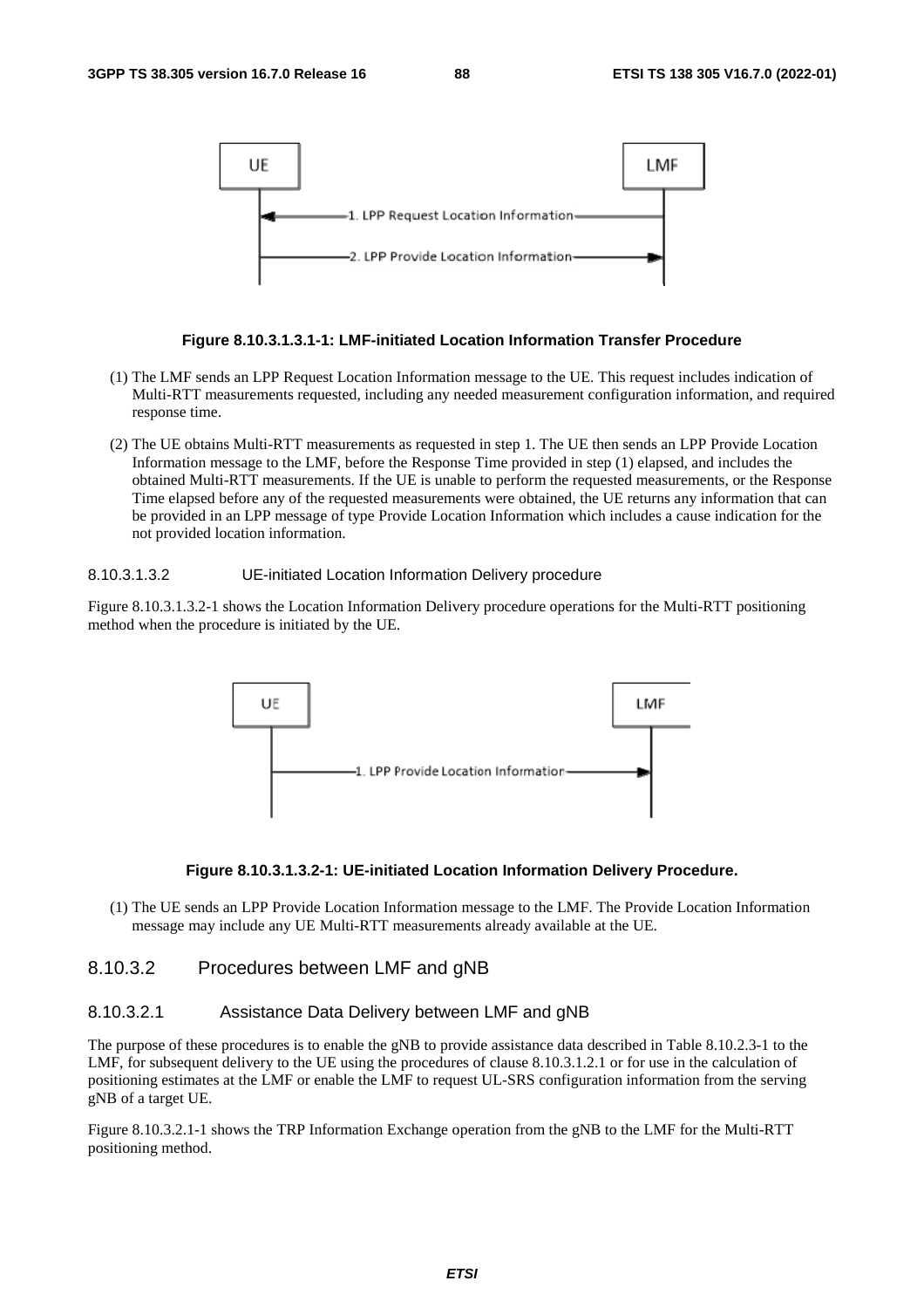Figure 8.10.3.1.3.1-1: LMF-initiated Location Information Transfer Procedure

(1) The LMF sends an LPP Request Location Information message to the UE. This request includes indication of Multi-RTT measurements requested, including any needed measurement configuration information, and required response time.

(2) The UE obtains Multi-RTT measurements as requested in step 1. The UE then sends an LPP Provide Location Information message to the LMF, before the Response Time provided in step (1) elapsed, and includes the obtained Multi-RTT measurements. If the UE is unable to perform the requested measurements, or the Response Time elapsed before any of the requested measurements were obtained, the UE returns any information that can be provided in an LPP message of type Provide Location Information which includes a cause indication for the not provided location information.

##### 8.10.3.1.3.2 UE-initiated Location Information Delivery procedure

Figure 8.10.3.1.3.2-1 shows the Location Information Delivery procedure operations for the Multi-RTT positioning method when the procedure is initiated by the UE.

Figure 8.10.3.1.3.2-1: UE-initiated Location Information Delivery Procedure.

(1) The UE sends an LPP Provide Location Information message to the LMF. The Provide Location Information message may include any UE Multi-RTT measurements already available at the UE.

### 8.10.3.2 Procedures between LMF and gNB

#### 8.10.3.2.1 Assistance Data Delivery between LMF and gNB

The purpose of these procedures is to enable the gNB to provide assistance data described in Table 8.10.2.3-1 to the LMF, for subsequent delivery to the UE using the procedures of clause 8.10.3.1.2.1 or for use in the calculation of positioning estimates at the LMF or enable the LMF to request UL-SRS configuration information from the serving gNB of a target UE.

Figure 8.10.3.2.1-1 shows the TRP Information Exchange operation from the gNB to the LMF for the Multi-RTT positioning method.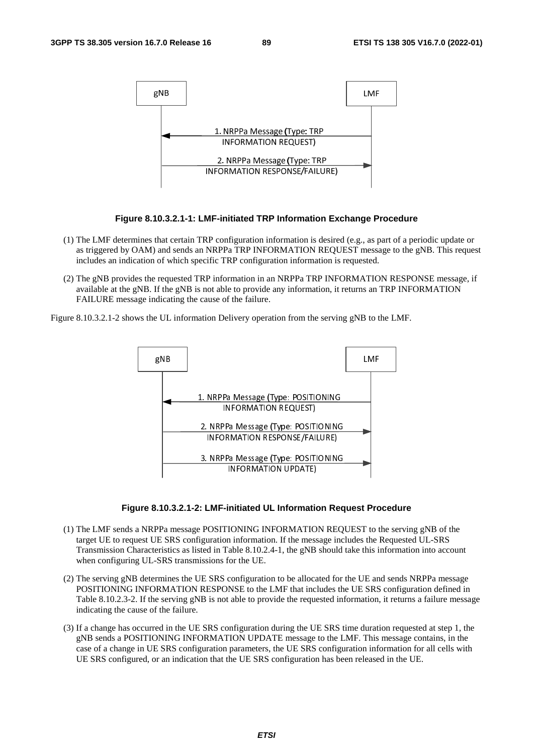**Figure 8.10.3.2.1-1: LMF-initiated TRP Information Exchange Procedure**

(1) The LMF determines that certain TRP configuration information is desired (e.g., as part of a periodic update or as triggered by OAM) and sends an NRPPa TRP INFORMATION REQUEST message to the gNB. This request includes an indication of which specific TRP configuration information is requested.

(2) The gNB provides the requested TRP information in an NRPPa TRP INFORMATION RESPONSE message, if available at the gNB. If the gNB is not able to provide any information, it returns an TRP INFORMATION FAILURE message indicating the cause of the failure.

Figure 8.10.3.2.1-2 shows the UL information Delivery operation from the serving gNB to the LMF.

**Figure 8.10.3.2.1-2: LMF-initiated UL Information Request Procedure**

(1) The LMF sends a NRPPa message POSITIONING INFORMATION REQUEST to the serving gNB of the target UE to request UE SRS configuration information. If the message includes the Requested UL-SRS Transmission Characteristics as listed in Table 8.10.2.4-1, the gNB should take this information into account when configuring UL-SRS transmissions for the UE.

(2) The serving gNB determines the UE SRS configuration to be allocated for the UE and sends NRPPa message POSITIONING INFORMATION RESPONSE to the LMF that includes the UE SRS configuration defined in Table 8.10.2.3-2. If the serving gNB is not able to provide the requested information, it returns a failure message indicating the cause of the failure.

(3) If a change has occurred in the UE SRS configuration during the UE SRS time duration requested at step 1, the gNB sends a POSITIONING INFORMATION UPDATE message to the LMF. This message contains, in the case of a change in UE SRS configuration parameters, the UE SRS configuration information for all cells with UE SRS configured, or an indication that the UE SRS configuration has been released in the UE.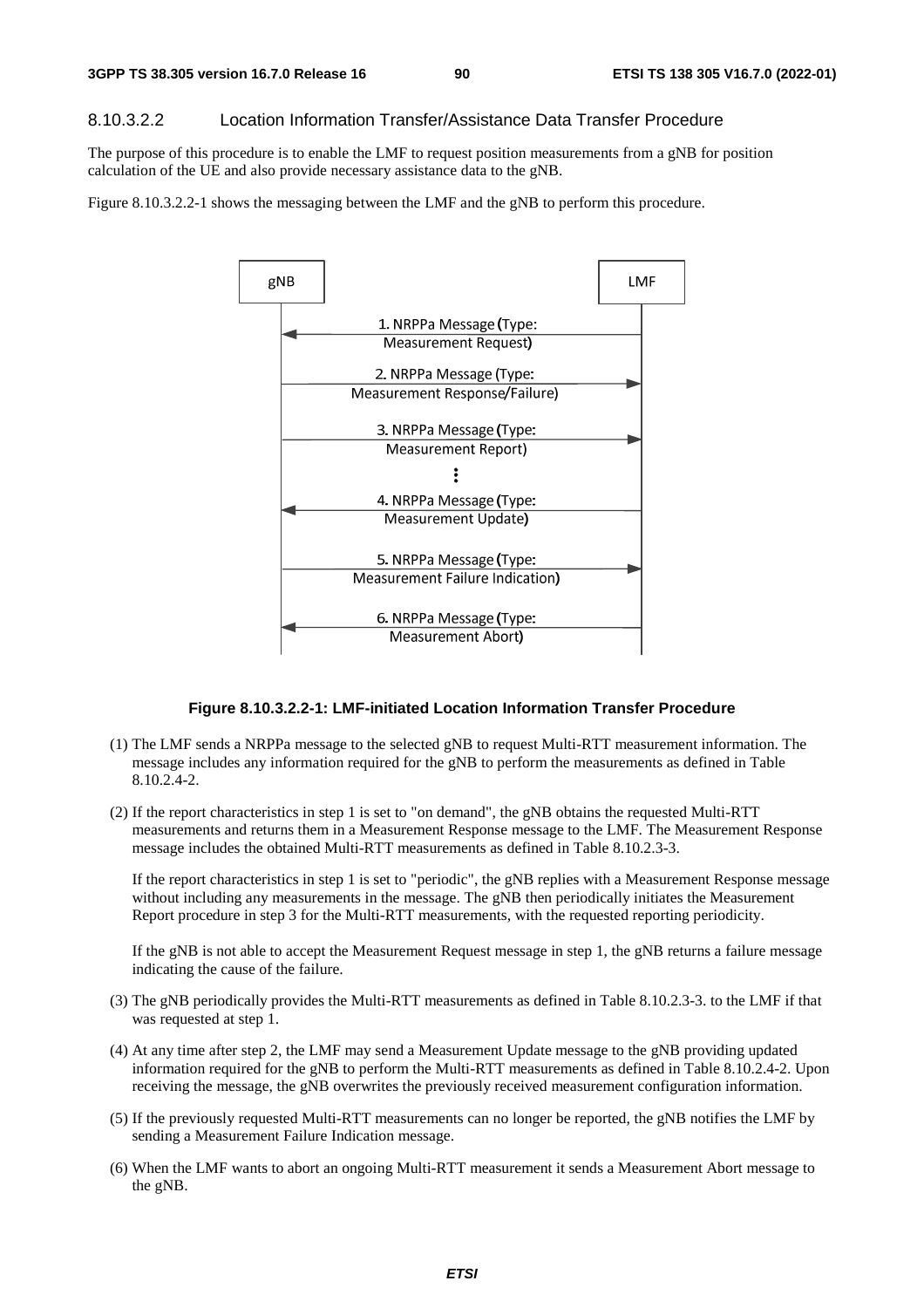#### 8.10.3.2.2 Location Information Transfer/Assistance Data Transfer Procedure

The purpose of this procedure is to enable the LMF to request position measurements from a gNB for position calculation of the UE and also provide necessary assistance data to the gNB.

Figure 8.10.3.2.2-1 shows the messaging between the LMF and the gNB to perform this procedure.

**Figure 8.10.3.2.2-1: LMF-initiated Location Information Transfer Procedure**

(1) The LMF sends a NRPPa message to the selected gNB to request Multi-RTT measurement information. The message includes any information required for the gNB to perform the measurements as defined in Table 8.10.2.4-2.

(2) If the report characteristics in step 1 is set to "on demand", the gNB obtains the requested Multi-RTT measurements and returns them in a Measurement Response message to the LMF. The Measurement Response message includes the obtained Multi-RTT measurements as defined in Table 8.10.2.3-3.

If the report characteristics in step 1 is set to "periodic", the gNB replies with a Measurement Response message without including any measurements in the message. The gNB then periodically initiates the Measurement Report procedure in step 3 for the Multi-RTT measurements, with the requested reporting periodicity.

If the gNB is not able to accept the Measurement Request message in step 1, the gNB returns a failure message indicating the cause of the failure.

(3) The gNB periodically provides the Multi-RTT measurements as defined in Table 8.10.2.3-3. to the LMF if that was requested at step 1.

(4) At any time after step 2, the LMF may send a Measurement Update message to the gNB providing updated information required for the gNB to perform the Multi-RTT measurements as defined in Table 8.10.2.4-2. Upon receiving the message, the gNB overwrites the previously received measurement configuration information.

(5) If the previously requested Multi-RTT measurements can no longer be reported, the gNB notifies the LMF by sending a Measurement Failure Indication message.

(6) When the LMF wants to abort an ongoing Multi-RTT measurement it sends a Measurement Abort message to the gNB.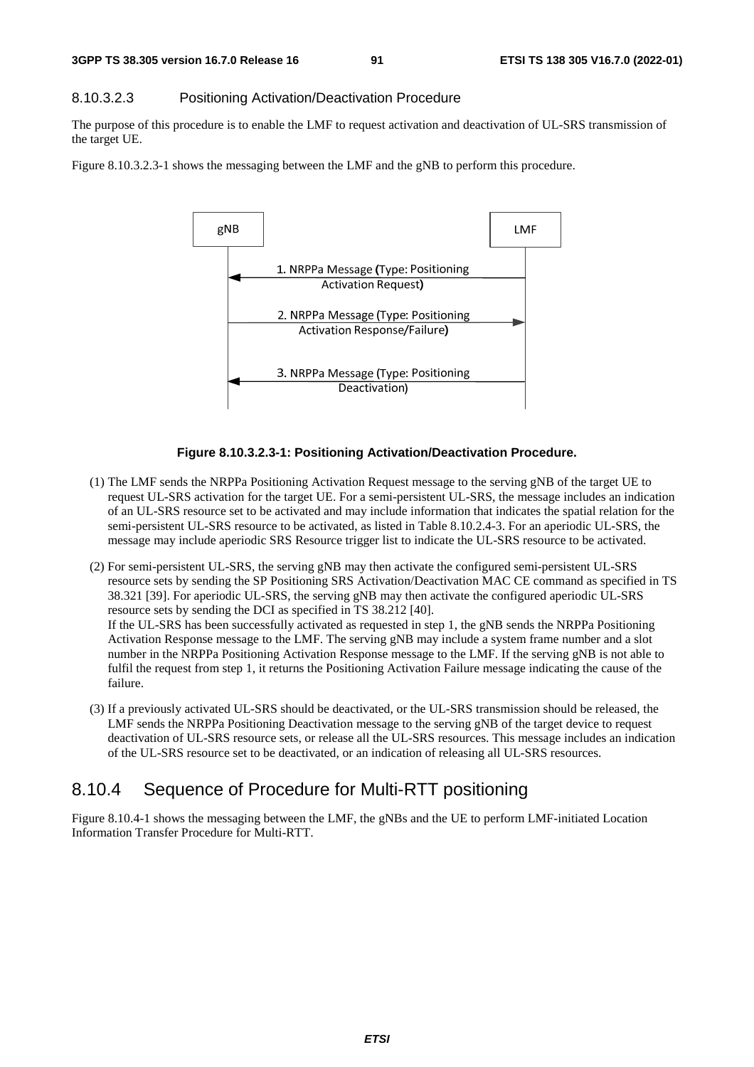#### 8.10.3.2.3 Positioning Activation/Deactivation Procedure

The purpose of this procedure is to enable the LMF to request activation and deactivation of UL-SRS transmission of the target UE.

Figure 8.10.3.2.3-1 shows the messaging between the LMF and the gNB to perform this procedure.

gNB | LMF

1. NRPPa Message (Type: Positioning Activation Request)
2. NRPPa Message (Type: Positioning Activation Response/Failure)
3. NRPPa Message (Type: Positioning Deactivation)

**Figure 8.10.3.2.3-1: Positioning Activation/Deactivation Procedure.**

(1) The LMF sends the NRPPa Positioning Activation Request message to the serving gNB of the target UE to request UL-SRS activation for the target UE. For a semi-persistent UL-SRS, the message includes an indication of an UL-SRS resource set to be activated and may include information that indicates the spatial relation for the semi-persistent UL-SRS resource to be activated, as listed in Table 8.10.2.4-3. For an aperiodic UL-SRS, the message may include aperiodic SRS Resource trigger list to indicate the UL-SRS resource to be activated.

(2) For semi-persistent UL-SRS, the serving gNB may then activate the configured semi-persistent UL-SRS resource sets by sending the SP Positioning SRS Activation/Deactivation MAC CE command as specified in TS 38.321 [39]. For aperiodic UL-SRS, the serving gNB may then activate the configured aperiodic UL-SRS resource sets by sending the DCI as specified in TS 38.212 [40].
If the UL-SRS has been successfully activated as requested in step 1, the gNB sends the NRPPa Positioning Activation Response message to the LMF. The serving gNB may include a system frame number and a slot number in the NRPPa Positioning Activation Response message to the LMF. If the serving gNB is not able to fulfil the request from step 1, it returns the Positioning Activation Failure message indicating the cause of the failure.

(3) If a previously activated UL-SRS should be deactivated, or the UL-SRS transmission should be released, the LMF sends the NRPPa Positioning Deactivation message to the serving gNB of the target device to request deactivation of UL-SRS resource sets, or release all the UL-SRS resources. This message includes an indication of the UL-SRS resource set to be deactivated, or an indication of releasing all UL-SRS resources.

### 8.10.4 Sequence of Procedure for Multi-RTT positioning

Figure 8.10.4-1 shows the messaging between the LMF, the gNBs and the UE to perform LMF-initiated Location Information Transfer Procedure for Multi-RTT.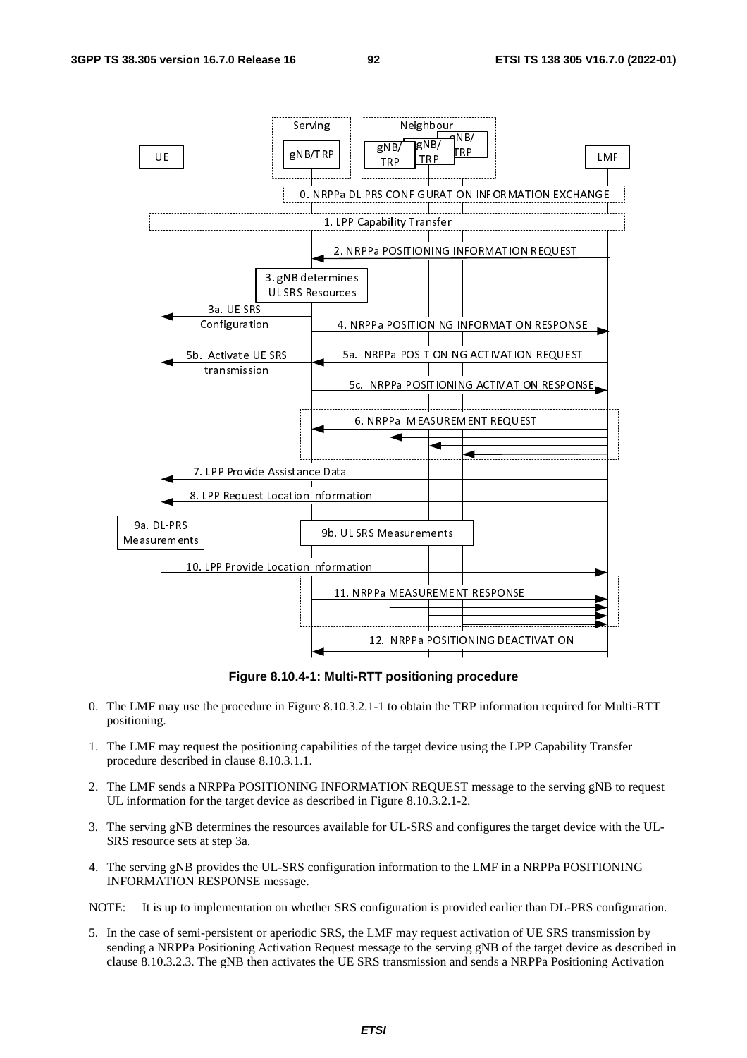**Figure 8.10.4-1: Multi-RTT positioning procedure**

0. The LMF may use the procedure in Figure 8.10.3.2.1-1 to obtain the TRP information required for Multi-RTT positioning.

1. The LMF may request the positioning capabilities of the target device using the LPP Capability Transfer procedure described in clause 8.10.3.1.1.

2. The LMF sends a NRPPa POSITIONING INFORMATION REQUEST message to the serving gNB to request UL information for the target device as described in Figure 8.10.3.2.1-2.

3. The serving gNB determines the resources available for UL-SRS and configures the target device with the UL-SRS resource sets at step 3a.

4. The serving gNB provides the UL-SRS configuration information to the LMF in a NRPPa POSITIONING INFORMATION RESPONSE message.

NOTE: It is up to implementation on whether SRS configuration is provided earlier than DL-PRS configuration.

5. In the case of semi-persistent or aperiodic SRS, the LMF may request activation of UE SRS transmission by sending a NRPPa Positioning Activation Request message to the serving gNB of the target device as described in clause 8.10.3.2.3. The gNB then activates the UE SRS transmission and sends a NRPPa Positioning Activation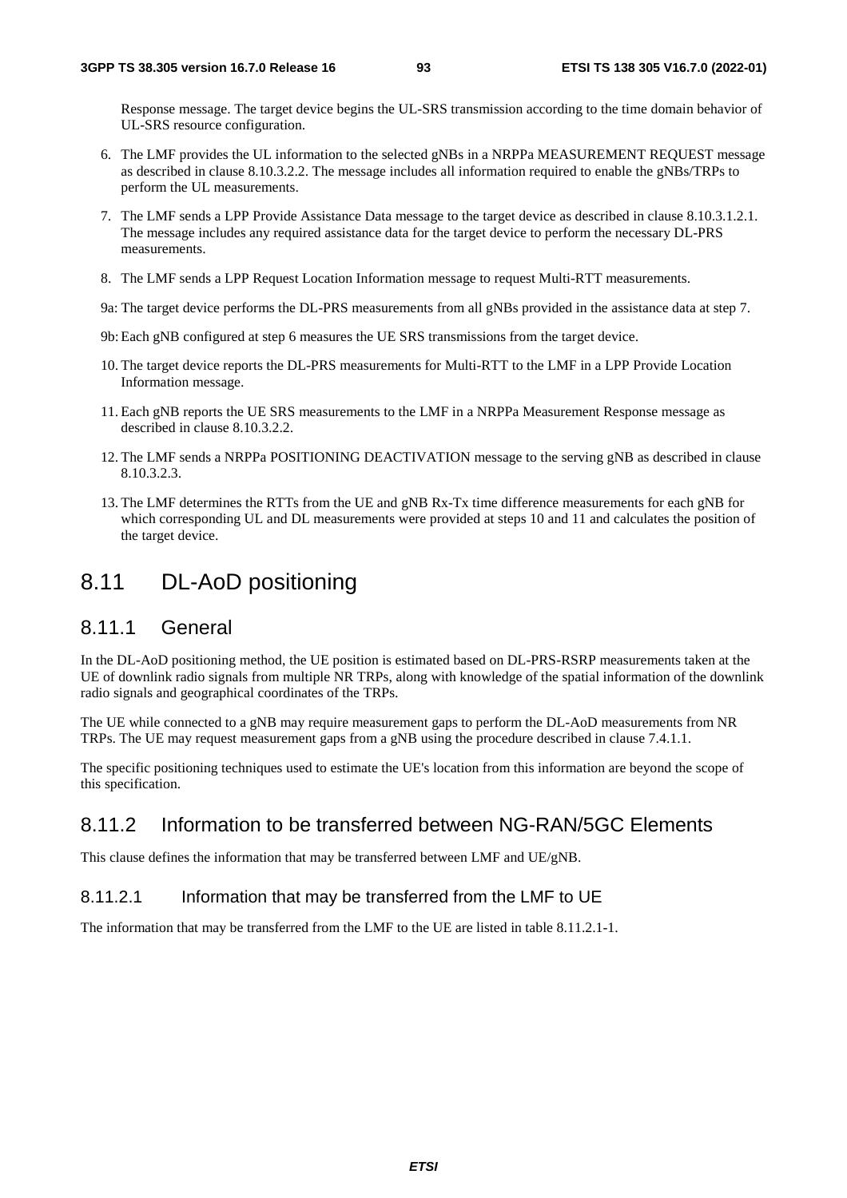Response message. The target device begins the UL-SRS transmission according to the time domain behavior of UL-SRS resource configuration.

6. The LMF provides the UL information to the selected gNBs in a NRPPa MEASUREMENT REQUEST message as described in clause 8.10.3.2.2. The message includes all information required to enable the gNBs/TRPs to perform the UL measurements.

7. The LMF sends a LPP Provide Assistance Data message to the target device as described in clause 8.10.3.1.2.1. The message includes any required assistance data for the target device to perform the necessary DL-PRS measurements.

8. The LMF sends a LPP Request Location Information message to request Multi-RTT measurements.

9a: The target device performs the DL-PRS measurements from all gNBs provided in the assistance data at step 7.

9b: Each gNB configured at step 6 measures the UE SRS transmissions from the target device.

10. The target device reports the DL-PRS measurements for Multi-RTT to the LMF in a LPP Provide Location Information message.

11. Each gNB reports the UE SRS measurements to the LMF in a NRPPa Measurement Response message as described in clause 8.10.3.2.2.

12. The LMF sends a NRPPa POSITIONING DEACTIVATION message to the serving gNB as described in clause 8.10.3.2.3.

13. The LMF determines the RTTs from the UE and gNB Rx-Tx time difference measurements for each gNB for which corresponding UL and DL measurements were provided at steps 10 and 11 and calculates the position of the target device.

# 8.11 DL-AoD positioning

## 8.11.1 General

In the DL-AoD positioning method, the UE position is estimated based on DL-PRS-RSRP measurements taken at the UE of downlink radio signals from multiple NR TRPs, along with knowledge of the spatial information of the downlink radio signals and geographical coordinates of the TRPs.

The UE while connected to a gNB may require measurement gaps to perform the DL-AoD measurements from NR TRPs. The UE may request measurement gaps from a gNB using the procedure described in clause 7.4.1.1.

The specific positioning techniques used to estimate the UE's location from this information are beyond the scope of this specification.

## 8.11.2 Information to be transferred between NG-RAN/5GC Elements

This clause defines the information that may be transferred between LMF and UE/gNB.

### 8.11.2.1 Information that may be transferred from the LMF to UE

The information that may be transferred from the LMF to the UE are listed in table 8.11.2.1-1.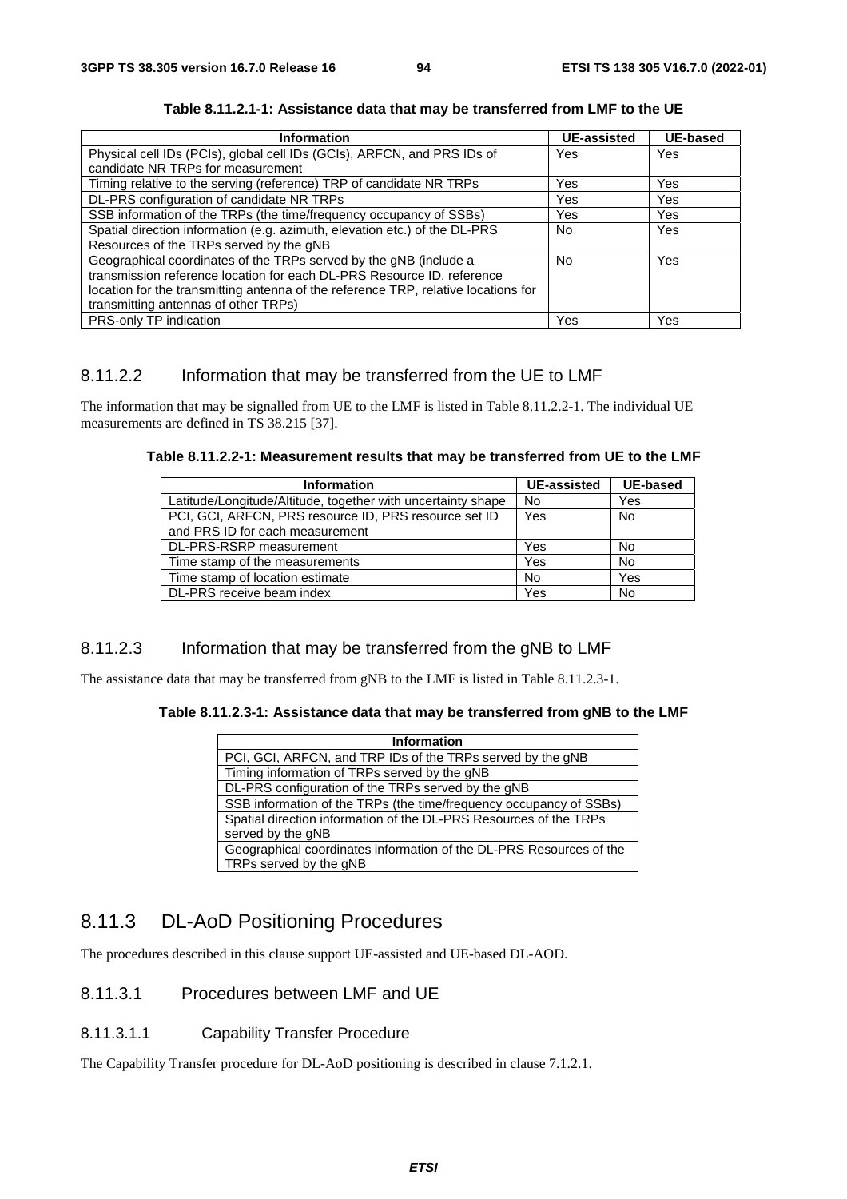**Table 8.11.2.1-1: Assistance data that may be transferred from LMF to the UE**

| Information | UE-assisted | UE-based |
|---|---|---|
| Physical cell IDs (PCIs), global cell IDs (GCIs), ARFCN, and PRS IDs of candidate NR TRPs for measurement | Yes | Yes |
| Timing relative to the serving (reference) TRP of candidate NR TRPs | Yes | Yes |
| DL-PRS configuration of candidate NR TRPs | Yes | Yes |
| SSB information of the TRPs (the time/frequency occupancy of SSBs) | Yes | Yes |
| Spatial direction information (e.g. azimuth, elevation etc.) of the DL-PRS Resources of the TRPs served by the gNB | No | Yes |
| Geographical coordinates of the TRPs served by the gNB (include a transmission reference location for each DL-PRS Resource ID, reference location for the transmitting antenna of the reference TRP, relative locations for transmitting antennas of other TRPs) | No | Yes |
| PRS-only TP indication | Yes | Yes |

### 8.11.2.2 Information that may be transferred from the UE to LMF

The information that may be signalled from UE to the LMF is listed in Table 8.11.2.2-1. The individual UE measurements are defined in TS 38.215 [37].

**Table 8.11.2.2-1: Measurement results that may be transferred from UE to the LMF**

| Information | UE-assisted | UE-based |
|---|---|---|
| Latitude/Longitude/Altitude, together with uncertainty shape | No | Yes |
| PCI, GCI, ARFCN, PRS resource ID, PRS resource set ID and PRS ID for each measurement | Yes | No |
| DL-PRS-RSRP measurement | Yes | No |
| Time stamp of the measurements | Yes | No |
| Time stamp of location estimate | No | Yes |
| DL-PRS receive beam index | Yes | No |

### 8.11.2.3 Information that may be transferred from the gNB to LMF

The assistance data that may be transferred from gNB to the LMF is listed in Table 8.11.2.3-1.

**Table 8.11.2.3-1: Assistance data that may be transferred from gNB to the LMF**

| Information |
|---|
| PCI, GCI, ARFCN, and TRP IDs of the TRPs served by the gNB |
| Timing information of TRPs served by the gNB |
| DL-PRS configuration of the TRPs served by the gNB |
| SSB information of the TRPs (the time/frequency occupancy of SSBs) |
| Spatial direction information of the DL-PRS Resources of the TRPs served by the gNB |
| Geographical coordinates information of the DL-PRS Resources of the TRPs served by the gNB |

## 8.11.3 DL-AoD Positioning Procedures

The procedures described in this clause support UE-assisted and UE-based DL-AOD.

### 8.11.3.1 Procedures between LMF and UE

#### 8.11.3.1.1 Capability Transfer Procedure

The Capability Transfer procedure for DL-AoD positioning is described in clause 7.1.2.1.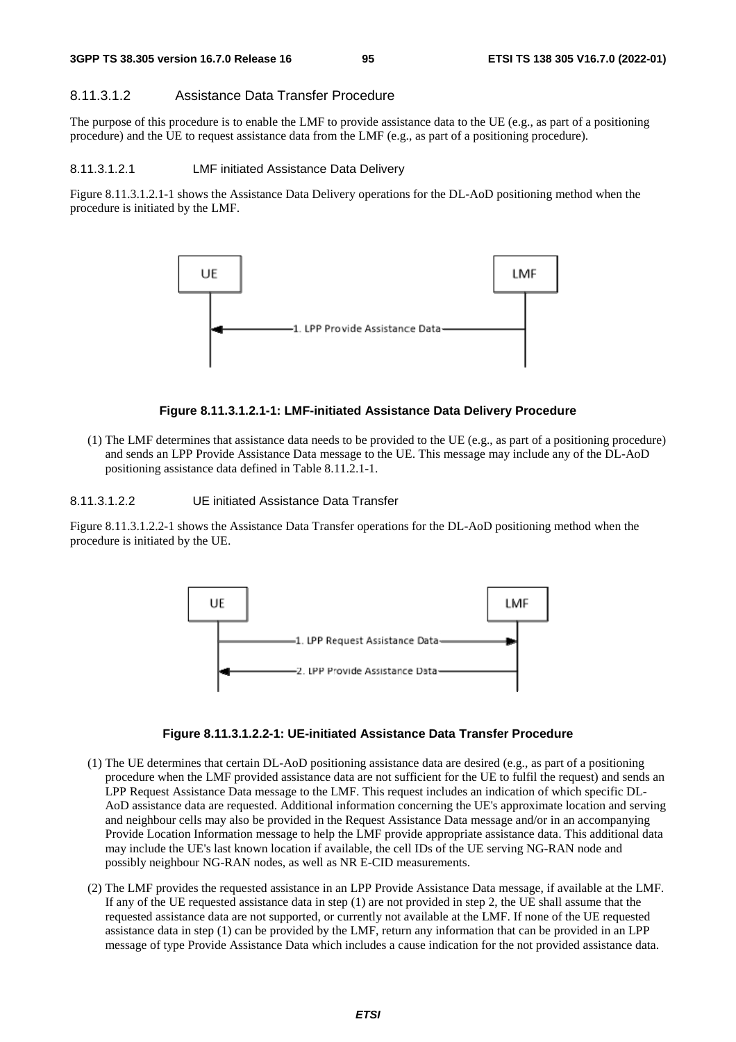#### 8.11.3.1.2 Assistance Data Transfer Procedure

The purpose of this procedure is to enable the LMF to provide assistance data to the UE (e.g., as part of a positioning procedure) and the UE to request assistance data from the LMF (e.g., as part of a positioning procedure).

##### 8.11.3.1.2.1 LMF initiated Assistance Data Delivery

Figure 8.11.3.1.2.1-1 shows the Assistance Data Delivery operations for the DL-AoD positioning method when the procedure is initiated by the LMF.

**Figure 8.11.3.1.2.1-1: LMF-initiated Assistance Data Delivery Procedure**

(1) The LMF determines that assistance data needs to be provided to the UE (e.g., as part of a positioning procedure) and sends an LPP Provide Assistance Data message to the UE. This message may include any of the DL-AoD positioning assistance data defined in Table 8.11.2.1-1.

##### 8.11.3.1.2.2 UE initiated Assistance Data Transfer

Figure 8.11.3.1.2.2-1 shows the Assistance Data Transfer operations for the DL-AoD positioning method when the procedure is initiated by the UE.

**Figure 8.11.3.1.2.2-1: UE-initiated Assistance Data Transfer Procedure**

(1) The UE determines that certain DL-AoD positioning assistance data are desired (e.g., as part of a positioning procedure when the LMF provided assistance data are not sufficient for the UE to fulfil the request) and sends an LPP Request Assistance Data message to the LMF. This request includes an indication of which specific DL-AoD assistance data are requested. Additional information concerning the UE's approximate location and serving and neighbour cells may also be provided in the Request Assistance Data message and/or in an accompanying Provide Location Information message to help the LMF provide appropriate assistance data. This additional data may include the UE's last known location if available, the cell IDs of the UE serving NG-RAN node and possibly neighbour NG-RAN nodes, as well as NR E-CID measurements.

(2) The LMF provides the requested assistance in an LPP Provide Assistance Data message, if available at the LMF. If any of the UE requested assistance data in step (1) are not provided in step 2, the UE shall assume that the requested assistance data are not supported, or currently not available at the LMF. If none of the UE requested assistance data in step (1) can be provided by the LMF, return any information that can be provided in an LPP message of type Provide Assistance Data which includes a cause indication for the not provided assistance data.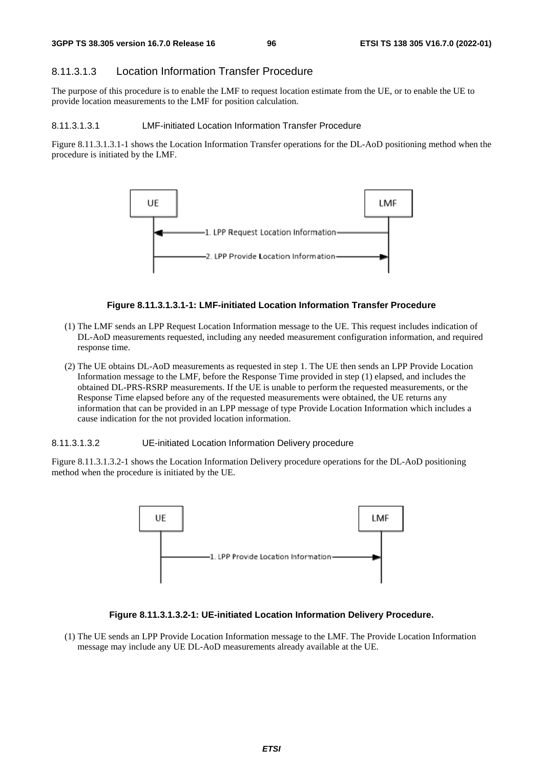#### 8.11.3.1.3 Location Information Transfer Procedure

The purpose of this procedure is to enable the LMF to request location estimate from the UE, or to enable the UE to provide location measurements to the LMF for position calculation.

##### 8.11.3.1.3.1 LMF-initiated Location Information Transfer Procedure

Figure 8.11.3.1.3.1-1 shows the Location Information Transfer operations for the DL-AoD positioning method when the procedure is initiated by the LMF.

**Figure 8.11.3.1.3.1-1: LMF-initiated Location Information Transfer Procedure**

(1) The LMF sends an LPP Request Location Information message to the UE. This request includes indication of DL-AoD measurements requested, including any needed measurement configuration information, and required response time.

(2) The UE obtains DL-AoD measurements as requested in step 1. The UE then sends an LPP Provide Location Information message to the LMF, before the Response Time provided in step (1) elapsed, and includes the obtained DL-PRS-RSRP measurements. If the UE is unable to perform the requested measurements, or the Response Time elapsed before any of the requested measurements were obtained, the UE returns any information that can be provided in an LPP message of type Provide Location Information which includes a cause indication for the not provided location information.

##### 8.11.3.1.3.2 UE-initiated Location Information Delivery procedure

Figure 8.11.3.1.3.2-1 shows the Location Information Delivery procedure operations for the DL-AoD positioning method when the procedure is initiated by the UE.

**Figure 8.11.3.1.3.2-1: UE-initiated Location Information Delivery Procedure.**

(1) The UE sends an LPP Provide Location Information message to the LMF. The Provide Location Information message may include any UE DL-AoD measurements already available at the UE.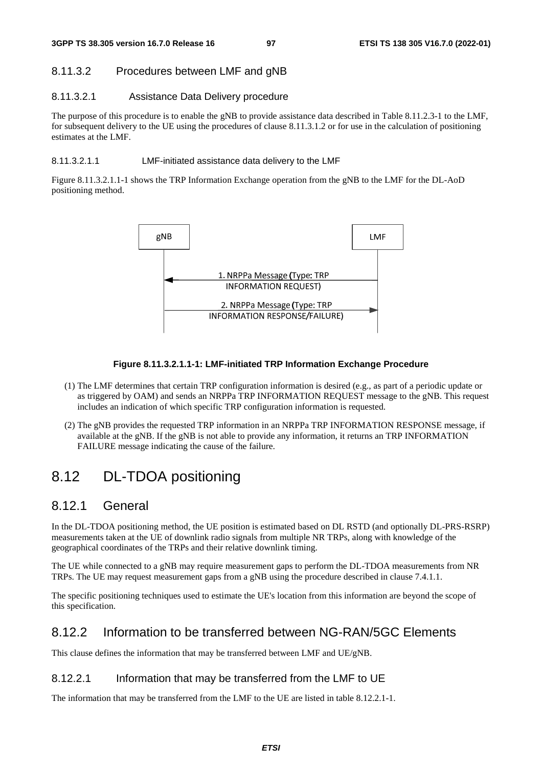#### 8.11.3.2 Procedures between LMF and gNB

##### 8.11.3.2.1 Assistance Data Delivery procedure

The purpose of this procedure is to enable the gNB to provide assistance data described in Table 8.11.2.3-1 to the LMF, for subsequent delivery to the UE using the procedures of clause 8.11.3.1.2 or for use in the calculation of positioning estimates at the LMF.

###### 8.11.3.2.1.1 LMF-initiated assistance data delivery to the LMF

Figure 8.11.3.2.1.1-1 shows the TRP Information Exchange operation from the gNB to the LMF for the DL-AoD positioning method.

gNB | LMF

1. NRPPa Message (Type: TRP INFORMATION REQUEST)

2. NRPPa Message (Type: TRP INFORMATION RESPONSE/FAILURE)

**Figure 8.11.3.2.1.1-1: LMF-initiated TRP Information Exchange Procedure**

(1) The LMF determines that certain TRP configuration information is desired (e.g., as part of a periodic update or as triggered by OAM) and sends an NRPPa TRP INFORMATION REQUEST message to the gNB. This request includes an indication of which specific TRP configuration information is requested.

(2) The gNB provides the requested TRP information in an NRPPa TRP INFORMATION RESPONSE message, if available at the gNB. If the gNB is not able to provide any information, it returns an TRP INFORMATION FAILURE message indicating the cause of the failure.

# 8.12 DL-TDOA positioning

## 8.12.1 General

In the DL-TDOA positioning method, the UE position is estimated based on DL RSTD (and optionally DL-PRS-RSRP) measurements taken at the UE of downlink radio signals from multiple NR TRPs, along with knowledge of the geographical coordinates of the TRPs and their relative downlink timing.

The UE while connected to a gNB may require measurement gaps to perform the DL-TDOA measurements from NR TRPs. The UE may request measurement gaps from a gNB using the procedure described in clause 7.4.1.1.

The specific positioning techniques used to estimate the UE's location from this information are beyond the scope of this specification.

## 8.12.2 Information to be transferred between NG-RAN/5GC Elements

This clause defines the information that may be transferred between LMF and UE/gNB.

### 8.12.2.1 Information that may be transferred from the LMF to UE

The information that may be transferred from the LMF to the UE are listed in table 8.12.2.1-1.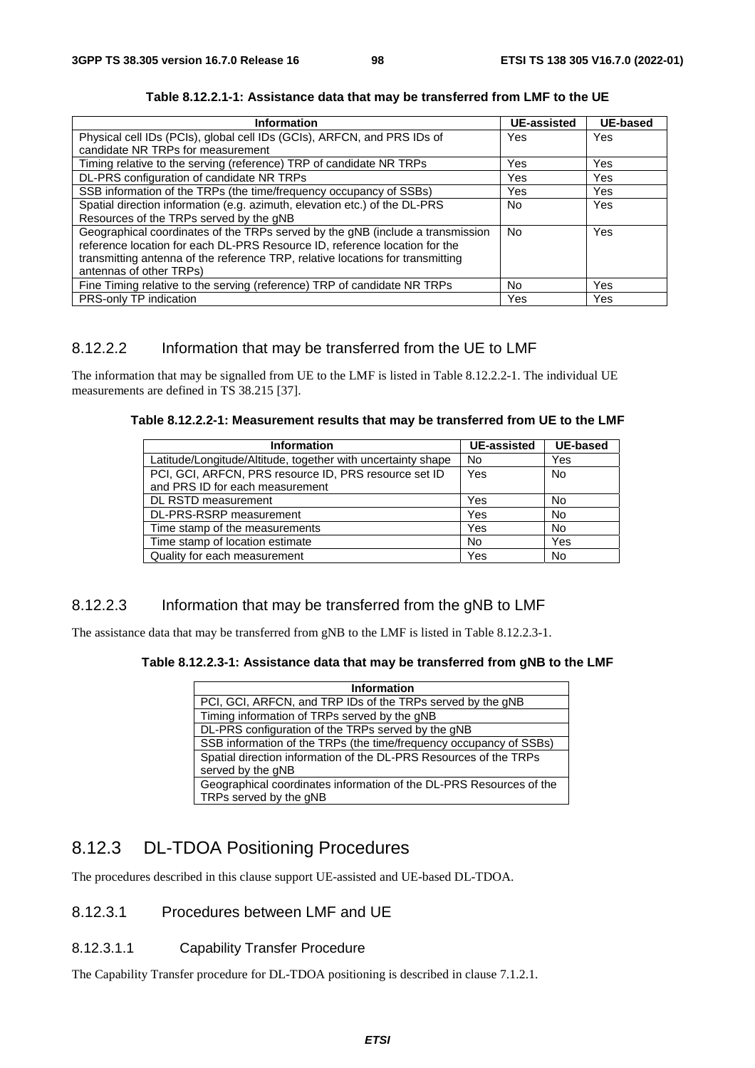**Table 8.12.2.1-1: Assistance data that may be transferred from LMF to the UE**

| Information | UE-assisted | UE-based |
|---|---|---|
| Physical cell IDs (PCIs), global cell IDs (GCIs), ARFCN, and PRS IDs of candidate NR TRPs for measurement | Yes | Yes |
| Timing relative to the serving (reference) TRP of candidate NR TRPs | Yes | Yes |
| DL-PRS configuration of candidate NR TRPs | Yes | Yes |
| SSB information of the TRPs (the time/frequency occupancy of SSBs) | Yes | Yes |
| Spatial direction information (e.g. azimuth, elevation etc.) of the DL-PRS Resources of the TRPs served by the gNB | No | Yes |
| Geographical coordinates of the TRPs served by the gNB (include a transmission reference location for each DL-PRS Resource ID, reference location for the transmitting antenna of the reference TRP, relative locations for transmitting antennas of other TRPs) | No | Yes |
| Fine Timing relative to the serving (reference) TRP of candidate NR TRPs | No | Yes |
| PRS-only TP indication | Yes | Yes |

### 8.12.2.2 Information that may be transferred from the UE to LMF

The information that may be signalled from UE to the LMF is listed in Table 8.12.2.2-1. The individual UE measurements are defined in TS 38.215 [37].

**Table 8.12.2.2-1: Measurement results that may be transferred from UE to the LMF**

| Information | UE-assisted | UE-based |
|---|---|---|
| Latitude/Longitude/Altitude, together with uncertainty shape | No | Yes |
| PCI, GCI, ARFCN, PRS resource ID, PRS resource set ID and PRS ID for each measurement | Yes | No |
| DL RSTD measurement | Yes | No |
| DL-PRS-RSRP measurement | Yes | No |
| Time stamp of the measurements | Yes | No |
| Time stamp of location estimate | No | Yes |
| Quality for each measurement | Yes | No |

### 8.12.2.3 Information that may be transferred from the gNB to LMF

The assistance data that may be transferred from gNB to the LMF is listed in Table 8.12.2.3-1.

**Table 8.12.2.3-1: Assistance data that may be transferred from gNB to the LMF**

| Information |
|---|
| PCI, GCI, ARFCN, and TRP IDs of the TRPs served by the gNB |
| Timing information of TRPs served by the gNB |
| DL-PRS configuration of the TRPs served by the gNB |
| SSB information of the TRPs (the time/frequency occupancy of SSBs) |
| Spatial direction information of the DL-PRS Resources of the TRPs served by the gNB |
| Geographical coordinates information of the DL-PRS Resources of the TRPs served by the gNB |

## 8.12.3 DL-TDOA Positioning Procedures

The procedures described in this clause support UE-assisted and UE-based DL-TDOA.

### 8.12.3.1 Procedures between LMF and UE

#### 8.12.3.1.1 Capability Transfer Procedure

The Capability Transfer procedure for DL-TDOA positioning is described in clause 7.1.2.1.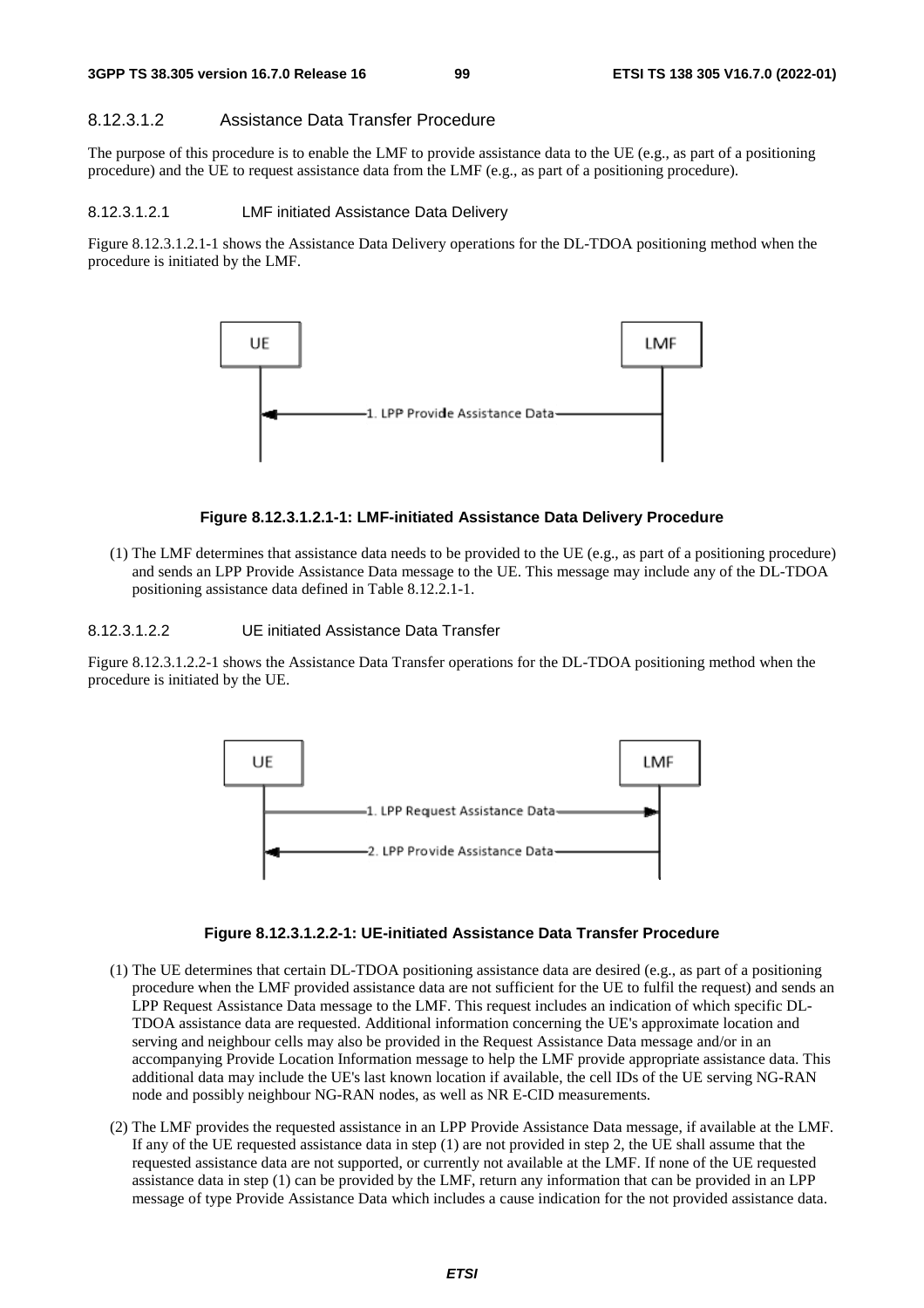#### 8.12.3.1.2 Assistance Data Transfer Procedure

The purpose of this procedure is to enable the LMF to provide assistance data to the UE (e.g., as part of a positioning procedure) and the UE to request assistance data from the LMF (e.g., as part of a positioning procedure).

##### 8.12.3.1.2.1 LMF initiated Assistance Data Delivery

Figure 8.12.3.1.2.1-1 shows the Assistance Data Delivery operations for the DL-TDOA positioning method when the procedure is initiated by the LMF.

**Figure 8.12.3.1.2.1-1: LMF-initiated Assistance Data Delivery Procedure**

(1) The LMF determines that assistance data needs to be provided to the UE (e.g., as part of a positioning procedure) and sends an LPP Provide Assistance Data message to the UE. This message may include any of the DL-TDOA positioning assistance data defined in Table 8.12.2.1-1.

##### 8.12.3.1.2.2 UE initiated Assistance Data Transfer

Figure 8.12.3.1.2.2-1 shows the Assistance Data Transfer operations for the DL-TDOA positioning method when the procedure is initiated by the UE.

**Figure 8.12.3.1.2.2-1: UE-initiated Assistance Data Transfer Procedure**

(1) The UE determines that certain DL-TDOA positioning assistance data are desired (e.g., as part of a positioning procedure when the LMF provided assistance data are not sufficient for the UE to fulfil the request) and sends an LPP Request Assistance Data message to the LMF. This request includes an indication of which specific DL-TDOA assistance data are requested. Additional information concerning the UE's approximate location and serving and neighbour cells may also be provided in the Request Assistance Data message and/or in an accompanying Provide Location Information message to help the LMF provide appropriate assistance data. This additional data may include the UE's last known location if available, the cell IDs of the UE serving NG-RAN node and possibly neighbour NG-RAN nodes, as well as NR E-CID measurements.

(2) The LMF provides the requested assistance in an LPP Provide Assistance Data message, if available at the LMF. If any of the UE requested assistance data in step (1) are not provided in step 2, the UE shall assume that the requested assistance data are not supported, or currently not available at the LMF. If none of the UE requested assistance data in step (1) can be provided by the LMF, return any information that can be provided in an LPP message of type Provide Assistance Data which includes a cause indication for the not provided assistance data.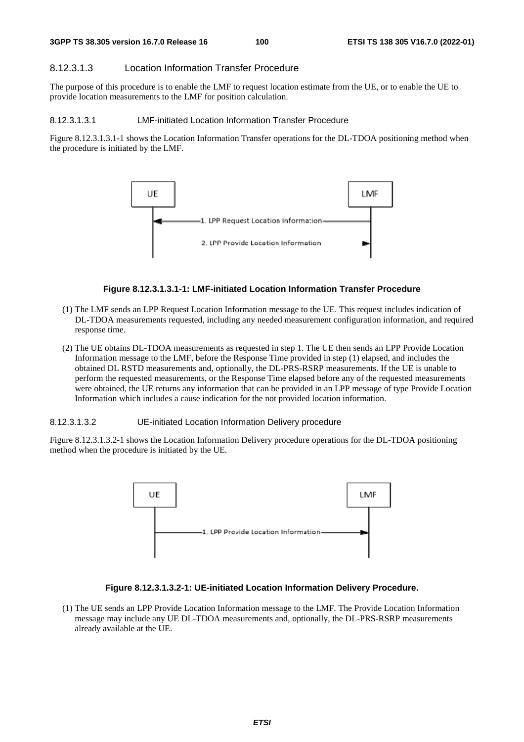#### 8.12.3.1.3 Location Information Transfer Procedure

The purpose of this procedure is to enable the LMF to request location estimate from the UE, or to enable the UE to provide location measurements to the LMF for position calculation.

##### 8.12.3.1.3.1 LMF-initiated Location Information Transfer Procedure

Figure 8.12.3.1.3.1-1 shows the Location Information Transfer operations for the DL-TDOA positioning method when the procedure is initiated by the LMF.

**Figure 8.12.3.1.3.1-1: LMF-initiated Location Information Transfer Procedure**

(1) The LMF sends an LPP Request Location Information message to the UE. This request includes indication of DL-TDOA measurements requested, including any needed measurement configuration information, and required response time.

(2) The UE obtains DL-TDOA measurements as requested in step 1. The UE then sends an LPP Provide Location Information message to the LMF, before the Response Time provided in step (1) elapsed, and includes the obtained DL RSTD measurements and, optionally, the DL-PRS-RSRP measurements. If the UE is unable to perform the requested measurements, or the Response Time elapsed before any of the requested measurements were obtained, the UE returns any information that can be provided in an LPP message of type Provide Location Information which includes a cause indication for the not provided location information.

##### 8.12.3.1.3.2 UE-initiated Location Information Delivery procedure

Figure 8.12.3.1.3.2-1 shows the Location Information Delivery procedure operations for the DL-TDOA positioning method when the procedure is initiated by the UE.

**Figure 8.12.3.1.3.2-1: UE-initiated Location Information Delivery Procedure.**

(1) The UE sends an LPP Provide Location Information message to the LMF. The Provide Location Information message may include any UE DL-TDOA measurements and, optionally, the DL-PRS-RSRP measurements already available at the UE.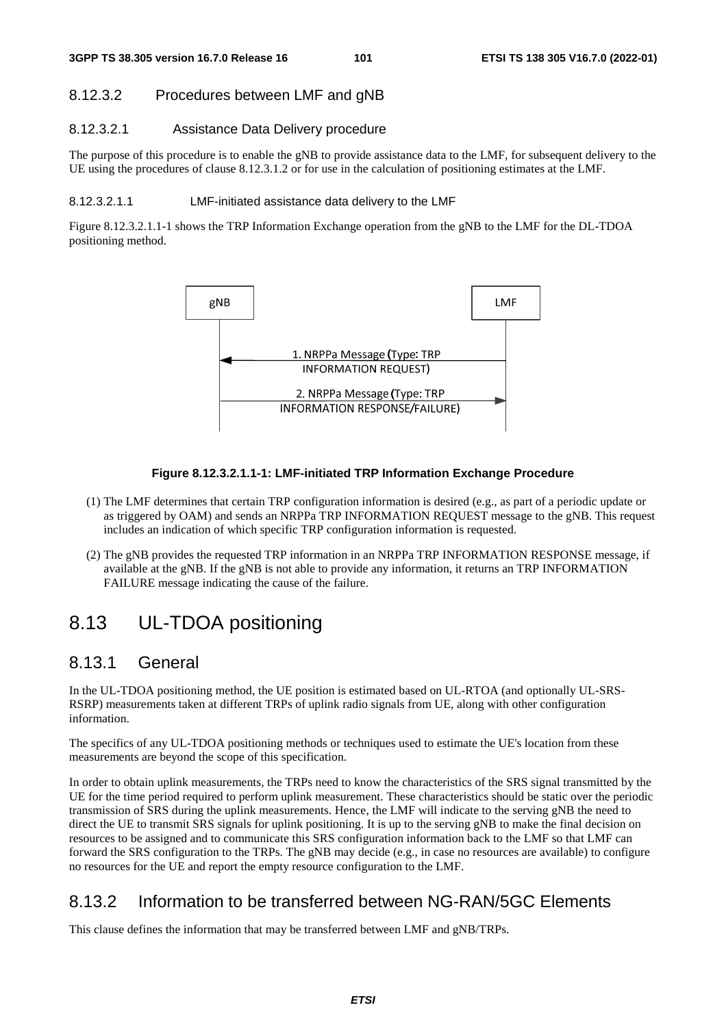#### 8.12.3.2 Procedures between LMF and gNB

##### 8.12.3.2.1 Assistance Data Delivery procedure

The purpose of this procedure is to enable the gNB to provide assistance data to the LMF, for subsequent delivery to the UE using the procedures of clause 8.12.3.1.2 or for use in the calculation of positioning estimates at the LMF.

###### 8.12.3.2.1.1 LMF-initiated assistance data delivery to the LMF

Figure 8.12.3.2.1.1-1 shows the TRP Information Exchange operation from the gNB to the LMF for the DL-TDOA positioning method.

gNB | LMF

1. NRPPa Message (Type: TRP INFORMATION REQUEST)

2. NRPPa Message (Type: TRP INFORMATION RESPONSE/FAILURE)

**Figure 8.12.3.2.1.1-1: LMF-initiated TRP Information Exchange Procedure**

(1) The LMF determines that certain TRP configuration information is desired (e.g., as part of a periodic update or as triggered by OAM) and sends an NRPPa TRP INFORMATION REQUEST message to the gNB. This request includes an indication of which specific TRP configuration information is requested.

(2) The gNB provides the requested TRP information in an NRPPa TRP INFORMATION RESPONSE message, if available at the gNB. If the gNB is not able to provide any information, it returns an TRP INFORMATION FAILURE message indicating the cause of the failure.

# 8.13 UL-TDOA positioning

## 8.13.1 General

In the UL-TDOA positioning method, the UE position is estimated based on UL-RTOA (and optionally UL-SRS-RSRP) measurements taken at different TRPs of uplink radio signals from UE, along with other configuration information.

The specifics of any UL-TDOA positioning methods or techniques used to estimate the UE's location from these measurements are beyond the scope of this specification.

In order to obtain uplink measurements, the TRPs need to know the characteristics of the SRS signal transmitted by the UE for the time period required to perform uplink measurement. These characteristics should be static over the periodic transmission of SRS during the uplink measurements. Hence, the LMF will indicate to the serving gNB the need to direct the UE to transmit SRS signals for uplink positioning. It is up to the serving gNB to make the final decision on resources to be assigned and to communicate this SRS configuration information back to the LMF so that LMF can forward the SRS configuration to the TRPs. The gNB may decide (e.g., in case no resources are available) to configure no resources for the UE and report the empty resource configuration to the LMF.

## 8.13.2 Information to be transferred between NG-RAN/5GC Elements

This clause defines the information that may be transferred between LMF and gNB/TRPs.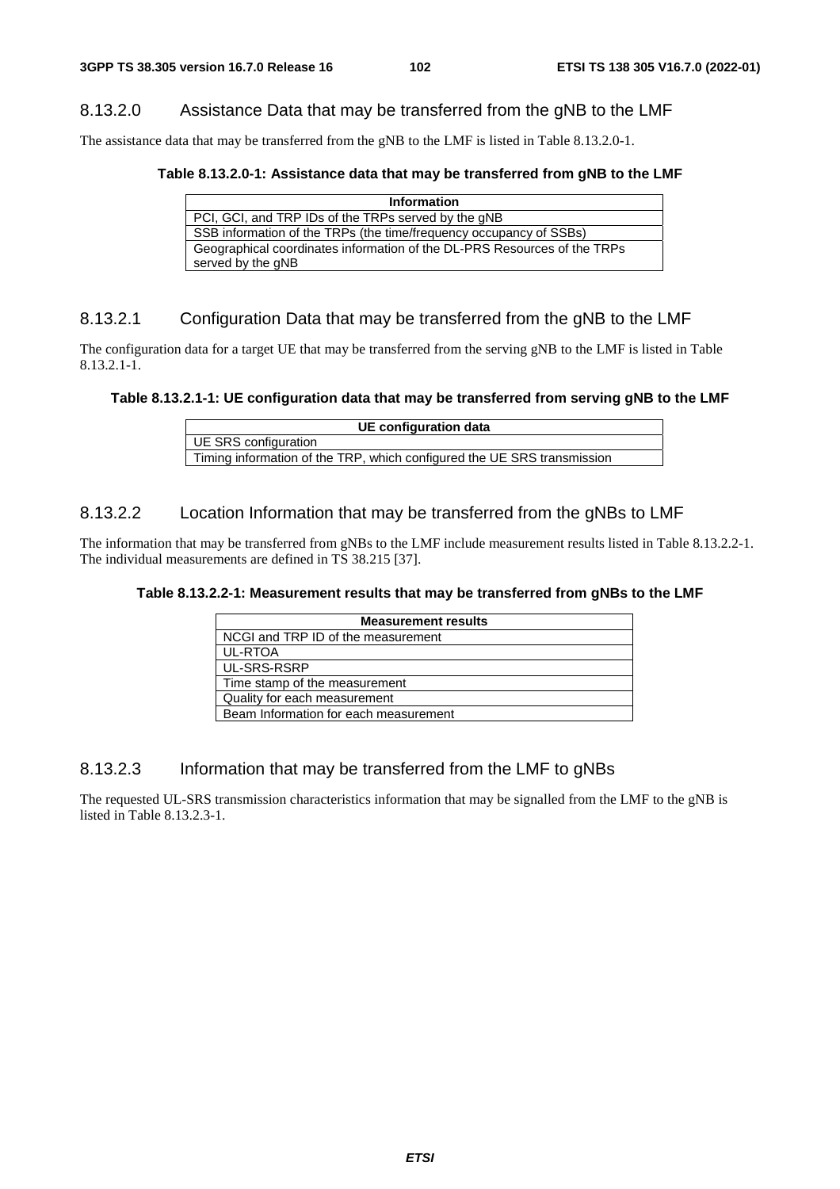#### 8.13.2.0 Assistance Data that may be transferred from the gNB to the LMF

The assistance data that may be transferred from the gNB to the LMF is listed in Table 8.13.2.0-1.

**Table 8.13.2.0-1: Assistance data that may be transferred from gNB to the LMF**

| Information |
|---|
| PCI, GCI, and TRP IDs of the TRPs served by the gNB |
| SSB information of the TRPs (the time/frequency occupancy of SSBs) |
| Geographical coordinates information of the DL-PRS Resources of the TRPs served by the gNB |

#### 8.13.2.1 Configuration Data that may be transferred from the gNB to the LMF

The configuration data for a target UE that may be transferred from the serving gNB to the LMF is listed in Table 8.13.2.1-1.

**Table 8.13.2.1-1: UE configuration data that may be transferred from serving gNB to the LMF**

| UE configuration data |
|---|
| UE SRS configuration |
| Timing information of the TRP, which configured the UE SRS transmission |

#### 8.13.2.2 Location Information that may be transferred from the gNBs to LMF

The information that may be transferred from gNBs to the LMF include measurement results listed in Table 8.13.2.2-1. The individual measurements are defined in TS 38.215 [37].

**Table 8.13.2.2-1: Measurement results that may be transferred from gNBs to the LMF**

| Measurement results |
|---|
| NCGI and TRP ID of the measurement |
| UL-RTOA |
| UL-SRS-RSRP |
| Time stamp of the measurement |
| Quality for each measurement |
| Beam Information for each measurement |

#### 8.13.2.3 Information that may be transferred from the LMF to gNBs

The requested UL-SRS transmission characteristics information that may be signalled from the LMF to the gNB is listed in Table 8.13.2.3-1.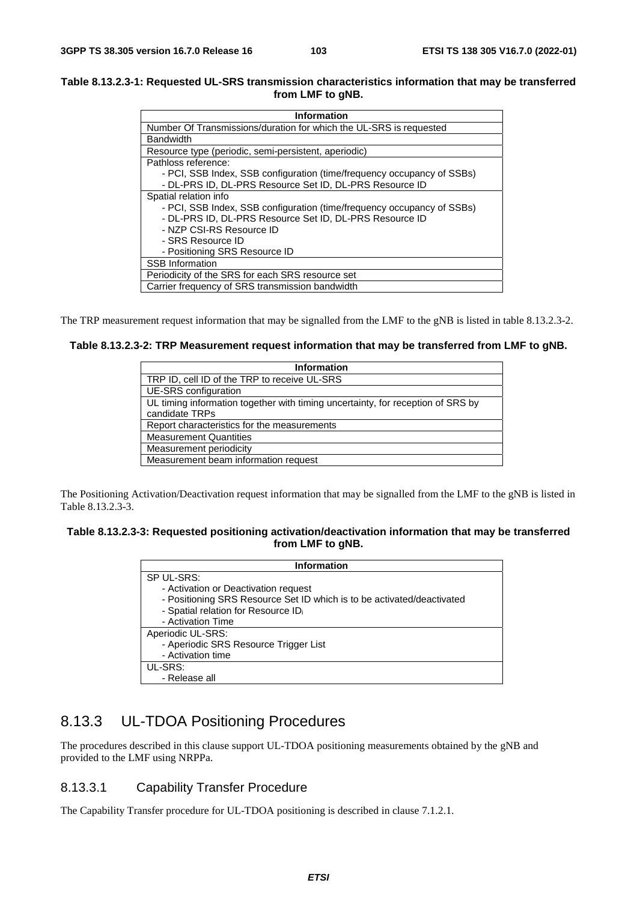**Table 8.13.2.3-1: Requested UL-SRS transmission characteristics information that may be transferred from LMF to gNB.**

| Information |
|---|
| Number Of Transmissions/duration for which the UL-SRS is requested |
| Bandwidth |
| Resource type (periodic, semi-persistent, aperiodic) |
| Pathloss reference:<br>- PCI, SSB Index, SSB configuration (time/frequency occupancy of SSBs)<br>- DL-PRS ID, DL-PRS Resource Set ID, DL-PRS Resource ID |
| Spatial relation info<br>- PCI, SSB Index, SSB configuration (time/frequency occupancy of SSBs)<br>- DL-PRS ID, DL-PRS Resource Set ID, DL-PRS Resource ID<br>- NZP CSI-RS Resource ID<br>- SRS Resource ID<br>- Positioning SRS Resource ID |
| SSB Information |
| Periodicity of the SRS for each SRS resource set |
| Carrier frequency of SRS transmission bandwidth |

The TRP measurement request information that may be signalled from the LMF to the gNB is listed in table 8.13.2.3-2.

**Table 8.13.2.3-2: TRP Measurement request information that may be transferred from LMF to gNB.**

| Information |
|---|
| TRP ID, cell ID of the TRP to receive UL-SRS |
| UE-SRS configuration |
| UL timing information together with timing uncertainty, for reception of SRS by candidate TRPs |
| Report characteristics for the measurements |
| Measurement Quantities |
| Measurement periodicity |
| Measurement beam information request |

The Positioning Activation/Deactivation request information that may be signalled from the LMF to the gNB is listed in Table 8.13.2.3-3.

**Table 8.13.2.3-3: Requested positioning activation/deactivation information that may be transferred from LMF to gNB.**

| Information |
|---|
| SP UL-SRS:<br>- Activation or Deactivation request<br>- Positioning SRS Resource Set ID which is to be activated/deactivated<br>- Spatial relation for Resource $ID_i$<br>- Activation Time |
| Aperiodic UL-SRS:<br>- Aperiodic SRS Resource Trigger List<br>- Activation time |
| UL-SRS:<br>- Release all |

## 8.13.3 UL-TDOA Positioning Procedures

The procedures described in this clause support UL-TDOA positioning measurements obtained by the gNB and provided to the LMF using NRPPa.

### 8.13.3.1 Capability Transfer Procedure

The Capability Transfer procedure for UL-TDOA positioning is described in clause 7.1.2.1.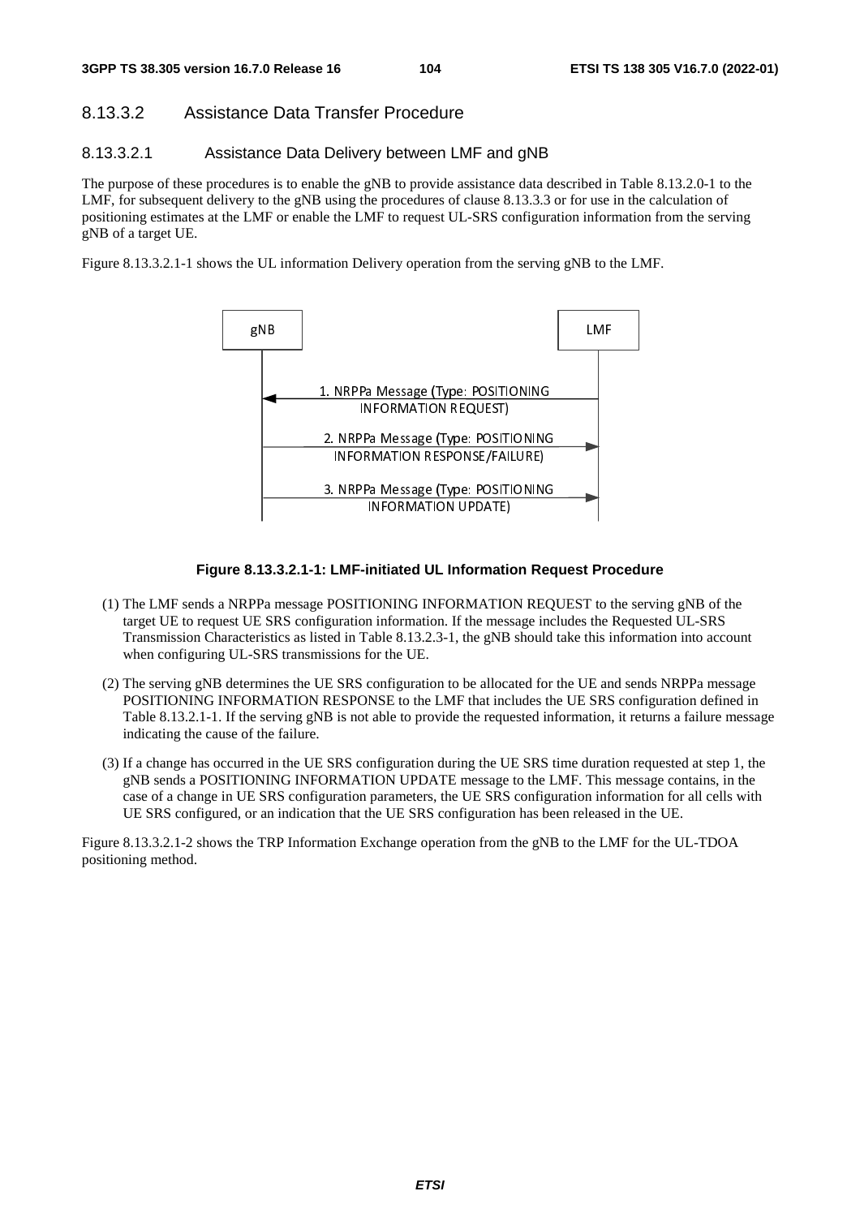### 8.13.3.2 Assistance Data Transfer Procedure

#### 8.13.3.2.1 Assistance Data Delivery between LMF and gNB

The purpose of these procedures is to enable the gNB to provide assistance data described in Table 8.13.2.0-1 to the LMF, for subsequent delivery to the gNB using the procedures of clause 8.13.3.3 or for use in the calculation of positioning estimates at the LMF or enable the LMF to request UL-SRS configuration information from the serving gNB of a target UE.

Figure 8.13.3.2.1-1 shows the UL information Delivery operation from the serving gNB to the LMF.

gNB | LMF

1. NRPPa Message (Type: POSITIONING INFORMATION REQUEST)
2. NRPPa Message (Type: POSITIONING INFORMATION RESPONSE/FAILURE)
3. NRPPa Message (Type: POSITIONING INFORMATION UPDATE)

**Figure 8.13.3.2.1-1: LMF-initiated UL Information Request Procedure**

(1) The LMF sends a NRPPa message POSITIONING INFORMATION REQUEST to the serving gNB of the target UE to request UE SRS configuration information. If the message includes the Requested UL-SRS Transmission Characteristics as listed in Table 8.13.2.3-1, the gNB should take this information into account when configuring UL-SRS transmissions for the UE.

(2) The serving gNB determines the UE SRS configuration to be allocated for the UE and sends NRPPa message POSITIONING INFORMATION RESPONSE to the LMF that includes the UE SRS configuration defined in Table 8.13.2.1-1. If the serving gNB is not able to provide the requested information, it returns a failure message indicating the cause of the failure.

(3) If a change has occurred in the UE SRS configuration during the UE SRS time duration requested at step 1, the gNB sends a POSITIONING INFORMATION UPDATE message to the LMF. This message contains, in the case of a change in UE SRS configuration parameters, the UE SRS configuration information for all cells with UE SRS configured, or an indication that the UE SRS configuration has been released in the UE.

Figure 8.13.3.2.1-2 shows the TRP Information Exchange operation from the gNB to the LMF for the UL-TDOA positioning method.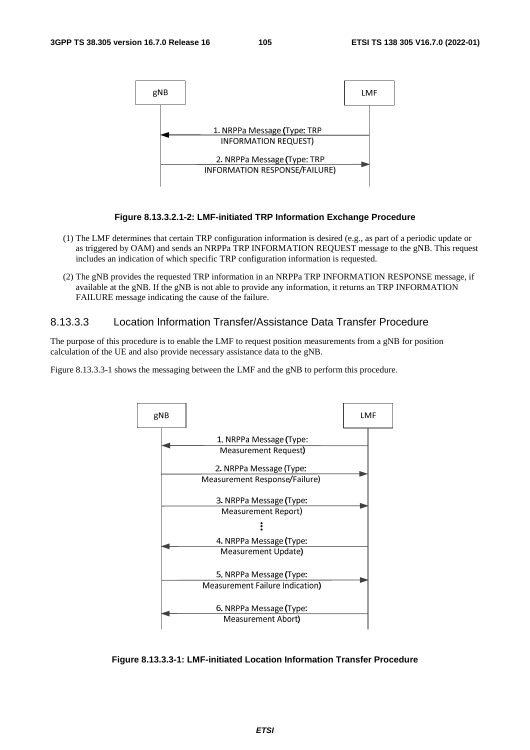**Figure 8.13.3.2.1-2: LMF-initiated TRP Information Exchange Procedure**

(1) The LMF determines that certain TRP configuration information is desired (e.g., as part of a periodic update or as triggered by OAM) and sends an NRPPa TRP INFORMATION REQUEST message to the gNB. This request includes an indication of which specific TRP configuration information is requested.

(2) The gNB provides the requested TRP information in an NRPPa TRP INFORMATION RESPONSE message, if available at the gNB. If the gNB is not able to provide any information, it returns an TRP INFORMATION FAILURE message indicating the cause of the failure.

### 8.13.3.3 Location Information Transfer/Assistance Data Transfer Procedure

The purpose of this procedure is to enable the LMF to request position measurements from a gNB for position calculation of the UE and also provide necessary assistance data to the gNB.

Figure 8.13.3.3-1 shows the messaging between the LMF and the gNB to perform this procedure.

**Figure 8.13.3.3-1: LMF-initiated Location Information Transfer Procedure**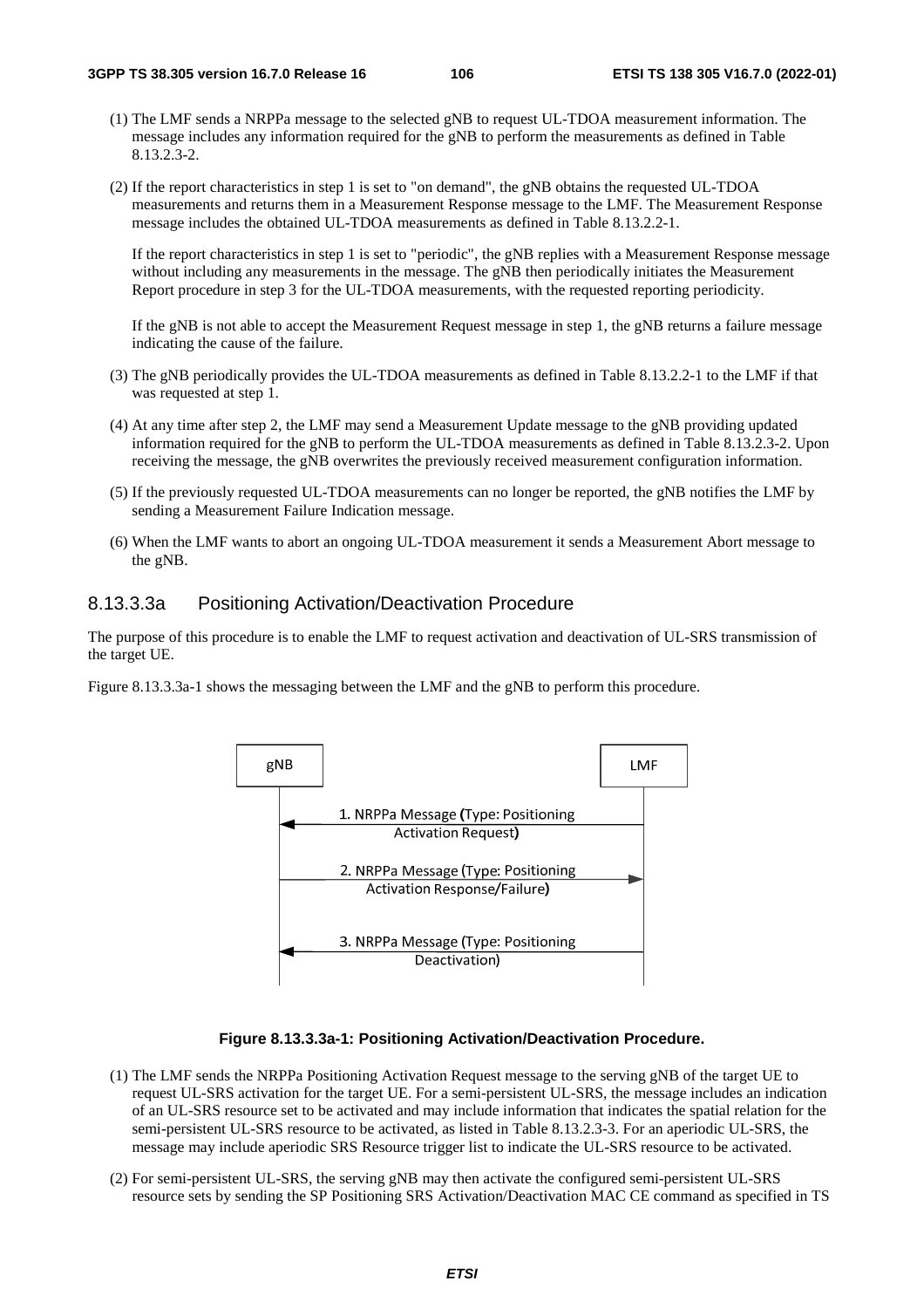(1) The LMF sends a NRPPa message to the selected gNB to request UL-TDOA measurement information. The message includes any information required for the gNB to perform the measurements as defined in Table 8.13.2.3-2.

(2) If the report characteristics in step 1 is set to "on demand", the gNB obtains the requested UL-TDOA measurements and returns them in a Measurement Response message to the LMF. The Measurement Response message includes the obtained UL-TDOA measurements as defined in Table 8.13.2.2-1.

If the report characteristics in step 1 is set to "periodic", the gNB replies with a Measurement Response message without including any measurements in the message. The gNB then periodically initiates the Measurement Report procedure in step 3 for the UL-TDOA measurements, with the requested reporting periodicity.

If the gNB is not able to accept the Measurement Request message in step 1, the gNB returns a failure message indicating the cause of the failure.

(3) The gNB periodically provides the UL-TDOA measurements as defined in Table 8.13.2.2-1 to the LMF if that was requested at step 1.

(4) At any time after step 2, the LMF may send a Measurement Update message to the gNB providing updated information required for the gNB to perform the UL-TDOA measurements as defined in Table 8.13.2.3-2. Upon receiving the message, the gNB overwrites the previously received measurement configuration information.

(5) If the previously requested UL-TDOA measurements can no longer be reported, the gNB notifies the LMF by sending a Measurement Failure Indication message.

(6) When the LMF wants to abort an ongoing UL-TDOA measurement it sends a Measurement Abort message to the gNB.

### 8.13.3.3a Positioning Activation/Deactivation Procedure

The purpose of this procedure is to enable the LMF to request activation and deactivation of UL-SRS transmission of the target UE.

Figure 8.13.3.3a-1 shows the messaging between the LMF and the gNB to perform this procedure.

gNB | LMF

1. NRPPa Message (Type: Positioning Activation Request)
2. NRPPa Message (Type: Positioning Activation Response/Failure)
3. NRPPa Message (Type: Positioning Deactivation)

**Figure 8.13.3.3a-1: Positioning Activation/Deactivation Procedure.**

(1) The LMF sends the NRPPa Positioning Activation Request message to the serving gNB of the target UE to request UL-SRS activation for the target UE. For a semi-persistent UL-SRS, the message includes an indication of an UL-SRS resource set to be activated and may include information that indicates the spatial relation for the semi-persistent UL-SRS resource to be activated, as listed in Table 8.13.2.3-3. For an aperiodic UL-SRS, the message may include aperiodic SRS Resource trigger list to indicate the UL-SRS resource to be activated.

(2) For semi-persistent UL-SRS, the serving gNB may then activate the configured semi-persistent UL-SRS resource sets by sending the SP Positioning SRS Activation/Deactivation MAC CE command as specified in TS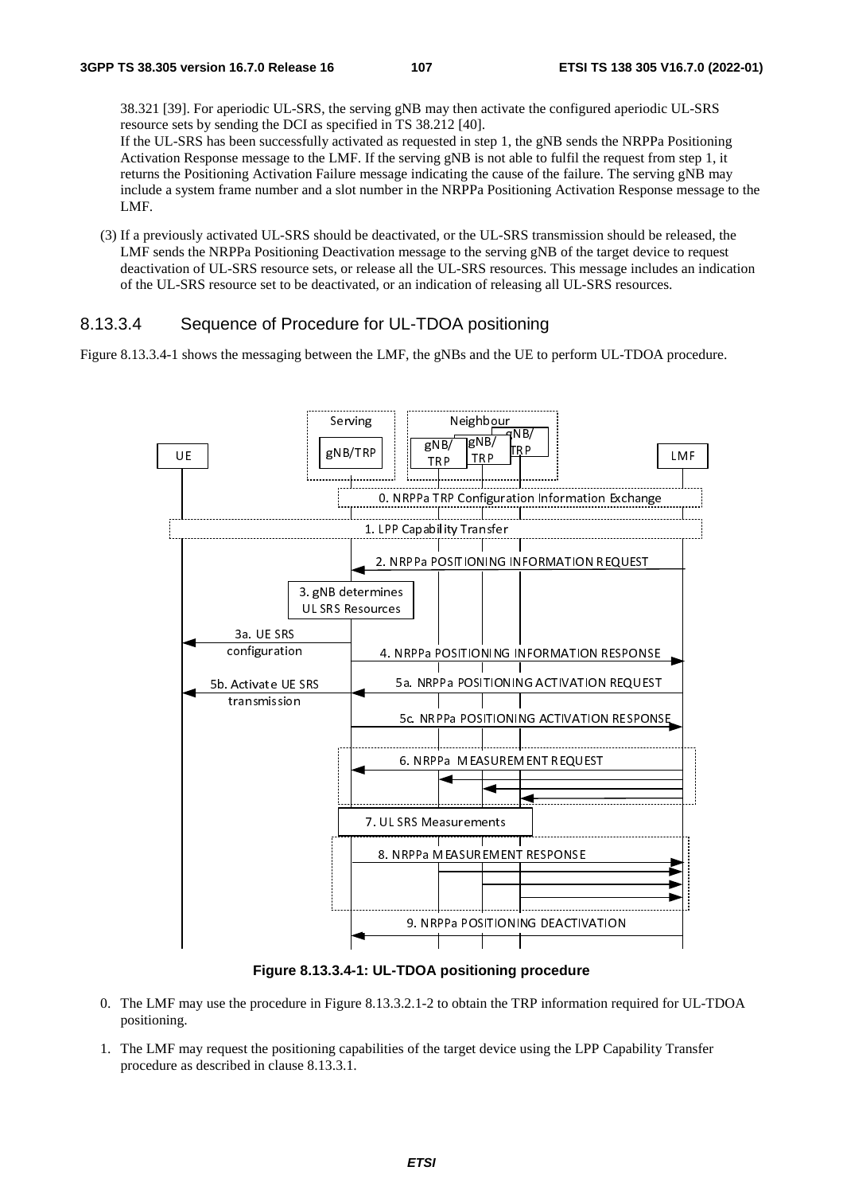38.321 [39]. For aperiodic UL-SRS, the serving gNB may then activate the configured aperiodic UL-SRS resource sets by sending the DCI as specified in TS 38.212 [40].

If the UL-SRS has been successfully activated as requested in step 1, the gNB sends the NRPPa Positioning Activation Response message to the LMF. If the serving gNB is not able to fulfil the request from step 1, it returns the Positioning Activation Failure message indicating the cause of the failure. The serving gNB may include a system frame number and a slot number in the NRPPa Positioning Activation Response message to the LMF.

(3) If a previously activated UL-SRS should be deactivated, or the UL-SRS transmission should be released, the LMF sends the NRPPa Positioning Deactivation message to the serving gNB of the target device to request deactivation of UL-SRS resource sets, or release all the UL-SRS resources. This message includes an indication of the UL-SRS resource set to be deactivated, or an indication of releasing all UL-SRS resources.

### 8.13.3.4 Sequence of Procedure for UL-TDOA positioning

Figure 8.13.3.4-1 shows the messaging between the LMF, the gNBs and the UE to perform UL-TDOA procedure.

UE | Serving gNB/TRP | Neighbour gNB/TRP, gNB/TRP, gNB/TRP | LMF

0. NRPPa TRP Configuration Information Exchange
1. LPP Capability Transfer
2. NRPPa POSITIONING INFORMATION REQUEST
3. gNB determines UL SRS Resources
3a. UE SRS configuration
4. NRPPa POSITIONING INFORMATION RESPONSE
5a. NRPPa POSITIONING ACTIVATION REQUEST
5b. Activate UE SRS transmission
5c. NRPPa POSITIONING ACTIVATION RESPONSE
6. NRPPa MEASUREMENT REQUEST
7. UL SRS Measurements
8. NRPPa MEASUREMENT RESPONSE
9. NRPPa POSITIONING DEACTIVATION

**Figure 8.13.3.4-1: UL-TDOA positioning procedure**

0. The LMF may use the procedure in Figure 8.13.3.2.1-2 to obtain the TRP information required for UL-TDOA positioning.

1. The LMF may request the positioning capabilities of the target device using the LPP Capability Transfer procedure as described in clause 8.13.3.1.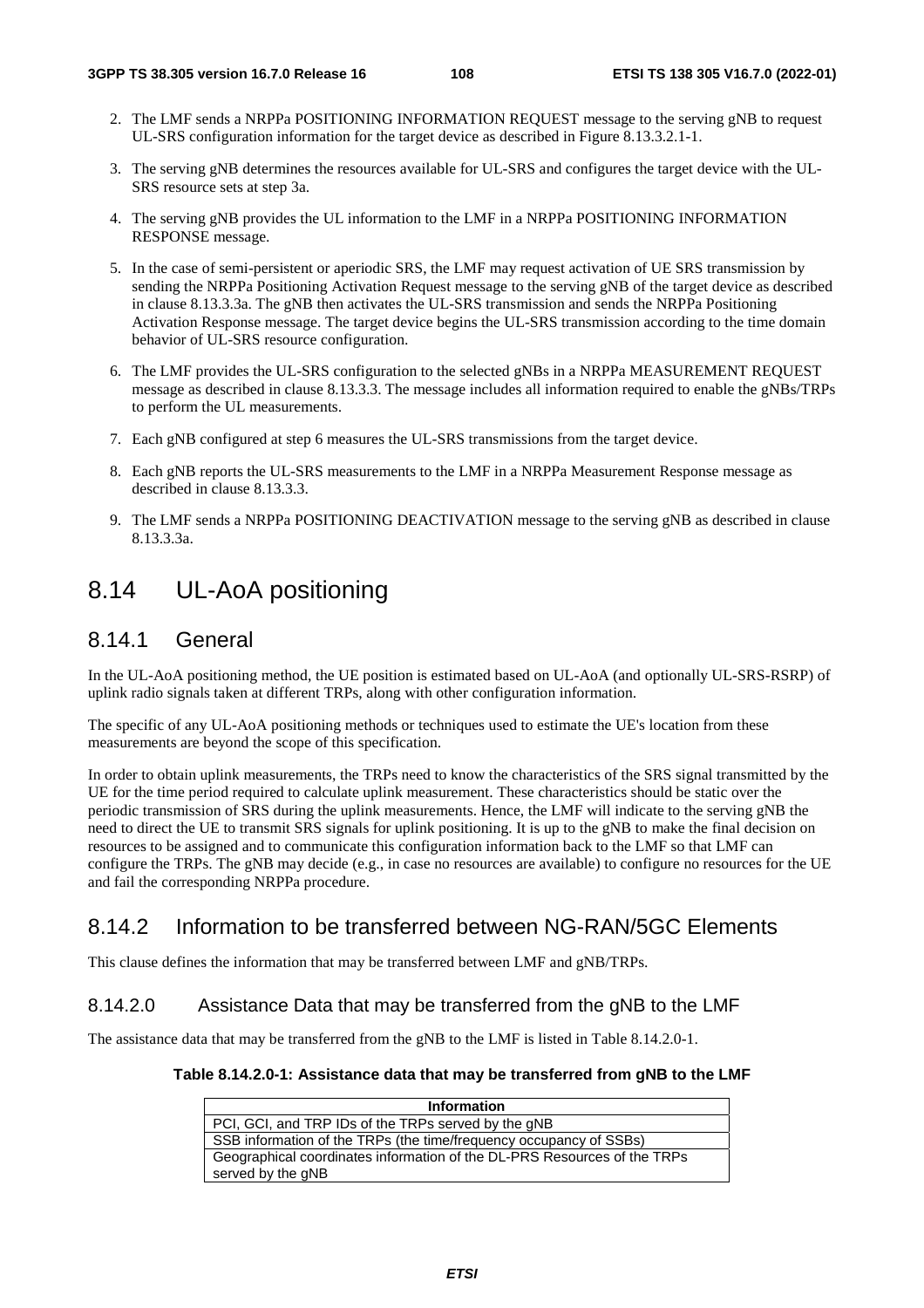2. The LMF sends a NRPPa POSITIONING INFORMATION REQUEST message to the serving gNB to request UL-SRS configuration information for the target device as described in Figure 8.13.3.2.1-1.

3. The serving gNB determines the resources available for UL-SRS and configures the target device with the UL-SRS resource sets at step 3a.

4. The serving gNB provides the UL information to the LMF in a NRPPa POSITIONING INFORMATION RESPONSE message.

5. In the case of semi-persistent or aperiodic SRS, the LMF may request activation of UE SRS transmission by sending the NRPPa Positioning Activation Request message to the serving gNB of the target device as described in clause 8.13.3.3a. The gNB then activates the UL-SRS transmission and sends the NRPPa Positioning Activation Response message. The target device begins the UL-SRS transmission according to the time domain behavior of UL-SRS resource configuration.

6. The LMF provides the UL-SRS configuration to the selected gNBs in a NRPPa MEASUREMENT REQUEST message as described in clause 8.13.3.3. The message includes all information required to enable the gNBs/TRPs to perform the UL measurements.

7. Each gNB configured at step 6 measures the UL-SRS transmissions from the target device.

8. Each gNB reports the UL-SRS measurements to the LMF in a NRPPa Measurement Response message as described in clause 8.13.3.3.

9. The LMF sends a NRPPa POSITIONING DEACTIVATION message to the serving gNB as described in clause 8.13.3.3a.

# 8.14 UL-AoA positioning

## 8.14.1 General

In the UL-AoA positioning method, the UE position is estimated based on UL-AoA (and optionally UL-SRS-RSRP) of uplink radio signals taken at different TRPs, along with other configuration information.

The specific of any UL-AoA positioning methods or techniques used to estimate the UE's location from these measurements are beyond the scope of this specification.

In order to obtain uplink measurements, the TRPs need to know the characteristics of the SRS signal transmitted by the UE for the time period required to calculate uplink measurement. These characteristics should be static over the periodic transmission of SRS during the uplink measurements. Hence, the LMF will indicate to the serving gNB the need to direct the UE to transmit SRS signals for uplink positioning. It is up to the gNB to make the final decision on resources to be assigned and to communicate this configuration information back to the LMF so that LMF can configure the TRPs. The gNB may decide (e.g., in case no resources are available) to configure no resources for the UE and fail the corresponding NRPPa procedure.

## 8.14.2 Information to be transferred between NG-RAN/5GC Elements

This clause defines the information that may be transferred between LMF and gNB/TRPs.

### 8.14.2.0 Assistance Data that may be transferred from the gNB to the LMF

The assistance data that may be transferred from the gNB to the LMF is listed in Table 8.14.2.0-1.

**Table 8.14.2.0-1: Assistance data that may be transferred from gNB to the LMF**

| Information |
|---|
| PCI, GCI, and TRP IDs of the TRPs served by the gNB |
| SSB information of the TRPs (the time/frequency occupancy of SSBs) |
| Geographical coordinates information of the DL-PRS Resources of the TRPs served by the gNB |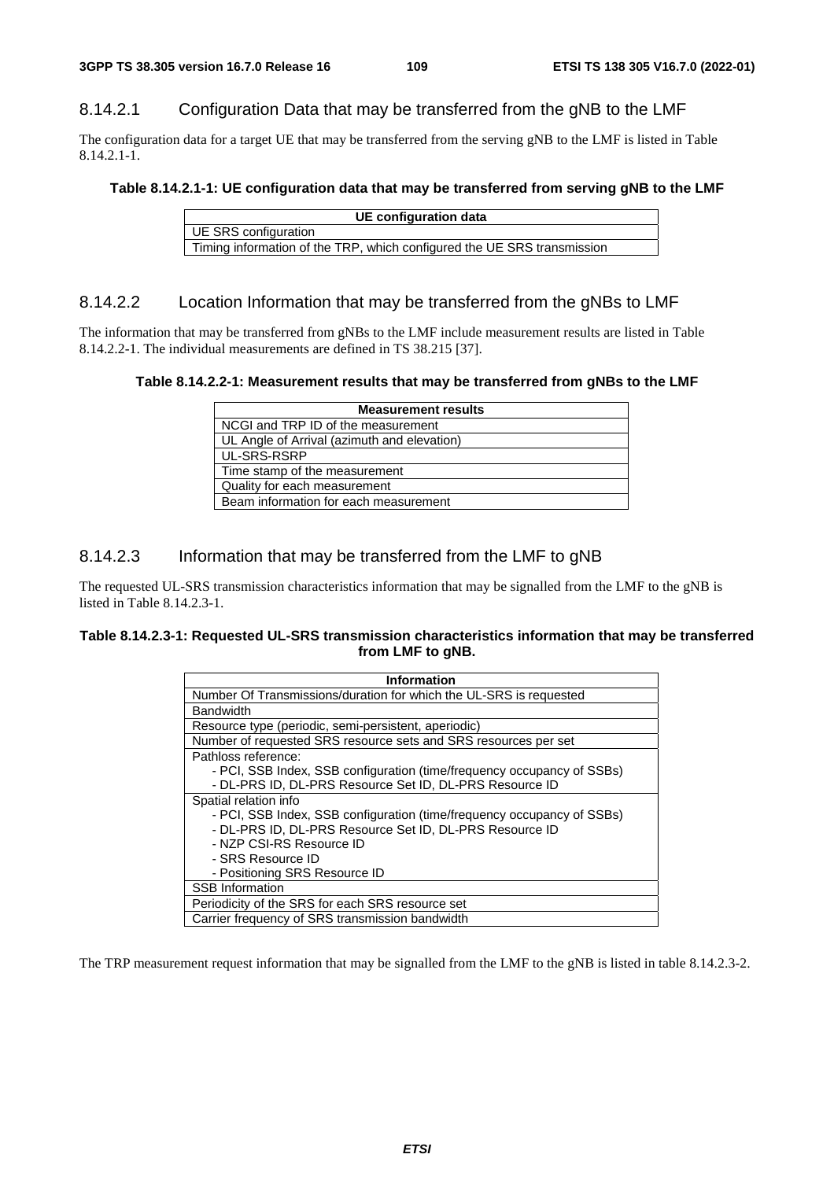#### 8.14.2.1 Configuration Data that may be transferred from the gNB to the LMF

The configuration data for a target UE that may be transferred from the serving gNB to the LMF is listed in Table 8.14.2.1-1.

**Table 8.14.2.1-1: UE configuration data that may be transferred from serving gNB to the LMF**

| UE configuration data |
|---|
| UE SRS configuration |
| Timing information of the TRP, which configured the UE SRS transmission |

#### 8.14.2.2 Location Information that may be transferred from the gNBs to LMF

The information that may be transferred from gNBs to the LMF include measurement results are listed in Table 8.14.2.2-1. The individual measurements are defined in TS 38.215 [37].

**Table 8.14.2.2-1: Measurement results that may be transferred from gNBs to the LMF**

| Measurement results |
|---|
| NCGI and TRP ID of the measurement |
| UL Angle of Arrival (azimuth and elevation) |
| UL-SRS-RSRP |
| Time stamp of the measurement |
| Quality for each measurement |
| Beam information for each measurement |

#### 8.14.2.3 Information that may be transferred from the LMF to gNB

The requested UL-SRS transmission characteristics information that may be signalled from the LMF to the gNB is listed in Table 8.14.2.3-1.

**Table 8.14.2.3-1: Requested UL-SRS transmission characteristics information that may be transferred from LMF to gNB.**

| Information |
|---|
| Number Of Transmissions/duration for which the UL-SRS is requested |
| Bandwidth |
| Resource type (periodic, semi-persistent, aperiodic) |
| Number of requested SRS resource sets and SRS resources per set |
| Pathloss reference:<br>- PCI, SSB Index, SSB configuration (time/frequency occupancy of SSBs)<br>- DL-PRS ID, DL-PRS Resource Set ID, DL-PRS Resource ID |
| Spatial relation info<br>- PCI, SSB Index, SSB configuration (time/frequency occupancy of SSBs)<br>- DL-PRS ID, DL-PRS Resource Set ID, DL-PRS Resource ID<br>- NZP CSI-RS Resource ID<br>- SRS Resource ID<br>- Positioning SRS Resource ID |
| SSB Information |
| Periodicity of the SRS for each SRS resource set |
| Carrier frequency of SRS transmission bandwidth |

The TRP measurement request information that may be signalled from the LMF to the gNB is listed in table 8.14.2.3-2.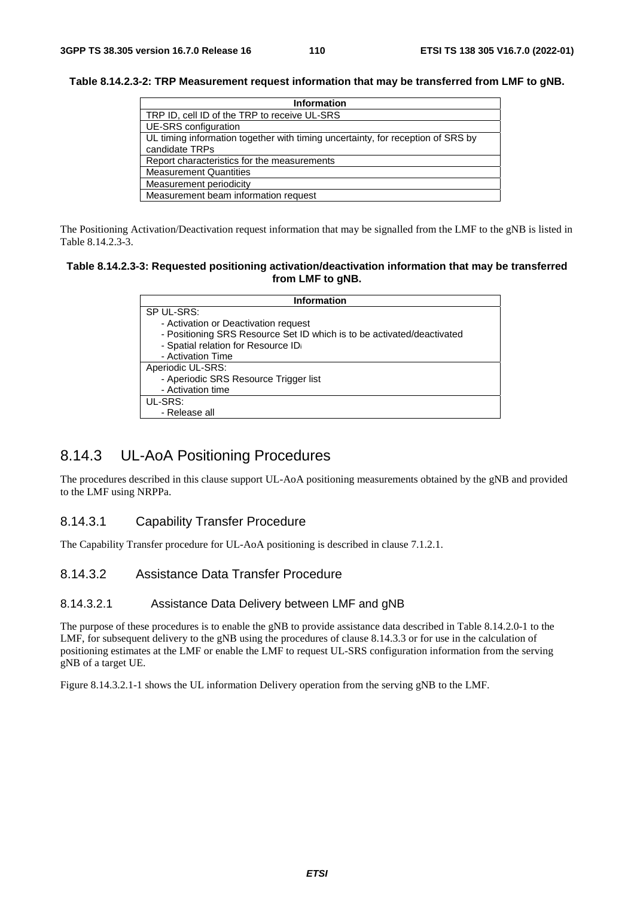**Table 8.14.2.3-2: TRP Measurement request information that may be transferred from LMF to gNB.**

| Information |
|---|
| TRP ID, cell ID of the TRP to receive UL-SRS |
| UE-SRS configuration |
| UL timing information together with timing uncertainty, for reception of SRS by candidate TRPs |
| Report characteristics for the measurements |
| Measurement Quantities |
| Measurement periodicity |
| Measurement beam information request |

The Positioning Activation/Deactivation request information that may be signalled from the LMF to the gNB is listed in Table 8.14.2.3-3.

**Table 8.14.2.3-3: Requested positioning activation/deactivation information that may be transferred from LMF to gNB.**

| Information |
|---|
| SP UL-SRS:<br>- Activation or Deactivation request<br>- Positioning SRS Resource Set ID which is to be activated/deactivated<br>- Spatial relation for Resource $ID_i$<br>- Activation Time |
| Aperiodic UL-SRS:<br>- Aperiodic SRS Resource Trigger list<br>- Activation time |
| UL-SRS:<br>- Release all |

## 8.14.3 UL-AoA Positioning Procedures

The procedures described in this clause support UL-AoA positioning measurements obtained by the gNB and provided to the LMF using NRPPa.

### 8.14.3.1 Capability Transfer Procedure

The Capability Transfer procedure for UL-AoA positioning is described in clause 7.1.2.1.

### 8.14.3.2 Assistance Data Transfer Procedure

#### 8.14.3.2.1 Assistance Data Delivery between LMF and gNB

The purpose of these procedures is to enable the gNB to provide assistance data described in Table 8.14.2.0-1 to the LMF, for subsequent delivery to the gNB using the procedures of clause 8.14.3.3 or for use in the calculation of positioning estimates at the LMF or enable the LMF to request UL-SRS configuration information from the serving gNB of a target UE.

Figure 8.14.3.2.1-1 shows the UL information Delivery operation from the serving gNB to the LMF.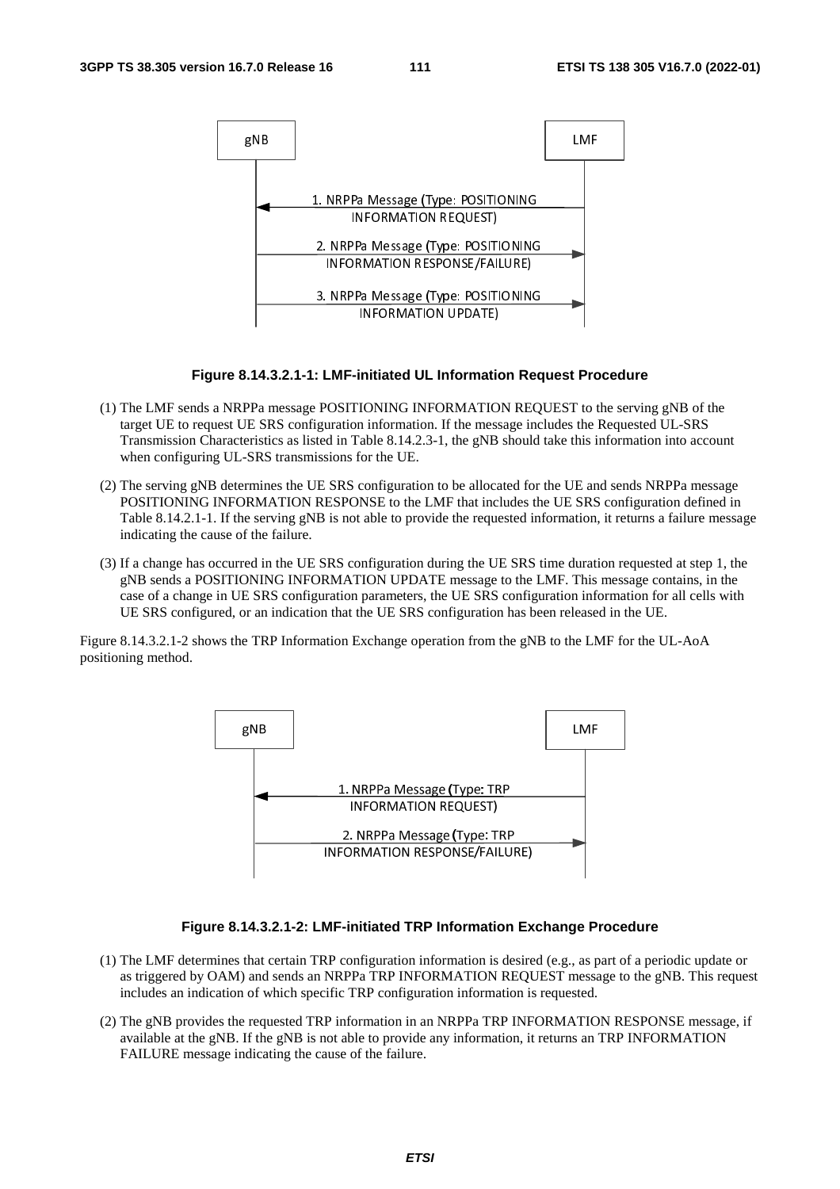**Figure 8.14.3.2.1-1: LMF-initiated UL Information Request Procedure**

(1) The LMF sends a NRPPa message POSITIONING INFORMATION REQUEST to the serving gNB of the target UE to request UE SRS configuration information. If the message includes the Requested UL-SRS Transmission Characteristics as listed in Table 8.14.2.3-1, the gNB should take this information into account when configuring UL-SRS transmissions for the UE.

(2) The serving gNB determines the UE SRS configuration to be allocated for the UE and sends NRPPa message POSITIONING INFORMATION RESPONSE to the LMF that includes the UE SRS configuration defined in Table 8.14.2.1-1. If the serving gNB is not able to provide the requested information, it returns a failure message indicating the cause of the failure.

(3) If a change has occurred in the UE SRS configuration during the UE SRS time duration requested at step 1, the gNB sends a POSITIONING INFORMATION UPDATE message to the LMF. This message contains, in the case of a change in UE SRS configuration parameters, the UE SRS configuration information for all cells with UE SRS configured, or an indication that the UE SRS configuration has been released in the UE.

Figure 8.14.3.2.1-2 shows the TRP Information Exchange operation from the gNB to the LMF for the UL-AoA positioning method.

**Figure 8.14.3.2.1-2: LMF-initiated TRP Information Exchange Procedure**

(1) The LMF determines that certain TRP configuration information is desired (e.g., as part of a periodic update or as triggered by OAM) and sends an NRPPa TRP INFORMATION REQUEST message to the gNB. This request includes an indication of which specific TRP configuration information is requested.

(2) The gNB provides the requested TRP information in an NRPPa TRP INFORMATION RESPONSE message, if available at the gNB. If the gNB is not able to provide any information, it returns an TRP INFORMATION FAILURE message indicating the cause of the failure.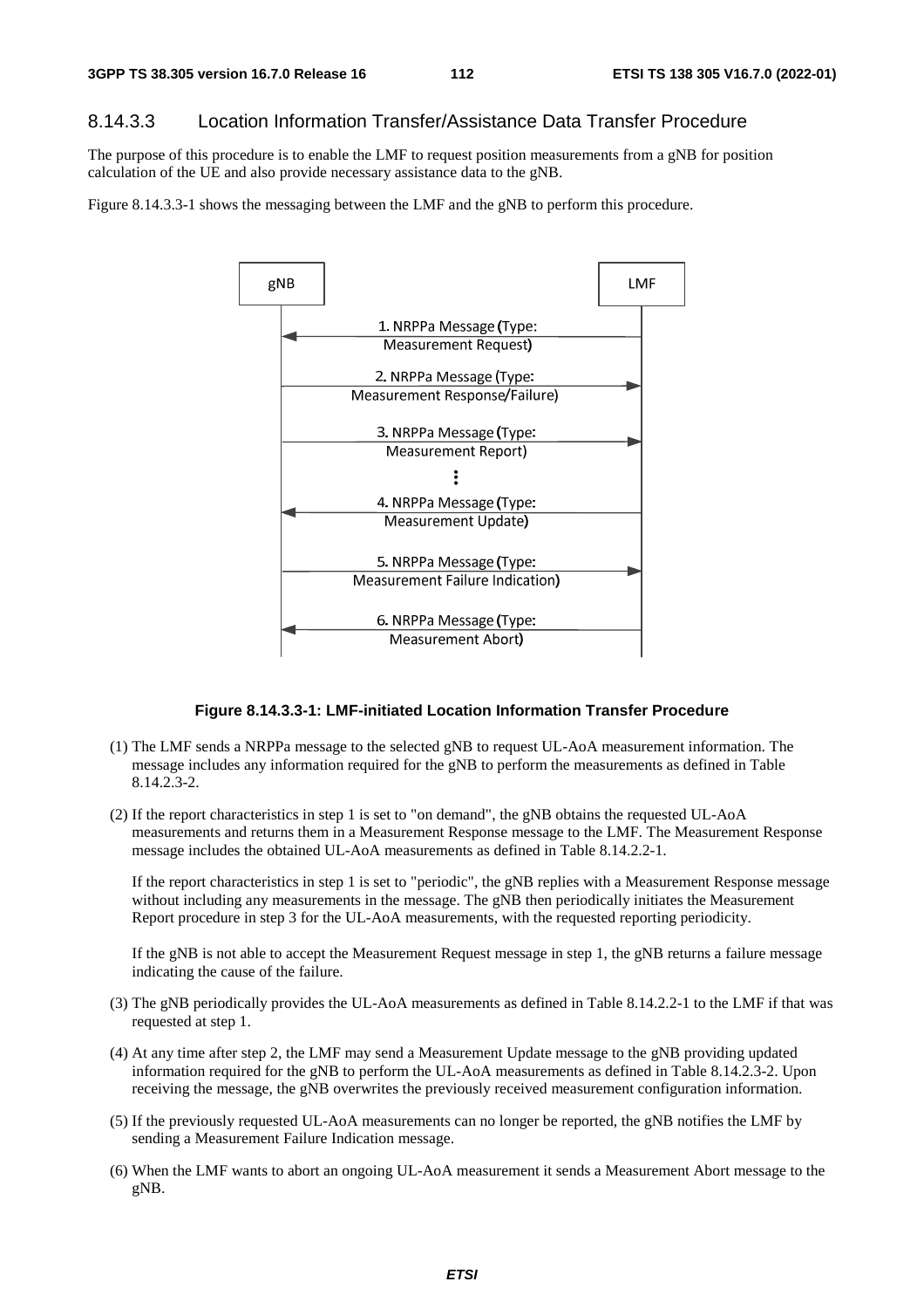### 8.14.3.3 Location Information Transfer/Assistance Data Transfer Procedure

The purpose of this procedure is to enable the LMF to request position measurements from a gNB for position calculation of the UE and also provide necessary assistance data to the gNB.

Figure 8.14.3.3-1 shows the messaging between the LMF and the gNB to perform this procedure.

**Figure 8.14.3.3-1: LMF-initiated Location Information Transfer Procedure**

(1) The LMF sends a NRPPa message to the selected gNB to request UL-AoA measurement information. The message includes any information required for the gNB to perform the measurements as defined in Table 8.14.2.3-2.

(2) If the report characteristics in step 1 is set to "on demand", the gNB obtains the requested UL-AoA measurements and returns them in a Measurement Response message to the LMF. The Measurement Response message includes the obtained UL-AoA measurements as defined in Table 8.14.2.2-1.

If the report characteristics in step 1 is set to "periodic", the gNB replies with a Measurement Response message without including any measurements in the message. The gNB then periodically initiates the Measurement Report procedure in step 3 for the UL-AoA measurements, with the requested reporting periodicity.

If the gNB is not able to accept the Measurement Request message in step 1, the gNB returns a failure message indicating the cause of the failure.

(3) The gNB periodically provides the UL-AoA measurements as defined in Table 8.14.2.2-1 to the LMF if that was requested at step 1.

(4) At any time after step 2, the LMF may send a Measurement Update message to the gNB providing updated information required for the gNB to perform the UL-AoA measurements as defined in Table 8.14.2.3-2. Upon receiving the message, the gNB overwrites the previously received measurement configuration information.

(5) If the previously requested UL-AoA measurements can no longer be reported, the gNB notifies the LMF by sending a Measurement Failure Indication message.

(6) When the LMF wants to abort an ongoing UL-AoA measurement it sends a Measurement Abort message to the gNB.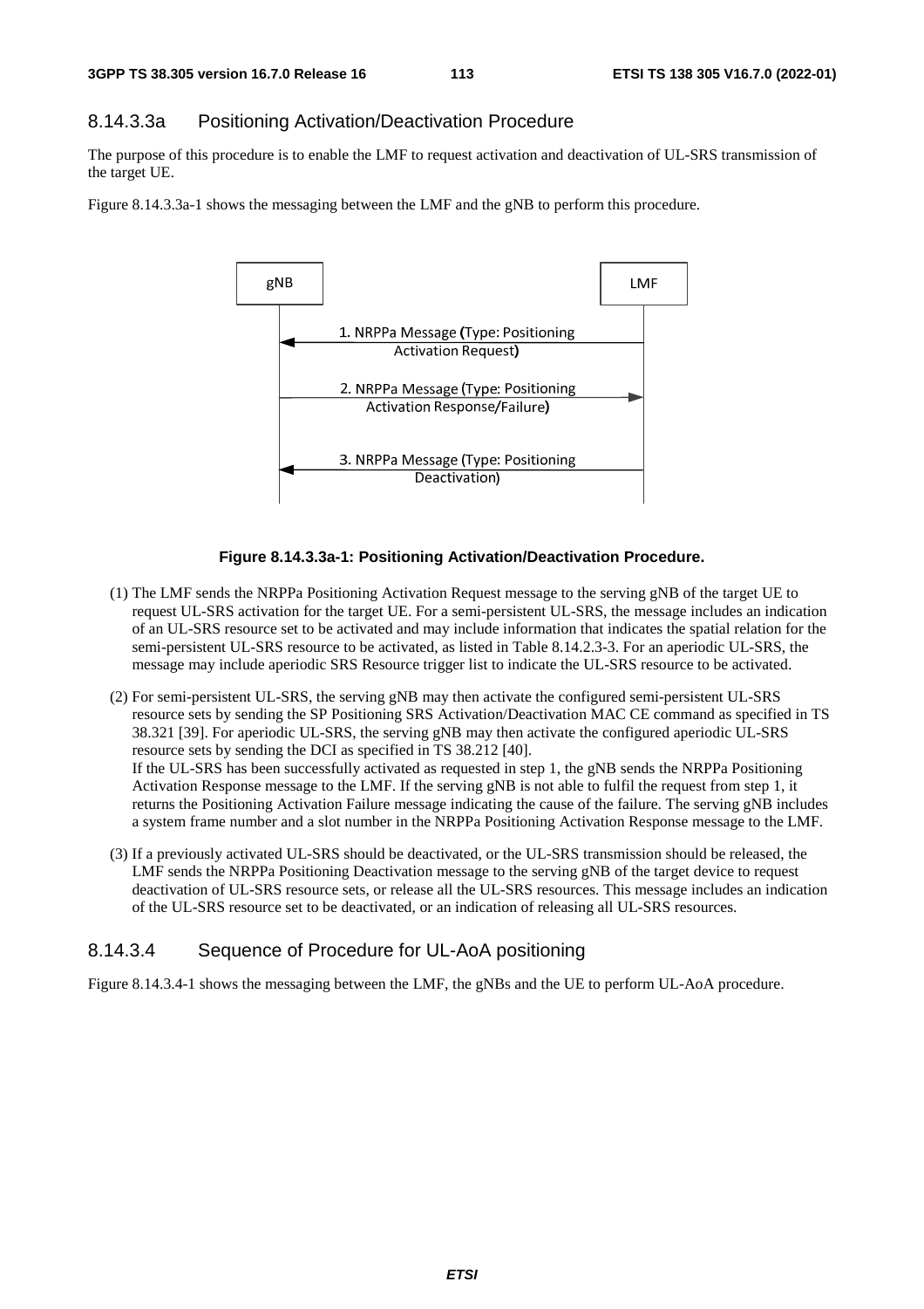### 8.14.3.3a Positioning Activation/Deactivation Procedure

The purpose of this procedure is to enable the LMF to request activation and deactivation of UL-SRS transmission of the target UE.

Figure 8.14.3.3a-1 shows the messaging between the LMF and the gNB to perform this procedure.

gNB | LMF

1. NRPPa Message (Type: Positioning Activation Request)
2. NRPPa Message (Type: Positioning Activation Response/Failure)
3. NRPPa Message (Type: Positioning Deactivation)

**Figure 8.14.3.3a-1: Positioning Activation/Deactivation Procedure.**

(1) The LMF sends the NRPPa Positioning Activation Request message to the serving gNB of the target UE to request UL-SRS activation for the target UE. For a semi-persistent UL-SRS, the message includes an indication of an UL-SRS resource set to be activated and may include information that indicates the spatial relation for the semi-persistent UL-SRS resource to be activated, as listed in Table 8.14.2.3-3. For an aperiodic UL-SRS, the message may include aperiodic SRS Resource trigger list to indicate the UL-SRS resource to be activated.

(2) For semi-persistent UL-SRS, the serving gNB may then activate the configured semi-persistent UL-SRS resource sets by sending the SP Positioning SRS Activation/Deactivation MAC CE command as specified in TS 38.321 [39]. For aperiodic UL-SRS, the serving gNB may then activate the configured aperiodic UL-SRS resource sets by sending the DCI as specified in TS 38.212 [40].
If the UL-SRS has been successfully activated as requested in step 1, the gNB sends the NRPPa Positioning Activation Response message to the LMF. If the serving gNB is not able to fulfil the request from step 1, it returns the Positioning Activation Failure message indicating the cause of the failure. The serving gNB includes a system frame number and a slot number in the NRPPa Positioning Activation Response message to the LMF.

(3) If a previously activated UL-SRS should be deactivated, or the UL-SRS transmission should be released, the LMF sends the NRPPa Positioning Deactivation message to the serving gNB of the target device to request deactivation of UL-SRS resource sets, or release all the UL-SRS resources. This message includes an indication of the UL-SRS resource set to be deactivated, or an indication of releasing all UL-SRS resources.

### 8.14.3.4 Sequence of Procedure for UL-AoA positioning

Figure 8.14.3.4-1 shows the messaging between the LMF, the gNBs and the UE to perform UL-AoA procedure.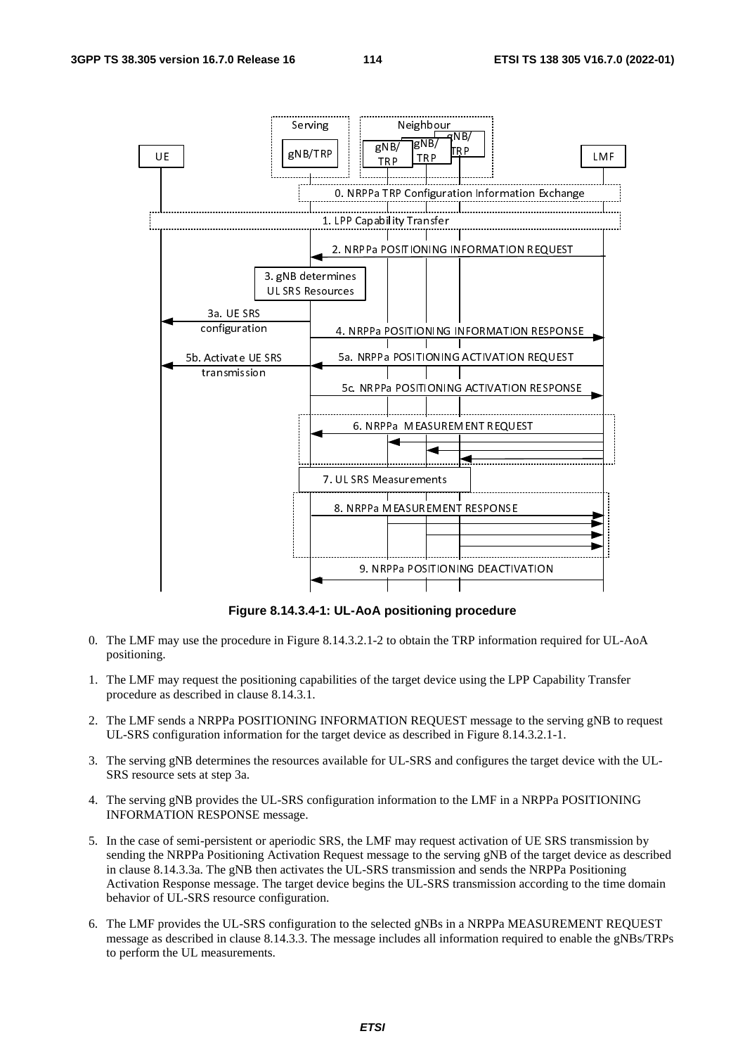**Figure 8.14.3.4-1: UL-AoA positioning procedure**

0. The LMF may use the procedure in Figure 8.14.3.2.1-2 to obtain the TRP information required for UL-AoA positioning.

1. The LMF may request the positioning capabilities of the target device using the LPP Capability Transfer procedure as described in clause 8.14.3.1.

2. The LMF sends a NRPPa POSITIONING INFORMATION REQUEST message to the serving gNB to request UL-SRS configuration information for the target device as described in Figure 8.14.3.2.1-1.

3. The serving gNB determines the resources available for UL-SRS and configures the target device with the UL-SRS resource sets at step 3a.

4. The serving gNB provides the UL-SRS configuration information to the LMF in a NRPPa POSITIONING INFORMATION RESPONSE message.

5. In the case of semi-persistent or aperiodic SRS, the LMF may request activation of UE SRS transmission by sending the NRPPa Positioning Activation Request message to the serving gNB of the target device as described in clause 8.14.3.3a. The gNB then activates the UL-SRS transmission and sends the NRPPa Positioning Activation Response message. The target device begins the UL-SRS transmission according to the time domain behavior of UL-SRS resource configuration.

6. The LMF provides the UL-SRS configuration to the selected gNBs in a NRPPa MEASUREMENT REQUEST message as described in clause 8.14.3.3. The message includes all information required to enable the gNBs/TRPs to perform the UL measurements.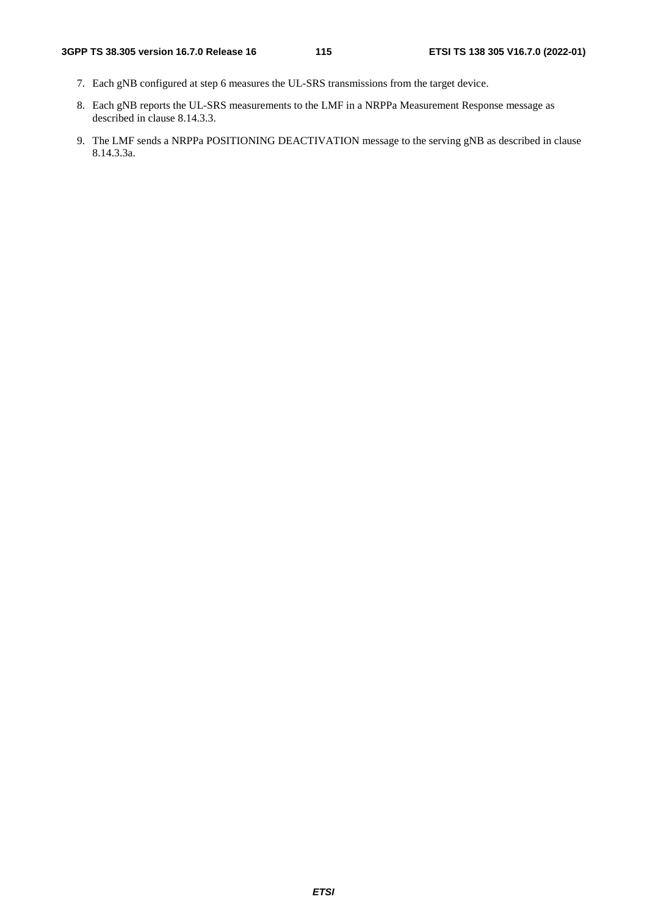7. Each gNB configured at step 6 measures the UL-SRS transmissions from the target device.

8. Each gNB reports the UL-SRS measurements to the LMF in a NRPPa Measurement Response message as described in clause 8.14.3.3.

9. The LMF sends a NRPPa POSITIONING DEACTIVATION message to the serving gNB as described in clause 8.14.3.3a.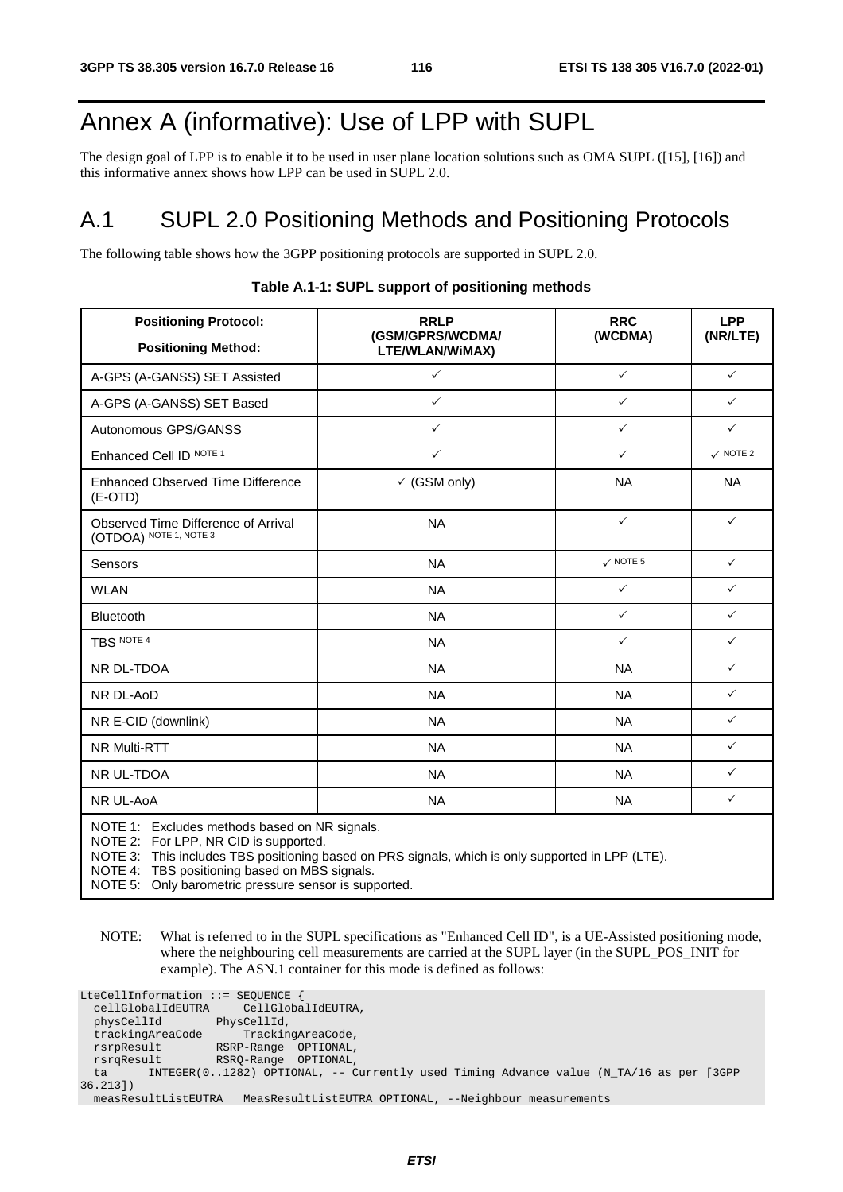# Annex A (informative): Use of LPP with SUPL

The design goal of LPP is to enable it to be used in user plane location solutions such as OMA SUPL ([15], [16]) and this informative annex shows how LPP can be used in SUPL 2.0.

## A.1 SUPL 2.0 Positioning Methods and Positioning Protocols

The following table shows how the 3GPP positioning protocols are supported in SUPL 2.0.

**Table A.1-1: SUPL support of positioning methods**

| Positioning Protocol: / Positioning Method: | RRLP (GSM/GPRS/WCDMA/ LTE/WLAN/WiMAX) | RRC (WCDMA) | LPP (NR/LTE) |
|---|---|---|---|
| A-GPS (A-GANSS) SET Assisted | ✓ | ✓ | ✓ |
| A-GPS (A-GANSS) SET Based | ✓ | ✓ | ✓ |
| Autonomous GPS/GANSS | ✓ | ✓ | ✓ |
| Enhanced Cell ID NOTE 1 | ✓ | ✓ | ✓ NOTE 2 |
| Enhanced Observed Time Difference (E-OTD) | ✓ (GSM only) | NA | NA |
| Observed Time Difference of Arrival (OTDOA) NOTE 1, NOTE 3 | NA | ✓ | ✓ |
| Sensors | NA | ✓ NOTE 5 | ✓ |
| WLAN | NA | ✓ | ✓ |
| Bluetooth | NA | ✓ | ✓ |
| TBS NOTE 4 | NA | ✓ | ✓ |
| NR DL-TDOA | NA | NA | ✓ |
| NR DL-AoD | NA | NA | ✓ |
| NR E-CID (downlink) | NA | NA | ✓ |
| NR Multi-RTT | NA | NA | ✓ |
| NR UL-TDOA | NA | NA | ✓ |
| NR UL-AoA | NA | NA | ✓ |

NOTE 1: Excludes methods based on NR signals.
NOTE 2: For LPP, NR CID is supported.
NOTE 3: This includes TBS positioning based on PRS signals, which is only supported in LPP (LTE).
NOTE 4: TBS positioning based on MBS signals.
NOTE 5: Only barometric pressure sensor is supported.

NOTE: What is referred to in the SUPL specifications as "Enhanced Cell ID", is a UE-Assisted positioning mode, where the neighbouring cell measurements are carried at the SUPL layer (in the SUPL_POS_INIT for example). The ASN.1 container for this mode is defined as follows:

```
LteCellInformation ::= SEQUENCE {
  cellGlobalIdEUTRA     CellGlobalIdEUTRA,
  physCellId        PhysCellId,
  trackingAreaCode      TrackingAreaCode,
  rsrpResult        RSRP-Range  OPTIONAL,
  rsrqResult        RSRQ-Range  OPTIONAL,
  ta      INTEGER(0..1282) OPTIONAL, -- Currently used Timing Advance value (N_TA/16 as per [3GPP 36.213])
  measResultListEUTRA   MeasResultListEUTRA OPTIONAL, --Neighbour measurements
```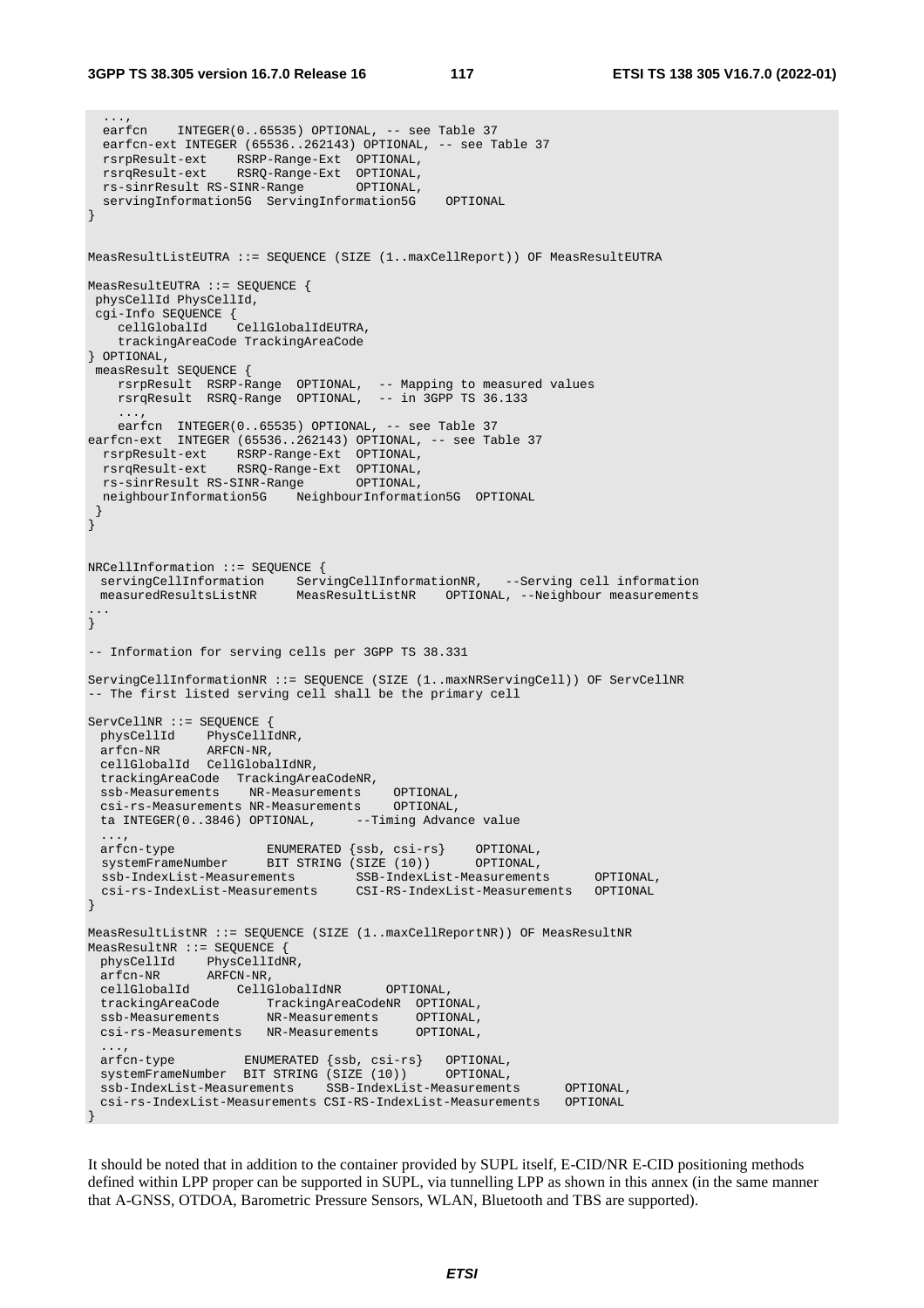```
  ...,
  earfcn    INTEGER(0..65535) OPTIONAL, -- see Table 37
  earfcn-ext INTEGER (65536..262143) OPTIONAL, -- see Table 37
  rsrpResult-ext    RSRP-Range-Ext  OPTIONAL,
  rsrqResult-ext    RSRQ-Range-Ext  OPTIONAL,
  rs-sinrResult RS-SINR-Range       OPTIONAL,
  servingInformation5G  ServingInformation5G    OPTIONAL
}


MeasResultListEUTRA ::= SEQUENCE (SIZE (1..maxCellReport)) OF MeasResultEUTRA

MeasResultEUTRA ::= SEQUENCE {
 physCellId PhysCellId,
 cgi-Info SEQUENCE {
    cellGlobalId    CellGlobalIdEUTRA,
    trackingAreaCode TrackingAreaCode
} OPTIONAL,
 measResult SEQUENCE {
    rsrpResult  RSRP-Range  OPTIONAL,  -- Mapping to measured values
    rsrqResult  RSRQ-Range  OPTIONAL,  -- in 3GPP TS 36.133
    ...,
    earfcn  INTEGER(0..65535) OPTIONAL, -- see Table 37
earfcn-ext  INTEGER (65536..262143) OPTIONAL, -- see Table 37
  rsrpResult-ext    RSRP-Range-Ext  OPTIONAL,
  rsrqResult-ext    RSRQ-Range-Ext  OPTIONAL,
  rs-sinrResult RS-SINR-Range       OPTIONAL,
  neighbourInformation5G    NeighbourInformation5G  OPTIONAL
 }
}


NRCellInformation ::= SEQUENCE {
  servingCellInformation     ServingCellInformationNR,   --Serving cell information
  measuredResultsListNR      MeasResultListNR    OPTIONAL, --Neighbour measurements
...
}

-- Information for serving cells per 3GPP TS 38.331

ServingCellInformationNR ::= SEQUENCE (SIZE (1..maxNRServingCell)) OF ServCellNR
-- The first listed serving cell shall be the primary cell

ServCellNR ::= SEQUENCE {
  physCellId    PhysCellIdNR,
  arfcn-NR      ARFCN-NR,
  cellGlobalId  CellGlobalIdNR,
  trackingAreaCode  TrackingAreaCodeNR,
  ssb-Measurements    NR-Measurements    OPTIONAL,
  csi-rs-Measurements NR-Measurements    OPTIONAL,
  ta INTEGER(0..3846) OPTIONAL,      --Timing Advance value
  ...,
  arfcn-type            ENUMERATED {ssb, csi-rs}    OPTIONAL,
  systemFrameNumber     BIT STRING (SIZE (10))      OPTIONAL,
  ssb-IndexList-Measurements        SSB-IndexList-Measurements      OPTIONAL,
  csi-rs-IndexList-Measurements     CSI-RS-IndexList-Measurements   OPTIONAL
}

MeasResultListNR ::= SEQUENCE (SIZE (1..maxCellReportNR)) OF MeasResultNR
MeasResultNR ::= SEQUENCE {
  physCellId    PhysCellIdNR,
  arfcn-NR      ARFCN-NR,
  cellGlobalId      CellGlobalIdNR      OPTIONAL,
  trackingAreaCode      TrackingAreaCodeNR  OPTIONAL,
  ssb-Measurements      NR-Measurements     OPTIONAL,
  csi-rs-Measurements   NR-Measurements     OPTIONAL,
  ...,
  arfcn-type         ENUMERATED {ssb, csi-rs}   OPTIONAL,
  systemFrameNumber  BIT STRING (SIZE (10))     OPTIONAL,
  ssb-IndexList-Measurements    SSB-IndexList-Measurements      OPTIONAL,
  csi-rs-IndexList-Measurements CSI-RS-IndexList-Measurements   OPTIONAL
}
```

It should be noted that in addition to the container provided by SUPL itself, E-CID/NR E-CID positioning methods defined within LPP proper can be supported in SUPL, via tunnelling LPP as shown in this annex (in the same manner that A-GNSS, OTDOA, Barometric Pressure Sensors, WLAN, Bluetooth and TBS are supported).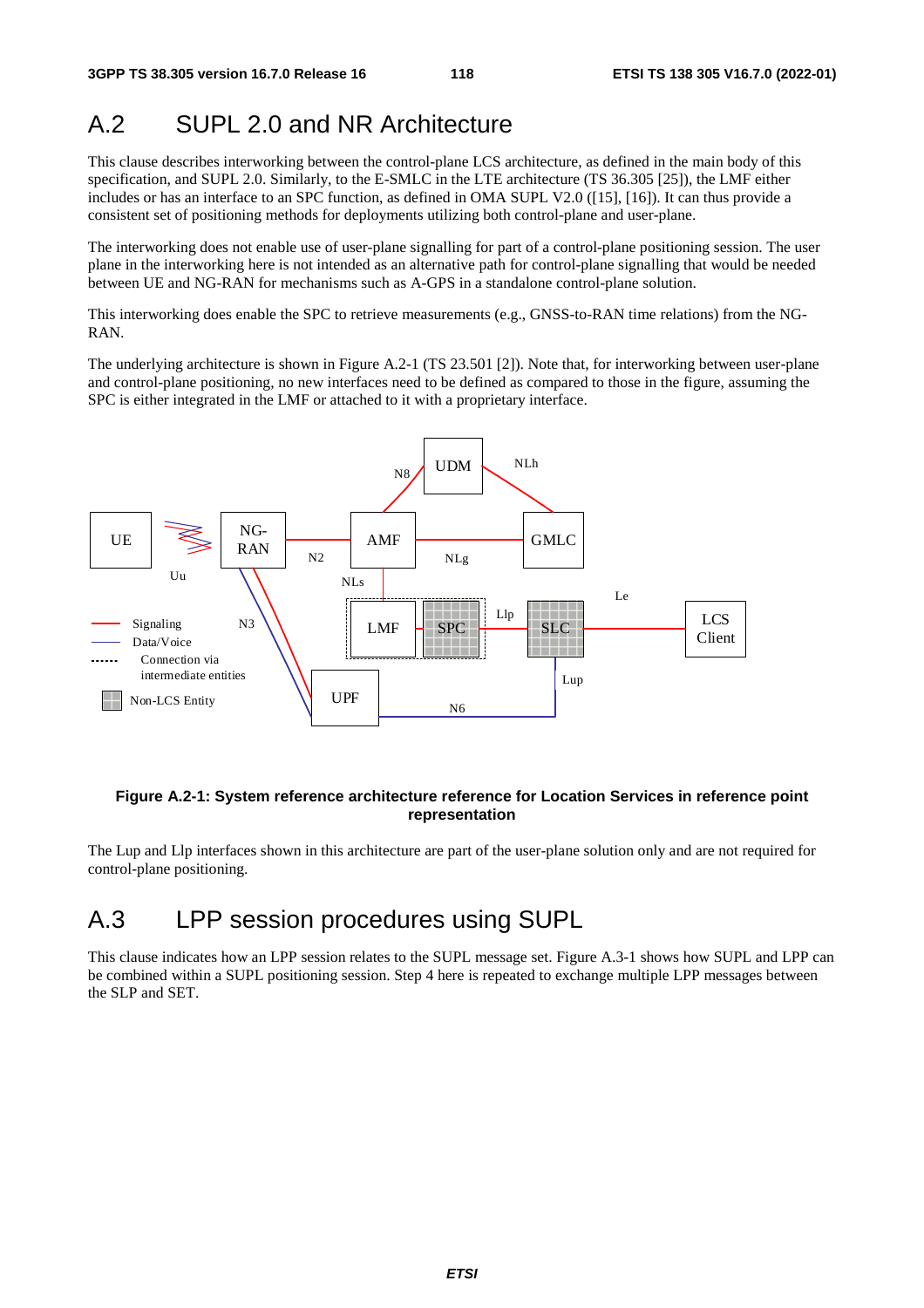# A.2 SUPL 2.0 and NR Architecture

This clause describes interworking between the control-plane LCS architecture, as defined in the main body of this specification, and SUPL 2.0. Similarly, to the E-SMLC in the LTE architecture (TS 36.305 [25]), the LMF either includes or has an interface to an SPC function, as defined in OMA SUPL V2.0 ([15], [16]). It can thus provide a consistent set of positioning methods for deployments utilizing both control-plane and user-plane.

The interworking does not enable use of user-plane signalling for part of a control-plane positioning session. The user plane in the interworking here is not intended as an alternative path for control-plane signalling that would be needed between UE and NG-RAN for mechanisms such as A-GPS in a standalone control-plane solution.

This interworking does enable the SPC to retrieve measurements (e.g., GNSS-to-RAN time relations) from the NG-RAN.

The underlying architecture is shown in Figure A.2-1 (TS 23.501 [2]). Note that, for interworking between user-plane and control-plane positioning, no new interfaces need to be defined as compared to those in the figure, assuming the SPC is either integrated in the LMF or attached to it with a proprietary interface.

**Figure A.2-1: System reference architecture reference for Location Services in reference point representation**

The Lup and Llp interfaces shown in this architecture are part of the user-plane solution only and are not required for control-plane positioning.

# A.3 LPP session procedures using SUPL

This clause indicates how an LPP session relates to the SUPL message set. Figure A.3-1 shows how SUPL and LPP can be combined within a SUPL positioning session. Step 4 here is repeated to exchange multiple LPP messages between the SLP and SET.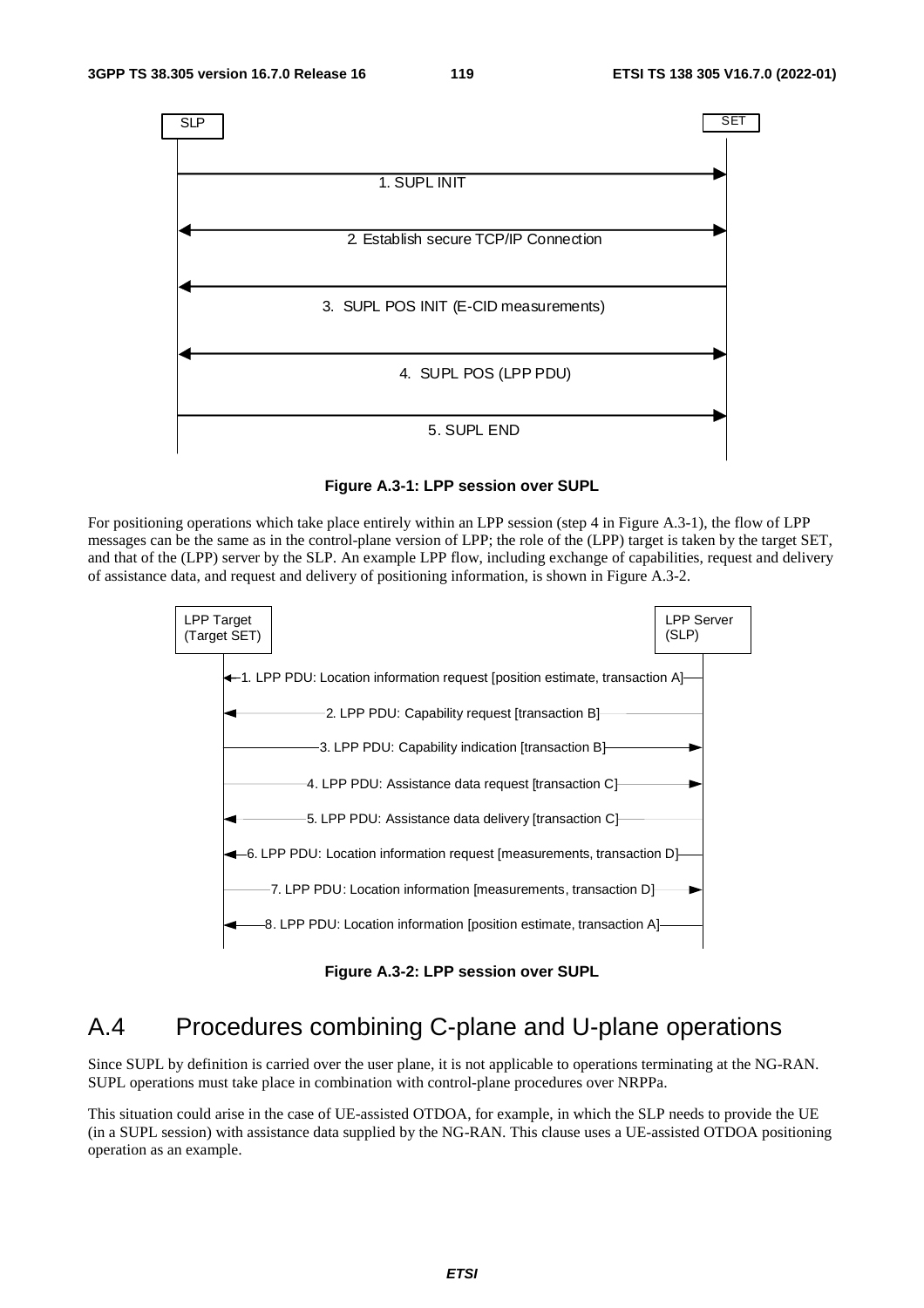| SLP | | SET |
|---|---|---|
| | 1. SUPL INIT → | |
| | ← 2. Establish secure TCP/IP Connection → | |
| | ← 3. SUPL POS INIT (E-CID measurements) | |
| | ← 4. SUPL POS (LPP PDU) → | |
| | 5. SUPL END → | |

**Figure A.3-1: LPP session over SUPL**

For positioning operations which take place entirely within an LPP session (step 4 in Figure A.3-1), the flow of LPP messages can be the same as in the control-plane version of LPP; the role of the (LPP) target is taken by the target SET, and that of the (LPP) server by the SLP. An example LPP flow, including exchange of capabilities, request and delivery of assistance data, and request and delivery of positioning information, is shown in Figure A.3-2.

| LPP Target (Target SET) | | LPP Server (SLP) |
|---|---|---|
| | ← 1. LPP PDU: Location information request [position estimate, transaction A] | |
| | ← 2. LPP PDU: Capability request [transaction B] | |
| | 3. LPP PDU: Capability indication [transaction B] → | |
| | 4. LPP PDU: Assistance data request [transaction C] → | |
| | ← 5. LPP PDU: Assistance data delivery [transaction C] | |
| | ← 6. LPP PDU: Location information request [measurements, transaction D] | |
| | 7. LPP PDU: Location information [measurements, transaction D] → | |
| | ← 8. LPP PDU: Location information [position estimate, transaction A] | |

**Figure A.3-2: LPP session over SUPL**

# A.4 Procedures combining C-plane and U-plane operations

Since SUPL by definition is carried over the user plane, it is not applicable to operations terminating at the NG-RAN. SUPL operations must take place in combination with control-plane procedures over NRPPa.

This situation could arise in the case of UE-assisted OTDOA, for example, in which the SLP needs to provide the UE (in a SUPL session) with assistance data supplied by the NG-RAN. This clause uses a UE-assisted OTDOA positioning operation as an example.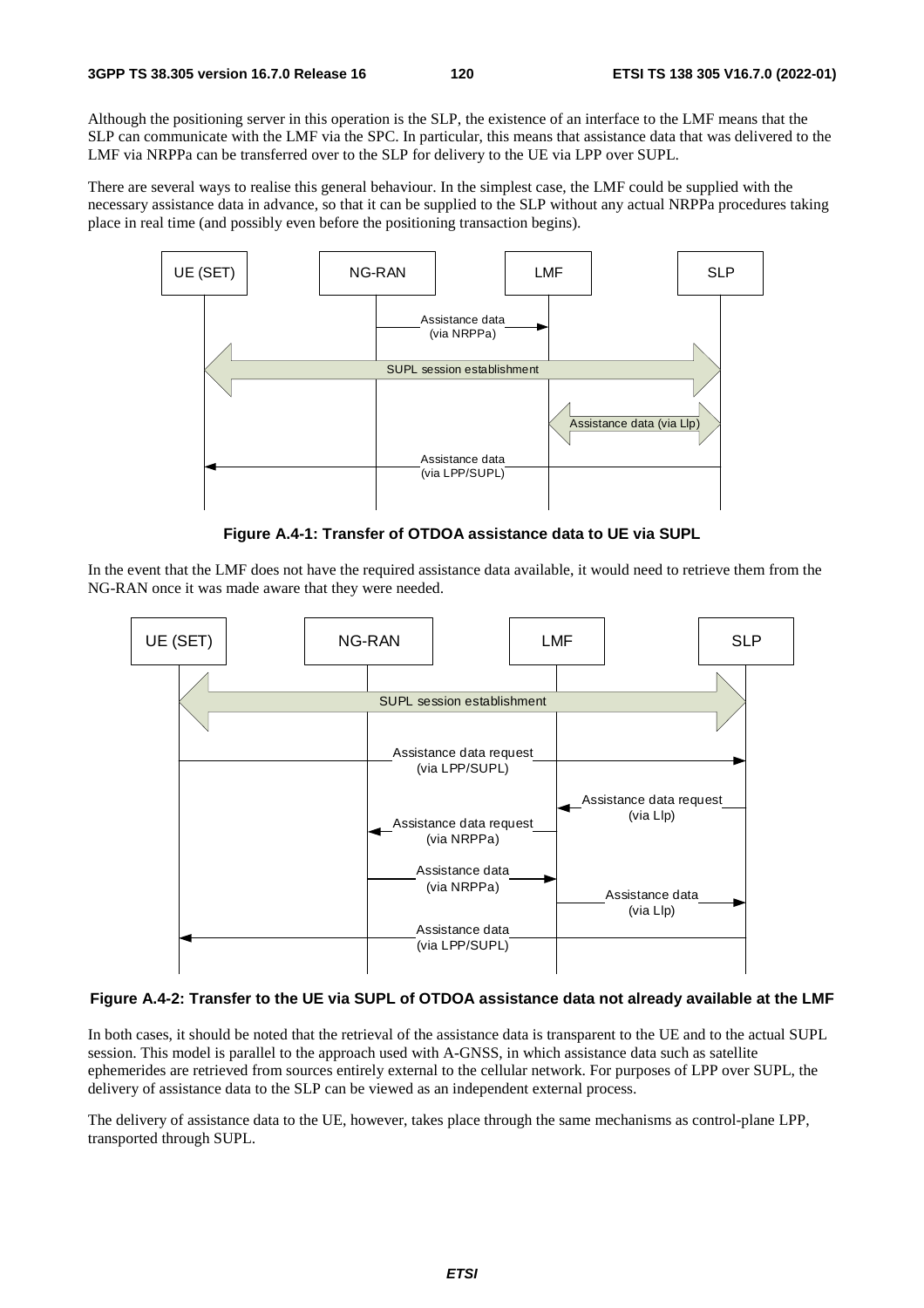Although the positioning server in this operation is the SLP, the existence of an interface to the LMF means that the SLP can communicate with the LMF via the SPC. In particular, this means that assistance data that was delivered to the LMF via NRPPa can be transferred over to the SLP for delivery to the UE via LPP over SUPL.

There are several ways to realise this general behaviour. In the simplest case, the LMF could be supplied with the necessary assistance data in advance, so that it can be supplied to the SLP without any actual NRPPa procedures taking place in real time (and possibly even before the positioning transaction begins).

**Figure A.4-1: Transfer of OTDOA assistance data to UE via SUPL**

In the event that the LMF does not have the required assistance data available, it would need to retrieve them from the NG-RAN once it was made aware that they were needed.

**Figure A.4-2: Transfer to the UE via SUPL of OTDOA assistance data not already available at the LMF**

In both cases, it should be noted that the retrieval of the assistance data is transparent to the UE and to the actual SUPL session. This model is parallel to the approach used with A-GNSS, in which assistance data such as satellite ephemerides are retrieved from sources entirely external to the cellular network. For purposes of LPP over SUPL, the delivery of assistance data to the SLP can be viewed as an independent external process.

The delivery of assistance data to the UE, however, takes place through the same mechanisms as control-plane LPP, transported through SUPL.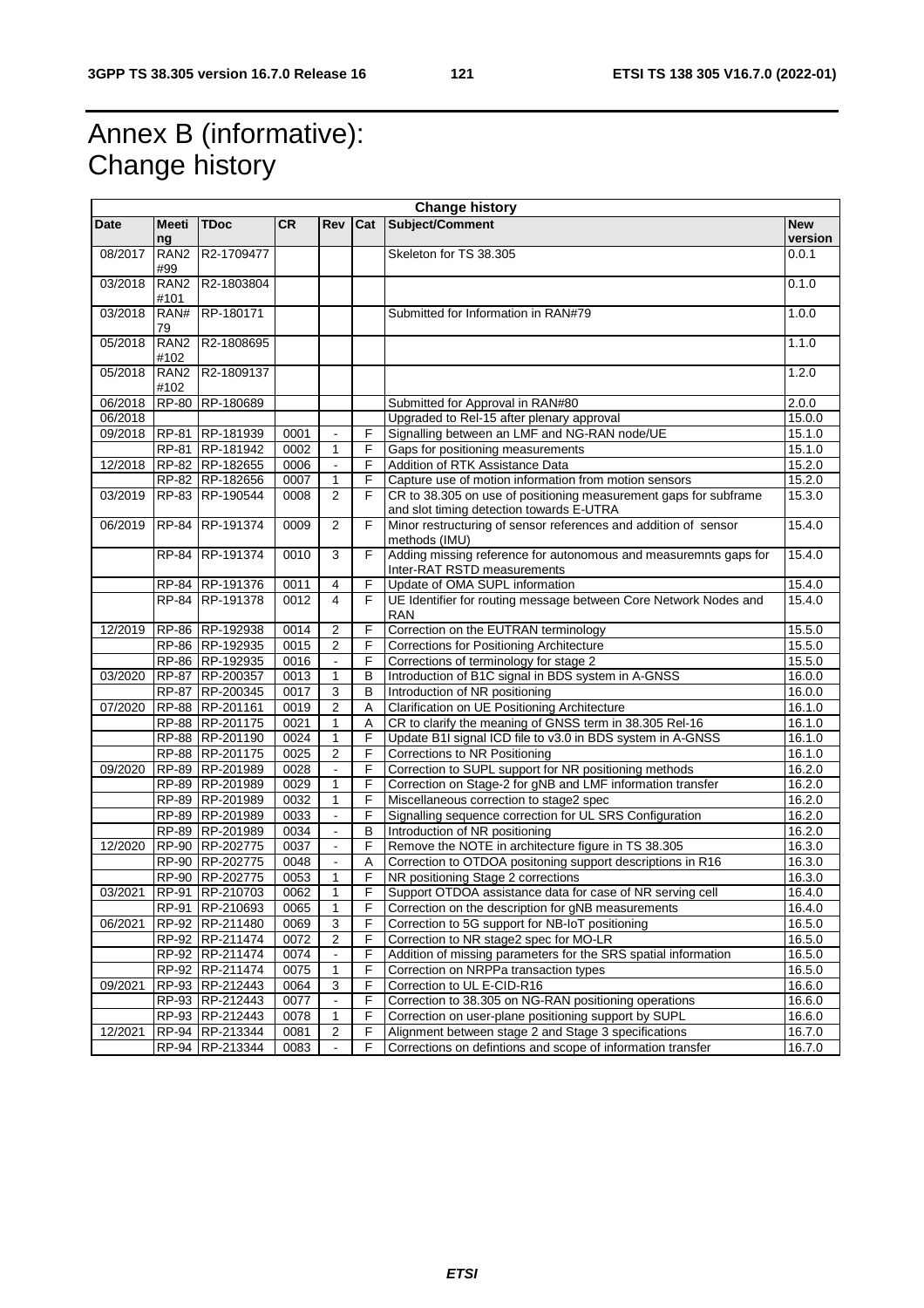# Annex B (informative): Change history

| Change history | | | | | | | |
|---|---|---|---|---|---|---|---|
| **Date** | **Meeting** | **TDoc** | **CR** | **Rev** | **Cat** | **Subject/Comment** | **New version** |
| 08/2017 | RAN2 #99 | R2-1709477 | | | | Skeleton for TS 38.305 | 0.0.1 |
| 03/2018 | RAN2 #101 | R2-1803804 | | | | | 0.1.0 |
| 03/2018 | RAN# 79 | RP-180171 | | | | Submitted for Information in RAN#79 | 1.0.0 |
| 05/2018 | RAN2 #102 | R2-1808695 | | | | | 1.1.0 |
| 05/2018 | RAN2 #102 | R2-1809137 | | | | | 1.2.0 |
| 06/2018 | RP-80 | RP-180689 | | | | Submitted for Approval in RAN#80 | 2.0.0 |
| 06/2018 | | | | | | Upgraded to Rel-15 after plenary approval | 15.0.0 |
| 09/2018 | RP-81 | RP-181939 | 0001 | - | F | Signalling between an LMF and NG-RAN node/UE | 15.1.0 |
| | RP-81 | RP-181942 | 0002 | 1 | F | Gaps for positioning measurements | 15.1.0 |
| 12/2018 | RP-82 | RP-182655 | 0006 | - | F | Addition of RTK Assistance Data | 15.2.0 |
| | RP-82 | RP-182656 | 0007 | 1 | F | Capture use of motion information from motion sensors | 15.2.0 |
| 03/2019 | RP-83 | RP-190544 | 0008 | 2 | F | CR to 38.305 on use of positioning measurement gaps for subframe and slot timing detection towards E-UTRA | 15.3.0 |
| 06/2019 | RP-84 | RP-191374 | 0009 | 2 | F | Minor restructuring of sensor references and addition of sensor methods (IMU) | 15.4.0 |
| | RP-84 | RP-191374 | 0010 | 3 | F | Adding missing reference for autonomous and measuremnts gaps for Inter-RAT RSTD measurements | 15.4.0 |
| | RP-84 | RP-191376 | 0011 | 4 | F | Update of OMA SUPL information | 15.4.0 |
| | RP-84 | RP-191378 | 0012 | 4 | F | UE Identifier for routing message between Core Network Nodes and RAN | 15.4.0 |
| 12/2019 | RP-86 | RP-192938 | 0014 | 2 | F | Correction on the EUTRAN terminology | 15.5.0 |
| | RP-86 | RP-192935 | 0015 | 2 | F | Corrections for Positioning Architecture | 15.5.0 |
| | RP-86 | RP-192935 | 0016 | - | F | Corrections of terminology for stage 2 | 15.5.0 |
| 03/2020 | RP-87 | RP-200357 | 0013 | 1 | B | Introduction of B1C signal in BDS system in A-GNSS | 16.0.0 |
| | RP-87 | RP-200345 | 0017 | 3 | B | Introduction of NR positioning | 16.0.0 |
| 07/2020 | RP-88 | RP-201161 | 0019 | 2 | A | Clarification on UE Positioning Architecture | 16.1.0 |
| | RP-88 | RP-201175 | 0021 | 1 | A | CR to clarify the meaning of GNSS term in 38.305 Rel-16 | 16.1.0 |
| | RP-88 | RP-201190 | 0024 | 1 | F | Update B1I signal ICD file to v3.0 in BDS system in A-GNSS | 16.1.0 |
| | RP-88 | RP-201175 | 0025 | 2 | F | Corrections to NR Positioning | 16.1.0 |
| 09/2020 | RP-89 | RP-201989 | 0028 | - | F | Correction to SUPL support for NR positioning methods | 16.2.0 |
| | RP-89 | RP-201989 | 0029 | 1 | F | Correction on Stage-2 for gNB and LMF information transfer | 16.2.0 |
| | RP-89 | RP-201989 | 0032 | 1 | F | Miscellaneous correction to stage2 spec | 16.2.0 |
| | RP-89 | RP-201989 | 0033 | - | F | Signalling sequence correction for UL SRS Configuration | 16.2.0 |
| | RP-89 | RP-201989 | 0034 | - | B | Introduction of NR positioning | 16.2.0 |
| 12/2020 | RP-90 | RP-202775 | 0037 | - | F | Remove the NOTE in architecture figure in TS 38.305 | 16.3.0 |
| | RP-90 | RP-202775 | 0048 | - | A | Correction to OTDOA positoning support descriptions in R16 | 16.3.0 |
| | RP-90 | RP-202775 | 0053 | 1 | F | NR positioning Stage 2 corrections | 16.3.0 |
| 03/2021 | RP-91 | RP-210703 | 0062 | 1 | F | Support OTDOA assistance data for case of NR serving cell | 16.4.0 |
| | RP-91 | RP-210693 | 0065 | 1 | F | Correction on the description for gNB measurements | 16.4.0 |
| 06/2021 | RP-92 | RP-211480 | 0069 | 3 | F | Correction to 5G support for NB-IoT positioning | 16.5.0 |
| | RP-92 | RP-211474 | 0072 | 2 | F | Correction to NR stage2 spec for MO-LR | 16.5.0 |
| | RP-92 | RP-211474 | 0074 | - | F | Addition of missing parameters for the SRS spatial information | 16.5.0 |
| | RP-92 | RP-211474 | 0075 | 1 | F | Correction on NRPPa transaction types | 16.5.0 |
| 09/2021 | RP-93 | RP-212443 | 0064 | 3 | F | Correction to UL E-CID-R16 | 16.6.0 |
| | RP-93 | RP-212443 | 0077 | - | F | Correction to 38.305 on NG-RAN positioning operations | 16.6.0 |
| | RP-93 | RP-212443 | 0078 | 1 | F | Correction on user-plane positioning support by SUPL | 16.6.0 |
| 12/2021 | RP-94 | RP-213344 | 0081 | 2 | F | Alignment between stage 2 and Stage 3 specifications | 16.7.0 |
| | RP-94 | RP-213344 | 0083 | - | F | Corrections on defintions and scope of information transfer | 16.7.0 |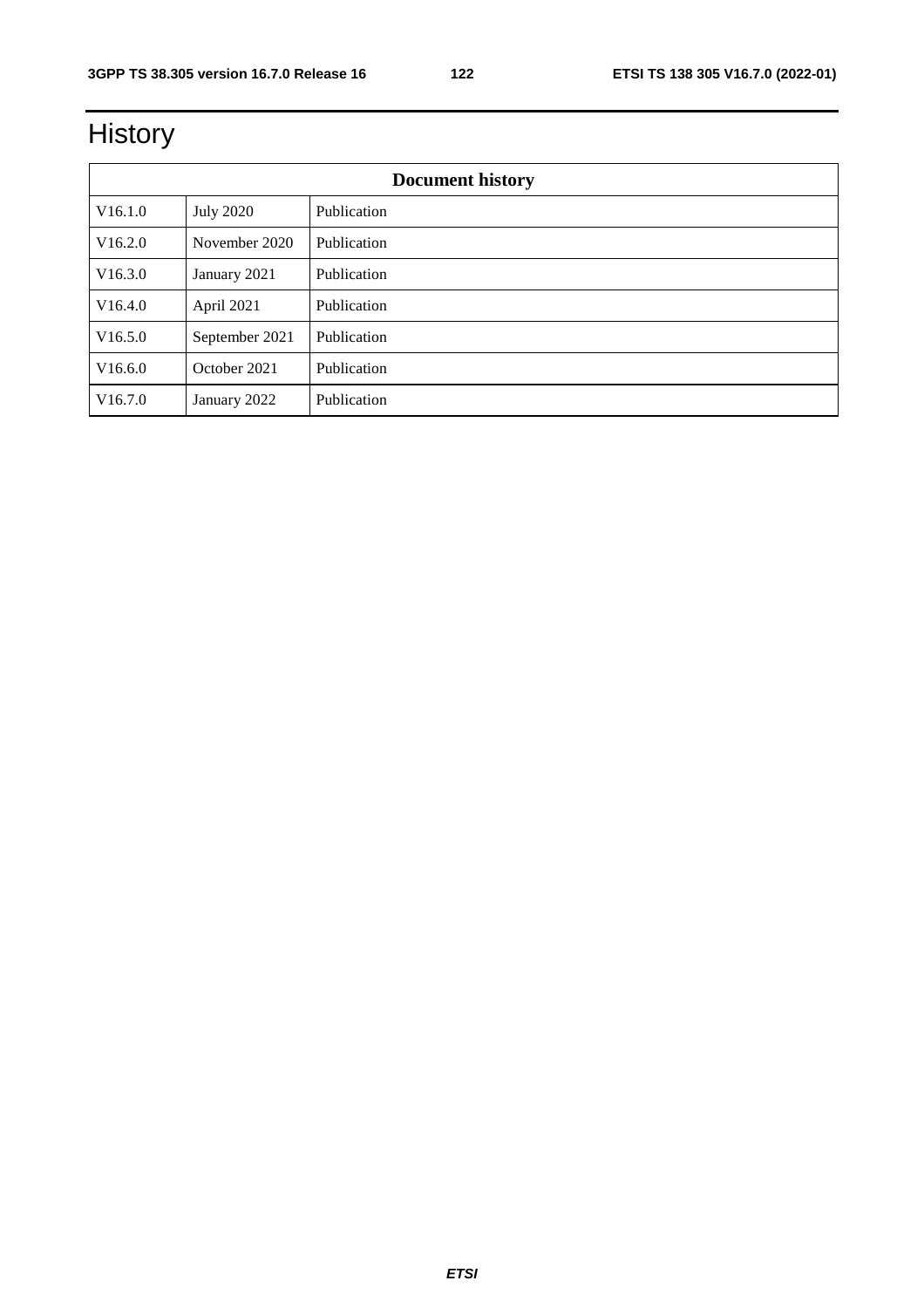# History

| Document history | | |
|---|---|---|
| V16.1.0 | July 2020 | Publication |
| V16.2.0 | November 2020 | Publication |
| V16.3.0 | January 2021 | Publication |
| V16.4.0 | April 2021 | Publication |
| V16.5.0 | September 2021 | Publication |
| V16.6.0 | October 2021 | Publication |
| V16.7.0 | January 2022 | Publication |